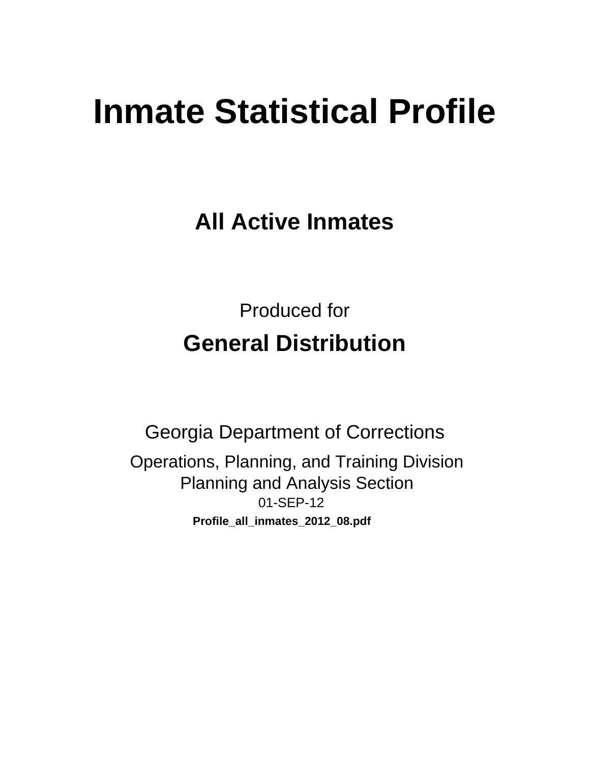# Inmate Statistical Profile

## All Active Inmates

Produced for

## General Distribution

Georgia Department of Corrections

Operations, Planning, and Training Division
Planning and Analysis Section
01-SEP-12

**Profile_all_inmates_2012_08.pdf**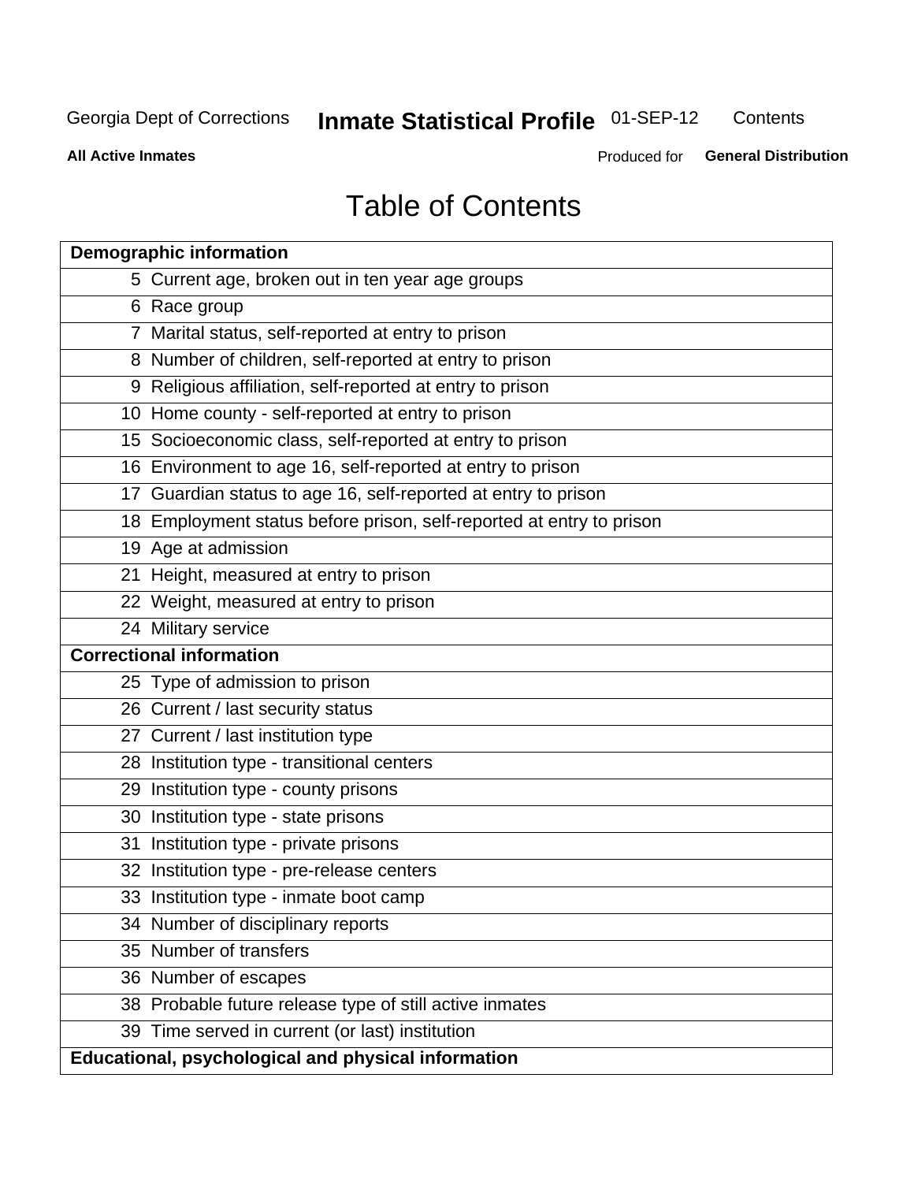Georgia Dept of Corrections **Inmate Statistical Profile** 01-SEP-12 Contents

**All Active Inmates** Produced for **General Distribution**

# Table of Contents

| **Demographic information** | |
|---|---|
| 5 | Current age, broken out in ten year age groups |
| 6 | Race group |
| 7 | Marital status, self-reported at entry to prison |
| 8 | Number of children, self-reported at entry to prison |
| 9 | Religious affiliation, self-reported at entry to prison |
| 10 | Home county - self-reported at entry to prison |
| 15 | Socioeconomic class, self-reported at entry to prison |
| 16 | Environment to age 16, self-reported at entry to prison |
| 17 | Guardian status to age 16, self-reported at entry to prison |
| 18 | Employment status before prison, self-reported at entry to prison |
| 19 | Age at admission |
| 21 | Height, measured at entry to prison |
| 22 | Weight, measured at entry to prison |
| 24 | Military service |
| **Correctional information** | |
| 25 | Type of admission to prison |
| 26 | Current / last security status |
| 27 | Current / last institution type |
| 28 | Institution type - transitional centers |
| 29 | Institution type - county prisons |
| 30 | Institution type - state prisons |
| 31 | Institution type - private prisons |
| 32 | Institution type - pre-release centers |
| 33 | Institution type - inmate boot camp |
| 34 | Number of disciplinary reports |
| 35 | Number of transfers |
| 36 | Number of escapes |
| 38 | Probable future release type of still active inmates |
| 39 | Time served in current (or last) institution |
| **Educational, psychological and physical information** | |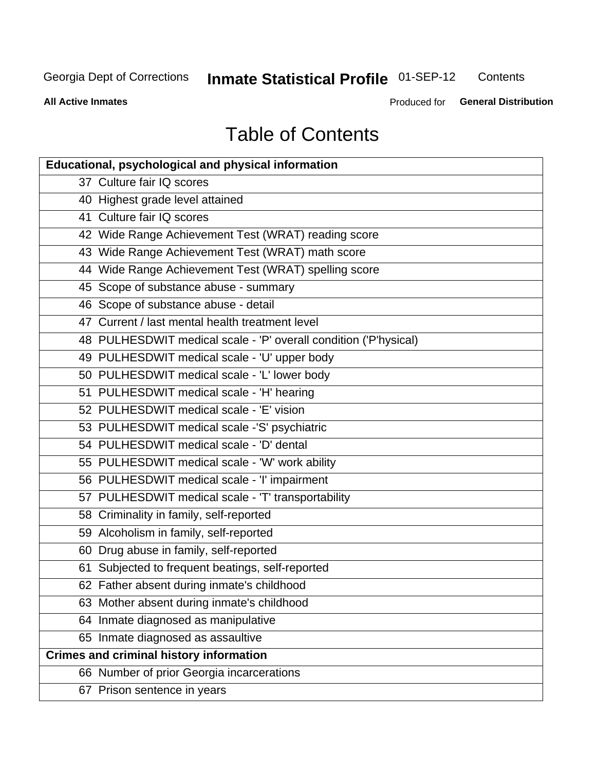# Table of Contents

| Educational, psychological and physical information | |
|---|---|
| 37 | Culture fair IQ scores |
| 40 | Highest grade level attained |
| 41 | Culture fair IQ scores |
| 42 | Wide Range Achievement Test (WRAT) reading score |
| 43 | Wide Range Achievement Test (WRAT) math score |
| 44 | Wide Range Achievement Test (WRAT) spelling score |
| 45 | Scope of substance abuse - summary |
| 46 | Scope of substance abuse - detail |
| 47 | Current / last mental health treatment level |
| 48 | PULHESDWIT medical scale - 'P' overall condition ('P'hysical) |
| 49 | PULHESDWIT medical scale - 'U' upper body |
| 50 | PULHESDWIT medical scale - 'L' lower body |
| 51 | PULHESDWIT medical scale - 'H' hearing |
| 52 | PULHESDWIT medical scale - 'E' vision |
| 53 | PULHESDWIT medical scale -'S' psychiatric |
| 54 | PULHESDWIT medical scale - 'D' dental |
| 55 | PULHESDWIT medical scale - 'W' work ability |
| 56 | PULHESDWIT medical scale - 'I' impairment |
| 57 | PULHESDWIT medical scale - 'T' transportability |
| 58 | Criminality in family, self-reported |
| 59 | Alcoholism in family, self-reported |
| 60 | Drug abuse in family, self-reported |
| 61 | Subjected to frequent beatings, self-reported |
| 62 | Father absent during inmate's childhood |
| 63 | Mother absent during inmate's childhood |
| 64 | Inmate diagnosed as manipulative |
| 65 | Inmate diagnosed as assaultive |
| **Crimes and criminal history information** | |
| 66 | Number of prior Georgia incarcerations |
| 67 | Prison sentence in years |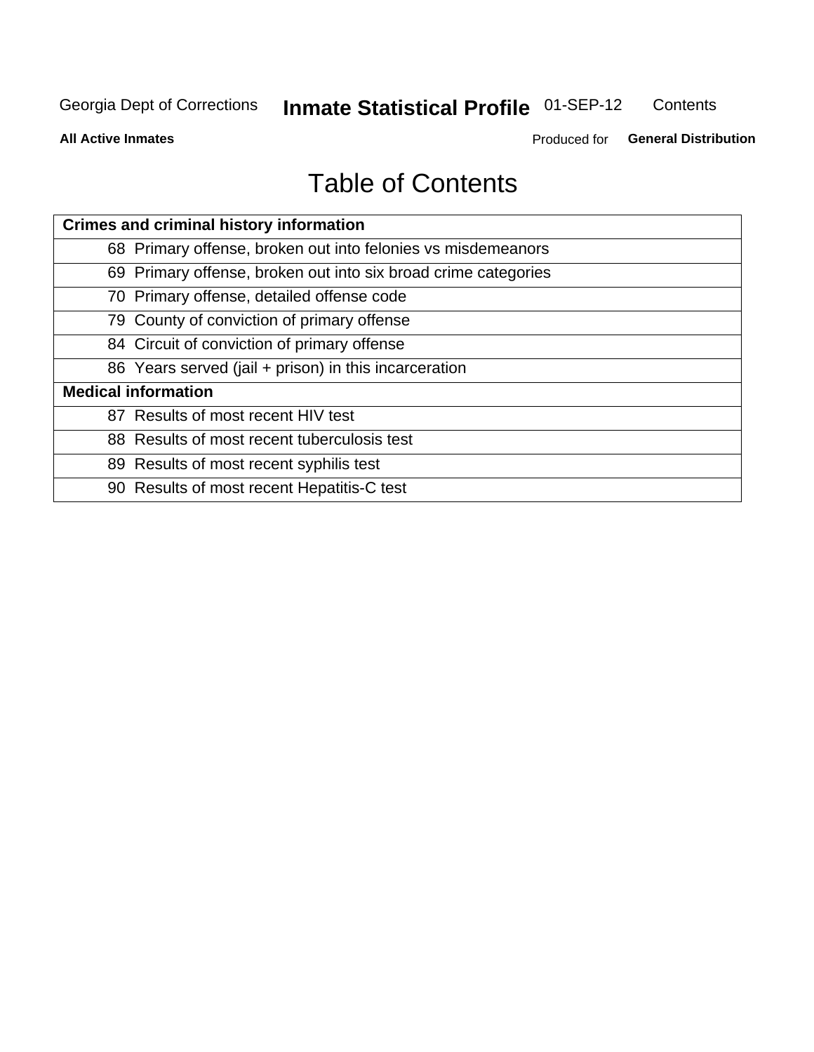# Table of Contents

| Crimes and criminal history information |
|---|
| 68 Primary offense, broken out into felonies vs misdemeanors |
| 69 Primary offense, broken out into six broad crime categories |
| 70 Primary offense, detailed offense code |
| 79 County of conviction of primary offense |
| 84 Circuit of conviction of primary offense |
| 86 Years served (jail + prison) in this incarceration |
| **Medical information** |
| 87 Results of most recent HIV test |
| 88 Results of most recent tuberculosis test |
| 89 Results of most recent syphilis test |
| 90 Results of most recent Hepatitis-C test |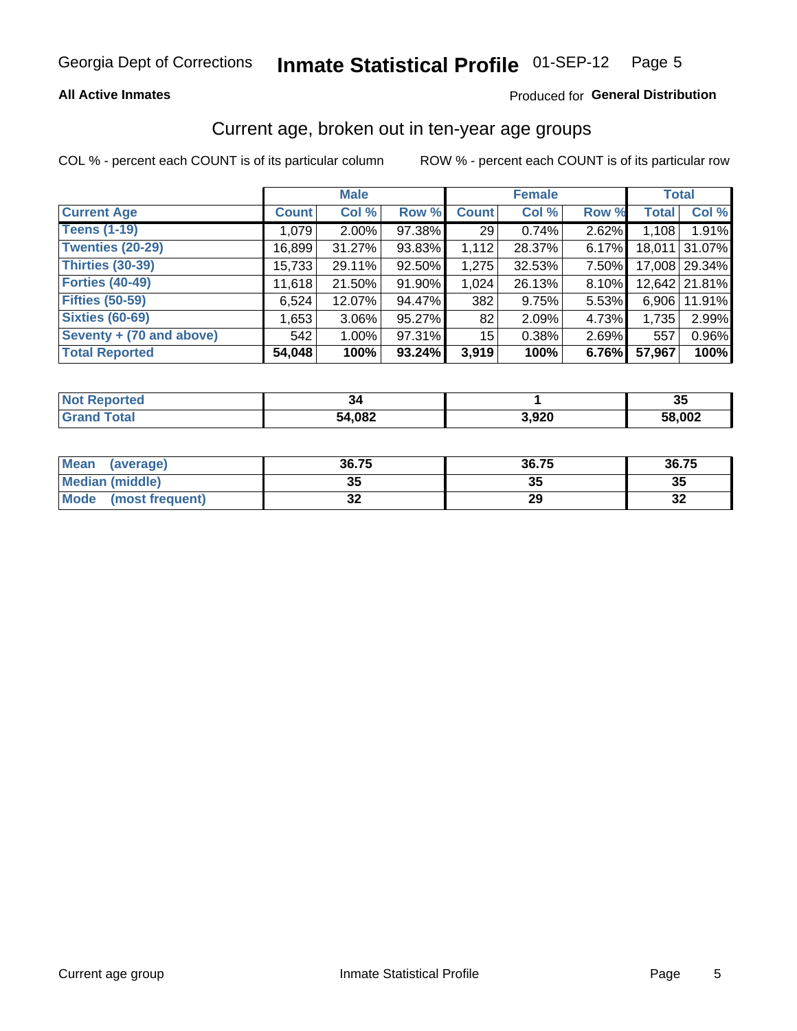Georgia Dept of Corrections **Inmate Statistical Profile** 01-SEP-12

**All Active Inmates**

Produced for **General Distribution**

## Current age, broken out in ten-year age groups

COL % - percent each COUNT is of its particular column ROW % - percent each COUNT is of its particular row

| | Male | | | Female | | | Total | |
|---|---|---|---|---|---|---|---|---|
| **Current Age** | **Count** | **Col %** | **Row %** | **Count** | **Col %** | **Row %** | **Total** | **Col %** |
| **Teens (1-19)** | 1,079 | 2.00% | 97.38% | 29 | 0.74% | 2.62% | 1,108 | 1.91% |
| **Twenties (20-29)** | 16,899 | 31.27% | 93.83% | 1,112 | 28.37% | 6.17% | 18,011 | 31.07% |
| **Thirties (30-39)** | 15,733 | 29.11% | 92.50% | 1,275 | 32.53% | 7.50% | 17,008 | 29.34% |
| **Forties (40-49)** | 11,618 | 21.50% | 91.90% | 1,024 | 26.13% | 8.10% | 12,642 | 21.81% |
| **Fifties (50-59)** | 6,524 | 12.07% | 94.47% | 382 | 9.75% | 5.53% | 6,906 | 11.91% |
| **Sixties (60-69)** | 1,653 | 3.06% | 95.27% | 82 | 2.09% | 4.73% | 1,735 | 2.99% |
| **Seventy + (70 and above)** | 542 | 1.00% | 97.31% | 15 | 0.38% | 2.69% | 557 | 0.96% |
| **Total Reported** | **54,048** | **100%** | **93.24%** | **3,919** | **100%** | **6.76%** | **57,967** | **100%** |

| | Male | Female | Total |
|---|---|---|---|
| **Not Reported** | **34** | **1** | **35** |
| **Grand Total** | **54,082** | **3,920** | **58,002** |

| | Male | Female | Total |
|---|---|---|---|
| **Mean (average)** | **36.75** | **36.75** | **36.75** |
| **Median (middle)** | **35** | **35** | **35** |
| **Mode (most frequent)** | **32** | **29** | **32** |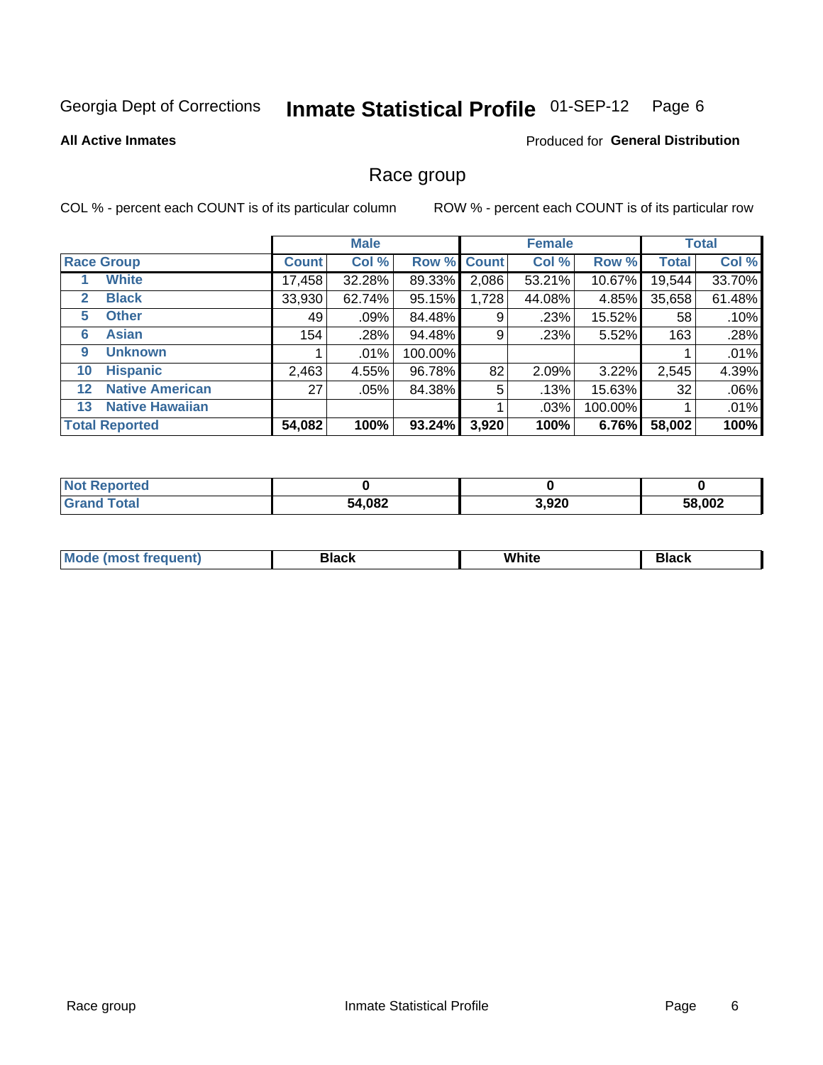Georgia Dept of Corrections **Inmate Statistical Profile** 01-SEP-12

**All Active Inmates**

Produced for **General Distribution**

## Race group

COL % - percent each COUNT is of its particular column ROW % - percent each COUNT is of its particular row

| | | Male | | | Female | | | Total | |
|---|---|---|---|---|---|---|---|---|---|
| **Race Group** | | **Count** | **Col %** | **Row %** | **Count** | **Col %** | **Row %** | **Total** | **Col %** |
| 1 | White | 17,458 | 32.28% | 89.33% | 2,086 | 53.21% | 10.67% | 19,544 | 33.70% |
| 2 | Black | 33,930 | 62.74% | 95.15% | 1,728 | 44.08% | 4.85% | 35,658 | 61.48% |
| 5 | Other | 49 | .09% | 84.48% | 9 | .23% | 15.52% | 58 | .10% |
| 6 | Asian | 154 | .28% | 94.48% | 9 | .23% | 5.52% | 163 | .28% |
| 9 | Unknown | 1 | .01% | 100.00% | | | | 1 | .01% |
| 10 | Hispanic | 2,463 | 4.55% | 96.78% | 82 | 2.09% | 3.22% | 2,545 | 4.39% |
| 12 | Native American | 27 | .05% | 84.38% | 5 | .13% | 15.63% | 32 | .06% |
| 13 | Native Hawaiian | | | | 1 | .03% | 100.00% | 1 | .01% |
| **Total Reported** | | **54,082** | **100%** | **93.24%** | **3,920** | **100%** | **6.76%** | **58,002** | **100%** |

| | Male | Female | Total |
|---|---|---|---|
| Not Reported | 0 | 0 | 0 |
| Grand Total | 54,082 | 3,920 | 58,002 |

| | Male | Female | Total |
|---|---|---|---|
| Mode (most frequent) | Black | White | Black |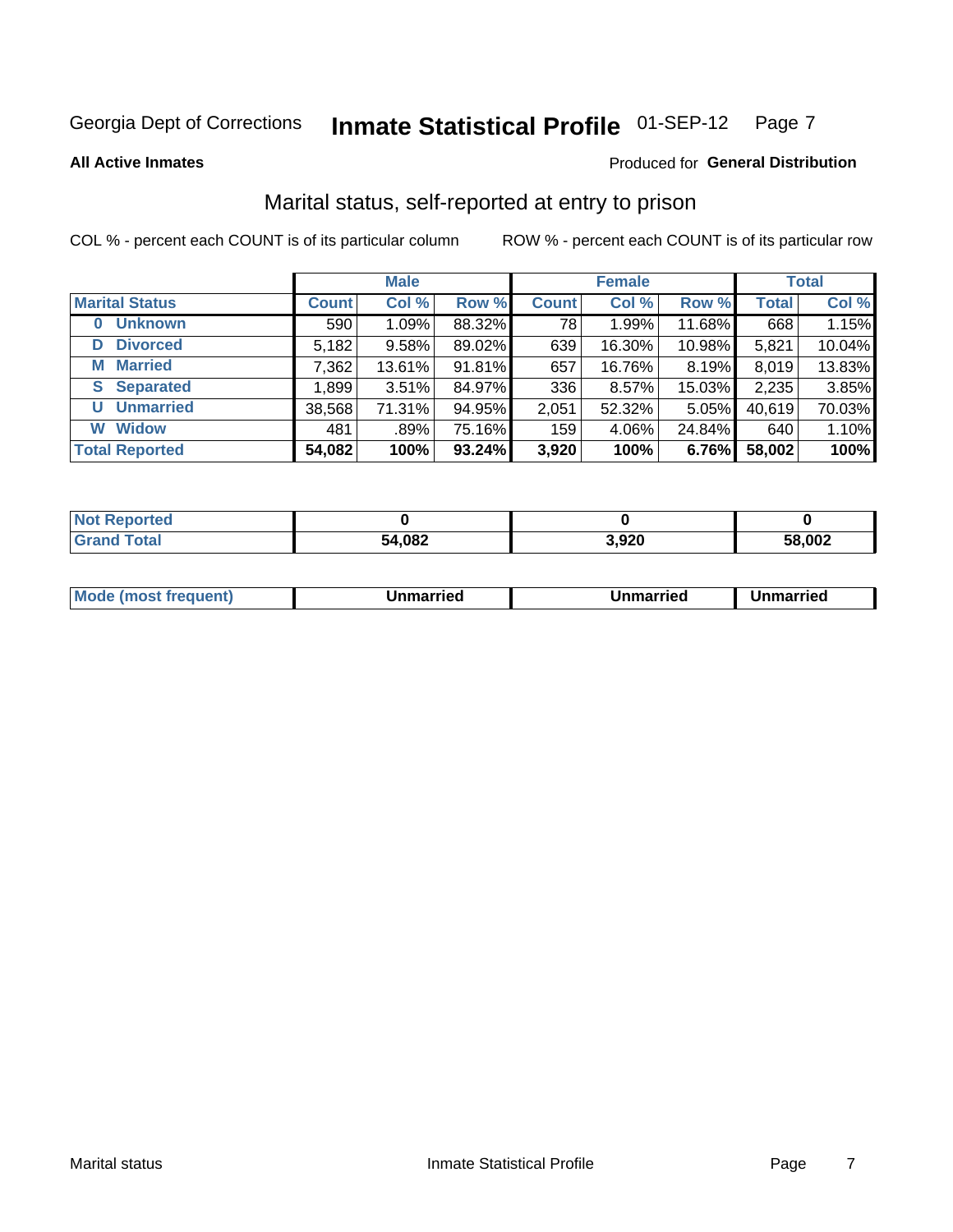Georgia Dept of Corrections **Inmate Statistical Profile** 01-SEP-12

**All Active Inmates**

Produced for **General Distribution**

## Marital status, self-reported at entry to prison

COL % - percent each COUNT is of its particular column     ROW % - percent each COUNT is of its particular row

| | Male | | | Female | | | Total | |
|---|---|---|---|---|---|---|---|---|
| **Marital Status** | **Count** | **Col %** | **Row %** | **Count** | **Col %** | **Row %** | **Total** | **Col %** |
| **0 Unknown** | 590 | 1.09% | 88.32% | 78 | 1.99% | 11.68% | 668 | 1.15% |
| **D Divorced** | 5,182 | 9.58% | 89.02% | 639 | 16.30% | 10.98% | 5,821 | 10.04% |
| **M Married** | 7,362 | 13.61% | 91.81% | 657 | 16.76% | 8.19% | 8,019 | 13.83% |
| **S Separated** | 1,899 | 3.51% | 84.97% | 336 | 8.57% | 15.03% | 2,235 | 3.85% |
| **U Unmarried** | 38,568 | 71.31% | 94.95% | 2,051 | 52.32% | 5.05% | 40,619 | 70.03% |
| **W Widow** | 481 | .89% | 75.16% | 159 | 4.06% | 24.84% | 640 | 1.10% |
| **Total Reported** | **54,082** | **100%** | **93.24%** | **3,920** | **100%** | **6.76%** | **58,002** | **100%** |

| | Male | Female | Total |
|---|---|---|---|
| **Not Reported** | **0** | **0** | **0** |
| **Grand Total** | **54,082** | **3,920** | **58,002** |

| | Male | Female | Total |
|---|---|---|---|
| **Mode (most frequent)** | **Unmarried** | **Unmarried** | **Unmarried** |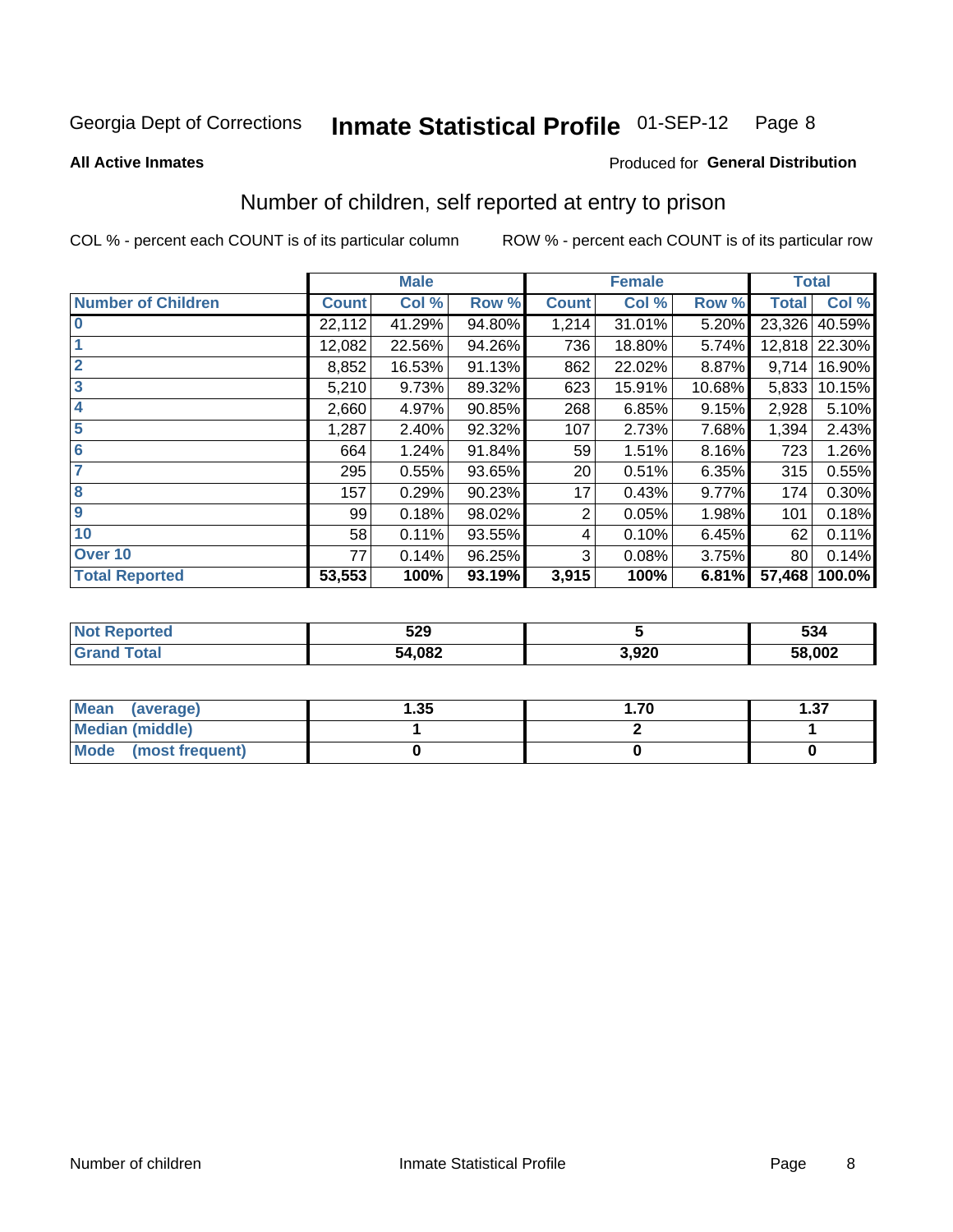Georgia Dept of Corrections **Inmate Statistical Profile** 01-SEP-12

**All Active Inmates**

Produced for **General Distribution**

## Number of children, self reported at entry to prison

COL % - percent each COUNT is of its particular column ROW % - percent each COUNT is of its particular row

| | Male | | | Female | | | Total | |
|---|---|---|---|---|---|---|---|---|
| **Number of Children** | **Count** | **Col %** | **Row %** | **Count** | **Col %** | **Row %** | **Total** | **Col %** |
| **0** | 22,112 | 41.29% | 94.80% | 1,214 | 31.01% | 5.20% | 23,326 | 40.59% |
| **1** | 12,082 | 22.56% | 94.26% | 736 | 18.80% | 5.74% | 12,818 | 22.30% |
| **2** | 8,852 | 16.53% | 91.13% | 862 | 22.02% | 8.87% | 9,714 | 16.90% |
| **3** | 5,210 | 9.73% | 89.32% | 623 | 15.91% | 10.68% | 5,833 | 10.15% |
| **4** | 2,660 | 4.97% | 90.85% | 268 | 6.85% | 9.15% | 2,928 | 5.10% |
| **5** | 1,287 | 2.40% | 92.32% | 107 | 2.73% | 7.68% | 1,394 | 2.43% |
| **6** | 664 | 1.24% | 91.84% | 59 | 1.51% | 8.16% | 723 | 1.26% |
| **7** | 295 | 0.55% | 93.65% | 20 | 0.51% | 6.35% | 315 | 0.55% |
| **8** | 157 | 0.29% | 90.23% | 17 | 0.43% | 9.77% | 174 | 0.30% |
| **9** | 99 | 0.18% | 98.02% | 2 | 0.05% | 1.98% | 101 | 0.18% |
| **10** | 58 | 0.11% | 93.55% | 4 | 0.10% | 6.45% | 62 | 0.11% |
| **Over 10** | 77 | 0.14% | 96.25% | 3 | 0.08% | 3.75% | 80 | 0.14% |
| **Total Reported** | **53,553** | **100%** | **93.19%** | **3,915** | **100%** | **6.81%** | **57,468** | **100.0%** |

| | Male | Female | Total |
|---|---|---|---|
| **Not Reported** | **529** | **5** | **534** |
| **Grand Total** | **54,082** | **3,920** | **58,002** |

| | Male | Female | Total |
|---|---|---|---|
| **Mean (average)** | **1.35** | **1.70** | **1.37** |
| **Median (middle)** | **1** | **2** | **1** |
| **Mode (most frequent)** | **0** | **0** | **0** |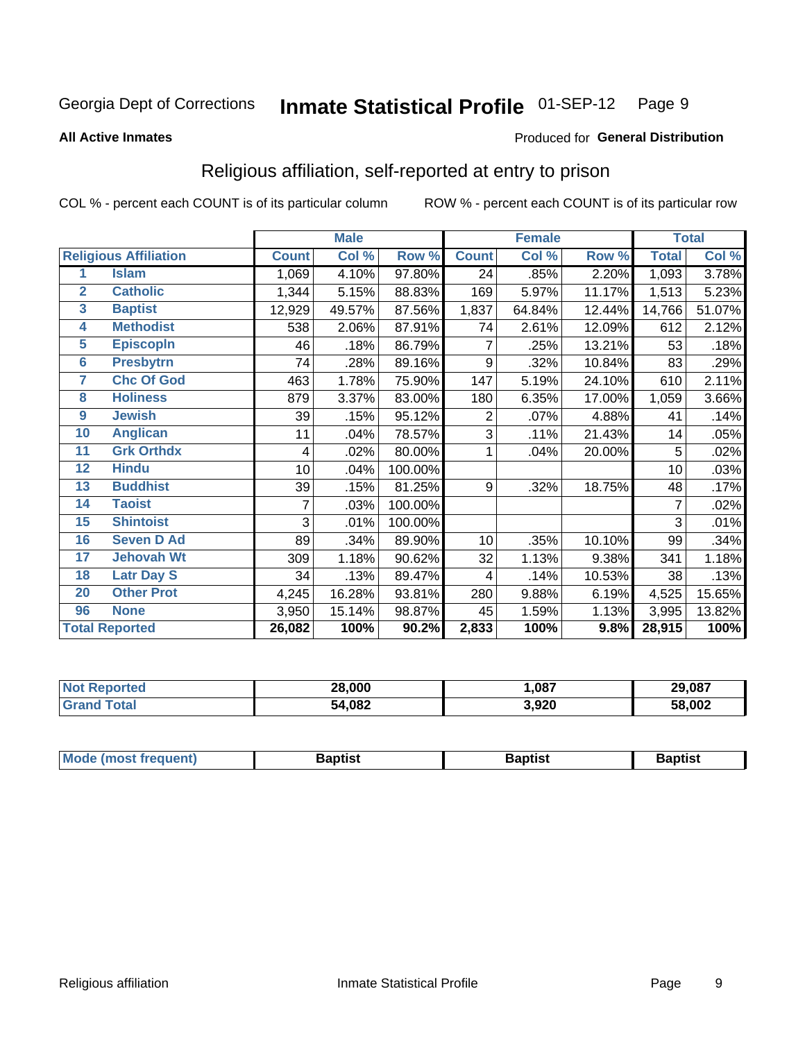Georgia Dept of Corrections **Inmate Statistical Profile** 01-SEP-12

**All Active Inmates**

Produced for **General Distribution**

## Religious affiliation, self-reported at entry to prison

COL % - percent each COUNT is of its particular column

ROW % - percent each COUNT is of its particular row

| | | Male | | | Female | | | Total | |
|---|---|---|---|---|---|---|---|---|---|
| **Religious Affiliation** | | **Count** | **Col %** | **Row %** | **Count** | **Col %** | **Row %** | **Total** | **Col %** |
| 1 | Islam | 1,069 | 4.10% | 97.80% | 24 | .85% | 2.20% | 1,093 | 3.78% |
| 2 | Catholic | 1,344 | 5.15% | 88.83% | 169 | 5.97% | 11.17% | 1,513 | 5.23% |
| 3 | Baptist | 12,929 | 49.57% | 87.56% | 1,837 | 64.84% | 12.44% | 14,766 | 51.07% |
| 4 | Methodist | 538 | 2.06% | 87.91% | 74 | 2.61% | 12.09% | 612 | 2.12% |
| 5 | Episcopln | 46 | .18% | 86.79% | 7 | .25% | 13.21% | 53 | .18% |
| 6 | Presbytrn | 74 | .28% | 89.16% | 9 | .32% | 10.84% | 83 | .29% |
| 7 | Chc Of God | 463 | 1.78% | 75.90% | 147 | 5.19% | 24.10% | 610 | 2.11% |
| 8 | Holiness | 879 | 3.37% | 83.00% | 180 | 6.35% | 17.00% | 1,059 | 3.66% |
| 9 | Jewish | 39 | .15% | 95.12% | 2 | .07% | 4.88% | 41 | .14% |
| 10 | Anglican | 11 | .04% | 78.57% | 3 | .11% | 21.43% | 14 | .05% |
| 11 | Grk Orthdx | 4 | .02% | 80.00% | 1 | .04% | 20.00% | 5 | .02% |
| 12 | Hindu | 10 | .04% | 100.00% | | | | 10 | .03% |
| 13 | Buddhist | 39 | .15% | 81.25% | 9 | .32% | 18.75% | 48 | .17% |
| 14 | Taoist | 7 | .03% | 100.00% | | | | 7 | .02% |
| 15 | Shintoist | 3 | .01% | 100.00% | | | | 3 | .01% |
| 16 | Seven D Ad | 89 | .34% | 89.90% | 10 | .35% | 10.10% | 99 | .34% |
| 17 | Jehovah Wt | 309 | 1.18% | 90.62% | 32 | 1.13% | 9.38% | 341 | 1.18% |
| 18 | Latr Day S | 34 | .13% | 89.47% | 4 | .14% | 10.53% | 38 | .13% |
| 20 | Other Prot | 4,245 | 16.28% | 93.81% | 280 | 9.88% | 6.19% | 4,525 | 15.65% |
| 96 | None | 3,950 | 15.14% | 98.87% | 45 | 1.59% | 1.13% | 3,995 | 13.82% |
| **Total Reported** | | **26,082** | **100%** | **90.2%** | **2,833** | **100%** | **9.8%** | **28,915** | **100%** |

| | Male | Female | Total |
|---|---|---|---|
| Not Reported | **28,000** | **1,087** | **29,087** |
| Grand Total | **54,082** | **3,920** | **58,002** |

| | Male | Female | Total |
|---|---|---|---|
| Mode (most frequent) | **Baptist** | **Baptist** | **Baptist** |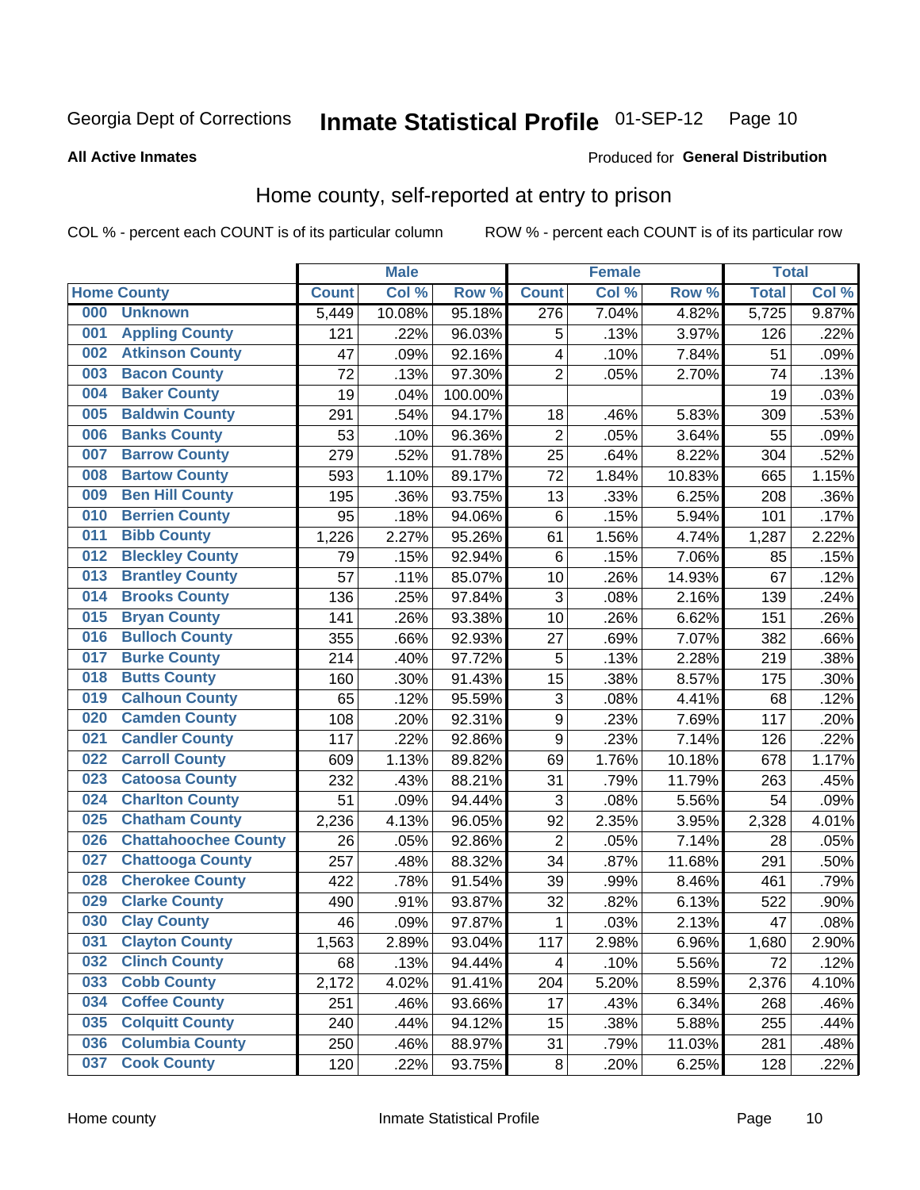Georgia Dept of Corrections **Inmate Statistical Profile** 01-SEP-12

**All Active Inmates**

Produced for **General Distribution**

## Home county, self-reported at entry to prison

COL % - percent each COUNT is of its particular column ROW % - percent each COUNT is of its particular row

| Home County | | Male | | | Female | | | Total | |
|---|---|---|---|---|---|---|---|---|---|
| | | Count | Col % | Row % | Count | Col % | Row % | Total | Col % |
| 000 | Unknown | 5,449 | 10.08% | 95.18% | 276 | 7.04% | 4.82% | 5,725 | 9.87% |
| 001 | Appling County | 121 | .22% | 96.03% | 5 | .13% | 3.97% | 126 | .22% |
| 002 | Atkinson County | 47 | .09% | 92.16% | 4 | .10% | 7.84% | 51 | .09% |
| 003 | Bacon County | 72 | .13% | 97.30% | 2 | .05% | 2.70% | 74 | .13% |
| 004 | Baker County | 19 | .04% | 100.00% | | | | 19 | .03% |
| 005 | Baldwin County | 291 | .54% | 94.17% | 18 | .46% | 5.83% | 309 | .53% |
| 006 | Banks County | 53 | .10% | 96.36% | 2 | .05% | 3.64% | 55 | .09% |
| 007 | Barrow County | 279 | .52% | 91.78% | 25 | .64% | 8.22% | 304 | .52% |
| 008 | Bartow County | 593 | 1.10% | 89.17% | 72 | 1.84% | 10.83% | 665 | 1.15% |
| 009 | Ben Hill County | 195 | .36% | 93.75% | 13 | .33% | 6.25% | 208 | .36% |
| 010 | Berrien County | 95 | .18% | 94.06% | 6 | .15% | 5.94% | 101 | .17% |
| 011 | Bibb County | 1,226 | 2.27% | 95.26% | 61 | 1.56% | 4.74% | 1,287 | 2.22% |
| 012 | Bleckley County | 79 | .15% | 92.94% | 6 | .15% | 7.06% | 85 | .15% |
| 013 | Brantley County | 57 | .11% | 85.07% | 10 | .26% | 14.93% | 67 | .12% |
| 014 | Brooks County | 136 | .25% | 97.84% | 3 | .08% | 2.16% | 139 | .24% |
| 015 | Bryan County | 141 | .26% | 93.38% | 10 | .26% | 6.62% | 151 | .26% |
| 016 | Bulloch County | 355 | .66% | 92.93% | 27 | .69% | 7.07% | 382 | .66% |
| 017 | Burke County | 214 | .40% | 97.72% | 5 | .13% | 2.28% | 219 | .38% |
| 018 | Butts County | 160 | .30% | 91.43% | 15 | .38% | 8.57% | 175 | .30% |
| 019 | Calhoun County | 65 | .12% | 95.59% | 3 | .08% | 4.41% | 68 | .12% |
| 020 | Camden County | 108 | .20% | 92.31% | 9 | .23% | 7.69% | 117 | .20% |
| 021 | Candler County | 117 | .22% | 92.86% | 9 | .23% | 7.14% | 126 | .22% |
| 022 | Carroll County | 609 | 1.13% | 89.82% | 69 | 1.76% | 10.18% | 678 | 1.17% |
| 023 | Catoosa County | 232 | .43% | 88.21% | 31 | .79% | 11.79% | 263 | .45% |
| 024 | Charlton County | 51 | .09% | 94.44% | 3 | .08% | 5.56% | 54 | .09% |
| 025 | Chatham County | 2,236 | 4.13% | 96.05% | 92 | 2.35% | 3.95% | 2,328 | 4.01% |
| 026 | Chattahoochee County | 26 | .05% | 92.86% | 2 | .05% | 7.14% | 28 | .05% |
| 027 | Chattooga County | 257 | .48% | 88.32% | 34 | .87% | 11.68% | 291 | .50% |
| 028 | Cherokee County | 422 | .78% | 91.54% | 39 | .99% | 8.46% | 461 | .79% |
| 029 | Clarke County | 490 | .91% | 93.87% | 32 | .82% | 6.13% | 522 | .90% |
| 030 | Clay County | 46 | .09% | 97.87% | 1 | .03% | 2.13% | 47 | .08% |
| 031 | Clayton County | 1,563 | 2.89% | 93.04% | 117 | 2.98% | 6.96% | 1,680 | 2.90% |
| 032 | Clinch County | 68 | .13% | 94.44% | 4 | .10% | 5.56% | 72 | .12% |
| 033 | Cobb County | 2,172 | 4.02% | 91.41% | 204 | 5.20% | 8.59% | 2,376 | 4.10% |
| 034 | Coffee County | 251 | .46% | 93.66% | 17 | .43% | 6.34% | 268 | .46% |
| 035 | Colquitt County | 240 | .44% | 94.12% | 15 | .38% | 5.88% | 255 | .44% |
| 036 | Columbia County | 250 | .46% | 88.97% | 31 | .79% | 11.03% | 281 | .48% |
| 037 | Cook County | 120 | .22% | 93.75% | 8 | .20% | 6.25% | 128 | .22% |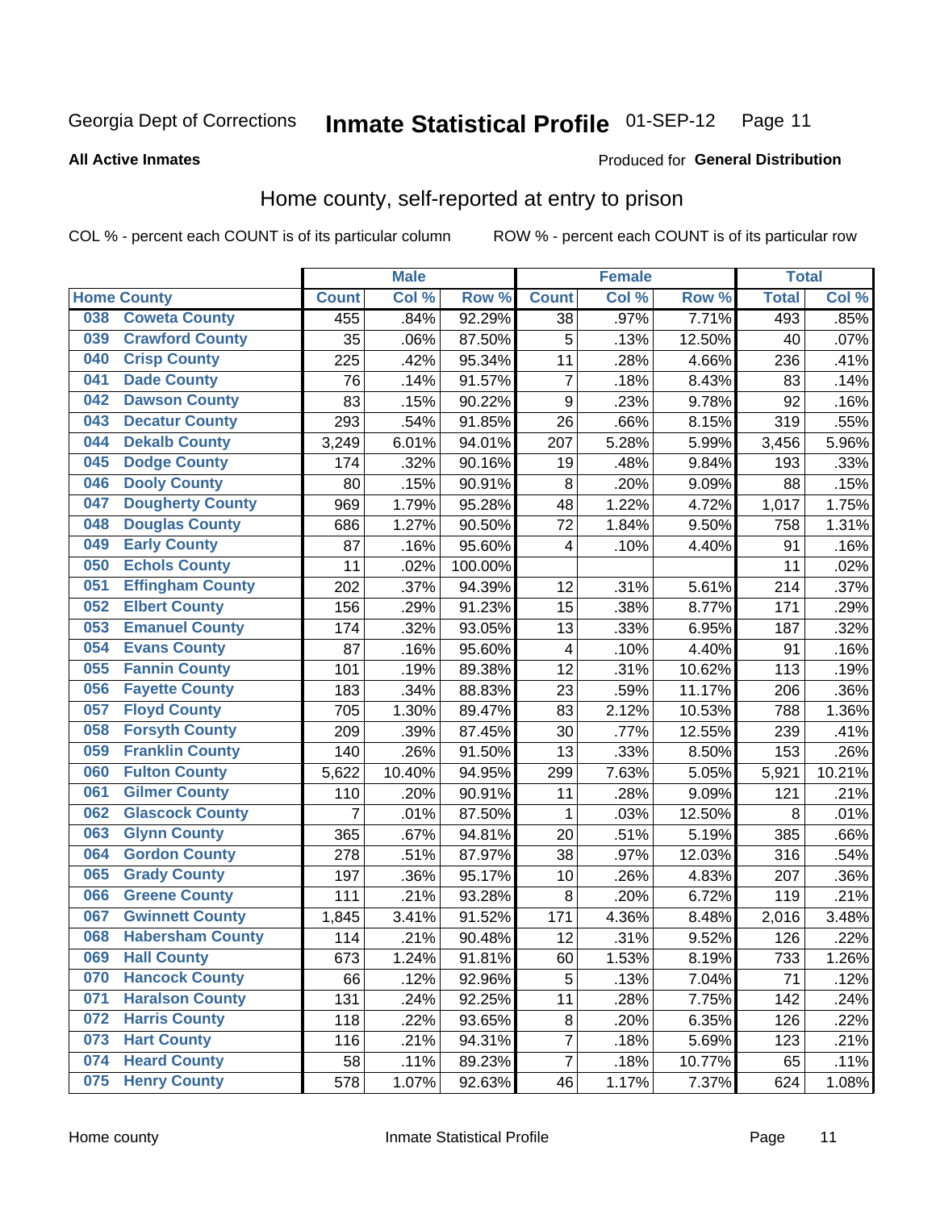Georgia Dept of Corrections **Inmate Statistical Profile** 01-SEP-12

**All Active Inmates**

Produced for **General Distribution**

## Home county, self-reported at entry to prison

COL % - percent each COUNT is of its particular column     ROW % - percent each COUNT is of its particular row

| Home County | | Male | | | Female | | | Total | |
|---|---|---|---|---|---|---|---|---|---|
| | | Count | Col % | Row % | Count | Col % | Row % | Total | Col % |
| 038 | Coweta County | 455 | .84% | 92.29% | 38 | .97% | 7.71% | 493 | .85% |
| 039 | Crawford County | 35 | .06% | 87.50% | 5 | .13% | 12.50% | 40 | .07% |
| 040 | Crisp County | 225 | .42% | 95.34% | 11 | .28% | 4.66% | 236 | .41% |
| 041 | Dade County | 76 | .14% | 91.57% | 7 | .18% | 8.43% | 83 | .14% |
| 042 | Dawson County | 83 | .15% | 90.22% | 9 | .23% | 9.78% | 92 | .16% |
| 043 | Decatur County | 293 | .54% | 91.85% | 26 | .66% | 8.15% | 319 | .55% |
| 044 | Dekalb County | 3,249 | 6.01% | 94.01% | 207 | 5.28% | 5.99% | 3,456 | 5.96% |
| 045 | Dodge County | 174 | .32% | 90.16% | 19 | .48% | 9.84% | 193 | .33% |
| 046 | Dooly County | 80 | .15% | 90.91% | 8 | .20% | 9.09% | 88 | .15% |
| 047 | Dougherty County | 969 | 1.79% | 95.28% | 48 | 1.22% | 4.72% | 1,017 | 1.75% |
| 048 | Douglas County | 686 | 1.27% | 90.50% | 72 | 1.84% | 9.50% | 758 | 1.31% |
| 049 | Early County | 87 | .16% | 95.60% | 4 | .10% | 4.40% | 91 | .16% |
| 050 | Echols County | 11 | .02% | 100.00% | | | | 11 | .02% |
| 051 | Effingham County | 202 | .37% | 94.39% | 12 | .31% | 5.61% | 214 | .37% |
| 052 | Elbert County | 156 | .29% | 91.23% | 15 | .38% | 8.77% | 171 | .29% |
| 053 | Emanuel County | 174 | .32% | 93.05% | 13 | .33% | 6.95% | 187 | .32% |
| 054 | Evans County | 87 | .16% | 95.60% | 4 | .10% | 4.40% | 91 | .16% |
| 055 | Fannin County | 101 | .19% | 89.38% | 12 | .31% | 10.62% | 113 | .19% |
| 056 | Fayette County | 183 | .34% | 88.83% | 23 | .59% | 11.17% | 206 | .36% |
| 057 | Floyd County | 705 | 1.30% | 89.47% | 83 | 2.12% | 10.53% | 788 | 1.36% |
| 058 | Forsyth County | 209 | .39% | 87.45% | 30 | .77% | 12.55% | 239 | .41% |
| 059 | Franklin County | 140 | .26% | 91.50% | 13 | .33% | 8.50% | 153 | .26% |
| 060 | Fulton County | 5,622 | 10.40% | 94.95% | 299 | 7.63% | 5.05% | 5,921 | 10.21% |
| 061 | Gilmer County | 110 | .20% | 90.91% | 11 | .28% | 9.09% | 121 | .21% |
| 062 | Glascock County | 7 | .01% | 87.50% | 1 | .03% | 12.50% | 8 | .01% |
| 063 | Glynn County | 365 | .67% | 94.81% | 20 | .51% | 5.19% | 385 | .66% |
| 064 | Gordon County | 278 | .51% | 87.97% | 38 | .97% | 12.03% | 316 | .54% |
| 065 | Grady County | 197 | .36% | 95.17% | 10 | .26% | 4.83% | 207 | .36% |
| 066 | Greene County | 111 | .21% | 93.28% | 8 | .20% | 6.72% | 119 | .21% |
| 067 | Gwinnett County | 1,845 | 3.41% | 91.52% | 171 | 4.36% | 8.48% | 2,016 | 3.48% |
| 068 | Habersham County | 114 | .21% | 90.48% | 12 | .31% | 9.52% | 126 | .22% |
| 069 | Hall County | 673 | 1.24% | 91.81% | 60 | 1.53% | 8.19% | 733 | 1.26% |
| 070 | Hancock County | 66 | .12% | 92.96% | 5 | .13% | 7.04% | 71 | .12% |
| 071 | Haralson County | 131 | .24% | 92.25% | 11 | .28% | 7.75% | 142 | .24% |
| 072 | Harris County | 118 | .22% | 93.65% | 8 | .20% | 6.35% | 126 | .22% |
| 073 | Hart County | 116 | .21% | 94.31% | 7 | .18% | 5.69% | 123 | .21% |
| 074 | Heard County | 58 | .11% | 89.23% | 7 | .18% | 10.77% | 65 | .11% |
| 075 | Henry County | 578 | 1.07% | 92.63% | 46 | 1.17% | 7.37% | 624 | 1.08% |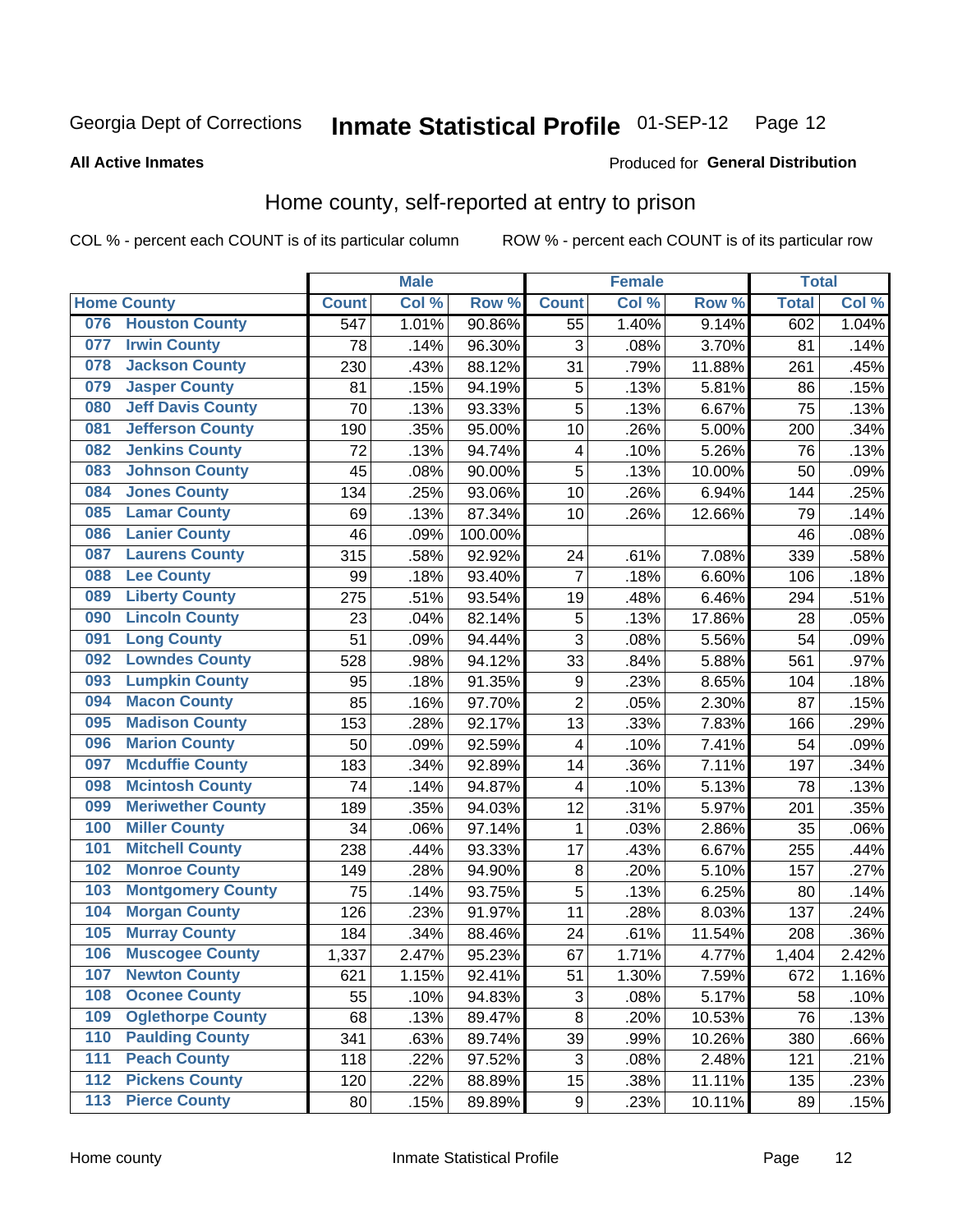Georgia Dept of Corrections **Inmate Statistical Profile** 01-SEP-12

**All Active Inmates**

Produced for **General Distribution**

## Home county, self-reported at entry to prison

COL % - percent each COUNT is of its particular column ROW % - percent each COUNT is of its particular row

| Home County | | Male | | | Female | | | Total | |
|---|---|---|---|---|---|---|---|---|---|
| | | Count | Col % | Row % | Count | Col % | Row % | Total | Col % |
| 076 | Houston County | 547 | 1.01% | 90.86% | 55 | 1.40% | 9.14% | 602 | 1.04% |
| 077 | Irwin County | 78 | .14% | 96.30% | 3 | .08% | 3.70% | 81 | .14% |
| 078 | Jackson County | 230 | .43% | 88.12% | 31 | .79% | 11.88% | 261 | .45% |
| 079 | Jasper County | 81 | .15% | 94.19% | 5 | .13% | 5.81% | 86 | .15% |
| 080 | Jeff Davis County | 70 | .13% | 93.33% | 5 | .13% | 6.67% | 75 | .13% |
| 081 | Jefferson County | 190 | .35% | 95.00% | 10 | .26% | 5.00% | 200 | .34% |
| 082 | Jenkins County | 72 | .13% | 94.74% | 4 | .10% | 5.26% | 76 | .13% |
| 083 | Johnson County | 45 | .08% | 90.00% | 5 | .13% | 10.00% | 50 | .09% |
| 084 | Jones County | 134 | .25% | 93.06% | 10 | .26% | 6.94% | 144 | .25% |
| 085 | Lamar County | 69 | .13% | 87.34% | 10 | .26% | 12.66% | 79 | .14% |
| 086 | Lanier County | 46 | .09% | 100.00% | | | | 46 | .08% |
| 087 | Laurens County | 315 | .58% | 92.92% | 24 | .61% | 7.08% | 339 | .58% |
| 088 | Lee County | 99 | .18% | 93.40% | 7 | .18% | 6.60% | 106 | .18% |
| 089 | Liberty County | 275 | .51% | 93.54% | 19 | .48% | 6.46% | 294 | .51% |
| 090 | Lincoln County | 23 | .04% | 82.14% | 5 | .13% | 17.86% | 28 | .05% |
| 091 | Long County | 51 | .09% | 94.44% | 3 | .08% | 5.56% | 54 | .09% |
| 092 | Lowndes County | 528 | .98% | 94.12% | 33 | .84% | 5.88% | 561 | .97% |
| 093 | Lumpkin County | 95 | .18% | 91.35% | 9 | .23% | 8.65% | 104 | .18% |
| 094 | Macon County | 85 | .16% | 97.70% | 2 | .05% | 2.30% | 87 | .15% |
| 095 | Madison County | 153 | .28% | 92.17% | 13 | .33% | 7.83% | 166 | .29% |
| 096 | Marion County | 50 | .09% | 92.59% | 4 | .10% | 7.41% | 54 | .09% |
| 097 | Mcduffie County | 183 | .34% | 92.89% | 14 | .36% | 7.11% | 197 | .34% |
| 098 | Mcintosh County | 74 | .14% | 94.87% | 4 | .10% | 5.13% | 78 | .13% |
| 099 | Meriwether County | 189 | .35% | 94.03% | 12 | .31% | 5.97% | 201 | .35% |
| 100 | Miller County | 34 | .06% | 97.14% | 1 | .03% | 2.86% | 35 | .06% |
| 101 | Mitchell County | 238 | .44% | 93.33% | 17 | .43% | 6.67% | 255 | .44% |
| 102 | Monroe County | 149 | .28% | 94.90% | 8 | .20% | 5.10% | 157 | .27% |
| 103 | Montgomery County | 75 | .14% | 93.75% | 5 | .13% | 6.25% | 80 | .14% |
| 104 | Morgan County | 126 | .23% | 91.97% | 11 | .28% | 8.03% | 137 | .24% |
| 105 | Murray County | 184 | .34% | 88.46% | 24 | .61% | 11.54% | 208 | .36% |
| 106 | Muscogee County | 1,337 | 2.47% | 95.23% | 67 | 1.71% | 4.77% | 1,404 | 2.42% |
| 107 | Newton County | 621 | 1.15% | 92.41% | 51 | 1.30% | 7.59% | 672 | 1.16% |
| 108 | Oconee County | 55 | .10% | 94.83% | 3 | .08% | 5.17% | 58 | .10% |
| 109 | Oglethorpe County | 68 | .13% | 89.47% | 8 | .20% | 10.53% | 76 | .13% |
| 110 | Paulding County | 341 | .63% | 89.74% | 39 | .99% | 10.26% | 380 | .66% |
| 111 | Peach County | 118 | .22% | 97.52% | 3 | .08% | 2.48% | 121 | .21% |
| 112 | Pickens County | 120 | .22% | 88.89% | 15 | .38% | 11.11% | 135 | .23% |
| 113 | Pierce County | 80 | .15% | 89.89% | 9 | .23% | 10.11% | 89 | .15% |

Home county Inmate Statistical Profile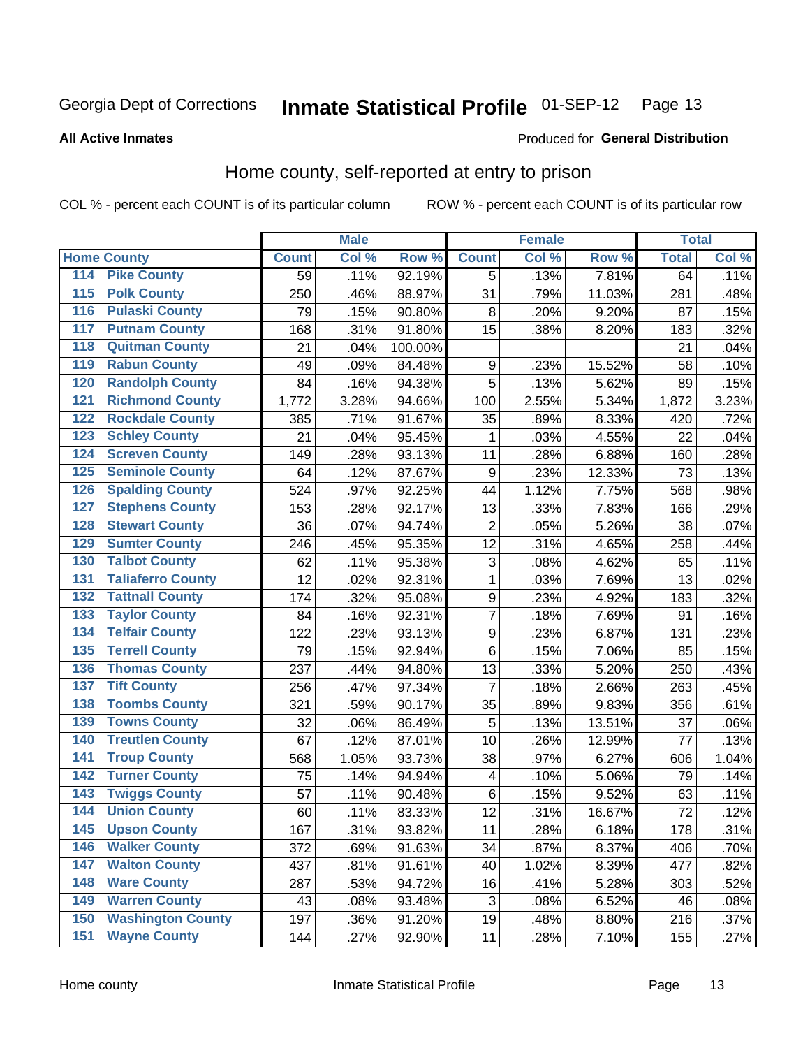Georgia Dept of Corrections **Inmate Statistical Profile** 01-SEP-12

**All Active Inmates**

Produced for **General Distribution**

## Home county, self-reported at entry to prison

COL % - percent each COUNT is of its particular column ROW % - percent each COUNT is of its particular row

| Home County | | Male | | | Female | | | Total | |
|---|---|---|---|---|---|---|---|---|---|
| | | Count | Col % | Row % | Count | Col % | Row % | Total | Col % |
| 114 | Pike County | 59 | .11% | 92.19% | 5 | .13% | 7.81% | 64 | .11% |
| 115 | Polk County | 250 | .46% | 88.97% | 31 | .79% | 11.03% | 281 | .48% |
| 116 | Pulaski County | 79 | .15% | 90.80% | 8 | .20% | 9.20% | 87 | .15% |
| 117 | Putnam County | 168 | .31% | 91.80% | 15 | .38% | 8.20% | 183 | .32% |
| 118 | Quitman County | 21 | .04% | 100.00% | | | | 21 | .04% |
| 119 | Rabun County | 49 | .09% | 84.48% | 9 | .23% | 15.52% | 58 | .10% |
| 120 | Randolph County | 84 | .16% | 94.38% | 5 | .13% | 5.62% | 89 | .15% |
| 121 | Richmond County | 1,772 | 3.28% | 94.66% | 100 | 2.55% | 5.34% | 1,872 | 3.23% |
| 122 | Rockdale County | 385 | .71% | 91.67% | 35 | .89% | 8.33% | 420 | .72% |
| 123 | Schley County | 21 | .04% | 95.45% | 1 | .03% | 4.55% | 22 | .04% |
| 124 | Screven County | 149 | .28% | 93.13% | 11 | .28% | 6.88% | 160 | .28% |
| 125 | Seminole County | 64 | .12% | 87.67% | 9 | .23% | 12.33% | 73 | .13% |
| 126 | Spalding County | 524 | .97% | 92.25% | 44 | 1.12% | 7.75% | 568 | .98% |
| 127 | Stephens County | 153 | .28% | 92.17% | 13 | .33% | 7.83% | 166 | .29% |
| 128 | Stewart County | 36 | .07% | 94.74% | 2 | .05% | 5.26% | 38 | .07% |
| 129 | Sumter County | 246 | .45% | 95.35% | 12 | .31% | 4.65% | 258 | .44% |
| 130 | Talbot County | 62 | .11% | 95.38% | 3 | .08% | 4.62% | 65 | .11% |
| 131 | Taliaferro County | 12 | .02% | 92.31% | 1 | .03% | 7.69% | 13 | .02% |
| 132 | Tattnall County | 174 | .32% | 95.08% | 9 | .23% | 4.92% | 183 | .32% |
| 133 | Taylor County | 84 | .16% | 92.31% | 7 | .18% | 7.69% | 91 | .16% |
| 134 | Telfair County | 122 | .23% | 93.13% | 9 | .23% | 6.87% | 131 | .23% |
| 135 | Terrell County | 79 | .15% | 92.94% | 6 | .15% | 7.06% | 85 | .15% |
| 136 | Thomas County | 237 | .44% | 94.80% | 13 | .33% | 5.20% | 250 | .43% |
| 137 | Tift County | 256 | .47% | 97.34% | 7 | .18% | 2.66% | 263 | .45% |
| 138 | Toombs County | 321 | .59% | 90.17% | 35 | .89% | 9.83% | 356 | .61% |
| 139 | Towns County | 32 | .06% | 86.49% | 5 | .13% | 13.51% | 37 | .06% |
| 140 | Treutlen County | 67 | .12% | 87.01% | 10 | .26% | 12.99% | 77 | .13% |
| 141 | Troup County | 568 | 1.05% | 93.73% | 38 | .97% | 6.27% | 606 | 1.04% |
| 142 | Turner County | 75 | .14% | 94.94% | 4 | .10% | 5.06% | 79 | .14% |
| 143 | Twiggs County | 57 | .11% | 90.48% | 6 | .15% | 9.52% | 63 | .11% |
| 144 | Union County | 60 | .11% | 83.33% | 12 | .31% | 16.67% | 72 | .12% |
| 145 | Upson County | 167 | .31% | 93.82% | 11 | .28% | 6.18% | 178 | .31% |
| 146 | Walker County | 372 | .69% | 91.63% | 34 | .87% | 8.37% | 406 | .70% |
| 147 | Walton County | 437 | .81% | 91.61% | 40 | 1.02% | 8.39% | 477 | .82% |
| 148 | Ware County | 287 | .53% | 94.72% | 16 | .41% | 5.28% | 303 | .52% |
| 149 | Warren County | 43 | .08% | 93.48% | 3 | .08% | 6.52% | 46 | .08% |
| 150 | Washington County | 197 | .36% | 91.20% | 19 | .48% | 8.80% | 216 | .37% |
| 151 | Wayne County | 144 | .27% | 92.90% | 11 | .28% | 7.10% | 155 | .27% |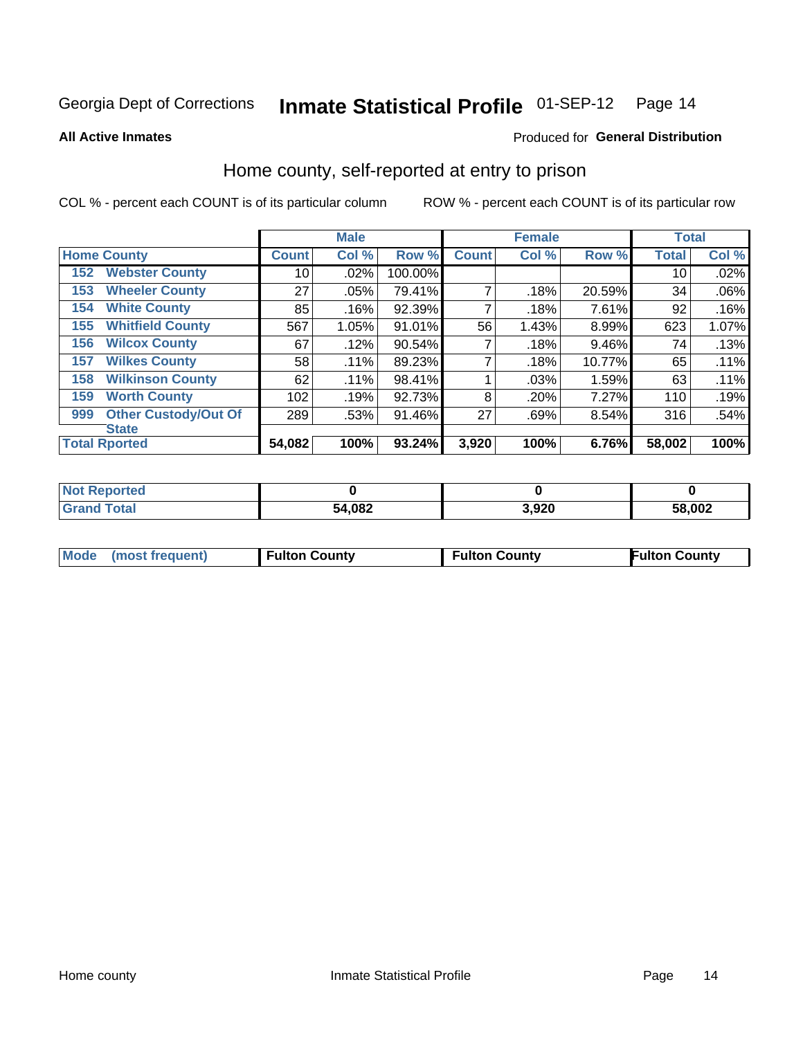Georgia Dept of Corrections **Inmate Statistical Profile** 01-SEP-12

**All Active Inmates**

Produced for **General Distribution**

## Home county, self-reported at entry to prison

COL % - percent each COUNT is of its particular column

ROW % - percent each COUNT is of its particular row

| | | Male | | | Female | | | Total | |
|---|---|---|---|---|---|---|---|---|---|
| **Home County** | | **Count** | **Col %** | **Row %** | **Count** | **Col %** | **Row %** | **Total** | **Col %** |
| 152 | Webster County | 10 | .02% | 100.00% | | | | 10 | .02% |
| 153 | Wheeler County | 27 | .05% | 79.41% | 7 | .18% | 20.59% | 34 | .06% |
| 154 | White County | 85 | .16% | 92.39% | 7 | .18% | 7.61% | 92 | .16% |
| 155 | Whitfield County | 567 | 1.05% | 91.01% | 56 | 1.43% | 8.99% | 623 | 1.07% |
| 156 | Wilcox County | 67 | .12% | 90.54% | 7 | .18% | 9.46% | 74 | .13% |
| 157 | Wilkes County | 58 | .11% | 89.23% | 7 | .18% | 10.77% | 65 | .11% |
| 158 | Wilkinson County | 62 | .11% | 98.41% | 1 | .03% | 1.59% | 63 | .11% |
| 159 | Worth County | 102 | .19% | 92.73% | 8 | .20% | 7.27% | 110 | .19% |
| 999 | Other Custody/Out Of State | 289 | .53% | 91.46% | 27 | .69% | 8.54% | 316 | .54% |
| **Total Rported** | | **54,082** | **100%** | **93.24%** | **3,920** | **100%** | **6.76%** | **58,002** | **100%** |

| | | | |
|---|---|---|---|
| Not Reported | 0 | 0 | 0 |
| Grand Total | 54,082 | 3,920 | 58,002 |

| | | | |
|---|---|---|---|
| Mode (most frequent) | Fulton County | Fulton County | Fulton County |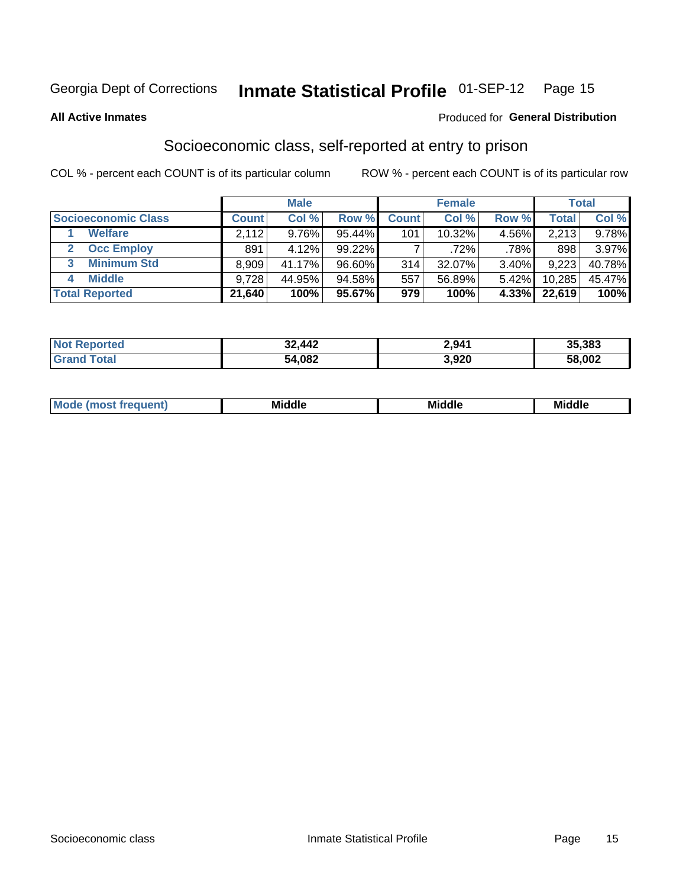Georgia Dept of Corrections **Inmate Statistical Profile** 01-SEP-12

**All Active Inmates**

Produced for **General Distribution**

## Socioeconomic class, self-reported at entry to prison

COL % - percent each COUNT is of its particular column

ROW % - percent each COUNT is of its particular row

| | Male | | | Female | | | Total | |
|---|---|---|---|---|---|---|---|---|
| **Socioeconomic Class** | **Count** | **Col %** | **Row %** | **Count** | **Col %** | **Row %** | **Total** | **Col %** |
| 1 **Welfare** | 2,112 | 9.76% | 95.44% | 101 | 10.32% | 4.56% | 2,213 | 9.78% |
| 2 **Occ Employ** | 891 | 4.12% | 99.22% | 7 | .72% | .78% | 898 | 3.97% |
| 3 **Minimum Std** | 8,909 | 41.17% | 96.60% | 314 | 32.07% | 3.40% | 9,223 | 40.78% |
| 4 **Middle** | 9,728 | 44.95% | 94.58% | 557 | 56.89% | 5.42% | 10,285 | 45.47% |
| **Total Reported** | **21,640** | **100%** | **95.67%** | **979** | **100%** | **4.33%** | **22,619** | **100%** |

| | Male | Female | Total |
|---|---|---|---|
| **Not Reported** | **32,442** | **2,941** | **35,383** |
| **Grand Total** | **54,082** | **3,920** | **58,002** |

| | Male | Female | Total |
|---|---|---|---|
| **Mode (most frequent)** | **Middle** | **Middle** | **Middle** |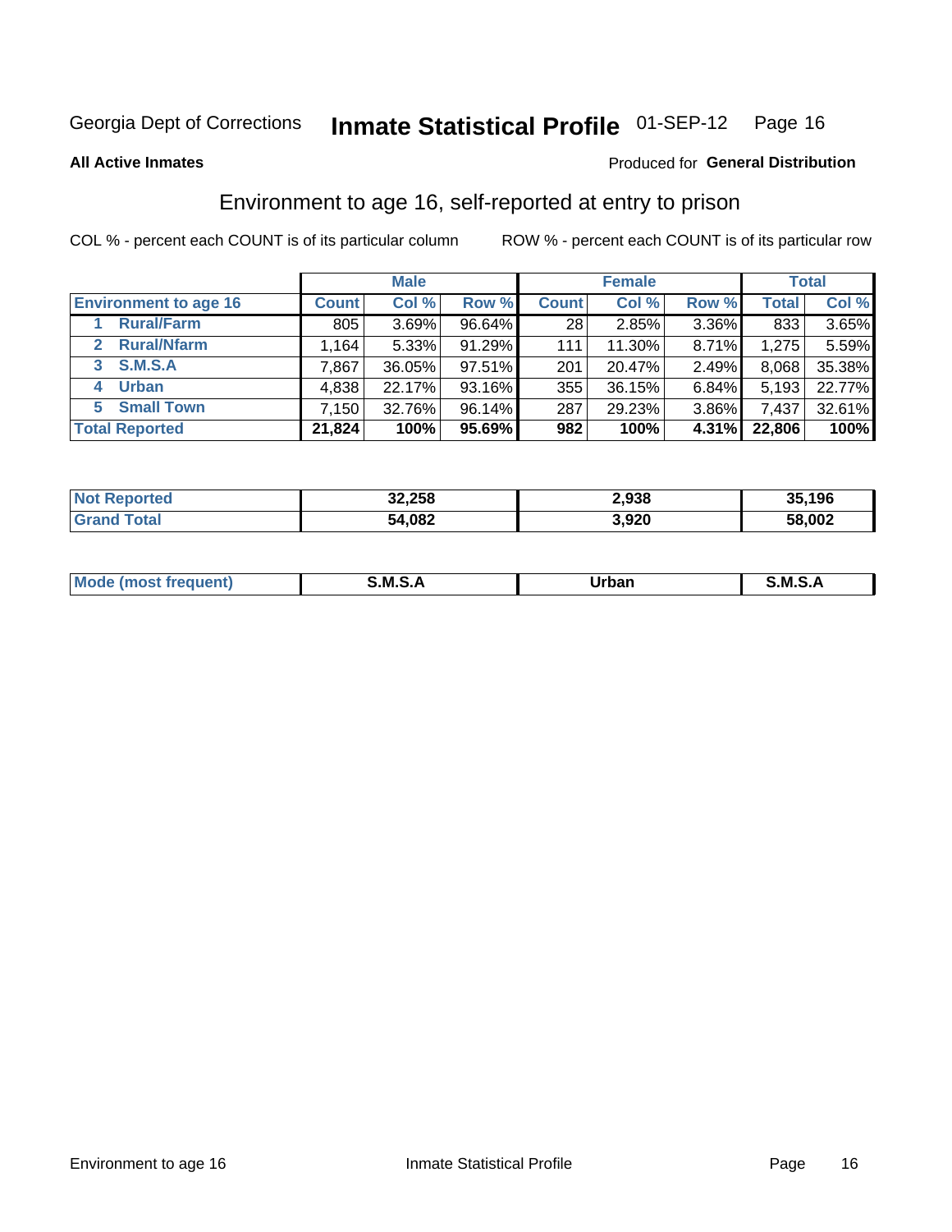Georgia Dept of Corrections **Inmate Statistical Profile** 01-SEP-12

**All Active Inmates**

Produced for **General Distribution**

## Environment to age 16, self-reported at entry to prison

COL % - percent each COUNT is of its particular column

ROW % - percent each COUNT is of its particular row

| | Male | | | Female | | | Total | |
|---|---|---|---|---|---|---|---|---|
| **Environment to age 16** | **Count** | **Col %** | **Row %** | **Count** | **Col %** | **Row %** | **Total** | **Col %** |
| 1 **Rural/Farm** | 805 | 3.69% | 96.64% | 28 | 2.85% | 3.36% | 833 | 3.65% |
| 2 **Rural/Nfarm** | 1,164 | 5.33% | 91.29% | 111 | 11.30% | 8.71% | 1,275 | 5.59% |
| 3 **S.M.S.A** | 7,867 | 36.05% | 97.51% | 201 | 20.47% | 2.49% | 8,068 | 35.38% |
| 4 **Urban** | 4,838 | 22.17% | 93.16% | 355 | 36.15% | 6.84% | 5,193 | 22.77% |
| 5 **Small Town** | 7,150 | 32.76% | 96.14% | 287 | 29.23% | 3.86% | 7,437 | 32.61% |
| **Total Reported** | **21,824** | **100%** | **95.69%** | **982** | **100%** | **4.31%** | **22,806** | **100%** |

| | Male | Female | Total |
|---|---|---|---|
| **Not Reported** | **32,258** | **2,938** | **35,196** |
| **Grand Total** | **54,082** | **3,920** | **58,002** |

| | Male | Female | Total |
|---|---|---|---|
| **Mode (most frequent)** | **S.M.S.A** | **Urban** | **S.M.S.A** |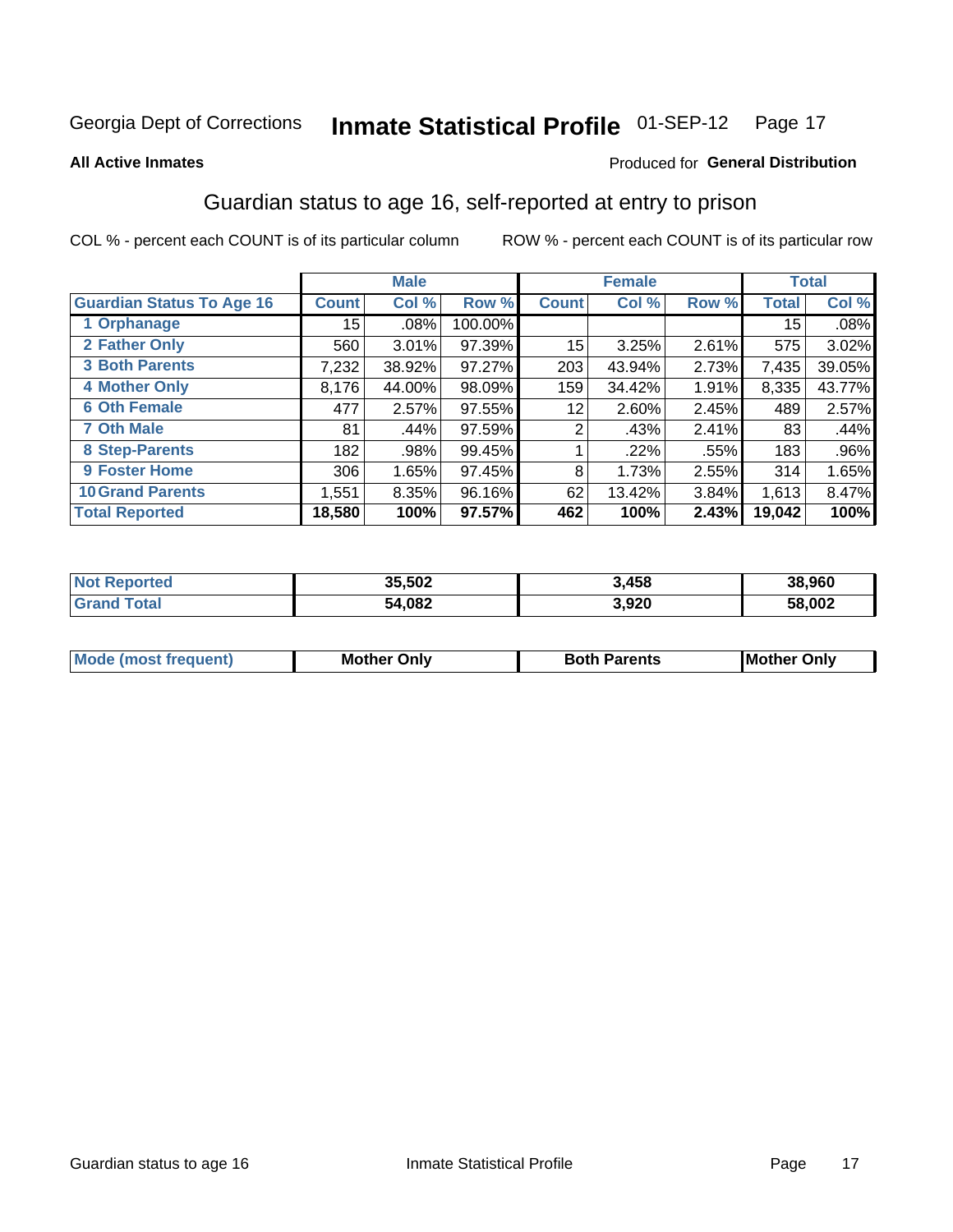Georgia Dept of Corrections **Inmate Statistical Profile** 01-SEP-12

**All Active Inmates**

Produced for **General Distribution**

## Guardian status to age 16, self-reported at entry to prison

COL % - percent each COUNT is of its particular column

ROW % - percent each COUNT is of its particular row

| | Male | | | Female | | | Total | |
|---|---|---|---|---|---|---|---|---|
| **Guardian Status To Age 16** | **Count** | **Col %** | **Row %** | **Count** | **Col %** | **Row %** | **Total** | **Col %** |
| 1 Orphanage | 15 | .08% | 100.00% | | | | 15 | .08% |
| 2 Father Only | 560 | 3.01% | 97.39% | 15 | 3.25% | 2.61% | 575 | 3.02% |
| 3 Both Parents | 7,232 | 38.92% | 97.27% | 203 | 43.94% | 2.73% | 7,435 | 39.05% |
| 4 Mother Only | 8,176 | 44.00% | 98.09% | 159 | 34.42% | 1.91% | 8,335 | 43.77% |
| 6 Oth Female | 477 | 2.57% | 97.55% | 12 | 2.60% | 2.45% | 489 | 2.57% |
| 7 Oth Male | 81 | .44% | 97.59% | 2 | .43% | 2.41% | 83 | .44% |
| 8 Step-Parents | 182 | .98% | 99.45% | 1 | .22% | .55% | 183 | .96% |
| 9 Foster Home | 306 | 1.65% | 97.45% | 8 | 1.73% | 2.55% | 314 | 1.65% |
| 10 Grand Parents | 1,551 | 8.35% | 96.16% | 62 | 13.42% | 3.84% | 1,613 | 8.47% |
| **Total Reported** | **18,580** | **100%** | **97.57%** | **462** | **100%** | **2.43%** | **19,042** | **100%** |

| | Male | Female | Total |
|---|---|---|---|
| Not Reported | 35,502 | 3,458 | 38,960 |
| Grand Total | 54,082 | 3,920 | 58,002 |

| | Male | Female | Total |
|---|---|---|---|
| Mode (most frequent) | Mother Only | Both Parents | Mother Only |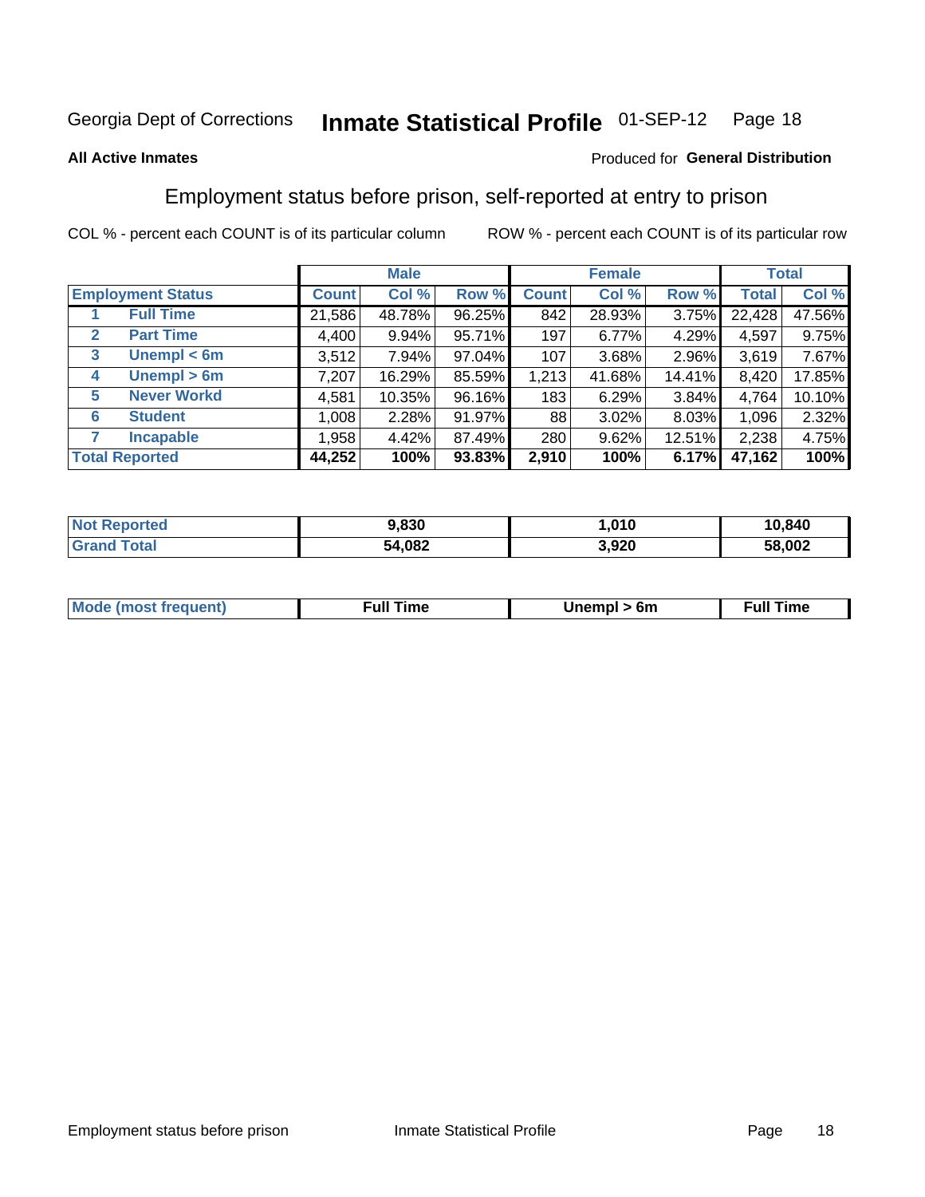Georgia Dept of Corrections **Inmate Statistical Profile** 01-SEP-12

**All Active Inmates**

Produced for **General Distribution**

## Employment status before prison, self-reported at entry to prison

COL % - percent each COUNT is of its particular column ROW % - percent each COUNT is of its particular row

| Employment Status | | Male | | | Female | | | Total | |
|---|---|---|---|---|---|---|---|---|---|
| | | Count | Col % | Row % | Count | Col % | Row % | Total | Col % |
| 1 | Full Time | 21,586 | 48.78% | 96.25% | 842 | 28.93% | 3.75% | 22,428 | 47.56% |
| 2 | Part Time | 4,400 | 9.94% | 95.71% | 197 | 6.77% | 4.29% | 4,597 | 9.75% |
| 3 | Unempl < 6m | 3,512 | 7.94% | 97.04% | 107 | 3.68% | 2.96% | 3,619 | 7.67% |
| 4 | Unempl > 6m | 7,207 | 16.29% | 85.59% | 1,213 | 41.68% | 14.41% | 8,420 | 17.85% |
| 5 | Never Workd | 4,581 | 10.35% | 96.16% | 183 | 6.29% | 3.84% | 4,764 | 10.10% |
| 6 | Student | 1,008 | 2.28% | 91.97% | 88 | 3.02% | 8.03% | 1,096 | 2.32% |
| 7 | Incapable | 1,958 | 4.42% | 87.49% | 280 | 9.62% | 12.51% | 2,238 | 4.75% |
| **Total Reported** | | **44,252** | **100%** | **93.83%** | **2,910** | **100%** | **6.17%** | **47,162** | **100%** |

| | Male | Female | Total |
|---|---|---|---|
| Not Reported | 9,830 | 1,010 | 10,840 |
| Grand Total | 54,082 | 3,920 | 58,002 |

| | Male | Female | Total |
|---|---|---|---|
| Mode (most frequent) | Full Time | Unempl > 6m | Full Time |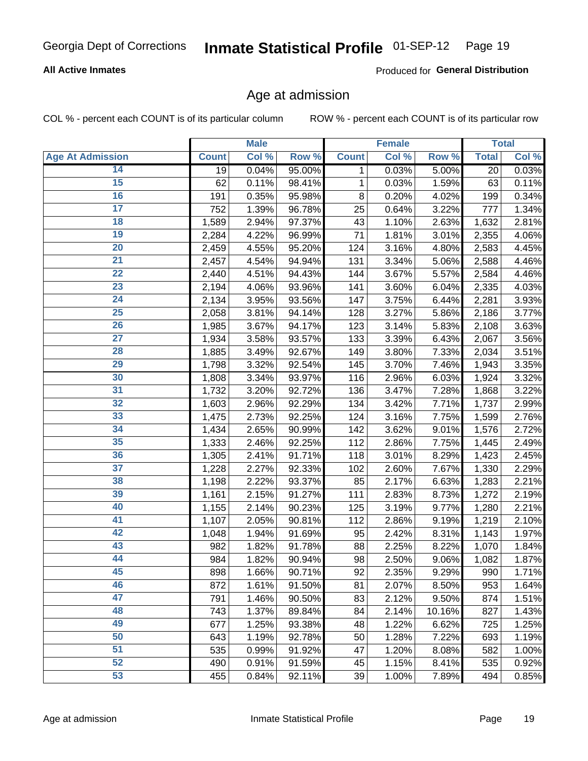Georgia Dept of Corrections **Inmate Statistical Profile** 01-SEP-12

**All Active Inmates**

Produced for **General Distribution**

## Age at admission

COL % - percent each COUNT is of its particular column ROW % - percent each COUNT is of its particular row

| | Male | | | Female | | | Total | |
|---|---|---|---|---|---|---|---|---|
| **Age At Admission** | **Count** | **Col %** | **Row %** | **Count** | **Col %** | **Row %** | **Total** | **Col %** |
| 14 | 19 | 0.04% | 95.00% | 1 | 0.03% | 5.00% | 20 | 0.03% |
| 15 | 62 | 0.11% | 98.41% | 1 | 0.03% | 1.59% | 63 | 0.11% |
| 16 | 191 | 0.35% | 95.98% | 8 | 0.20% | 4.02% | 199 | 0.34% |
| 17 | 752 | 1.39% | 96.78% | 25 | 0.64% | 3.22% | 777 | 1.34% |
| 18 | 1,589 | 2.94% | 97.37% | 43 | 1.10% | 2.63% | 1,632 | 2.81% |
| 19 | 2,284 | 4.22% | 96.99% | 71 | 1.81% | 3.01% | 2,355 | 4.06% |
| 20 | 2,459 | 4.55% | 95.20% | 124 | 3.16% | 4.80% | 2,583 | 4.45% |
| 21 | 2,457 | 4.54% | 94.94% | 131 | 3.34% | 5.06% | 2,588 | 4.46% |
| 22 | 2,440 | 4.51% | 94.43% | 144 | 3.67% | 5.57% | 2,584 | 4.46% |
| 23 | 2,194 | 4.06% | 93.96% | 141 | 3.60% | 6.04% | 2,335 | 4.03% |
| 24 | 2,134 | 3.95% | 93.56% | 147 | 3.75% | 6.44% | 2,281 | 3.93% |
| 25 | 2,058 | 3.81% | 94.14% | 128 | 3.27% | 5.86% | 2,186 | 3.77% |
| 26 | 1,985 | 3.67% | 94.17% | 123 | 3.14% | 5.83% | 2,108 | 3.63% |
| 27 | 1,934 | 3.58% | 93.57% | 133 | 3.39% | 6.43% | 2,067 | 3.56% |
| 28 | 1,885 | 3.49% | 92.67% | 149 | 3.80% | 7.33% | 2,034 | 3.51% |
| 29 | 1,798 | 3.32% | 92.54% | 145 | 3.70% | 7.46% | 1,943 | 3.35% |
| 30 | 1,808 | 3.34% | 93.97% | 116 | 2.96% | 6.03% | 1,924 | 3.32% |
| 31 | 1,732 | 3.20% | 92.72% | 136 | 3.47% | 7.28% | 1,868 | 3.22% |
| 32 | 1,603 | 2.96% | 92.29% | 134 | 3.42% | 7.71% | 1,737 | 2.99% |
| 33 | 1,475 | 2.73% | 92.25% | 124 | 3.16% | 7.75% | 1,599 | 2.76% |
| 34 | 1,434 | 2.65% | 90.99% | 142 | 3.62% | 9.01% | 1,576 | 2.72% |
| 35 | 1,333 | 2.46% | 92.25% | 112 | 2.86% | 7.75% | 1,445 | 2.49% |
| 36 | 1,305 | 2.41% | 91.71% | 118 | 3.01% | 8.29% | 1,423 | 2.45% |
| 37 | 1,228 | 2.27% | 92.33% | 102 | 2.60% | 7.67% | 1,330 | 2.29% |
| 38 | 1,198 | 2.22% | 93.37% | 85 | 2.17% | 6.63% | 1,283 | 2.21% |
| 39 | 1,161 | 2.15% | 91.27% | 111 | 2.83% | 8.73% | 1,272 | 2.19% |
| 40 | 1,155 | 2.14% | 90.23% | 125 | 3.19% | 9.77% | 1,280 | 2.21% |
| 41 | 1,107 | 2.05% | 90.81% | 112 | 2.86% | 9.19% | 1,219 | 2.10% |
| 42 | 1,048 | 1.94% | 91.69% | 95 | 2.42% | 8.31% | 1,143 | 1.97% |
| 43 | 982 | 1.82% | 91.78% | 88 | 2.25% | 8.22% | 1,070 | 1.84% |
| 44 | 984 | 1.82% | 90.94% | 98 | 2.50% | 9.06% | 1,082 | 1.87% |
| 45 | 898 | 1.66% | 90.71% | 92 | 2.35% | 9.29% | 990 | 1.71% |
| 46 | 872 | 1.61% | 91.50% | 81 | 2.07% | 8.50% | 953 | 1.64% |
| 47 | 791 | 1.46% | 90.50% | 83 | 2.12% | 9.50% | 874 | 1.51% |
| 48 | 743 | 1.37% | 89.84% | 84 | 2.14% | 10.16% | 827 | 1.43% |
| 49 | 677 | 1.25% | 93.38% | 48 | 1.22% | 6.62% | 725 | 1.25% |
| 50 | 643 | 1.19% | 92.78% | 50 | 1.28% | 7.22% | 693 | 1.19% |
| 51 | 535 | 0.99% | 91.92% | 47 | 1.20% | 8.08% | 582 | 1.00% |
| 52 | 490 | 0.91% | 91.59% | 45 | 1.15% | 8.41% | 535 | 0.92% |
| 53 | 455 | 0.84% | 92.11% | 39 | 1.00% | 7.89% | 494 | 0.85% |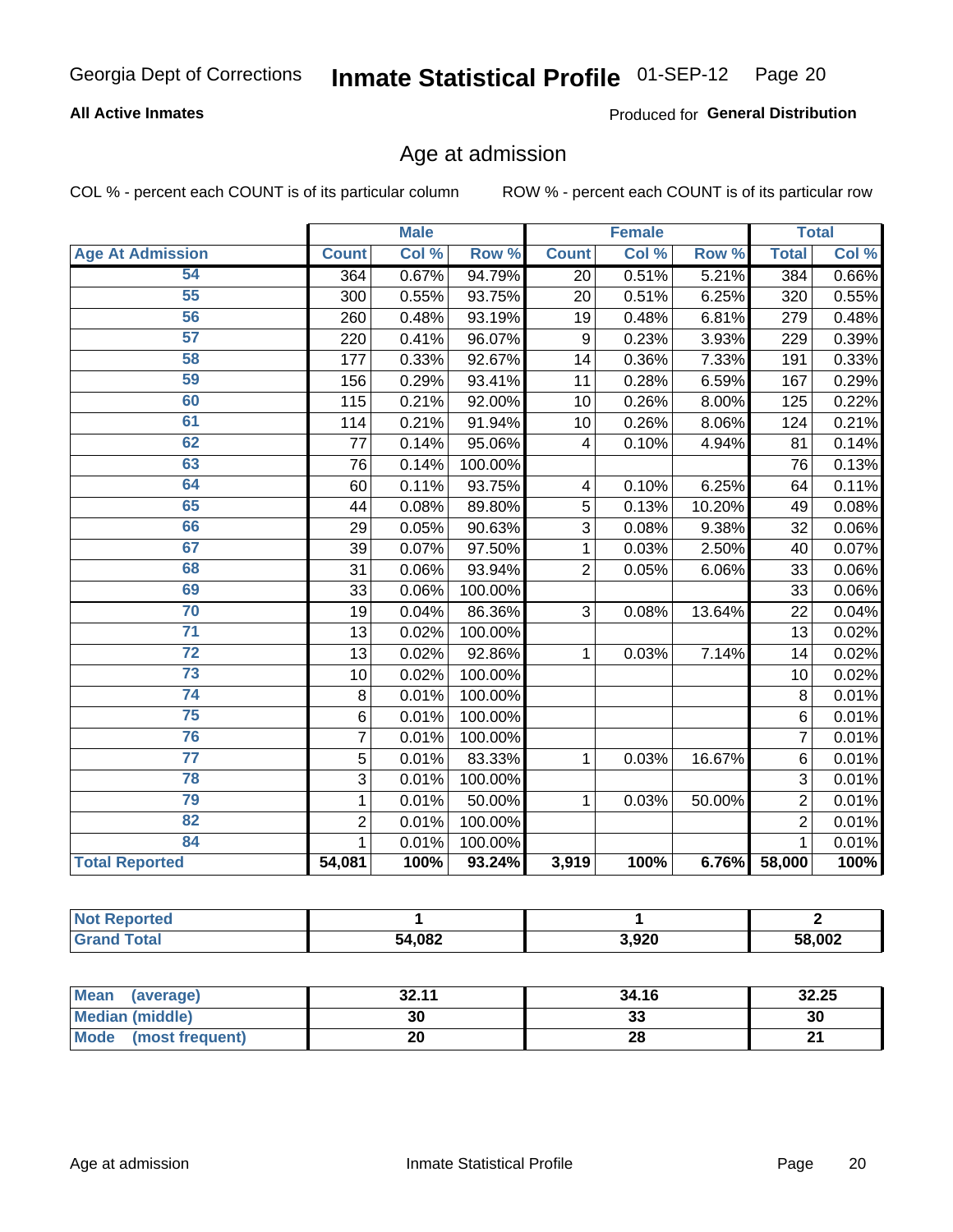Georgia Dept of Corrections **Inmate Statistical Profile** 01-SEP-12

**All Active Inmates**

Produced for **General Distribution**

## Age at admission

COL % - percent each COUNT is of its particular column

ROW % - percent each COUNT is of its particular row

| | Male | | | Female | | | Total | |
|---|---|---|---|---|---|---|---|---|
| **Age At Admission** | **Count** | **Col %** | **Row %** | **Count** | **Col %** | **Row %** | **Total** | **Col %** |
| 54 | 364 | 0.67% | 94.79% | 20 | 0.51% | 5.21% | 384 | 0.66% |
| 55 | 300 | 0.55% | 93.75% | 20 | 0.51% | 6.25% | 320 | 0.55% |
| 56 | 260 | 0.48% | 93.19% | 19 | 0.48% | 6.81% | 279 | 0.48% |
| 57 | 220 | 0.41% | 96.07% | 9 | 0.23% | 3.93% | 229 | 0.39% |
| 58 | 177 | 0.33% | 92.67% | 14 | 0.36% | 7.33% | 191 | 0.33% |
| 59 | 156 | 0.29% | 93.41% | 11 | 0.28% | 6.59% | 167 | 0.29% |
| 60 | 115 | 0.21% | 92.00% | 10 | 0.26% | 8.00% | 125 | 0.22% |
| 61 | 114 | 0.21% | 91.94% | 10 | 0.26% | 8.06% | 124 | 0.21% |
| 62 | 77 | 0.14% | 95.06% | 4 | 0.10% | 4.94% | 81 | 0.14% |
| 63 | 76 | 0.14% | 100.00% | | | | 76 | 0.13% |
| 64 | 60 | 0.11% | 93.75% | 4 | 0.10% | 6.25% | 64 | 0.11% |
| 65 | 44 | 0.08% | 89.80% | 5 | 0.13% | 10.20% | 49 | 0.08% |
| 66 | 29 | 0.05% | 90.63% | 3 | 0.08% | 9.38% | 32 | 0.06% |
| 67 | 39 | 0.07% | 97.50% | 1 | 0.03% | 2.50% | 40 | 0.07% |
| 68 | 31 | 0.06% | 93.94% | 2 | 0.05% | 6.06% | 33 | 0.06% |
| 69 | 33 | 0.06% | 100.00% | | | | 33 | 0.06% |
| 70 | 19 | 0.04% | 86.36% | 3 | 0.08% | 13.64% | 22 | 0.04% |
| 71 | 13 | 0.02% | 100.00% | | | | 13 | 0.02% |
| 72 | 13 | 0.02% | 92.86% | 1 | 0.03% | 7.14% | 14 | 0.02% |
| 73 | 10 | 0.02% | 100.00% | | | | 10 | 0.02% |
| 74 | 8 | 0.01% | 100.00% | | | | 8 | 0.01% |
| 75 | 6 | 0.01% | 100.00% | | | | 6 | 0.01% |
| 76 | 7 | 0.01% | 100.00% | | | | 7 | 0.01% |
| 77 | 5 | 0.01% | 83.33% | 1 | 0.03% | 16.67% | 6 | 0.01% |
| 78 | 3 | 0.01% | 100.00% | | | | 3 | 0.01% |
| 79 | 1 | 0.01% | 50.00% | 1 | 0.03% | 50.00% | 2 | 0.01% |
| 82 | 2 | 0.01% | 100.00% | | | | 2 | 0.01% |
| 84 | 1 | 0.01% | 100.00% | | | | 1 | 0.01% |
| **Total Reported** | **54,081** | **100%** | **93.24%** | **3,919** | **100%** | **6.76%** | **58,000** | **100%** |

| | Male | Female | Total |
|---|---|---|---|
| **Not Reported** | **1** | **1** | **2** |
| **Grand Total** | **54,082** | **3,920** | **58,002** |

| | Male | Female | Total |
|---|---|---|---|
| **Mean (average)** | **32.11** | **34.16** | **32.25** |
| **Median (middle)** | **30** | **33** | **30** |
| **Mode (most frequent)** | **20** | **28** | **21** |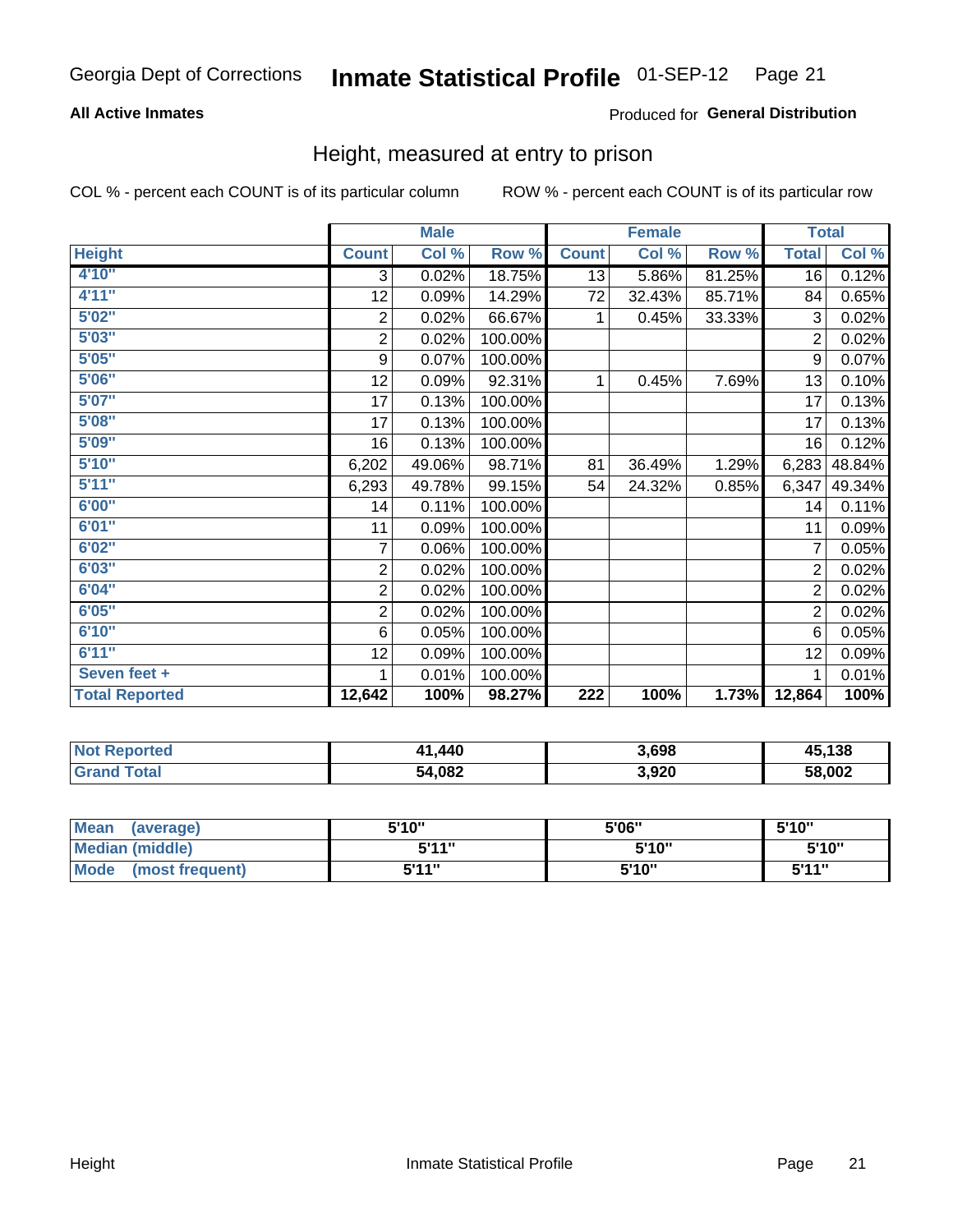Georgia Dept of Corrections **Inmate Statistical Profile** 01-SEP-12

**All Active Inmates**

Produced for **General Distribution**

## Height, measured at entry to prison

COL % - percent each COUNT is of its particular column ROW % - percent each COUNT is of its particular row

| | Male | | | Female | | | Total | |
|---|---|---|---|---|---|---|---|---|
| **Height** | **Count** | **Col %** | **Row %** | **Count** | **Col %** | **Row %** | **Total** | **Col %** |
| 4'10" | 3 | 0.02% | 18.75% | 13 | 5.86% | 81.25% | 16 | 0.12% |
| 4'11" | 12 | 0.09% | 14.29% | 72 | 32.43% | 85.71% | 84 | 0.65% |
| 5'02" | 2 | 0.02% | 66.67% | 1 | 0.45% | 33.33% | 3 | 0.02% |
| 5'03" | 2 | 0.02% | 100.00% | | | | 2 | 0.02% |
| 5'05" | 9 | 0.07% | 100.00% | | | | 9 | 0.07% |
| 5'06" | 12 | 0.09% | 92.31% | 1 | 0.45% | 7.69% | 13 | 0.10% |
| 5'07" | 17 | 0.13% | 100.00% | | | | 17 | 0.13% |
| 5'08" | 17 | 0.13% | 100.00% | | | | 17 | 0.13% |
| 5'09" | 16 | 0.13% | 100.00% | | | | 16 | 0.12% |
| 5'10" | 6,202 | 49.06% | 98.71% | 81 | 36.49% | 1.29% | 6,283 | 48.84% |
| 5'11" | 6,293 | 49.78% | 99.15% | 54 | 24.32% | 0.85% | 6,347 | 49.34% |
| 6'00" | 14 | 0.11% | 100.00% | | | | 14 | 0.11% |
| 6'01" | 11 | 0.09% | 100.00% | | | | 11 | 0.09% |
| 6'02" | 7 | 0.06% | 100.00% | | | | 7 | 0.05% |
| 6'03" | 2 | 0.02% | 100.00% | | | | 2 | 0.02% |
| 6'04" | 2 | 0.02% | 100.00% | | | | 2 | 0.02% |
| 6'05" | 2 | 0.02% | 100.00% | | | | 2 | 0.02% |
| 6'10" | 6 | 0.05% | 100.00% | | | | 6 | 0.05% |
| 6'11" | 12 | 0.09% | 100.00% | | | | 12 | 0.09% |
| Seven feet + | 1 | 0.01% | 100.00% | | | | 1 | 0.01% |
| **Total Reported** | **12,642** | **100%** | **98.27%** | **222** | **100%** | **1.73%** | **12,864** | **100%** |

| | Male | Female | Total |
|---|---|---|---|
| **Not Reported** | **41,440** | **3,698** | **45,138** |
| **Grand Total** | **54,082** | **3,920** | **58,002** |

| | Male | Female | Total |
|---|---|---|---|
| **Mean (average)** | **5'10"** | **5'06"** | **5'10"** |
| **Median (middle)** | **5'11"** | **5'10"** | **5'10"** |
| **Mode (most frequent)** | **5'11"** | **5'10"** | **5'11"** |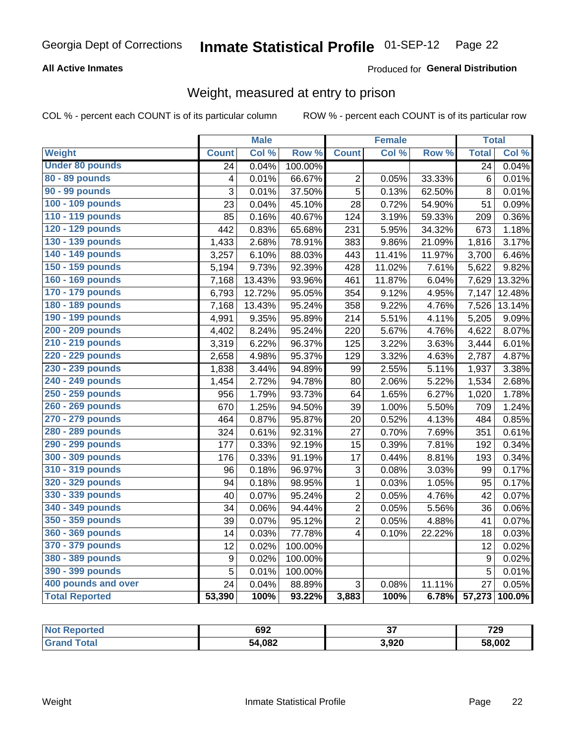Georgia Dept of Corrections **Inmate Statistical Profile** 01-SEP-12

**All Active Inmates**

Produced for **General Distribution**

## Weight, measured at entry to prison

COL % - percent each COUNT is of its particular column

ROW % - percent each COUNT is of its particular row

| | Male | | | Female | | | Total | |
|---|---|---|---|---|---|---|---|---|
| **Weight** | **Count** | **Col %** | **Row %** | **Count** | **Col %** | **Row %** | **Total** | **Col %** |
| **Under 80 pounds** | 24 | 0.04% | 100.00% | | | | 24 | 0.04% |
| **80 - 89 pounds** | 4 | 0.01% | 66.67% | 2 | 0.05% | 33.33% | 6 | 0.01% |
| **90 - 99 pounds** | 3 | 0.01% | 37.50% | 5 | 0.13% | 62.50% | 8 | 0.01% |
| **100 - 109 pounds** | 23 | 0.04% | 45.10% | 28 | 0.72% | 54.90% | 51 | 0.09% |
| **110 - 119 pounds** | 85 | 0.16% | 40.67% | 124 | 3.19% | 59.33% | 209 | 0.36% |
| **120 - 129 pounds** | 442 | 0.83% | 65.68% | 231 | 5.95% | 34.32% | 673 | 1.18% |
| **130 - 139 pounds** | 1,433 | 2.68% | 78.91% | 383 | 9.86% | 21.09% | 1,816 | 3.17% |
| **140 - 149 pounds** | 3,257 | 6.10% | 88.03% | 443 | 11.41% | 11.97% | 3,700 | 6.46% |
| **150 - 159 pounds** | 5,194 | 9.73% | 92.39% | 428 | 11.02% | 7.61% | 5,622 | 9.82% |
| **160 - 169 pounds** | 7,168 | 13.43% | 93.96% | 461 | 11.87% | 6.04% | 7,629 | 13.32% |
| **170 - 179 pounds** | 6,793 | 12.72% | 95.05% | 354 | 9.12% | 4.95% | 7,147 | 12.48% |
| **180 - 189 pounds** | 7,168 | 13.43% | 95.24% | 358 | 9.22% | 4.76% | 7,526 | 13.14% |
| **190 - 199 pounds** | 4,991 | 9.35% | 95.89% | 214 | 5.51% | 4.11% | 5,205 | 9.09% |
| **200 - 209 pounds** | 4,402 | 8.24% | 95.24% | 220 | 5.67% | 4.76% | 4,622 | 8.07% |
| **210 - 219 pounds** | 3,319 | 6.22% | 96.37% | 125 | 3.22% | 3.63% | 3,444 | 6.01% |
| **220 - 229 pounds** | 2,658 | 4.98% | 95.37% | 129 | 3.32% | 4.63% | 2,787 | 4.87% |
| **230 - 239 pounds** | 1,838 | 3.44% | 94.89% | 99 | 2.55% | 5.11% | 1,937 | 3.38% |
| **240 - 249 pounds** | 1,454 | 2.72% | 94.78% | 80 | 2.06% | 5.22% | 1,534 | 2.68% |
| **250 - 259 pounds** | 956 | 1.79% | 93.73% | 64 | 1.65% | 6.27% | 1,020 | 1.78% |
| **260 - 269 pounds** | 670 | 1.25% | 94.50% | 39 | 1.00% | 5.50% | 709 | 1.24% |
| **270 - 279 pounds** | 464 | 0.87% | 95.87% | 20 | 0.52% | 4.13% | 484 | 0.85% |
| **280 - 289 pounds** | 324 | 0.61% | 92.31% | 27 | 0.70% | 7.69% | 351 | 0.61% |
| **290 - 299 pounds** | 177 | 0.33% | 92.19% | 15 | 0.39% | 7.81% | 192 | 0.34% |
| **300 - 309 pounds** | 176 | 0.33% | 91.19% | 17 | 0.44% | 8.81% | 193 | 0.34% |
| **310 - 319 pounds** | 96 | 0.18% | 96.97% | 3 | 0.08% | 3.03% | 99 | 0.17% |
| **320 - 329 pounds** | 94 | 0.18% | 98.95% | 1 | 0.03% | 1.05% | 95 | 0.17% |
| **330 - 339 pounds** | 40 | 0.07% | 95.24% | 2 | 0.05% | 4.76% | 42 | 0.07% |
| **340 - 349 pounds** | 34 | 0.06% | 94.44% | 2 | 0.05% | 5.56% | 36 | 0.06% |
| **350 - 359 pounds** | 39 | 0.07% | 95.12% | 2 | 0.05% | 4.88% | 41 | 0.07% |
| **360 - 369 pounds** | 14 | 0.03% | 77.78% | 4 | 0.10% | 22.22% | 18 | 0.03% |
| **370 - 379 pounds** | 12 | 0.02% | 100.00% | | | | 12 | 0.02% |
| **380 - 389 pounds** | 9 | 0.02% | 100.00% | | | | 9 | 0.02% |
| **390 - 399 pounds** | 5 | 0.01% | 100.00% | | | | 5 | 0.01% |
| **400 pounds and over** | 24 | 0.04% | 88.89% | 3 | 0.08% | 11.11% | 27 | 0.05% |
| **Total Reported** | **53,390** | **100%** | **93.22%** | **3,883** | **100%** | **6.78%** | **57,273** | **100.0%** |

| | Male | Female | Total |
|---|---|---|---|
| **Not Reported** | **692** | **37** | **729** |
| **Grand Total** | **54,082** | **3,920** | **58,002** |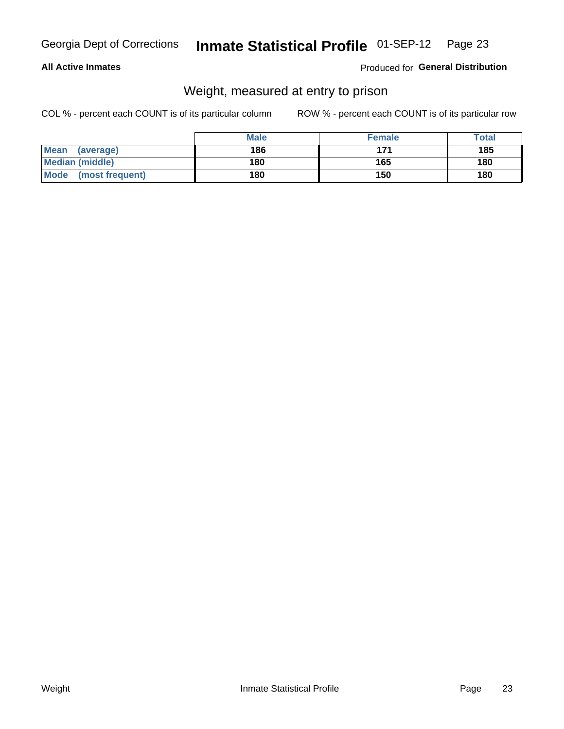**All Active Inmates**

Produced for **General Distribution**

## Weight, measured at entry to prison

COL % - percent each COUNT is of its particular column

ROW % - percent each COUNT is of its particular row

| | Male | Female | Total |
|---|---|---|---|
| **Mean (average)** | **186** | **171** | **185** |
| **Median (middle)** | **180** | **165** | **180** |
| **Mode (most frequent)** | **180** | **150** | **180** |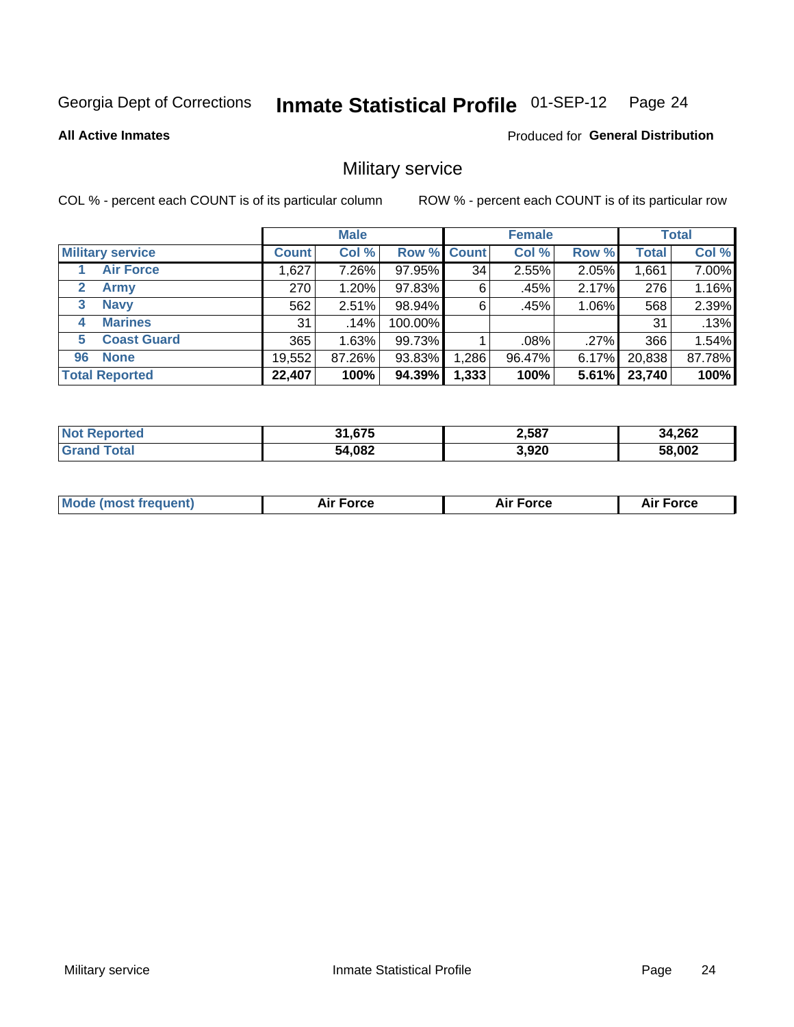Georgia Dept of Corrections **Inmate Statistical Profile** 01-SEP-12 Page 24

**All Active Inmates**

Produced for **General Distribution**

## Military service

COL % - percent each COUNT is of its particular column

ROW % - percent each COUNT is of its particular row

| Military service | Male | | | Female | | | Total | |
|---|---|---|---|---|---|---|---|---|
| | Count | Col % | Row % | Count | Col % | Row % | Total | Col % |
| 1 Air Force | 1,627 | 7.26% | 97.95% | 34 | 2.55% | 2.05% | 1,661 | 7.00% |
| 2 Army | 270 | 1.20% | 97.83% | 6 | .45% | 2.17% | 276 | 1.16% |
| 3 Navy | 562 | 2.51% | 98.94% | 6 | .45% | 1.06% | 568 | 2.39% |
| 4 Marines | 31 | .14% | 100.00% | | | | 31 | .13% |
| 5 Coast Guard | 365 | 1.63% | 99.73% | 1 | .08% | .27% | 366 | 1.54% |
| 96 None | 19,552 | 87.26% | 93.83% | 1,286 | 96.47% | 6.17% | 20,838 | 87.78% |
| **Total Reported** | **22,407** | **100%** | **94.39%** | **1,333** | **100%** | **5.61%** | **23,740** | **100%** |

| | Male | Female | Total |
|---|---|---|---|
| Not Reported | 31,675 | 2,587 | 34,262 |
| Grand Total | 54,082 | 3,920 | 58,002 |

| | Male | Female | Total |
|---|---|---|---|
| Mode (most frequent) | Air Force | Air Force | Air Force |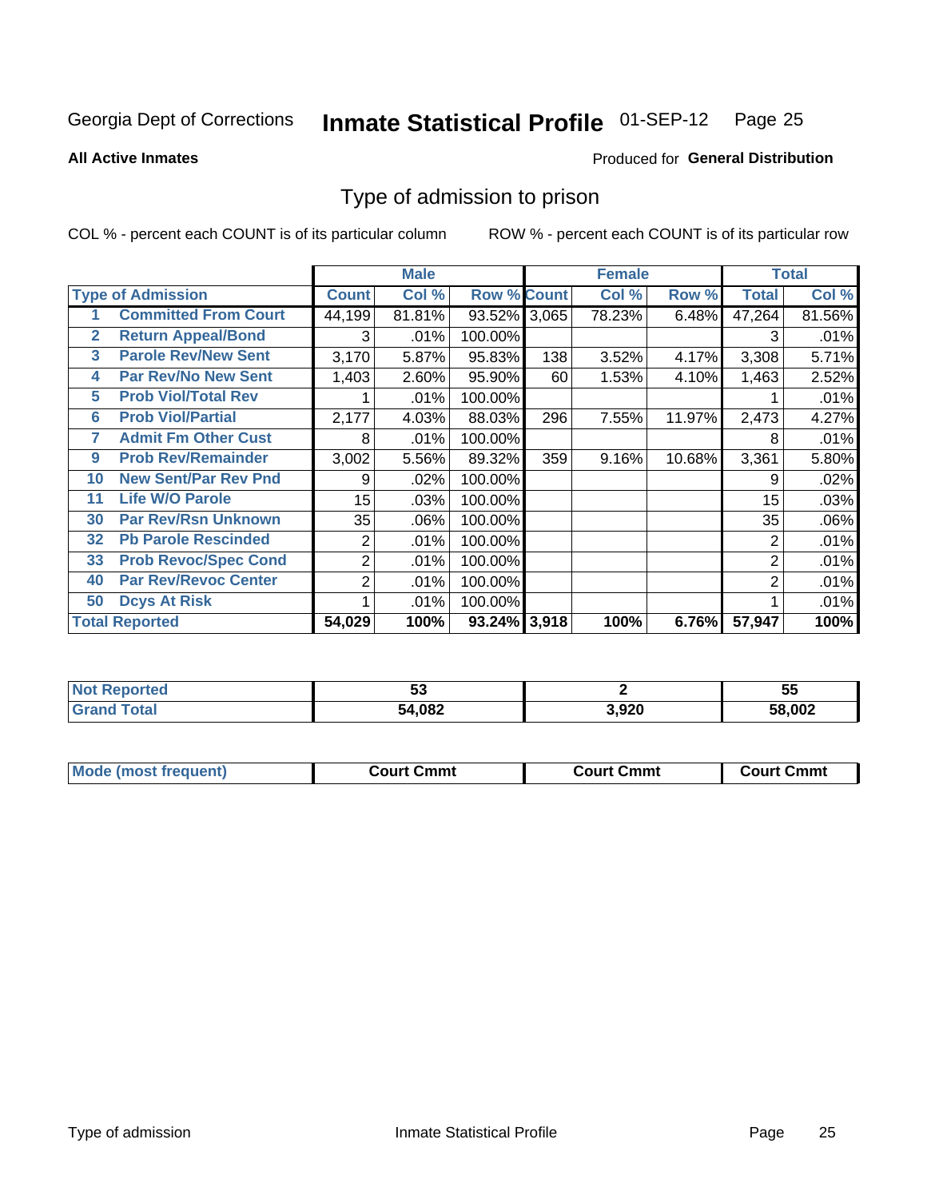Georgia Dept of Corrections **Inmate Statistical Profile** 01-SEP-12

**All Active Inmates**

Produced for **General Distribution**

## Type of admission to prison

COL % - percent each COUNT is of its particular column ROW % - percent each COUNT is of its particular row

| | | Male | | | Female | | | Total | |
|---|---|---|---|---|---|---|---|---|---|
| **Type of Admission** | | **Count** | **Col %** | **Row %** | **Count** | **Col %** | **Row %** | **Total** | **Col %** |
| 1 | **Committed From Court** | 44,199 | 81.81% | 93.52% | 3,065 | 78.23% | 6.48% | 47,264 | 81.56% |
| 2 | **Return Appeal/Bond** | 3 | .01% | 100.00% | | | | 3 | .01% |
| 3 | **Parole Rev/New Sent** | 3,170 | 5.87% | 95.83% | 138 | 3.52% | 4.17% | 3,308 | 5.71% |
| 4 | **Par Rev/No New Sent** | 1,403 | 2.60% | 95.90% | 60 | 1.53% | 4.10% | 1,463 | 2.52% |
| 5 | **Prob Viol/Total Rev** | 1 | .01% | 100.00% | | | | 1 | .01% |
| 6 | **Prob Viol/Partial** | 2,177 | 4.03% | 88.03% | 296 | 7.55% | 11.97% | 2,473 | 4.27% |
| 7 | **Admit Fm Other Cust** | 8 | .01% | 100.00% | | | | 8 | .01% |
| 9 | **Prob Rev/Remainder** | 3,002 | 5.56% | 89.32% | 359 | 9.16% | 10.68% | 3,361 | 5.80% |
| 10 | **New Sent/Par Rev Pnd** | 9 | .02% | 100.00% | | | | 9 | .02% |
| 11 | **Life W/O Parole** | 15 | .03% | 100.00% | | | | 15 | .03% |
| 30 | **Par Rev/Rsn Unknown** | 35 | .06% | 100.00% | | | | 35 | .06% |
| 32 | **Pb Parole Rescinded** | 2 | .01% | 100.00% | | | | 2 | .01% |
| 33 | **Prob Revoc/Spec Cond** | 2 | .01% | 100.00% | | | | 2 | .01% |
| 40 | **Par Rev/Revoc Center** | 2 | .01% | 100.00% | | | | 2 | .01% |
| 50 | **Dcys At Risk** | 1 | .01% | 100.00% | | | | 1 | .01% |
| **Total Reported** | | **54,029** | **100%** | **93.24%** | **3,918** | **100%** | **6.76%** | **57,947** | **100%** |

| | Male | Female | Total |
|---|---|---|---|
| **Not Reported** | **53** | **2** | **55** |
| **Grand Total** | **54,082** | **3,920** | **58,002** |

| | Male | Female | Total |
|---|---|---|---|
| **Mode (most frequent)** | **Court Cmmt** | **Court Cmmt** | **Court Cmmt** |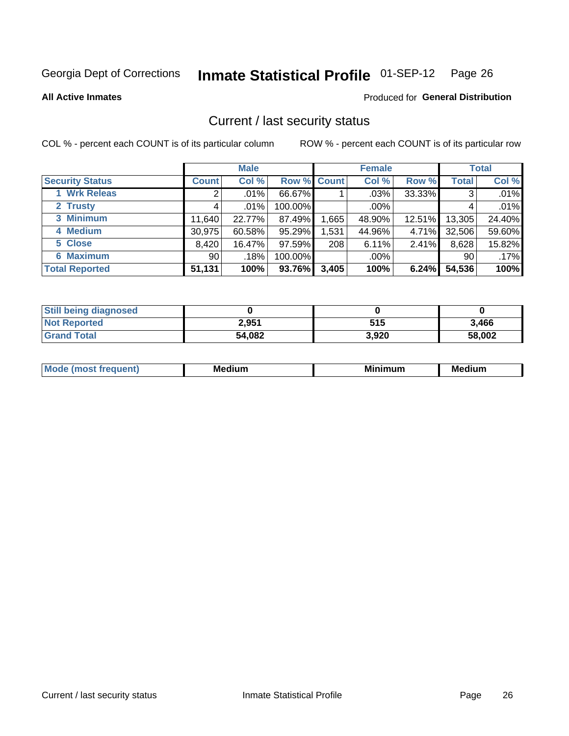Georgia Dept of Corrections **Inmate Statistical Profile** 01-SEP-12

**All Active Inmates**

Produced for **General Distribution**

## Current / last security status

COL % - percent each COUNT is of its particular column

ROW % - percent each COUNT is of its particular row

| | Male | | | Female | | | Total | |
|---|---|---|---|---|---|---|---|---|
| **Security Status** | **Count** | **Col %** | **Row %** | **Count** | **Col %** | **Row %** | **Total** | **Col %** |
| 1 Wrk Releas | 2 | .01% | 66.67% | 1 | .03% | 33.33% | 3 | .01% |
| 2 Trusty | 4 | .01% | 100.00% | | .00% | | 4 | .01% |
| 3 Minimum | 11,640 | 22.77% | 87.49% | 1,665 | 48.90% | 12.51% | 13,305 | 24.40% |
| 4 Medium | 30,975 | 60.58% | 95.29% | 1,531 | 44.96% | 4.71% | 32,506 | 59.60% |
| 5 Close | 8,420 | 16.47% | 97.59% | 208 | 6.11% | 2.41% | 8,628 | 15.82% |
| 6 Maximum | 90 | .18% | 100.00% | | .00% | | 90 | .17% |
| **Total Reported** | **51,131** | **100%** | **93.76%** | **3,405** | **100%** | **6.24%** | **54,536** | **100%** |

| | Male | Female | Total |
|---|---|---|---|
| **Still being diagnosed** | **0** | **0** | **0** |
| **Not Reported** | **2,951** | **515** | **3,466** |
| **Grand Total** | **54,082** | **3,920** | **58,002** |

| | Male | Female | Total |
|---|---|---|---|
| **Mode (most frequent)** | **Medium** | **Minimum** | **Medium** |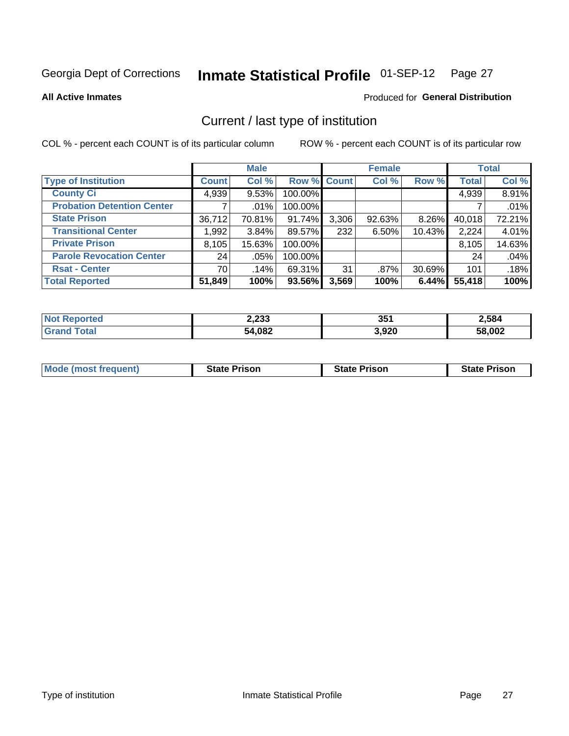Georgia Dept of Corrections **Inmate Statistical Profile** 01-SEP-12

**All Active Inmates**

Produced for **General Distribution**

## Current / last type of institution

COL % - percent each COUNT is of its particular column

ROW % - percent each COUNT is of its particular row

| | Male | | | Female | | | Total | |
|---|---|---|---|---|---|---|---|---|
| **Type of Institution** | **Count** | **Col %** | **Row %** | **Count** | **Col %** | **Row %** | **Total** | **Col %** |
| **County Ci** | 4,939 | 9.53% | 100.00% | | | | 4,939 | 8.91% |
| **Probation Detention Center** | 7 | .01% | 100.00% | | | | 7 | .01% |
| **State Prison** | 36,712 | 70.81% | 91.74% | 3,306 | 92.63% | 8.26% | 40,018 | 72.21% |
| **Transitional Center** | 1,992 | 3.84% | 89.57% | 232 | 6.50% | 10.43% | 2,224 | 4.01% |
| **Private Prison** | 8,105 | 15.63% | 100.00% | | | | 8,105 | 14.63% |
| **Parole Revocation Center** | 24 | .05% | 100.00% | | | | 24 | .04% |
| **Rsat - Center** | 70 | .14% | 69.31% | 31 | .87% | 30.69% | 101 | .18% |
| **Total Reported** | **51,849** | **100%** | **93.56%** | **3,569** | **100%** | **6.44%** | **55,418** | **100%** |

| | Male | Female | Total |
|---|---|---|---|
| **Not Reported** | **2,233** | **351** | **2,584** |
| **Grand Total** | **54,082** | **3,920** | **58,002** |

| | Male | Female | Total |
|---|---|---|---|
| **Mode (most frequent)** | **State Prison** | **State Prison** | **State Prison** |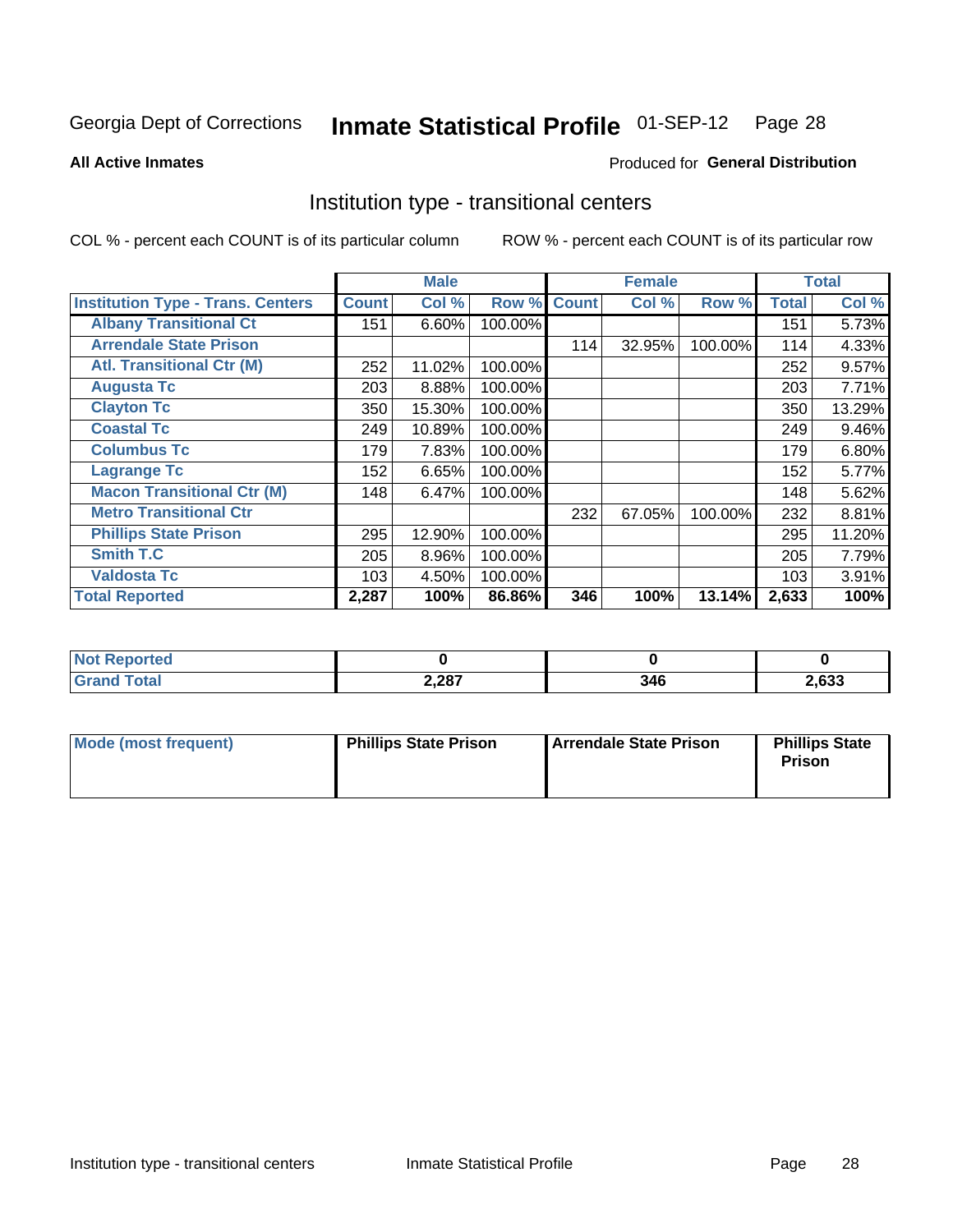Georgia Dept of Corrections **Inmate Statistical Profile** 01-SEP-12 Page 28

**All Active Inmates**

Produced for **General Distribution**

## Institution type - transitional centers

COL % - percent each COUNT is of its particular column

ROW % - percent each COUNT is of its particular row

| | Male | | | Female | | | Total | |
|---|---|---|---|---|---|---|---|---|
| **Institution Type - Trans. Centers** | **Count** | **Col %** | **Row %** | **Count** | **Col %** | **Row %** | **Total** | **Col %** |
| **Albany Transitional Ct** | 151 | 6.60% | 100.00% | | | | 151 | 5.73% |
| **Arrendale State Prison** | | | | 114 | 32.95% | 100.00% | 114 | 4.33% |
| **Atl. Transitional Ctr (M)** | 252 | 11.02% | 100.00% | | | | 252 | 9.57% |
| **Augusta Tc** | 203 | 8.88% | 100.00% | | | | 203 | 7.71% |
| **Clayton Tc** | 350 | 15.30% | 100.00% | | | | 350 | 13.29% |
| **Coastal Tc** | 249 | 10.89% | 100.00% | | | | 249 | 9.46% |
| **Columbus Tc** | 179 | 7.83% | 100.00% | | | | 179 | 6.80% |
| **Lagrange Tc** | 152 | 6.65% | 100.00% | | | | 152 | 5.77% |
| **Macon Transitional Ctr (M)** | 148 | 6.47% | 100.00% | | | | 148 | 5.62% |
| **Metro Transitional Ctr** | | | | 232 | 67.05% | 100.00% | 232 | 8.81% |
| **Phillips State Prison** | 295 | 12.90% | 100.00% | | | | 295 | 11.20% |
| **Smith T.C** | 205 | 8.96% | 100.00% | | | | 205 | 7.79% |
| **Valdosta Tc** | 103 | 4.50% | 100.00% | | | | 103 | 3.91% |
| **Total Reported** | **2,287** | **100%** | **86.86%** | **346** | **100%** | **13.14%** | **2,633** | **100%** |

| | Male | Female | Total |
|---|---|---|---|
| **Not Reported** | **0** | **0** | **0** |
| **Grand Total** | **2,287** | **346** | **2,633** |

| | Male | Female | Total |
|---|---|---|---|
| **Mode (most frequent)** | **Phillips State Prison** | **Arrendale State Prison** | **Phillips State Prison** |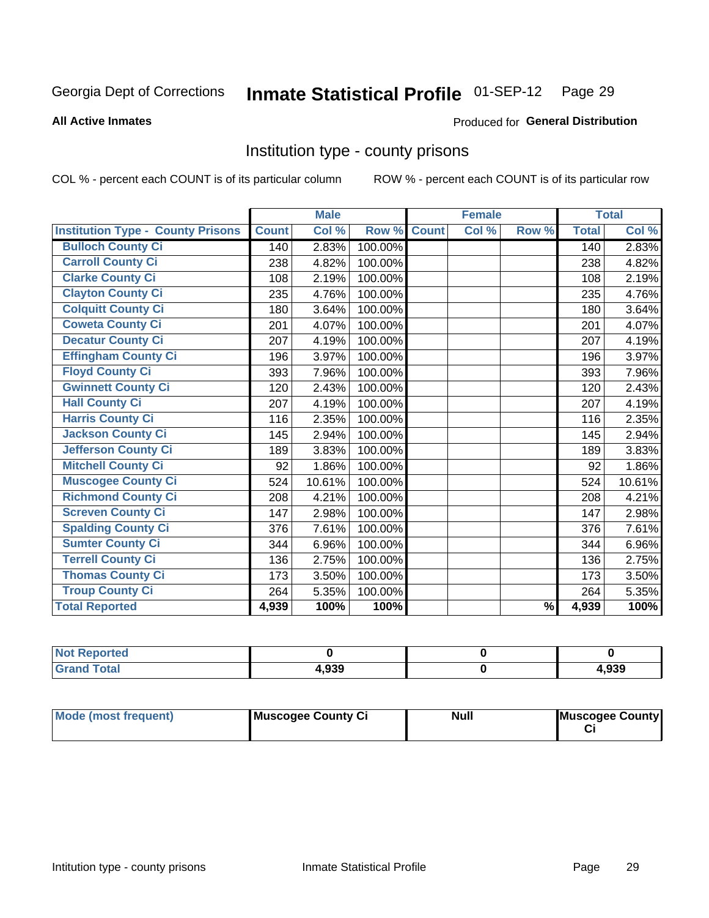Georgia Dept of Corrections **Inmate Statistical Profile** 01-SEP-12

**All Active Inmates**

Produced for **General Distribution**

## Institution type - county prisons

COL % - percent each COUNT is of its particular column ROW % - percent each COUNT is of its particular row

| | Male | | | Female | | | Total | |
|---|---|---|---|---|---|---|---|---|
| Institution Type - County Prisons | Count | Col % | Row % | Count | Col % | Row % | Total | Col % |
| Bulloch County Ci | 140 | 2.83% | 100.00% | | | | 140 | 2.83% |
| Carroll County Ci | 238 | 4.82% | 100.00% | | | | 238 | 4.82% |
| Clarke County Ci | 108 | 2.19% | 100.00% | | | | 108 | 2.19% |
| Clayton County Ci | 235 | 4.76% | 100.00% | | | | 235 | 4.76% |
| Colquitt County Ci | 180 | 3.64% | 100.00% | | | | 180 | 3.64% |
| Coweta County Ci | 201 | 4.07% | 100.00% | | | | 201 | 4.07% |
| Decatur County Ci | 207 | 4.19% | 100.00% | | | | 207 | 4.19% |
| Effingham County Ci | 196 | 3.97% | 100.00% | | | | 196 | 3.97% |
| Floyd County Ci | 393 | 7.96% | 100.00% | | | | 393 | 7.96% |
| Gwinnett County Ci | 120 | 2.43% | 100.00% | | | | 120 | 2.43% |
| Hall County Ci | 207 | 4.19% | 100.00% | | | | 207 | 4.19% |
| Harris County Ci | 116 | 2.35% | 100.00% | | | | 116 | 2.35% |
| Jackson County Ci | 145 | 2.94% | 100.00% | | | | 145 | 2.94% |
| Jefferson County Ci | 189 | 3.83% | 100.00% | | | | 189 | 3.83% |
| Mitchell County Ci | 92 | 1.86% | 100.00% | | | | 92 | 1.86% |
| Muscogee County Ci | 524 | 10.61% | 100.00% | | | | 524 | 10.61% |
| Richmond County Ci | 208 | 4.21% | 100.00% | | | | 208 | 4.21% |
| Screven County Ci | 147 | 2.98% | 100.00% | | | | 147 | 2.98% |
| Spalding County Ci | 376 | 7.61% | 100.00% | | | | 376 | 7.61% |
| Sumter County Ci | 344 | 6.96% | 100.00% | | | | 344 | 6.96% |
| Terrell County Ci | 136 | 2.75% | 100.00% | | | | 136 | 2.75% |
| Thomas County Ci | 173 | 3.50% | 100.00% | | | | 173 | 3.50% |
| Troup County Ci | 264 | 5.35% | 100.00% | | | | 264 | 5.35% |
| Total Reported | 4,939 | 100% | 100% | | | % | 4,939 | 100% |

| | Male | Female | Total |
|---|---|---|---|
| Not Reported | 0 | 0 | 0 |
| Grand Total | 4,939 | 0 | 4,939 |

| | Male | Female | Total |
|---|---|---|---|
| Mode (most frequent) | Muscogee County Ci | Null | Muscogee County Ci |

Intitution type - county prisons Inmate Statistical Profile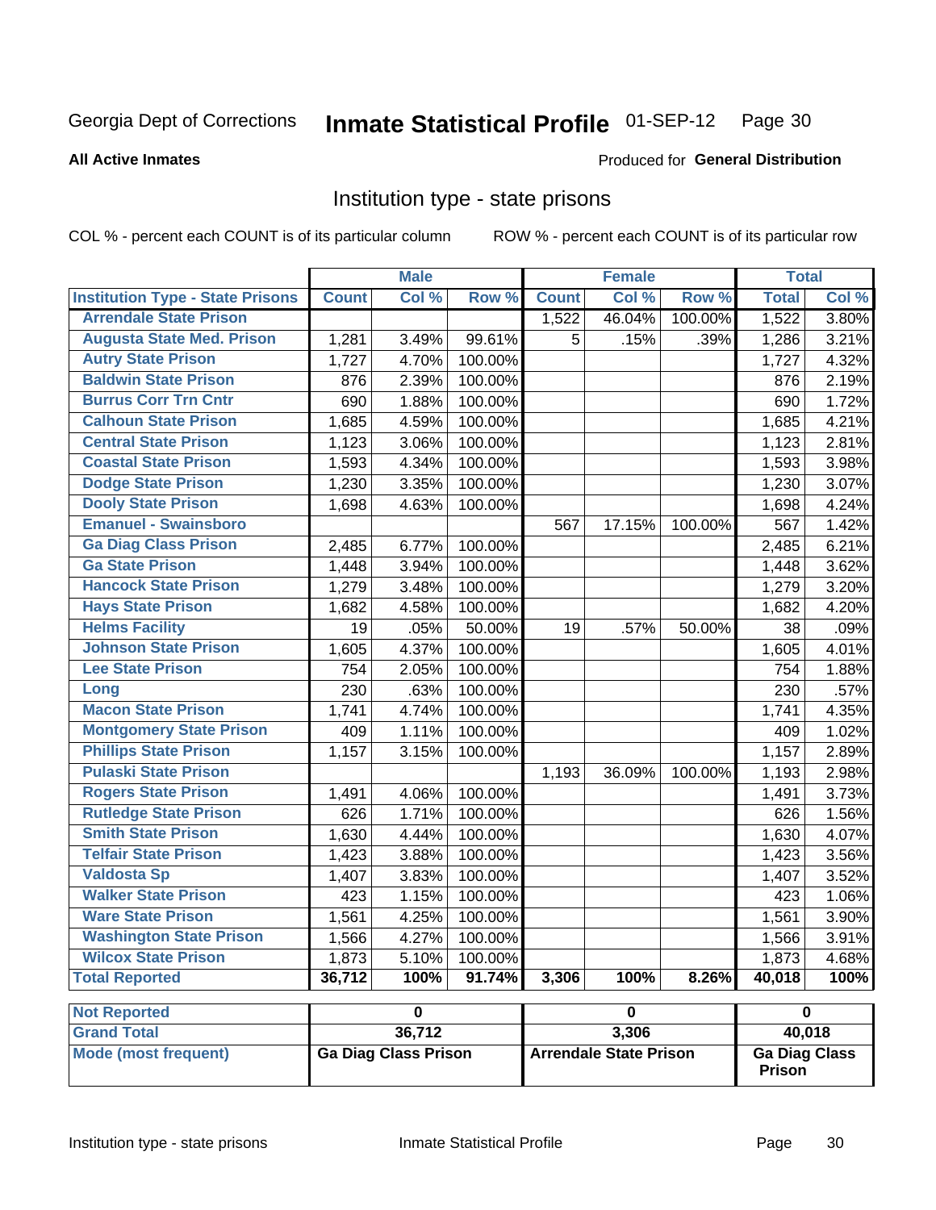Georgia Dept of Corrections **Inmate Statistical Profile** 01-SEP-12

**All Active Inmates**

Produced for **General Distribution**

## Institution type - state prisons

COL % - percent each COUNT is of its particular column

ROW % - percent each COUNT is of its particular row

| | Male | | | Female | | | Total | |
|---|---|---|---|---|---|---|---|---|
| **Institution Type - State Prisons** | **Count** | **Col %** | **Row %** | **Count** | **Col %** | **Row %** | **Total** | **Col %** |
| Arrendale State Prison | | | | 1,522 | 46.04% | 100.00% | 1,522 | 3.80% |
| Augusta State Med. Prison | 1,281 | 3.49% | 99.61% | 5 | .15% | .39% | 1,286 | 3.21% |
| Autry State Prison | 1,727 | 4.70% | 100.00% | | | | 1,727 | 4.32% |
| Baldwin State Prison | 876 | 2.39% | 100.00% | | | | 876 | 2.19% |
| Burrus Corr Trn Cntr | 690 | 1.88% | 100.00% | | | | 690 | 1.72% |
| Calhoun State Prison | 1,685 | 4.59% | 100.00% | | | | 1,685 | 4.21% |
| Central State Prison | 1,123 | 3.06% | 100.00% | | | | 1,123 | 2.81% |
| Coastal State Prison | 1,593 | 4.34% | 100.00% | | | | 1,593 | 3.98% |
| Dodge State Prison | 1,230 | 3.35% | 100.00% | | | | 1,230 | 3.07% |
| Dooly State Prison | 1,698 | 4.63% | 100.00% | | | | 1,698 | 4.24% |
| Emanuel - Swainsboro | | | | 567 | 17.15% | 100.00% | 567 | 1.42% |
| Ga Diag Class Prison | 2,485 | 6.77% | 100.00% | | | | 2,485 | 6.21% |
| Ga State Prison | 1,448 | 3.94% | 100.00% | | | | 1,448 | 3.62% |
| Hancock State Prison | 1,279 | 3.48% | 100.00% | | | | 1,279 | 3.20% |
| Hays State Prison | 1,682 | 4.58% | 100.00% | | | | 1,682 | 4.20% |
| Helms Facility | 19 | .05% | 50.00% | 19 | .57% | 50.00% | 38 | .09% |
| Johnson State Prison | 1,605 | 4.37% | 100.00% | | | | 1,605 | 4.01% |
| Lee State Prison | 754 | 2.05% | 100.00% | | | | 754 | 1.88% |
| Long | 230 | .63% | 100.00% | | | | 230 | .57% |
| Macon State Prison | 1,741 | 4.74% | 100.00% | | | | 1,741 | 4.35% |
| Montgomery State Prison | 409 | 1.11% | 100.00% | | | | 409 | 1.02% |
| Phillips State Prison | 1,157 | 3.15% | 100.00% | | | | 1,157 | 2.89% |
| Pulaski State Prison | | | | 1,193 | 36.09% | 100.00% | 1,193 | 2.98% |
| Rogers State Prison | 1,491 | 4.06% | 100.00% | | | | 1,491 | 3.73% |
| Rutledge State Prison | 626 | 1.71% | 100.00% | | | | 626 | 1.56% |
| Smith State Prison | 1,630 | 4.44% | 100.00% | | | | 1,630 | 4.07% |
| Telfair State Prison | 1,423 | 3.88% | 100.00% | | | | 1,423 | 3.56% |
| Valdosta Sp | 1,407 | 3.83% | 100.00% | | | | 1,407 | 3.52% |
| Walker State Prison | 423 | 1.15% | 100.00% | | | | 423 | 1.06% |
| Ware State Prison | 1,561 | 4.25% | 100.00% | | | | 1,561 | 3.90% |
| Washington State Prison | 1,566 | 4.27% | 100.00% | | | | 1,566 | 3.91% |
| Wilcox State Prison | 1,873 | 5.10% | 100.00% | | | | 1,873 | 4.68% |
| **Total Reported** | **36,712** | **100%** | **91.74%** | **3,306** | **100%** | **8.26%** | **40,018** | **100%** |

| | Male | Female | Total |
|---|---|---|---|
| **Not Reported** | **0** | **0** | **0** |
| **Grand Total** | **36,712** | **3,306** | **40,018** |
| **Mode (most frequent)** | **Ga Diag Class Prison** | **Arrendale State Prison** | **Ga Diag Class Prison** |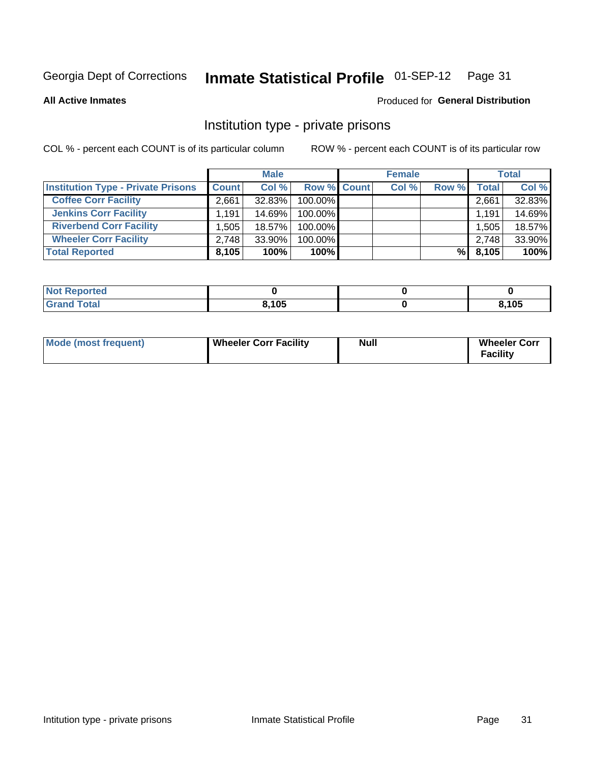Georgia Dept of Corrections **Inmate Statistical Profile** 01-SEP-12

**All Active Inmates**

Produced for **General Distribution**

## Institution type - private prisons

COL % - percent each COUNT is of its particular column

ROW % - percent each COUNT is of its particular row

| | Male | | | Female | | | Total | |
|---|---|---|---|---|---|---|---|---|
| **Institution Type - Private Prisons** | **Count** | **Col %** | **Row %** | **Count** | **Col %** | **Row %** | **Total** | **Col %** |
| **Coffee Corr Facility** | 2,661 | 32.83% | 100.00% | | | | 2,661 | 32.83% |
| **Jenkins Corr Facility** | 1,191 | 14.69% | 100.00% | | | | 1,191 | 14.69% |
| **Riverbend Corr Facility** | 1,505 | 18.57% | 100.00% | | | | 1,505 | 18.57% |
| **Wheeler Corr Facility** | 2,748 | 33.90% | 100.00% | | | | 2,748 | 33.90% |
| **Total Reported** | **8,105** | **100%** | **100%** | | | **%** | **8,105** | **100%** |

| | Male | Female | Total |
|---|---|---|---|
| **Not Reported** | **0** | **0** | **0** |
| **Grand Total** | **8,105** | **0** | **8,105** |

| | Male | Female | Total |
|---|---|---|---|
| **Mode (most frequent)** | **Wheeler Corr Facility** | **Null** | **Wheeler Corr Facility** |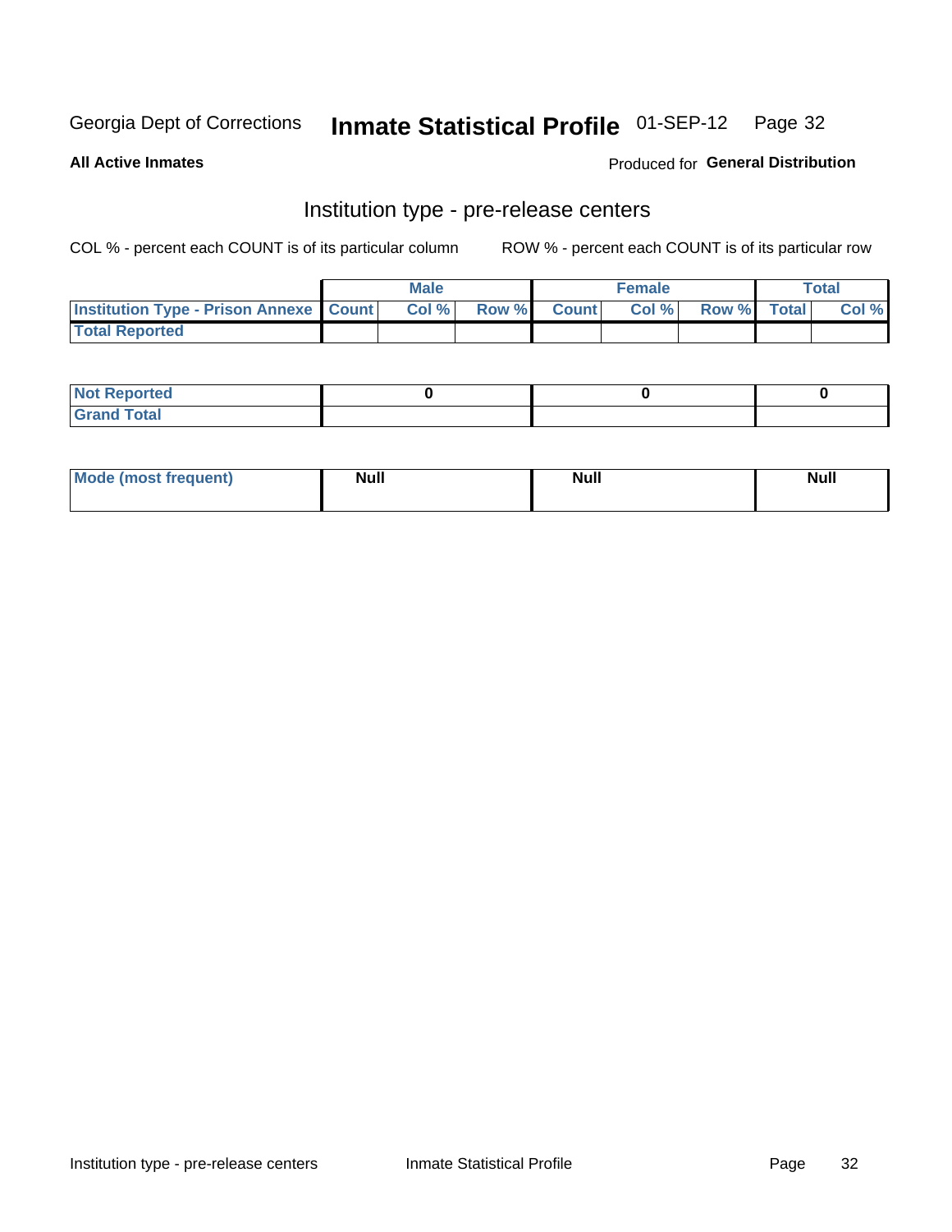Georgia Dept of Corrections **Inmate Statistical Profile** 01-SEP-12

**All Active Inmates**

Produced for **General Distribution**

## Institution type - pre-release centers

COL % - percent each COUNT is of its particular column ROW % - percent each COUNT is of its particular row

| | Male | | | Female | | | Total | |
|---|---|---|---|---|---|---|---|---|
| **Institution Type - Prison Annexe** | **Count** | **Col %** | **Row %** | **Count** | **Col %** | **Row %** | **Total** | **Col %** |
| **Total Reported** | | | | | | | | |

| | Male | Female | Total |
|---|---|---|---|
| **Not Reported** | **0** | **0** | **0** |
| **Grand Total** | | | |

| | Male | Female | Total |
|---|---|---|---|
| **Mode (most frequent)** | **Null** | **Null** | **Null** |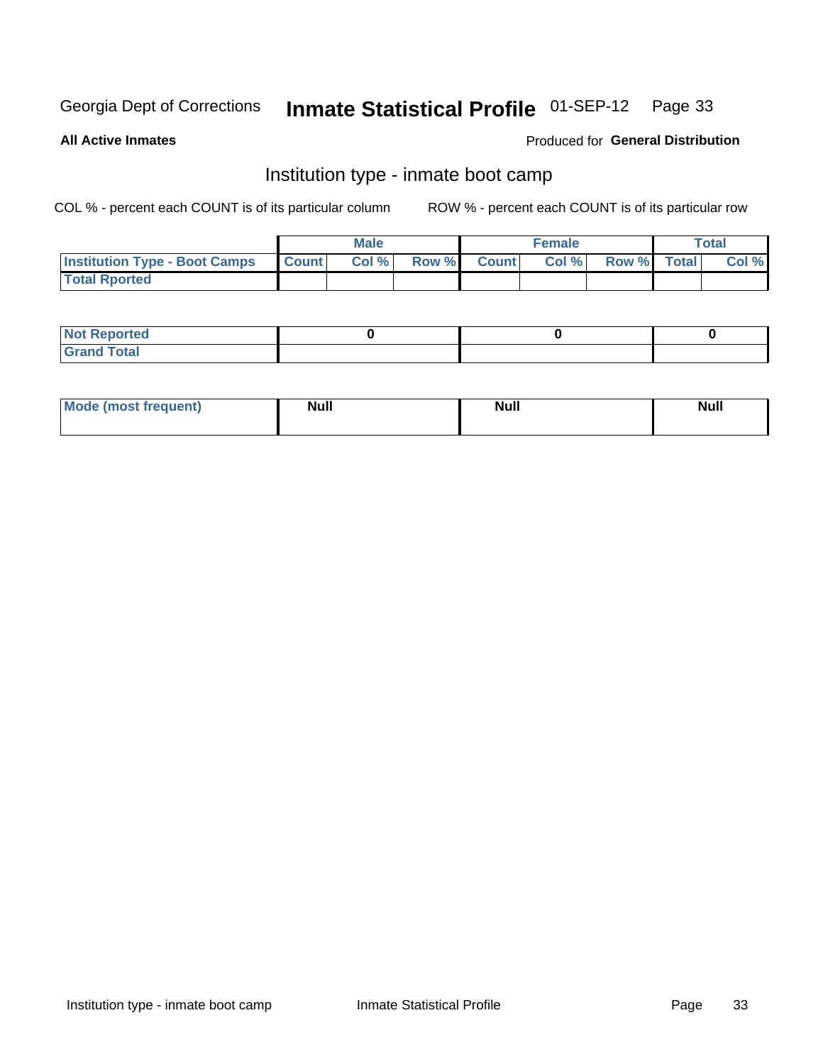Georgia Dept of Corrections **Inmate Statistical Profile** 01-SEP-12

**All Active Inmates**

Produced for **General Distribution**

## Institution type - inmate boot camp

COL % - percent each COUNT is of its particular column

ROW % - percent each COUNT is of its particular row

| | Male | | | Female | | | Total | |
|---|---|---|---|---|---|---|---|---|
| **Institution Type - Boot Camps** | **Count** | **Col %** | **Row %** | **Count** | **Col %** | **Row %** | **Total** | **Col %** |
| **Total Rported** | | | | | | | | |

| | Male | Female | Total |
|---|---|---|---|
| **Not Reported** | 0 | 0 | 0 |
| **Grand Total** | | | |

| | Male | Female | Total |
|---|---|---|---|
| **Mode (most frequent)** | Null | Null | Null |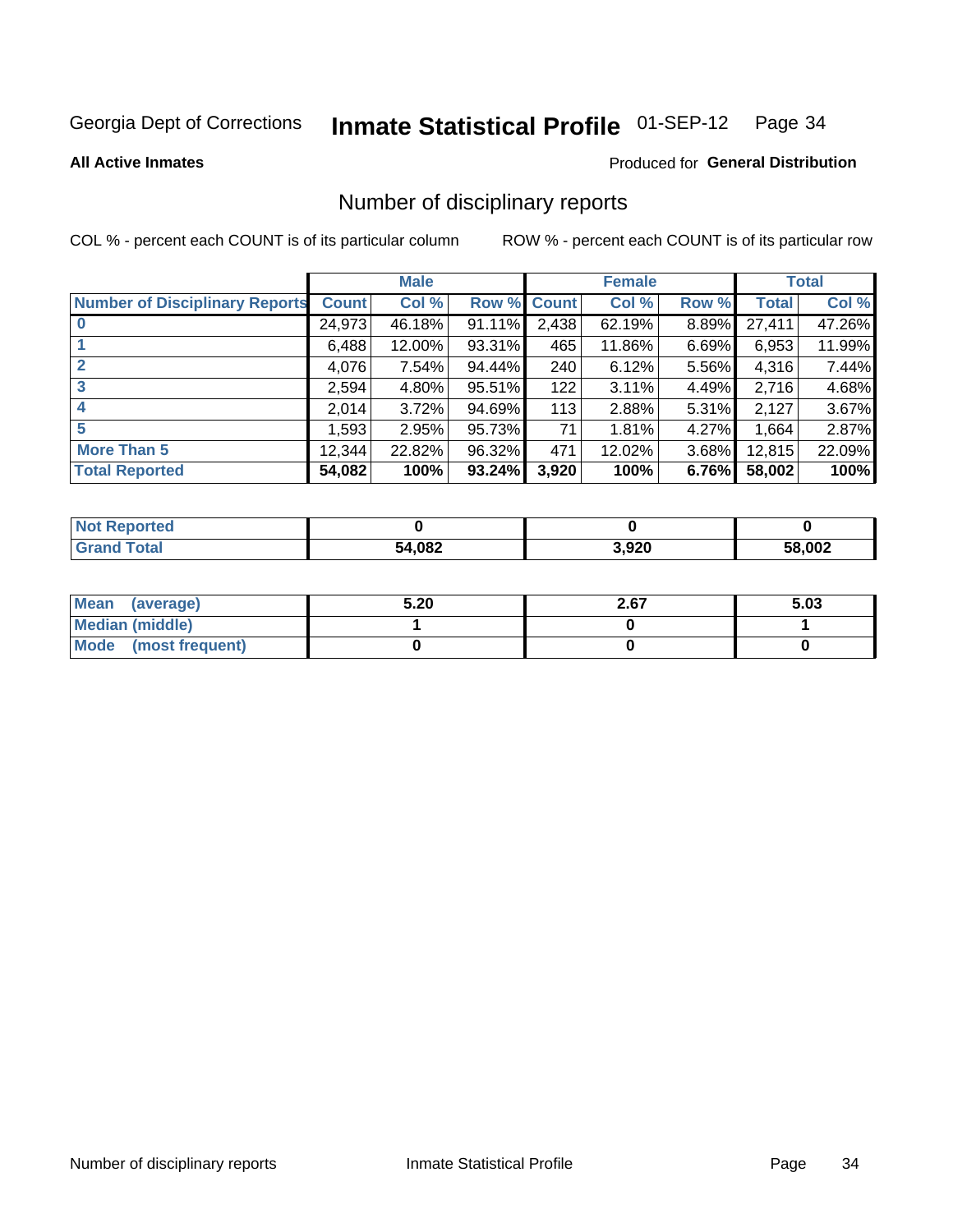Georgia Dept of Corrections **Inmate Statistical Profile** 01-SEP-12

**All Active Inmates**

Produced for **General Distribution**

## Number of disciplinary reports

COL % - percent each COUNT is of its particular column

ROW % - percent each COUNT is of its particular row

| | Male | | | Female | | | Total | |
|---|---|---|---|---|---|---|---|---|
| **Number of Disciplinary Reports** | **Count** | **Col %** | **Row %** | **Count** | **Col %** | **Row %** | **Total** | **Col %** |
| **0** | 24,973 | 46.18% | 91.11% | 2,438 | 62.19% | 8.89% | 27,411 | 47.26% |
| **1** | 6,488 | 12.00% | 93.31% | 465 | 11.86% | 6.69% | 6,953 | 11.99% |
| **2** | 4,076 | 7.54% | 94.44% | 240 | 6.12% | 5.56% | 4,316 | 7.44% |
| **3** | 2,594 | 4.80% | 95.51% | 122 | 3.11% | 4.49% | 2,716 | 4.68% |
| **4** | 2,014 | 3.72% | 94.69% | 113 | 2.88% | 5.31% | 2,127 | 3.67% |
| **5** | 1,593 | 2.95% | 95.73% | 71 | 1.81% | 4.27% | 1,664 | 2.87% |
| **More Than 5** | 12,344 | 22.82% | 96.32% | 471 | 12.02% | 3.68% | 12,815 | 22.09% |
| **Total Reported** | **54,082** | **100%** | **93.24%** | **3,920** | **100%** | **6.76%** | **58,002** | **100%** |

| | Male | Female | Total |
|---|---|---|---|
| **Not Reported** | **0** | **0** | **0** |
| **Grand Total** | **54,082** | **3,920** | **58,002** |

| | Male | Female | Total |
|---|---|---|---|
| **Mean (average)** | **5.20** | **2.67** | **5.03** |
| **Median (middle)** | **1** | **0** | **1** |
| **Mode (most frequent)** | **0** | **0** | **0** |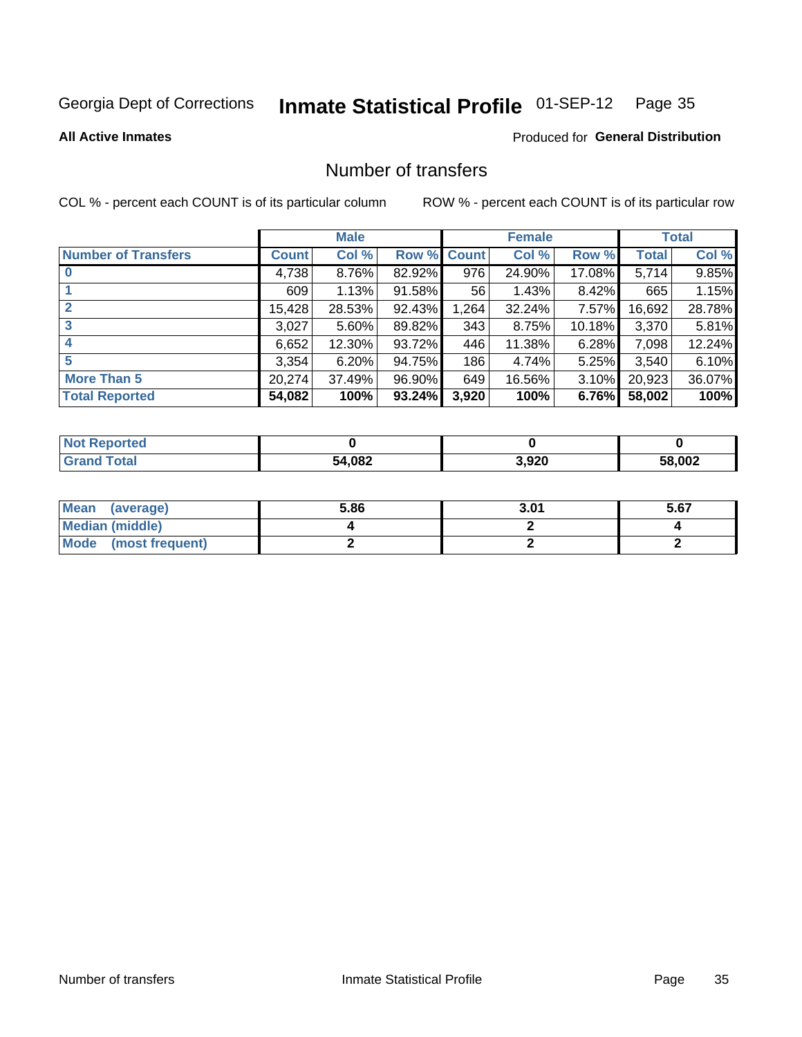Georgia Dept of Corrections **Inmate Statistical Profile** 01-SEP-12

**All Active Inmates**

Produced for **General Distribution**

## Number of transfers

COL % - percent each COUNT is of its particular column

ROW % - percent each COUNT is of its particular row

| | Male | | | Female | | | Total | |
|---|---|---|---|---|---|---|---|---|
| **Number of Transfers** | **Count** | **Col %** | **Row %** | **Count** | **Col %** | **Row %** | **Total** | **Col %** |
| **0** | 4,738 | 8.76% | 82.92% | 976 | 24.90% | 17.08% | 5,714 | 9.85% |
| **1** | 609 | 1.13% | 91.58% | 56 | 1.43% | 8.42% | 665 | 1.15% |
| **2** | 15,428 | 28.53% | 92.43% | 1,264 | 32.24% | 7.57% | 16,692 | 28.78% |
| **3** | 3,027 | 5.60% | 89.82% | 343 | 8.75% | 10.18% | 3,370 | 5.81% |
| **4** | 6,652 | 12.30% | 93.72% | 446 | 11.38% | 6.28% | 7,098 | 12.24% |
| **5** | 3,354 | 6.20% | 94.75% | 186 | 4.74% | 5.25% | 3,540 | 6.10% |
| **More Than 5** | 20,274 | 37.49% | 96.90% | 649 | 16.56% | 3.10% | 20,923 | 36.07% |
| **Total Reported** | **54,082** | **100%** | **93.24%** | **3,920** | **100%** | **6.76%** | **58,002** | **100%** |

| | Male | Female | Total |
|---|---|---|---|
| **Not Reported** | **0** | **0** | **0** |
| **Grand Total** | **54,082** | **3,920** | **58,002** |

| | Male | Female | Total |
|---|---|---|---|
| **Mean (average)** | **5.86** | **3.01** | **5.67** |
| **Median (middle)** | **4** | **2** | **4** |
| **Mode (most frequent)** | **2** | **2** | **2** |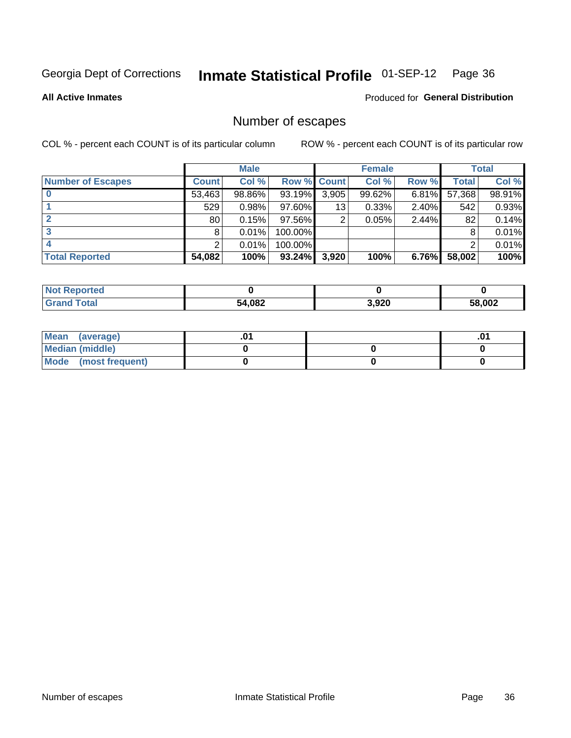Georgia Dept of Corrections **Inmate Statistical Profile** 01-SEP-12

**All Active Inmates**

Produced for **General Distribution**

## Number of escapes

COL % - percent each COUNT is of its particular column

ROW % - percent each COUNT is of its particular row

| | Male | | | Female | | | Total | |
|---|---|---|---|---|---|---|---|---|
| **Number of Escapes** | **Count** | **Col %** | **Row %** | **Count** | **Col %** | **Row %** | **Total** | **Col %** |
| **0** | 53,463 | 98.86% | 93.19% | 3,905 | 99.62% | 6.81% | 57,368 | 98.91% |
| **1** | 529 | 0.98% | 97.60% | 13 | 0.33% | 2.40% | 542 | 0.93% |
| **2** | 80 | 0.15% | 97.56% | 2 | 0.05% | 2.44% | 82 | 0.14% |
| **3** | 8 | 0.01% | 100.00% | | | | 8 | 0.01% |
| **4** | 2 | 0.01% | 100.00% | | | | 2 | 0.01% |
| **Total Reported** | **54,082** | **100%** | **93.24%** | **3,920** | **100%** | **6.76%** | **58,002** | **100%** |

| | Male | Female | Total |
|---|---|---|---|
| **Not Reported** | **0** | **0** | **0** |
| **Grand Total** | **54,082** | **3,920** | **58,002** |

| | Male | Female | Total |
|---|---|---|---|
| **Mean (average)** | **.01** | | **.01** |
| **Median (middle)** | **0** | **0** | **0** |
| **Mode (most frequent)** | **0** | **0** | **0** |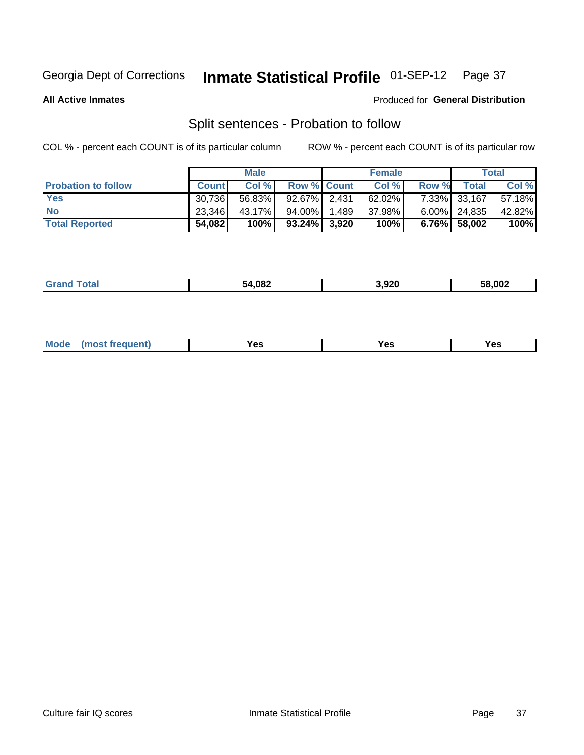Georgia Dept of Corrections **Inmate Statistical Profile** 01-SEP-12

**All Active Inmates**

Produced for **General Distribution**

## Split sentences - Probation to follow

COL % - percent each COUNT is of its particular column

ROW % - percent each COUNT is of its particular row

| | Male | | | Female | | | Total | |
|---|---|---|---|---|---|---|---|---|
| **Probation to follow** | **Count** | **Col %** | **Row %** | **Count** | **Col %** | **Row %** | **Total** | **Col %** |
| **Yes** | 30,736 | 56.83% | 92.67% | 2,431 | 62.02% | 7.33% | 33,167 | 57.18% |
| **No** | 23,346 | 43.17% | 94.00% | 1,489 | 37.98% | 6.00% | 24,835 | 42.82% |
| **Total Reported** | **54,082** | **100%** | **93.24%** | **3,920** | **100%** | **6.76%** | **58,002** | **100%** |

| | | | |
|---|---|---|---|
| **Grand Total** | **54,082** | **3,920** | **58,002** |

| | | | |
|---|---|---|---|
| **Mode (most frequent)** | **Yes** | **Yes** | **Yes** |

Culture fair IQ scores Inmate Statistical Profile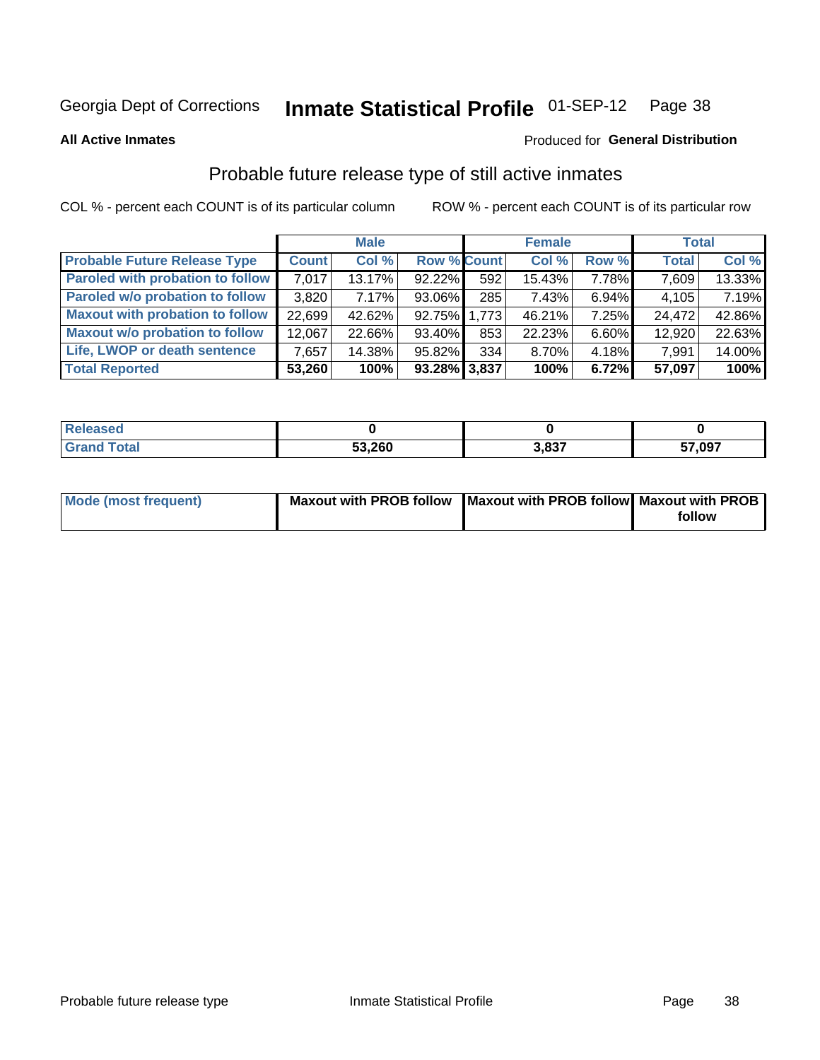Georgia Dept of Corrections **Inmate Statistical Profile** 01-SEP-12

**All Active Inmates**

Produced for **General Distribution**

## Probable future release type of still active inmates

COL % - percent each COUNT is of its particular column     ROW % - percent each COUNT is of its particular row

| | Male | | | Female | | | Total | |
|---|---|---|---|---|---|---|---|---|
| **Probable Future Release Type** | **Count** | **Col %** | **Row %** | **Count** | **Col %** | **Row %** | **Total** | **Col %** |
| **Paroled with probation to follow** | 7,017 | 13.17% | 92.22% | 592 | 15.43% | 7.78% | 7,609 | 13.33% |
| **Paroled w/o probation to follow** | 3,820 | 7.17% | 93.06% | 285 | 7.43% | 6.94% | 4,105 | 7.19% |
| **Maxout with probation to follow** | 22,699 | 42.62% | 92.75% | 1,773 | 46.21% | 7.25% | 24,472 | 42.86% |
| **Maxout w/o probation to follow** | 12,067 | 22.66% | 93.40% | 853 | 22.23% | 6.60% | 12,920 | 22.63% |
| **Life, LWOP or death sentence** | 7,657 | 14.38% | 95.82% | 334 | 8.70% | 4.18% | 7,991 | 14.00% |
| **Total Reported** | **53,260** | **100%** | **93.28%** | **3,837** | **100%** | **6.72%** | **57,097** | **100%** |

| | Male | Female | Total |
|---|---|---|---|
| **Released** | **0** | **0** | **0** |
| **Grand Total** | **53,260** | **3,837** | **57,097** |

| | Male | Female | Total |
|---|---|---|---|
| **Mode (most frequent)** | **Maxout with PROB follow** | **Maxout with PROB follow** | **Maxout with PROB follow** |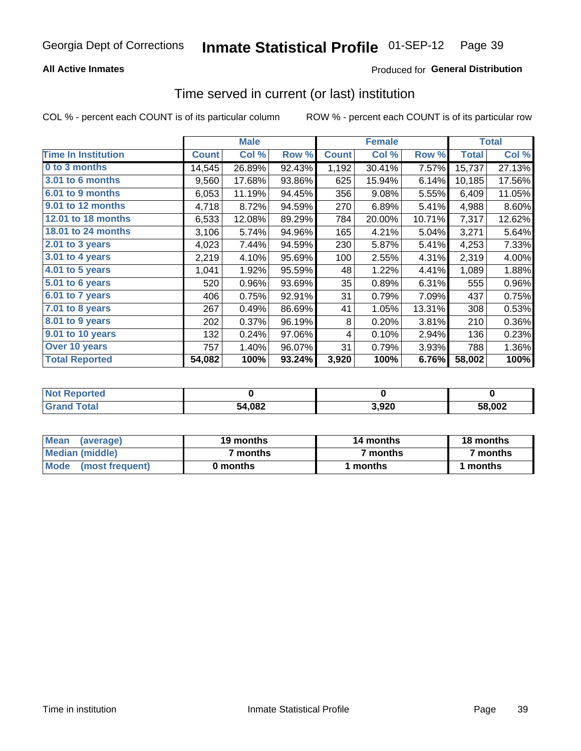Georgia Dept of Corrections **Inmate Statistical Profile** 01-SEP-12

**All Active Inmates**

Produced for **General Distribution**

## Time served in current (or last) institution

COL % - percent each COUNT is of its particular column

ROW % - percent each COUNT is of its particular row

| | Male | | | Female | | | Total | |
|---|---|---|---|---|---|---|---|---|
| **Time In Institution** | **Count** | **Col %** | **Row %** | **Count** | **Col %** | **Row %** | **Total** | **Col %** |
| **0 to 3 months** | 14,545 | 26.89% | 92.43% | 1,192 | 30.41% | 7.57% | 15,737 | 27.13% |
| **3.01 to 6 months** | 9,560 | 17.68% | 93.86% | 625 | 15.94% | 6.14% | 10,185 | 17.56% |
| **6.01 to 9 months** | 6,053 | 11.19% | 94.45% | 356 | 9.08% | 5.55% | 6,409 | 11.05% |
| **9.01 to 12 months** | 4,718 | 8.72% | 94.59% | 270 | 6.89% | 5.41% | 4,988 | 8.60% |
| **12.01 to 18 months** | 6,533 | 12.08% | 89.29% | 784 | 20.00% | 10.71% | 7,317 | 12.62% |
| **18.01 to 24 months** | 3,106 | 5.74% | 94.96% | 165 | 4.21% | 5.04% | 3,271 | 5.64% |
| **2.01 to 3 years** | 4,023 | 7.44% | 94.59% | 230 | 5.87% | 5.41% | 4,253 | 7.33% |
| **3.01 to 4 years** | 2,219 | 4.10% | 95.69% | 100 | 2.55% | 4.31% | 2,319 | 4.00% |
| **4.01 to 5 years** | 1,041 | 1.92% | 95.59% | 48 | 1.22% | 4.41% | 1,089 | 1.88% |
| **5.01 to 6 years** | 520 | 0.96% | 93.69% | 35 | 0.89% | 6.31% | 555 | 0.96% |
| **6.01 to 7 years** | 406 | 0.75% | 92.91% | 31 | 0.79% | 7.09% | 437 | 0.75% |
| **7.01 to 8 years** | 267 | 0.49% | 86.69% | 41 | 1.05% | 13.31% | 308 | 0.53% |
| **8.01 to 9 years** | 202 | 0.37% | 96.19% | 8 | 0.20% | 3.81% | 210 | 0.36% |
| **9.01 to 10 years** | 132 | 0.24% | 97.06% | 4 | 0.10% | 2.94% | 136 | 0.23% |
| **Over 10 years** | 757 | 1.40% | 96.07% | 31 | 0.79% | 3.93% | 788 | 1.36% |
| **Total Reported** | **54,082** | **100%** | **93.24%** | **3,920** | **100%** | **6.76%** | **58,002** | **100%** |

| | Male | Female | Total |
|---|---|---|---|
| **Not Reported** | **0** | **0** | **0** |
| **Grand Total** | **54,082** | **3,920** | **58,002** |

| | Male | Female | Total |
|---|---|---|---|
| **Mean (average)** | **19 months** | **14 months** | **18 months** |
| **Median (middle)** | **7 months** | **7 months** | **7 months** |
| **Mode (most frequent)** | **0 months** | **1 months** | **1 months** |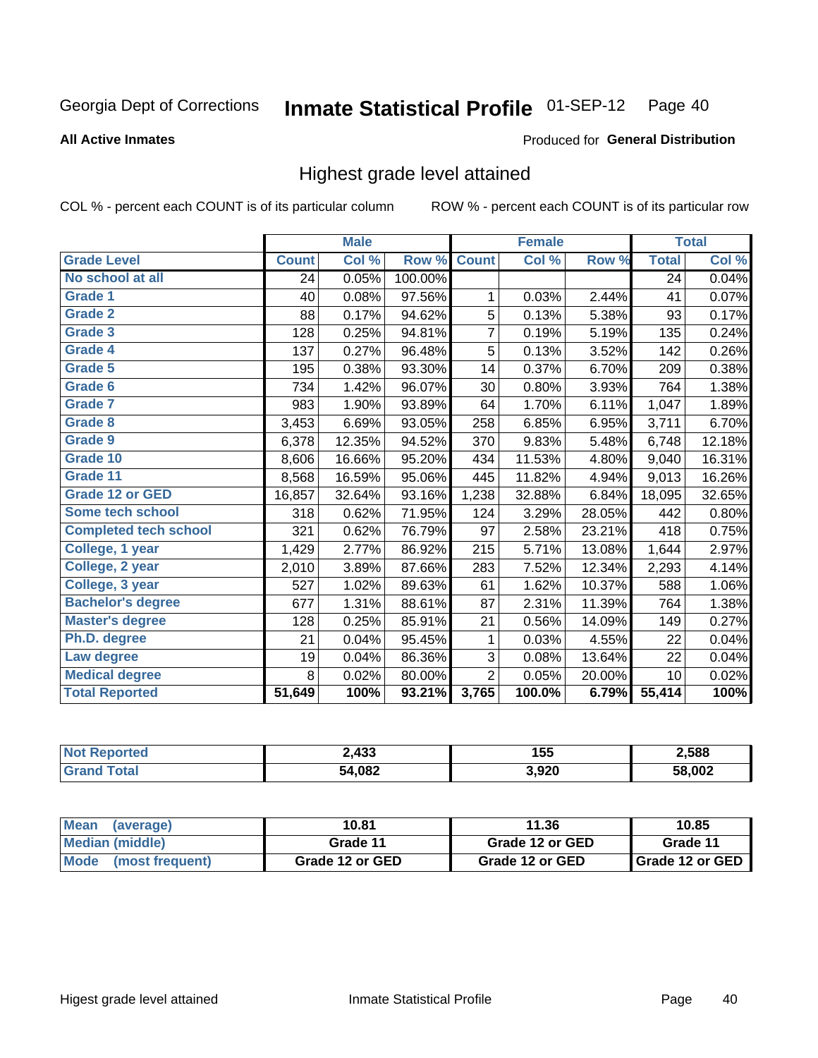Georgia Dept of Corrections **Inmate Statistical Profile** 01-SEP-12

**All Active Inmates**

Produced for **General Distribution**

## Highest grade level attained

COL % - percent each COUNT is of its particular column ROW % - percent each COUNT is of its particular row

| | Male | | | Female | | | Total | |
|---|---|---|---|---|---|---|---|---|
| **Grade Level** | **Count** | **Col %** | **Row %** | **Count** | **Col %** | **Row %** | **Total** | **Col %** |
| No school at all | 24 | 0.05% | 100.00% | | | | 24 | 0.04% |
| Grade 1 | 40 | 0.08% | 97.56% | 1 | 0.03% | 2.44% | 41 | 0.07% |
| Grade 2 | 88 | 0.17% | 94.62% | 5 | 0.13% | 5.38% | 93 | 0.17% |
| Grade 3 | 128 | 0.25% | 94.81% | 7 | 0.19% | 5.19% | 135 | 0.24% |
| Grade 4 | 137 | 0.27% | 96.48% | 5 | 0.13% | 3.52% | 142 | 0.26% |
| Grade 5 | 195 | 0.38% | 93.30% | 14 | 0.37% | 6.70% | 209 | 0.38% |
| Grade 6 | 734 | 1.42% | 96.07% | 30 | 0.80% | 3.93% | 764 | 1.38% |
| Grade 7 | 983 | 1.90% | 93.89% | 64 | 1.70% | 6.11% | 1,047 | 1.89% |
| Grade 8 | 3,453 | 6.69% | 93.05% | 258 | 6.85% | 6.95% | 3,711 | 6.70% |
| Grade 9 | 6,378 | 12.35% | 94.52% | 370 | 9.83% | 5.48% | 6,748 | 12.18% |
| Grade 10 | 8,606 | 16.66% | 95.20% | 434 | 11.53% | 4.80% | 9,040 | 16.31% |
| Grade 11 | 8,568 | 16.59% | 95.06% | 445 | 11.82% | 4.94% | 9,013 | 16.26% |
| Grade 12 or GED | 16,857 | 32.64% | 93.16% | 1,238 | 32.88% | 6.84% | 18,095 | 32.65% |
| Some tech school | 318 | 0.62% | 71.95% | 124 | 3.29% | 28.05% | 442 | 0.80% |
| Completed tech school | 321 | 0.62% | 76.79% | 97 | 2.58% | 23.21% | 418 | 0.75% |
| College, 1 year | 1,429 | 2.77% | 86.92% | 215 | 5.71% | 13.08% | 1,644 | 2.97% |
| College, 2 year | 2,010 | 3.89% | 87.66% | 283 | 7.52% | 12.34% | 2,293 | 4.14% |
| College, 3 year | 527 | 1.02% | 89.63% | 61 | 1.62% | 10.37% | 588 | 1.06% |
| Bachelor's degree | 677 | 1.31% | 88.61% | 87 | 2.31% | 11.39% | 764 | 1.38% |
| Master's degree | 128 | 0.25% | 85.91% | 21 | 0.56% | 14.09% | 149 | 0.27% |
| Ph.D. degree | 21 | 0.04% | 95.45% | 1 | 0.03% | 4.55% | 22 | 0.04% |
| Law degree | 19 | 0.04% | 86.36% | 3 | 0.08% | 13.64% | 22 | 0.04% |
| Medical degree | 8 | 0.02% | 80.00% | 2 | 0.05% | 20.00% | 10 | 0.02% |
| **Total Reported** | **51,649** | **100%** | **93.21%** | **3,765** | **100.0%** | **6.79%** | **55,414** | **100%** |

| | Male | Female | Total |
|---|---|---|---|
| Not Reported | 2,433 | 155 | 2,588 |
| Grand Total | 54,082 | 3,920 | 58,002 |

| | Male | Female | Total |
|---|---|---|---|
| Mean (average) | 10.81 | 11.36 | 10.85 |
| Median (middle) | Grade 11 | Grade 12 or GED | Grade 11 |
| Mode (most frequent) | Grade 12 or GED | Grade 12 or GED | Grade 12 or GED |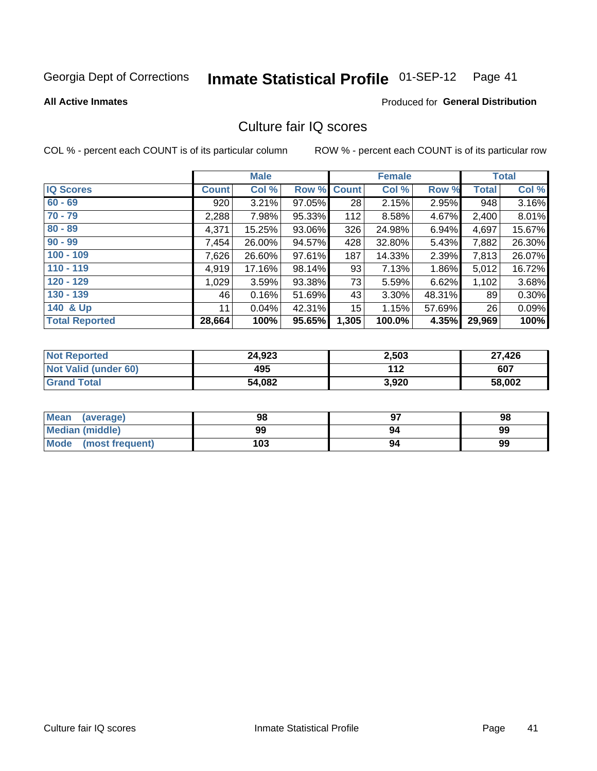Georgia Dept of Corrections **Inmate Statistical Profile** 01-SEP-12

**All Active Inmates**

Produced for **General Distribution**

## Culture fair IQ scores

COL % - percent each COUNT is of its particular column ROW % - percent each COUNT is of its particular row

| | Male | | | Female | | | Total | |
|---|---|---|---|---|---|---|---|---|
| **IQ Scores** | **Count** | **Col %** | **Row %** | **Count** | **Col %** | **Row %** | **Total** | **Col %** |
| 60 - 69 | 920 | 3.21% | 97.05% | 28 | 2.15% | 2.95% | 948 | 3.16% |
| 70 - 79 | 2,288 | 7.98% | 95.33% | 112 | 8.58% | 4.67% | 2,400 | 8.01% |
| 80 - 89 | 4,371 | 15.25% | 93.06% | 326 | 24.98% | 6.94% | 4,697 | 15.67% |
| 90 - 99 | 7,454 | 26.00% | 94.57% | 428 | 32.80% | 5.43% | 7,882 | 26.30% |
| 100 - 109 | 7,626 | 26.60% | 97.61% | 187 | 14.33% | 2.39% | 7,813 | 26.07% |
| 110 - 119 | 4,919 | 17.16% | 98.14% | 93 | 7.13% | 1.86% | 5,012 | 16.72% |
| 120 - 129 | 1,029 | 3.59% | 93.38% | 73 | 5.59% | 6.62% | 1,102 | 3.68% |
| 130 - 139 | 46 | 0.16% | 51.69% | 43 | 3.30% | 48.31% | 89 | 0.30% |
| 140 & Up | 11 | 0.04% | 42.31% | 15 | 1.15% | 57.69% | 26 | 0.09% |
| **Total Reported** | **28,664** | **100%** | **95.65%** | **1,305** | **100.0%** | **4.35%** | **29,969** | **100%** |

| | Male | Female | Total |
|---|---|---|---|
| Not Reported | 24,923 | 2,503 | 27,426 |
| Not Valid (under 60) | 495 | 112 | 607 |
| Grand Total | 54,082 | 3,920 | 58,002 |

| | Male | Female | Total |
|---|---|---|---|
| Mean (average) | 98 | 97 | 98 |
| Median (middle) | 99 | 94 | 99 |
| Mode (most frequent) | 103 | 94 | 99 |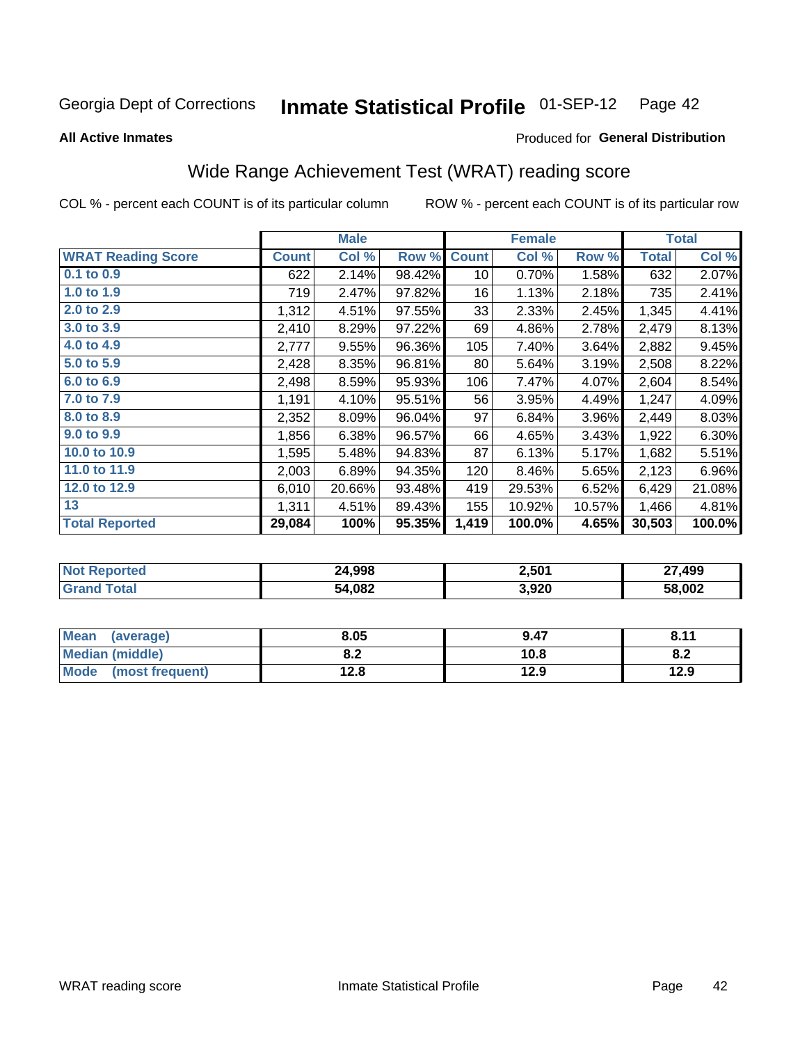Georgia Dept of Corrections **Inmate Statistical Profile** 01-SEP-12

**All Active Inmates**

Produced for **General Distribution**

## Wide Range Achievement Test (WRAT) reading score

COL % - percent each COUNT is of its particular column ROW % - percent each COUNT is of its particular row

| | Male | | | Female | | | Total | |
|---|---|---|---|---|---|---|---|---|
| **WRAT Reading Score** | **Count** | **Col %** | **Row %** | **Count** | **Col %** | **Row %** | **Total** | **Col %** |
| **0.1 to 0.9** | 622 | 2.14% | 98.42% | 10 | 0.70% | 1.58% | 632 | 2.07% |
| **1.0 to 1.9** | 719 | 2.47% | 97.82% | 16 | 1.13% | 2.18% | 735 | 2.41% |
| **2.0 to 2.9** | 1,312 | 4.51% | 97.55% | 33 | 2.33% | 2.45% | 1,345 | 4.41% |
| **3.0 to 3.9** | 2,410 | 8.29% | 97.22% | 69 | 4.86% | 2.78% | 2,479 | 8.13% |
| **4.0 to 4.9** | 2,777 | 9.55% | 96.36% | 105 | 7.40% | 3.64% | 2,882 | 9.45% |
| **5.0 to 5.9** | 2,428 | 8.35% | 96.81% | 80 | 5.64% | 3.19% | 2,508 | 8.22% |
| **6.0 to 6.9** | 2,498 | 8.59% | 95.93% | 106 | 7.47% | 4.07% | 2,604 | 8.54% |
| **7.0 to 7.9** | 1,191 | 4.10% | 95.51% | 56 | 3.95% | 4.49% | 1,247 | 4.09% |
| **8.0 to 8.9** | 2,352 | 8.09% | 96.04% | 97 | 6.84% | 3.96% | 2,449 | 8.03% |
| **9.0 to 9.9** | 1,856 | 6.38% | 96.57% | 66 | 4.65% | 3.43% | 1,922 | 6.30% |
| **10.0 to 10.9** | 1,595 | 5.48% | 94.83% | 87 | 6.13% | 5.17% | 1,682 | 5.51% |
| **11.0 to 11.9** | 2,003 | 6.89% | 94.35% | 120 | 8.46% | 5.65% | 2,123 | 6.96% |
| **12.0 to 12.9** | 6,010 | 20.66% | 93.48% | 419 | 29.53% | 6.52% | 6,429 | 21.08% |
| **13** | 1,311 | 4.51% | 89.43% | 155 | 10.92% | 10.57% | 1,466 | 4.81% |
| **Total Reported** | **29,084** | **100%** | **95.35%** | **1,419** | **100.0%** | **4.65%** | **30,503** | **100.0%** |

| | Male | Female | Total |
|---|---|---|---|
| **Not Reported** | **24,998** | **2,501** | **27,499** |
| **Grand Total** | **54,082** | **3,920** | **58,002** |

| | Male | Female | Total |
|---|---|---|---|
| **Mean (average)** | **8.05** | **9.47** | **8.11** |
| **Median (middle)** | **8.2** | **10.8** | **8.2** |
| **Mode (most frequent)** | **12.8** | **12.9** | **12.9** |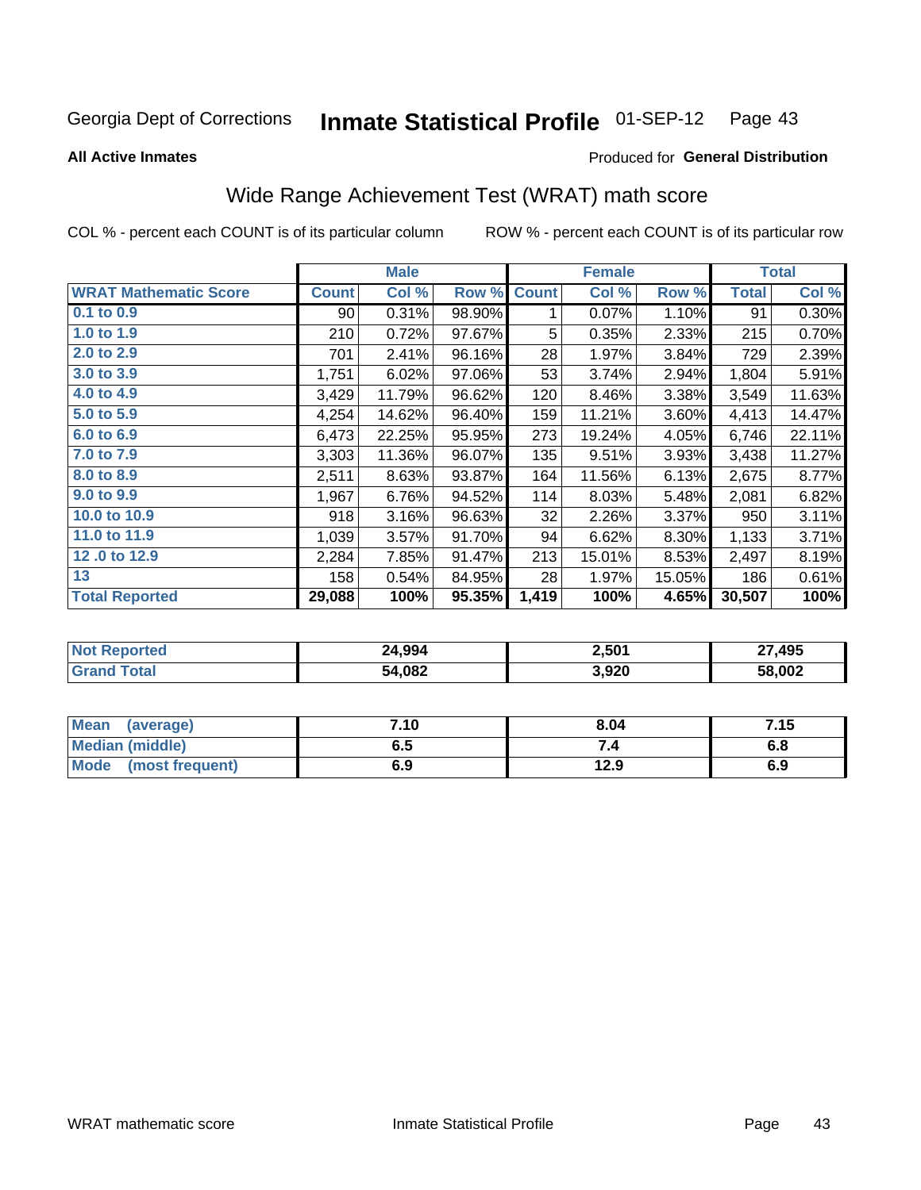Georgia Dept of Corrections **Inmate Statistical Profile** 01-SEP-12

**All Active Inmates**

Produced for **General Distribution**

## Wide Range Achievement Test (WRAT) math score

COL % - percent each COUNT is of its particular column

ROW % - percent each COUNT is of its particular row

| | Male | | | Female | | | Total | |
|---|---|---|---|---|---|---|---|---|
| **WRAT Mathematic Score** | **Count** | **Col %** | **Row %** | **Count** | **Col %** | **Row %** | **Total** | **Col %** |
| **0.1 to 0.9** | 90 | 0.31% | 98.90% | 1 | 0.07% | 1.10% | 91 | 0.30% |
| **1.0 to 1.9** | 210 | 0.72% | 97.67% | 5 | 0.35% | 2.33% | 215 | 0.70% |
| **2.0 to 2.9** | 701 | 2.41% | 96.16% | 28 | 1.97% | 3.84% | 729 | 2.39% |
| **3.0 to 3.9** | 1,751 | 6.02% | 97.06% | 53 | 3.74% | 2.94% | 1,804 | 5.91% |
| **4.0 to 4.9** | 3,429 | 11.79% | 96.62% | 120 | 8.46% | 3.38% | 3,549 | 11.63% |
| **5.0 to 5.9** | 4,254 | 14.62% | 96.40% | 159 | 11.21% | 3.60% | 4,413 | 14.47% |
| **6.0 to 6.9** | 6,473 | 22.25% | 95.95% | 273 | 19.24% | 4.05% | 6,746 | 22.11% |
| **7.0 to 7.9** | 3,303 | 11.36% | 96.07% | 135 | 9.51% | 3.93% | 3,438 | 11.27% |
| **8.0 to 8.9** | 2,511 | 8.63% | 93.87% | 164 | 11.56% | 6.13% | 2,675 | 8.77% |
| **9.0 to 9.9** | 1,967 | 6.76% | 94.52% | 114 | 8.03% | 5.48% | 2,081 | 6.82% |
| **10.0 to 10.9** | 918 | 3.16% | 96.63% | 32 | 2.26% | 3.37% | 950 | 3.11% |
| **11.0 to 11.9** | 1,039 | 3.57% | 91.70% | 94 | 6.62% | 8.30% | 1,133 | 3.71% |
| **12 .0 to 12.9** | 2,284 | 7.85% | 91.47% | 213 | 15.01% | 8.53% | 2,497 | 8.19% |
| **13** | 158 | 0.54% | 84.95% | 28 | 1.97% | 15.05% | 186 | 0.61% |
| **Total Reported** | **29,088** | **100%** | **95.35%** | **1,419** | **100%** | **4.65%** | **30,507** | **100%** |

| | Male | Female | Total |
|---|---|---|---|
| **Not Reported** | **24,994** | **2,501** | **27,495** |
| **Grand Total** | **54,082** | **3,920** | **58,002** |

| | Male | Female | Total |
|---|---|---|---|
| **Mean (average)** | **7.10** | **8.04** | **7.15** |
| **Median (middle)** | **6.5** | **7.4** | **6.8** |
| **Mode (most frequent)** | **6.9** | **12.9** | **6.9** |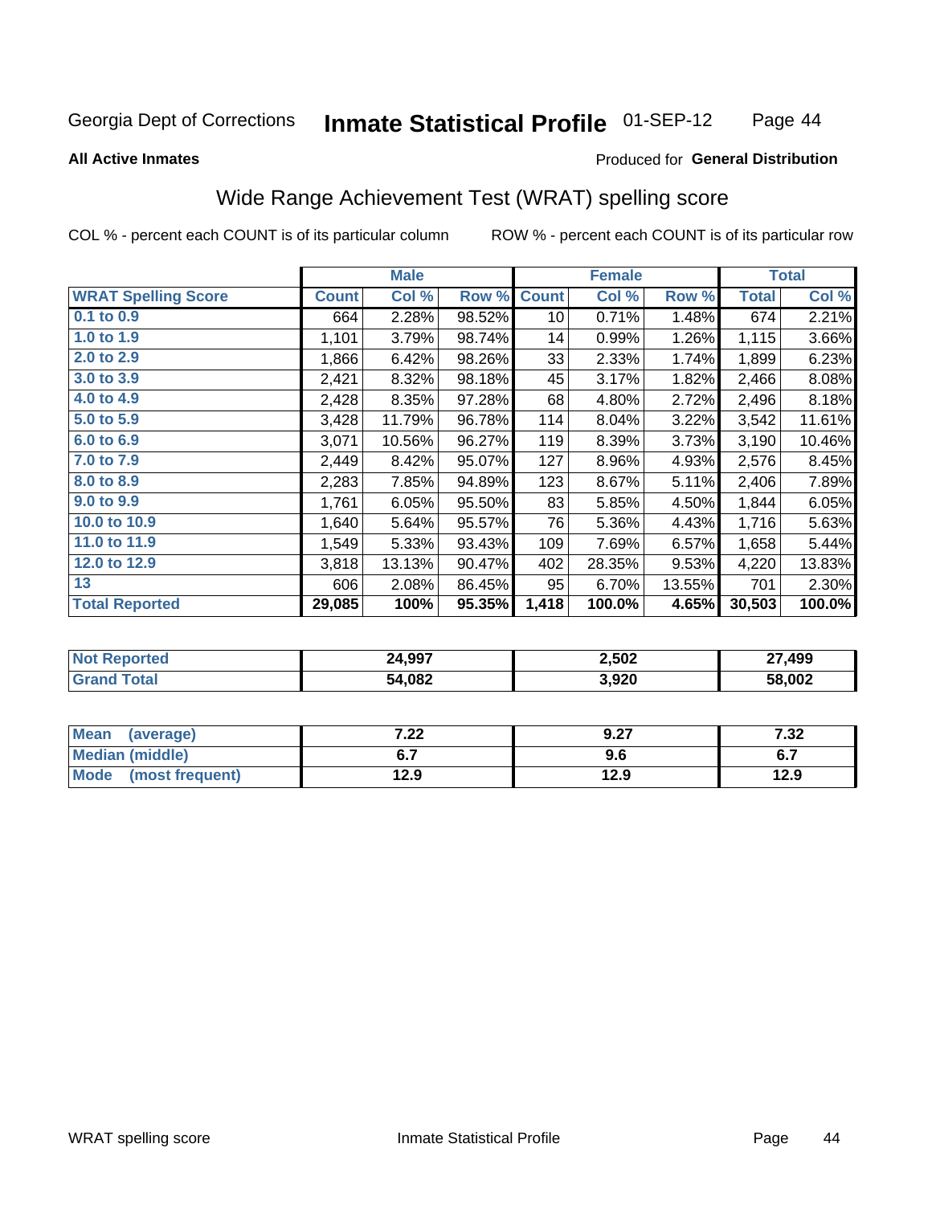Georgia Dept of Corrections **Inmate Statistical Profile** 01-SEP-12

**All Active Inmates**

Produced for **General Distribution**

## Wide Range Achievement Test (WRAT) spelling score

COL % - percent each COUNT is of its particular column

ROW % - percent each COUNT is of its particular row

| | Male | | | Female | | | Total | |
|---|---|---|---|---|---|---|---|---|
| **WRAT Spelling Score** | **Count** | **Col %** | **Row %** | **Count** | **Col %** | **Row %** | **Total** | **Col %** |
| 0.1 to 0.9 | 664 | 2.28% | 98.52% | 10 | 0.71% | 1.48% | 674 | 2.21% |
| 1.0 to 1.9 | 1,101 | 3.79% | 98.74% | 14 | 0.99% | 1.26% | 1,115 | 3.66% |
| 2.0 to 2.9 | 1,866 | 6.42% | 98.26% | 33 | 2.33% | 1.74% | 1,899 | 6.23% |
| 3.0 to 3.9 | 2,421 | 8.32% | 98.18% | 45 | 3.17% | 1.82% | 2,466 | 8.08% |
| 4.0 to 4.9 | 2,428 | 8.35% | 97.28% | 68 | 4.80% | 2.72% | 2,496 | 8.18% |
| 5.0 to 5.9 | 3,428 | 11.79% | 96.78% | 114 | 8.04% | 3.22% | 3,542 | 11.61% |
| 6.0 to 6.9 | 3,071 | 10.56% | 96.27% | 119 | 8.39% | 3.73% | 3,190 | 10.46% |
| 7.0 to 7.9 | 2,449 | 8.42% | 95.07% | 127 | 8.96% | 4.93% | 2,576 | 8.45% |
| 8.0 to 8.9 | 2,283 | 7.85% | 94.89% | 123 | 8.67% | 5.11% | 2,406 | 7.89% |
| 9.0 to 9.9 | 1,761 | 6.05% | 95.50% | 83 | 5.85% | 4.50% | 1,844 | 6.05% |
| 10.0 to 10.9 | 1,640 | 5.64% | 95.57% | 76 | 5.36% | 4.43% | 1,716 | 5.63% |
| 11.0 to 11.9 | 1,549 | 5.33% | 93.43% | 109 | 7.69% | 6.57% | 1,658 | 5.44% |
| 12.0 to 12.9 | 3,818 | 13.13% | 90.47% | 402 | 28.35% | 9.53% | 4,220 | 13.83% |
| 13 | 606 | 2.08% | 86.45% | 95 | 6.70% | 13.55% | 701 | 2.30% |
| **Total Reported** | **29,085** | **100%** | **95.35%** | **1,418** | **100.0%** | **4.65%** | **30,503** | **100.0%** |

| | Male | Female | Total |
|---|---|---|---|
| Not Reported | **24,997** | **2,502** | **27,499** |
| Grand Total | **54,082** | **3,920** | **58,002** |

| | Male | Female | Total |
|---|---|---|---|
| Mean (average) | **7.22** | **9.27** | **7.32** |
| Median (middle) | **6.7** | **9.6** | **6.7** |
| Mode (most frequent) | **12.9** | **12.9** | **12.9** |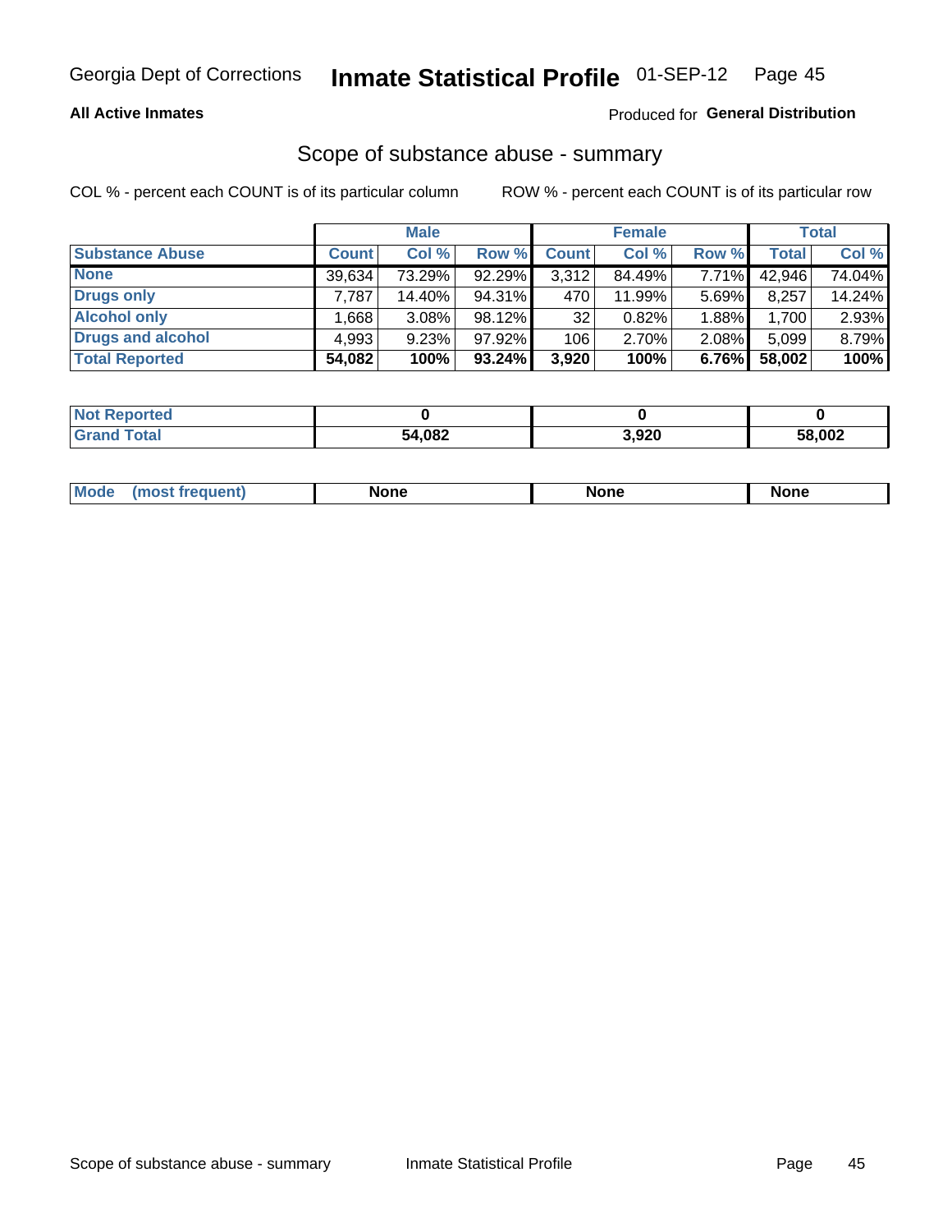Georgia Dept of Corrections **Inmate Statistical Profile** 01-SEP-12

**All Active Inmates**

Produced for **General Distribution**

## Scope of substance abuse - summary

COL % - percent each COUNT is of its particular column

ROW % - percent each COUNT is of its particular row

| | Male | | | Female | | | Total | |
|---|---|---|---|---|---|---|---|---|
| **Substance Abuse** | **Count** | **Col %** | **Row %** | **Count** | **Col %** | **Row %** | **Total** | **Col %** |
| **None** | 39,634 | 73.29% | 92.29% | 3,312 | 84.49% | 7.71% | 42,946 | 74.04% |
| **Drugs only** | 7,787 | 14.40% | 94.31% | 470 | 11.99% | 5.69% | 8,257 | 14.24% |
| **Alcohol only** | 1,668 | 3.08% | 98.12% | 32 | 0.82% | 1.88% | 1,700 | 2.93% |
| **Drugs and alcohol** | 4,993 | 9.23% | 97.92% | 106 | 2.70% | 2.08% | 5,099 | 8.79% |
| **Total Reported** | **54,082** | **100%** | **93.24%** | **3,920** | **100%** | **6.76%** | **58,002** | **100%** |

| | Male | Female | Total |
|---|---|---|---|
| **Not Reported** | **0** | **0** | **0** |
| **Grand Total** | **54,082** | **3,920** | **58,002** |

| | Male | Female | Total |
|---|---|---|---|
| **Mode (most frequent)** | **None** | **None** | **None** |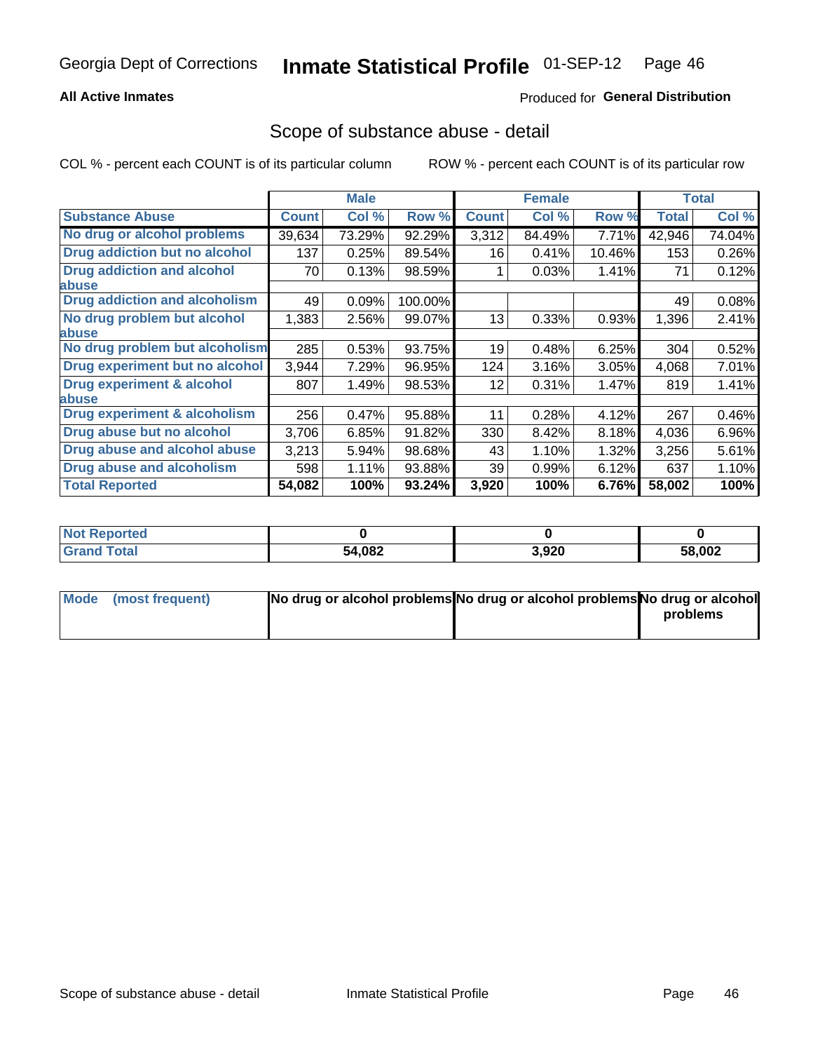Georgia Dept of Corrections **Inmate Statistical Profile** 01-SEP-12

**All Active Inmates**

Produced for **General Distribution**

## Scope of substance abuse - detail

COL % - percent each COUNT is of its particular column

ROW % - percent each COUNT is of its particular row

| | Male | | | Female | | | Total | |
|---|---|---|---|---|---|---|---|---|
| **Substance Abuse** | **Count** | **Col %** | **Row %** | **Count** | **Col %** | **Row %** | **Total** | **Col %** |
| No drug or alcohol problems | 39,634 | 73.29% | 92.29% | 3,312 | 84.49% | 7.71% | 42,946 | 74.04% |
| Drug addiction but no alcohol | 137 | 0.25% | 89.54% | 16 | 0.41% | 10.46% | 153 | 0.26% |
| Drug addiction and alcohol abuse | 70 | 0.13% | 98.59% | 1 | 0.03% | 1.41% | 71 | 0.12% |
| Drug addiction and alcoholism | 49 | 0.09% | 100.00% | | | | 49 | 0.08% |
| No drug problem but alcohol abuse | 1,383 | 2.56% | 99.07% | 13 | 0.33% | 0.93% | 1,396 | 2.41% |
| No drug problem but alcoholism | 285 | 0.53% | 93.75% | 19 | 0.48% | 6.25% | 304 | 0.52% |
| Drug experiment but no alcohol | 3,944 | 7.29% | 96.95% | 124 | 3.16% | 3.05% | 4,068 | 7.01% |
| Drug experiment & alcohol abuse | 807 | 1.49% | 98.53% | 12 | 0.31% | 1.47% | 819 | 1.41% |
| Drug experiment & alcoholism | 256 | 0.47% | 95.88% | 11 | 0.28% | 4.12% | 267 | 0.46% |
| Drug abuse but no alcohol | 3,706 | 6.85% | 91.82% | 330 | 8.42% | 8.18% | 4,036 | 6.96% |
| Drug abuse and alcohol abuse | 3,213 | 5.94% | 98.68% | 43 | 1.10% | 1.32% | 3,256 | 5.61% |
| Drug abuse and alcoholism | 598 | 1.11% | 93.88% | 39 | 0.99% | 6.12% | 637 | 1.10% |
| **Total Reported** | **54,082** | **100%** | **93.24%** | **3,920** | **100%** | **6.76%** | **58,002** | **100%** |

| | Male | Female | Total |
|---|---|---|---|
| Not Reported | 0 | 0 | 0 |
| Grand Total | 54,082 | 3,920 | 58,002 |

| | Male | Female | Total |
|---|---|---|---|
| Mode (most frequent) | No drug or alcohol problems | No drug or alcohol problems | No drug or alcohol problems |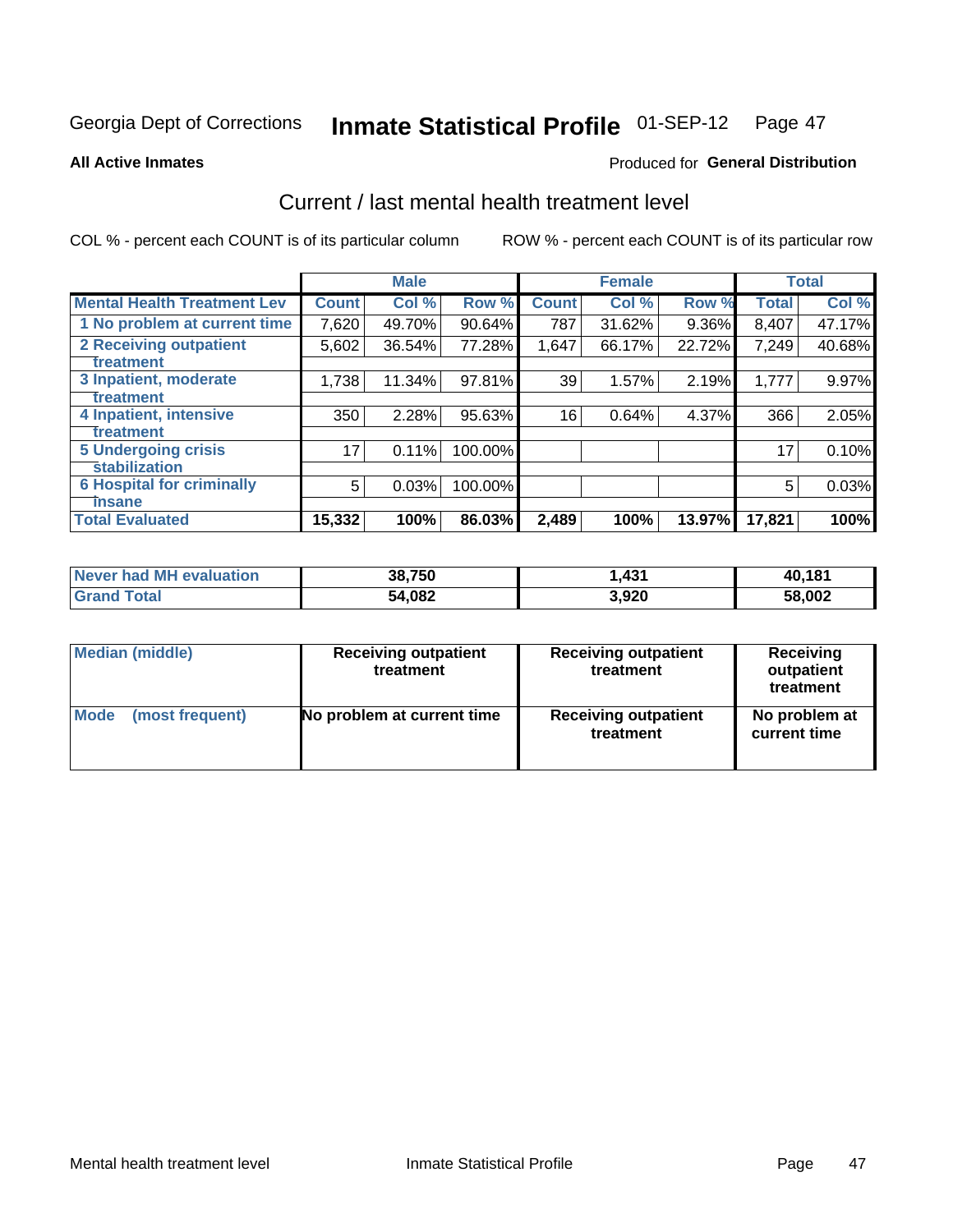Georgia Dept of Corrections **Inmate Statistical Profile** 01-SEP-12

**All Active Inmates**

Produced for **General Distribution**

## Current / last mental health treatment level

COL % - percent each COUNT is of its particular column

ROW % - percent each COUNT is of its particular row

| | Male | | | Female | | | Total | |
|---|---|---|---|---|---|---|---|---|
| Mental Health Treatment Lev | Count | Col % | Row % | Count | Col % | Row % | Total | Col % |
| 1 No problem at current time | 7,620 | 49.70% | 90.64% | 787 | 31.62% | 9.36% | 8,407 | 47.17% |
| 2 Receiving outpatient treatment | 5,602 | 36.54% | 77.28% | 1,647 | 66.17% | 22.72% | 7,249 | 40.68% |
| 3 Inpatient, moderate treatment | 1,738 | 11.34% | 97.81% | 39 | 1.57% | 2.19% | 1,777 | 9.97% |
| 4 Inpatient, intensive treatment | 350 | 2.28% | 95.63% | 16 | 0.64% | 4.37% | 366 | 2.05% |
| 5 Undergoing crisis stabilization | 17 | 0.11% | 100.00% | | | | 17 | 0.10% |
| 6 Hospital for criminally insane | 5 | 0.03% | 100.00% | | | | 5 | 0.03% |
| **Total Evaluated** | **15,332** | **100%** | **86.03%** | **2,489** | **100%** | **13.97%** | **17,821** | **100%** |

| | Male | Female | Total |
|---|---|---|---|
| Never had MH evaluation | **38,750** | **1,431** | **40,181** |
| Grand Total | **54,082** | **3,920** | **58,002** |

| | Male | Female | Total |
|---|---|---|---|
| Median (middle) | **Receiving outpatient treatment** | **Receiving outpatient treatment** | **Receiving outpatient treatment** |
| Mode (most frequent) | **No problem at current time** | **Receiving outpatient treatment** | **No problem at current time** |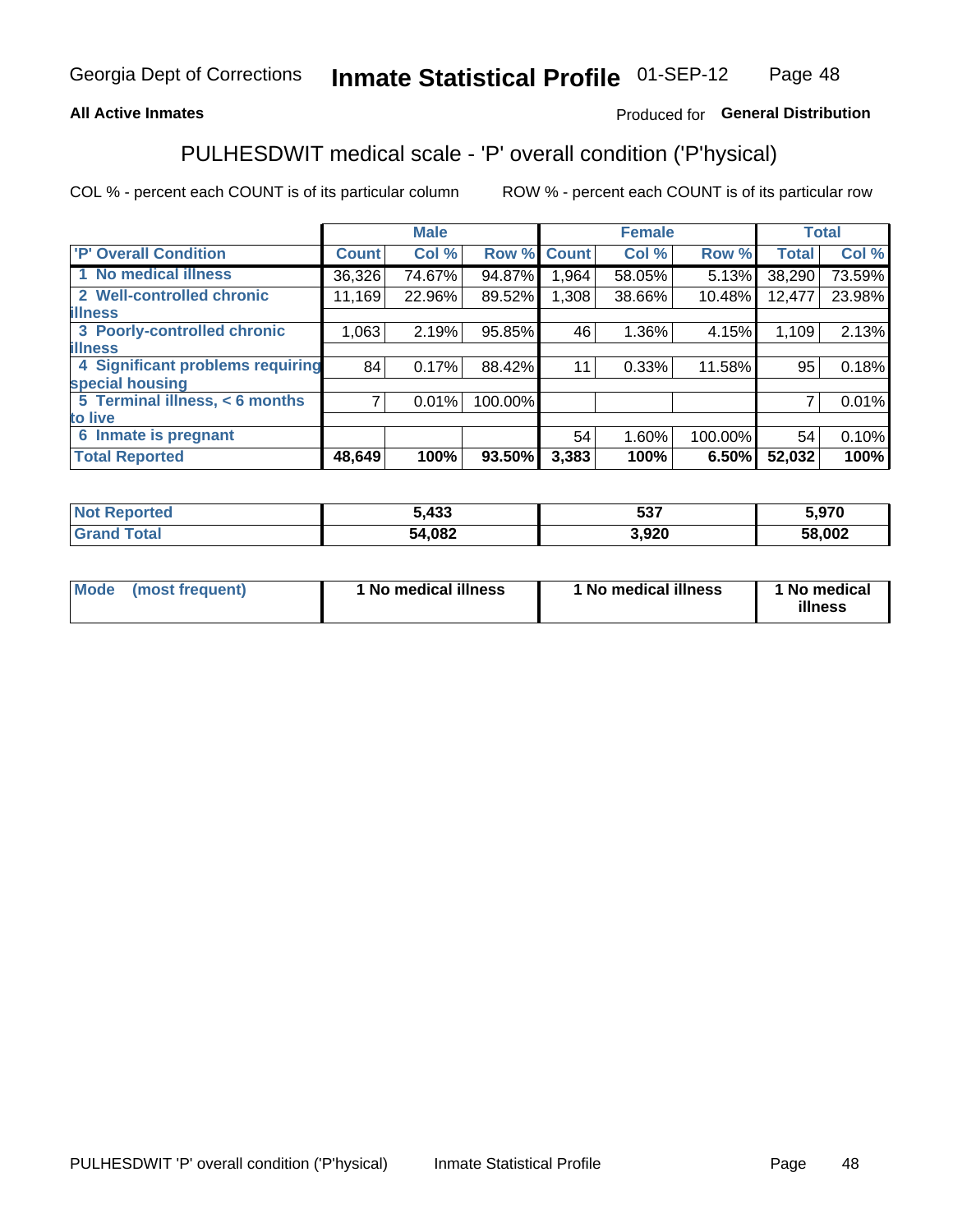**All Active Inmates** Produced for **General Distribution**

# PULHESDWIT medical scale - 'P' overall condition ('P'hysical)

COL % - percent each COUNT is of its particular column ROW % - percent each COUNT is of its particular row

| | Male | | | Female | | | Total | |
|---|---|---|---|---|---|---|---|---|
| 'P' Overall Condition | Count | Col % | Row % | Count | Col % | Row % | Total | Col % |
| 1 No medical illness | 36,326 | 74.67% | 94.87% | 1,964 | 58.05% | 5.13% | 38,290 | 73.59% |
| 2 Well-controlled chronic illness | 11,169 | 22.96% | 89.52% | 1,308 | 38.66% | 10.48% | 12,477 | 23.98% |
| 3 Poorly-controlled chronic illness | 1,063 | 2.19% | 95.85% | 46 | 1.36% | 4.15% | 1,109 | 2.13% |
| 4 Significant problems requiring special housing | 84 | 0.17% | 88.42% | 11 | 0.33% | 11.58% | 95 | 0.18% |
| 5 Terminal illness, < 6 months to live | 7 | 0.01% | 100.00% | | | | 7 | 0.01% |
| 6 Inmate is pregnant | | | | 54 | 1.60% | 100.00% | 54 | 0.10% |
| **Total Reported** | **48,649** | **100%** | **93.50%** | **3,383** | **100%** | **6.50%** | **52,032** | **100%** |

| | Male | Female | Total |
|---|---|---|---|
| Not Reported | 5,433 | 537 | 5,970 |
| Grand Total | 54,082 | 3,920 | 58,002 |

| Mode (most frequent) | 1 No medical illness | 1 No medical illness | 1 No medical illness |
|---|---|---|---|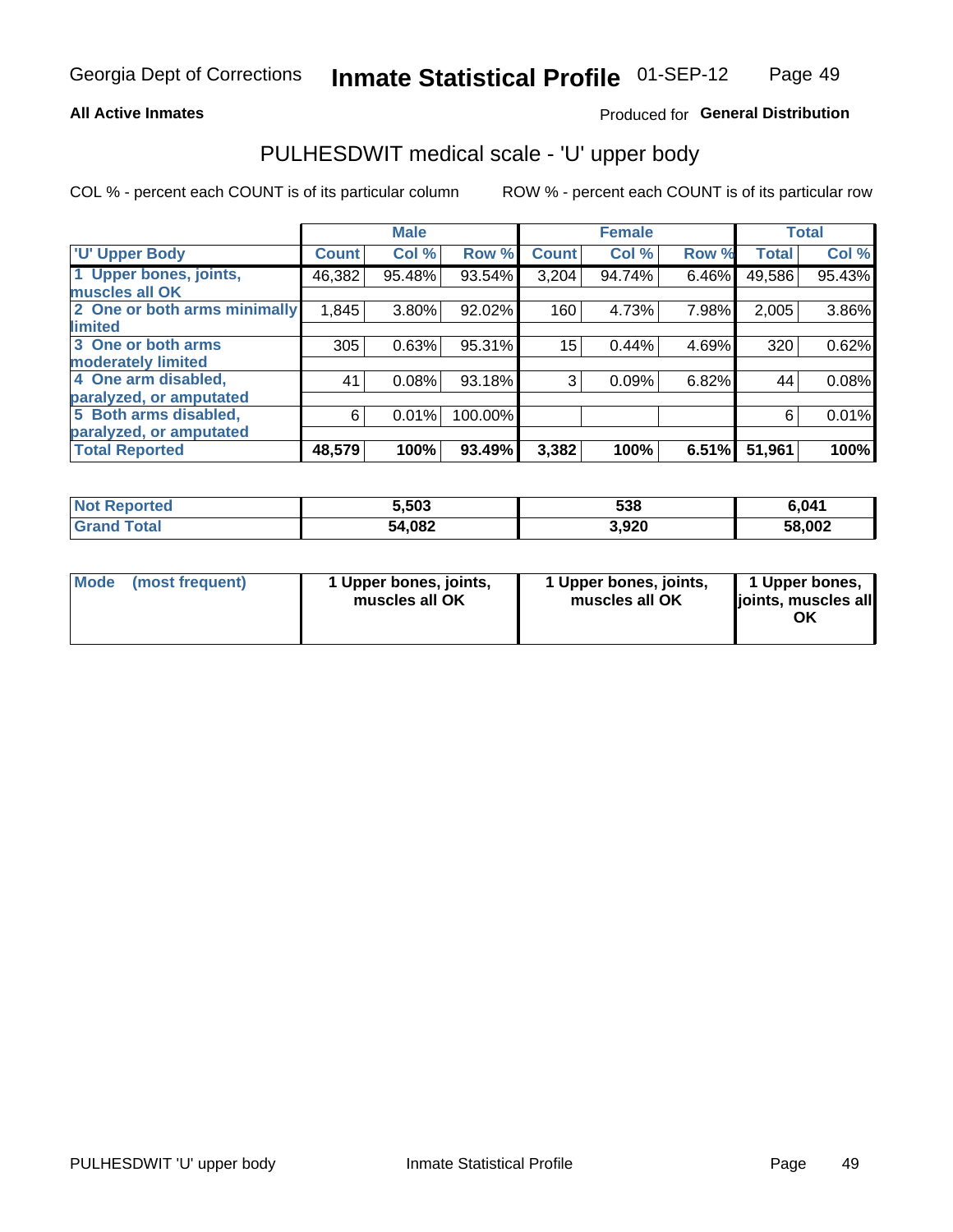Georgia Dept of Corrections **Inmate Statistical Profile** 01-SEP-12

**All Active Inmates**

Produced for **General Distribution**

## PULHESDWIT medical scale - 'U' upper body

COL % - percent each COUNT is of its particular column

ROW % - percent each COUNT is of its particular row

| | Male | | | Female | | | Total | |
|---|---|---|---|---|---|---|---|---|
| 'U' Upper Body | Count | Col % | Row % | Count | Col % | Row % | Total | Col % |
| 1 Upper bones, joints, muscles all OK | 46,382 | 95.48% | 93.54% | 3,204 | 94.74% | 6.46% | 49,586 | 95.43% |
| 2 One or both arms minimally limited | 1,845 | 3.80% | 92.02% | 160 | 4.73% | 7.98% | 2,005 | 3.86% |
| 3 One or both arms moderately limited | 305 | 0.63% | 95.31% | 15 | 0.44% | 4.69% | 320 | 0.62% |
| 4 One arm disabled, paralyzed, or amputated | 41 | 0.08% | 93.18% | 3 | 0.09% | 6.82% | 44 | 0.08% |
| 5 Both arms disabled, paralyzed, or amputated | 6 | 0.01% | 100.00% | | | | 6 | 0.01% |
| **Total Reported** | **48,579** | **100%** | **93.49%** | **3,382** | **100%** | **6.51%** | **51,961** | **100%** |

| | Male | Female | Total |
|---|---|---|---|
| Not Reported | 5,503 | 538 | 6,041 |
| Grand Total | 54,082 | 3,920 | 58,002 |

| | Male | Female | Total |
|---|---|---|---|
| Mode (most frequent) | 1 Upper bones, joints, muscles all OK | 1 Upper bones, joints, muscles all OK | 1 Upper bones, joints, muscles all OK |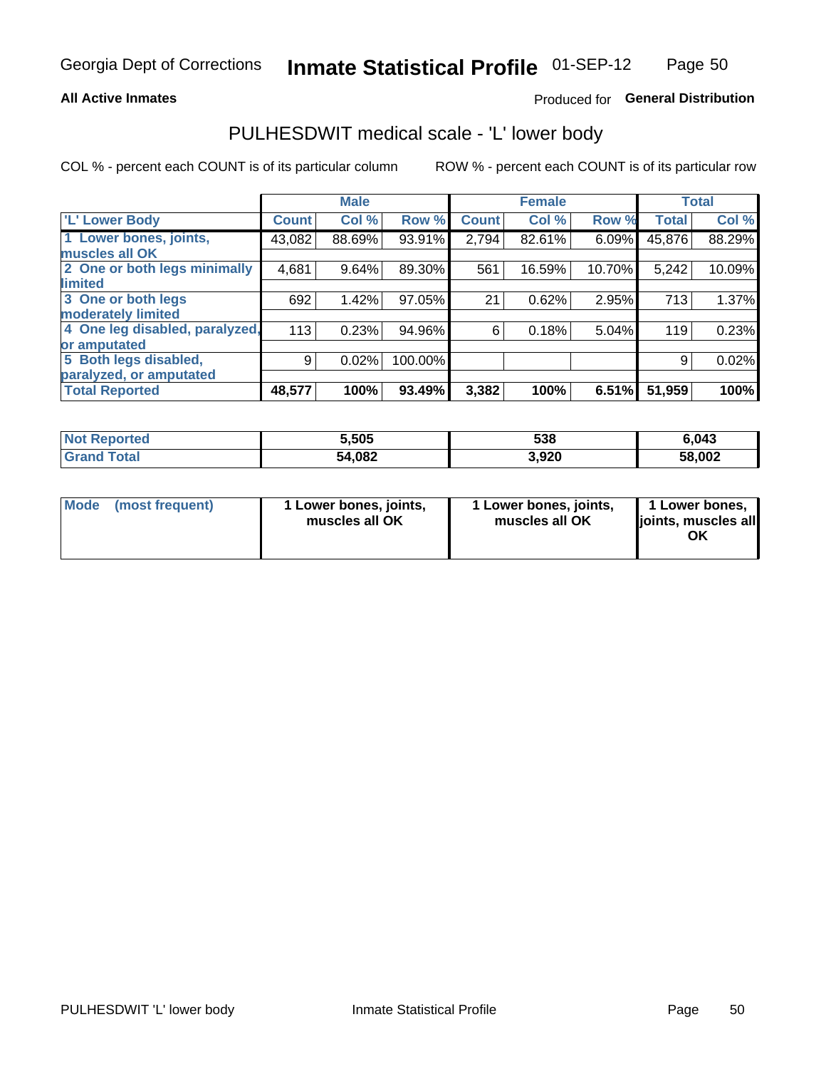Georgia Dept of Corrections **Inmate Statistical Profile** 01-SEP-12

**All Active Inmates**

Produced for **General Distribution**

## PULHESDWIT medical scale - 'L' lower body

COL % - percent each COUNT is of its particular column

ROW % - percent each COUNT is of its particular row

| | Male | | | Female | | | Total | |
|---|---|---|---|---|---|---|---|---|
| 'L' Lower Body | Count | Col % | Row % | Count | Col % | Row % | Total | Col % |
| 1 Lower bones, joints, muscles all OK | 43,082 | 88.69% | 93.91% | 2,794 | 82.61% | 6.09% | 45,876 | 88.29% |
| 2 One or both legs minimally limited | 4,681 | 9.64% | 89.30% | 561 | 16.59% | 10.70% | 5,242 | 10.09% |
| 3 One or both legs moderately limited | 692 | 1.42% | 97.05% | 21 | 0.62% | 2.95% | 713 | 1.37% |
| 4 One leg disabled, paralyzed, or amputated | 113 | 0.23% | 94.96% | 6 | 0.18% | 5.04% | 119 | 0.23% |
| 5 Both legs disabled, paralyzed, or amputated | 9 | 0.02% | 100.00% | | | | 9 | 0.02% |
| Total Reported | 48,577 | 100% | 93.49% | 3,382 | 100% | 6.51% | 51,959 | 100% |

| | Male | Female | Total |
|---|---|---|---|
| Not Reported | 5,505 | 538 | 6,043 |
| Grand Total | 54,082 | 3,920 | 58,002 |

| | Male | Female | Total |
|---|---|---|---|
| Mode (most frequent) | 1 Lower bones, joints, muscles all OK | 1 Lower bones, joints, muscles all OK | 1 Lower bones, joints, muscles all OK |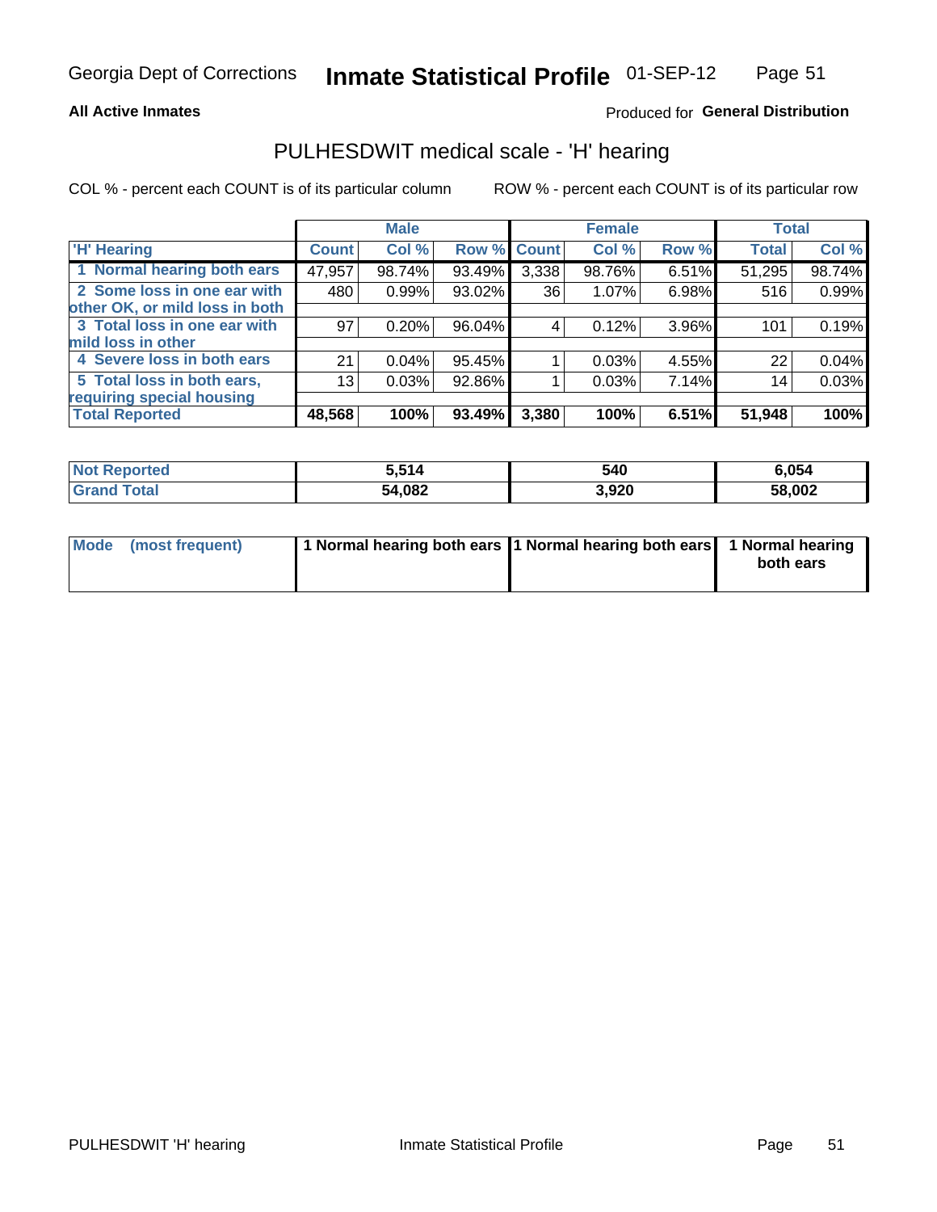Georgia Dept of Corrections **Inmate Statistical Profile** 01-SEP-12

**All Active Inmates**

Produced for **General Distribution**

## PULHESDWIT medical scale - 'H' hearing

COL % - percent each COUNT is of its particular column

ROW % - percent each COUNT is of its particular row

| | Male | | | Female | | | Total | |
|---|---|---|---|---|---|---|---|---|
| 'H' Hearing | Count | Col % | Row % | Count | Col % | Row % | Total | Col % |
| 1 Normal hearing both ears | 47,957 | 98.74% | 93.49% | 3,338 | 98.76% | 6.51% | 51,295 | 98.74% |
| 2 Some loss in one ear with other OK, or mild loss in both | 480 | 0.99% | 93.02% | 36 | 1.07% | 6.98% | 516 | 0.99% |
| 3 Total loss in one ear with mild loss in other | 97 | 0.20% | 96.04% | 4 | 0.12% | 3.96% | 101 | 0.19% |
| 4 Severe loss in both ears | 21 | 0.04% | 95.45% | 1 | 0.03% | 4.55% | 22 | 0.04% |
| 5 Total loss in both ears, requiring special housing | 13 | 0.03% | 92.86% | 1 | 0.03% | 7.14% | 14 | 0.03% |
| **Total Reported** | **48,568** | **100%** | **93.49%** | **3,380** | **100%** | **6.51%** | **51,948** | **100%** |

| | Male | Female | Total |
|---|---|---|---|
| Not Reported | 5,514 | 540 | 6,054 |
| Grand Total | 54,082 | 3,920 | 58,002 |

| | Male | Female | Total |
|---|---|---|---|
| Mode (most frequent) | 1 Normal hearing both ears | 1 Normal hearing both ears | 1 Normal hearing both ears |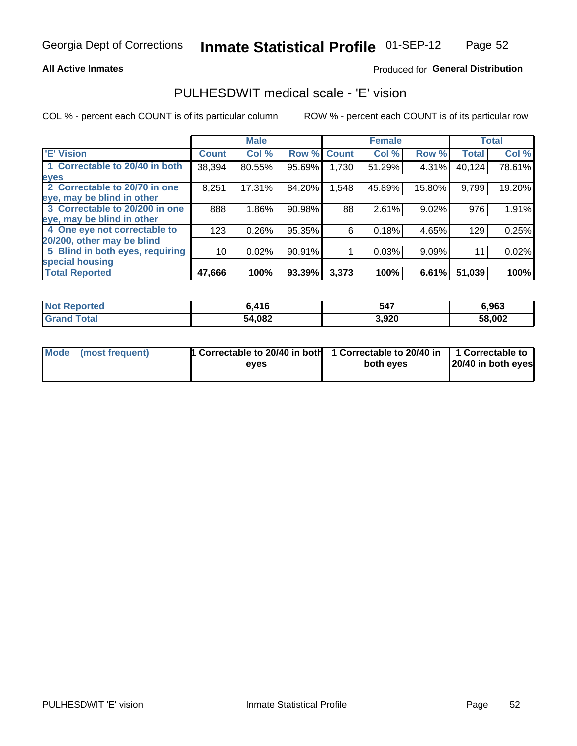Georgia Dept of Corrections **Inmate Statistical Profile** 01-SEP-12

**All Active Inmates**

Produced for **General Distribution**

## PULHESDWIT medical scale - 'E' vision

COL % - percent each COUNT is of its particular column

ROW % - percent each COUNT is of its particular row

| | Male | | | Female | | | Total | |
|---|---|---|---|---|---|---|---|---|
| **'E' Vision** | **Count** | **Col %** | **Row %** | **Count** | **Col %** | **Row %** | **Total** | **Col %** |
| **1 Correctable to 20/40 in both eyes** | 38,394 | 80.55% | 95.69% | 1,730 | 51.29% | 4.31% | 40,124 | 78.61% |
| **2 Correctable to 20/70 in one eye, may be blind in other** | 8,251 | 17.31% | 84.20% | 1,548 | 45.89% | 15.80% | 9,799 | 19.20% |
| **3 Correctable to 20/200 in one eye, may be blind in other** | 888 | 1.86% | 90.98% | 88 | 2.61% | 9.02% | 976 | 1.91% |
| **4 One eye not correctable to 20/200, other may be blind** | 123 | 0.26% | 95.35% | 6 | 0.18% | 4.65% | 129 | 0.25% |
| **5 Blind in both eyes, requiring special housing** | 10 | 0.02% | 90.91% | 1 | 0.03% | 9.09% | 11 | 0.02% |
| **Total Reported** | **47,666** | **100%** | **93.39%** | **3,373** | **100%** | **6.61%** | **51,039** | **100%** |

| | Male | Female | Total |
|---|---|---|---|
| **Not Reported** | **6,416** | **547** | **6,963** |
| **Grand Total** | **54,082** | **3,920** | **58,002** |

| | Male | Female | Total |
|---|---|---|---|
| **Mode (most frequent)** | **1 Correctable to 20/40 in both eyes** | **1 Correctable to 20/40 in both eyes** | **1 Correctable to 20/40 in both eyes** |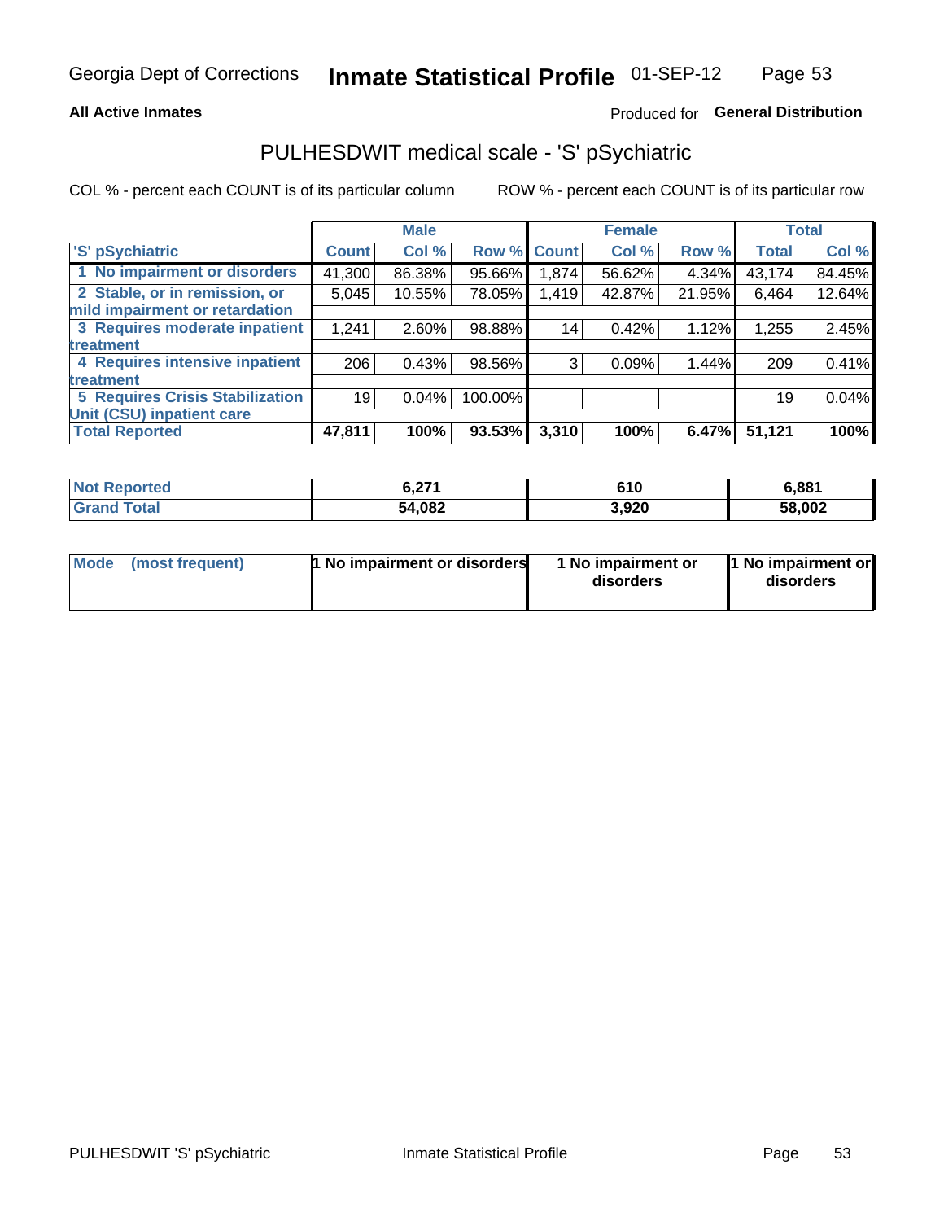Georgia Dept of Corrections **Inmate Statistical Profile** 01-SEP-12

**All Active Inmates**

Produced for **General Distribution**

## PULHESDWIT medical scale - 'S' pSychiatric

COL % - percent each COUNT is of its particular column ROW % - percent each COUNT is of its particular row

| | Male | | | Female | | | Total | |
|---|---|---|---|---|---|---|---|---|
| 'S' pSychiatric | Count | Col % | Row % | Count | Col % | Row % | Total | Col % |
| 1 No impairment or disorders | 41,300 | 86.38% | 95.66% | 1,874 | 56.62% | 4.34% | 43,174 | 84.45% |
| 2 Stable, or in remission, or mild impairment or retardation | 5,045 | 10.55% | 78.05% | 1,419 | 42.87% | 21.95% | 6,464 | 12.64% |
| 3 Requires moderate inpatient treatment | 1,241 | 2.60% | 98.88% | 14 | 0.42% | 1.12% | 1,255 | 2.45% |
| 4 Requires intensive inpatient treatment | 206 | 0.43% | 98.56% | 3 | 0.09% | 1.44% | 209 | 0.41% |
| 5 Requires Crisis Stabilization Unit (CSU) inpatient care | 19 | 0.04% | 100.00% | | | | 19 | 0.04% |
| **Total Reported** | **47,811** | **100%** | **93.53%** | **3,310** | **100%** | **6.47%** | **51,121** | **100%** |

| | Male | Female | Total |
|---|---|---|---|
| Not Reported | 6,271 | 610 | 6,881 |
| Grand Total | 54,082 | 3,920 | 58,002 |

| | Male | Female | Total |
|---|---|---|---|
| Mode (most frequent) | 1 No impairment or disorders | 1 No impairment or disorders | 1 No impairment or disorders |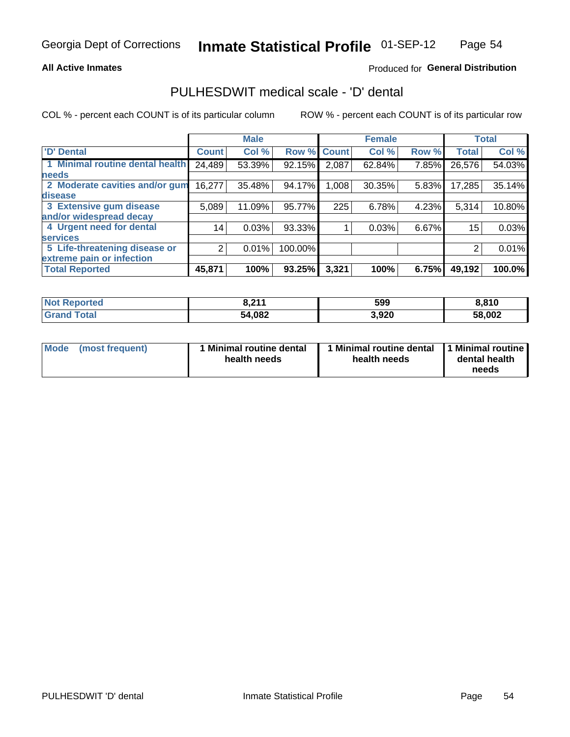Georgia Dept of Corrections **Inmate Statistical Profile** 01-SEP-12

**All Active Inmates**

Produced for **General Distribution**

## PULHESDWIT medical scale - 'D' dental

COL % - percent each COUNT is of its particular column

ROW % - percent each COUNT is of its particular row

| | Male | | | Female | | | Total | |
|---|---|---|---|---|---|---|---|---|
| 'D' Dental | Count | Col % | Row % | Count | Col % | Row % | Total | Col % |
| 1 Minimal routine dental health needs | 24,489 | 53.39% | 92.15% | 2,087 | 62.84% | 7.85% | 26,576 | 54.03% |
| 2 Moderate cavities and/or gum disease | 16,277 | 35.48% | 94.17% | 1,008 | 30.35% | 5.83% | 17,285 | 35.14% |
| 3 Extensive gum disease and/or widespread decay | 5,089 | 11.09% | 95.77% | 225 | 6.78% | 4.23% | 5,314 | 10.80% |
| 4 Urgent need for dental services | 14 | 0.03% | 93.33% | 1 | 0.03% | 6.67% | 15 | 0.03% |
| 5 Life-threatening disease or extreme pain or infection | 2 | 0.01% | 100.00% | | | | 2 | 0.01% |
| **Total Reported** | **45,871** | **100%** | **93.25%** | **3,321** | **100%** | **6.75%** | **49,192** | **100.0%** |

| | Male | Female | Total |
|---|---|---|---|
| **Not Reported** | **8,211** | **599** | **8,810** |
| **Grand Total** | **54,082** | **3,920** | **58,002** |

| | Male | Female | Total |
|---|---|---|---|
| **Mode (most frequent)** | **1 Minimal routine dental health needs** | **1 Minimal routine dental health needs** | **1 Minimal routine dental health needs** |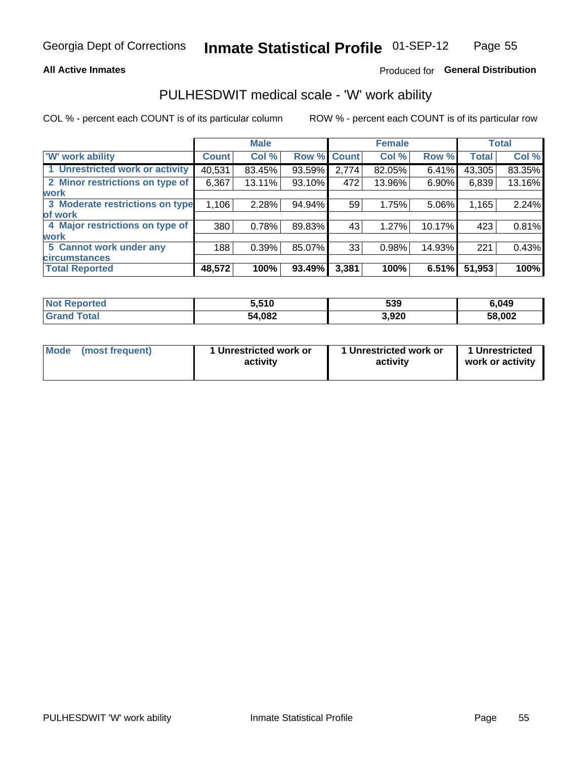Georgia Dept of Corrections **Inmate Statistical Profile** 01-SEP-12

**All Active Inmates** Produced for **General Distribution**

## PULHESDWIT medical scale - 'W' work ability

COL % - percent each COUNT is of its particular column ROW % - percent each COUNT is of its particular row

| | Male | | | Female | | | Total | |
|---|---|---|---|---|---|---|---|---|
| 'W' work ability | Count | Col % | Row % | Count | Col % | Row % | Total | Col % |
| 1 Unrestricted work or activity | 40,531 | 83.45% | 93.59% | 2,774 | 82.05% | 6.41% | 43,305 | 83.35% |
| 2 Minor restrictions on type of work | 6,367 | 13.11% | 93.10% | 472 | 13.96% | 6.90% | 6,839 | 13.16% |
| 3 Moderate restrictions on type of work | 1,106 | 2.28% | 94.94% | 59 | 1.75% | 5.06% | 1,165 | 2.24% |
| 4 Major restrictions on type of work | 380 | 0.78% | 89.83% | 43 | 1.27% | 10.17% | 423 | 0.81% |
| 5 Cannot work under any circumstances | 188 | 0.39% | 85.07% | 33 | 0.98% | 14.93% | 221 | 0.43% |
| **Total Reported** | **48,572** | **100%** | **93.49%** | **3,381** | **100%** | **6.51%** | **51,953** | **100%** |

| | Male | Female | Total |
|---|---|---|---|
| Not Reported | 5,510 | 539 | 6,049 |
| Grand Total | 54,082 | 3,920 | 58,002 |

| | Male | Female | Total |
|---|---|---|---|
| Mode (most frequent) | 1 Unrestricted work or activity | 1 Unrestricted work or activity | 1 Unrestricted work or activity |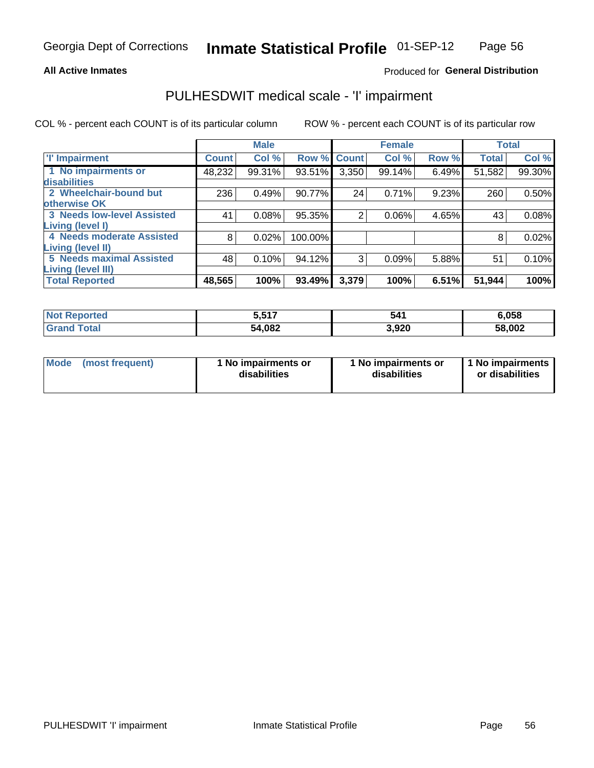Georgia Dept of Corrections **Inmate Statistical Profile** 01-SEP-12

**All Active Inmates**

Produced for **General Distribution**

## PULHESDWIT medical scale - 'I' impairment

COL % - percent each COUNT is of its particular column ROW % - percent each COUNT is of its particular row

| | Male | | | Female | | | Total | |
|---|---|---|---|---|---|---|---|---|
| 'I' Impairment | Count | Col % | Row % | Count | Col % | Row % | Total | Col % |
| 1 No impairments or disabilities | 48,232 | 99.31% | 93.51% | 3,350 | 99.14% | 6.49% | 51,582 | 99.30% |
| 2 Wheelchair-bound but otherwise OK | 236 | 0.49% | 90.77% | 24 | 0.71% | 9.23% | 260 | 0.50% |
| 3 Needs low-level Assisted Living (level I) | 41 | 0.08% | 95.35% | 2 | 0.06% | 4.65% | 43 | 0.08% |
| 4 Needs moderate Assisted Living (level II) | 8 | 0.02% | 100.00% | | | | 8 | 0.02% |
| 5 Needs maximal Assisted Living (level III) | 48 | 0.10% | 94.12% | 3 | 0.09% | 5.88% | 51 | 0.10% |
| **Total Reported** | **48,565** | **100%** | **93.49%** | **3,379** | **100%** | **6.51%** | **51,944** | **100%** |

| | Male | Female | Total |
|---|---|---|---|
| Not Reported | 5,517 | 541 | 6,058 |
| Grand Total | 54,082 | 3,920 | 58,002 |

| Mode (most frequent) | 1 No impairments or disabilities | 1 No impairments or disabilities | 1 No impairments or disabilities |
|---|---|---|---|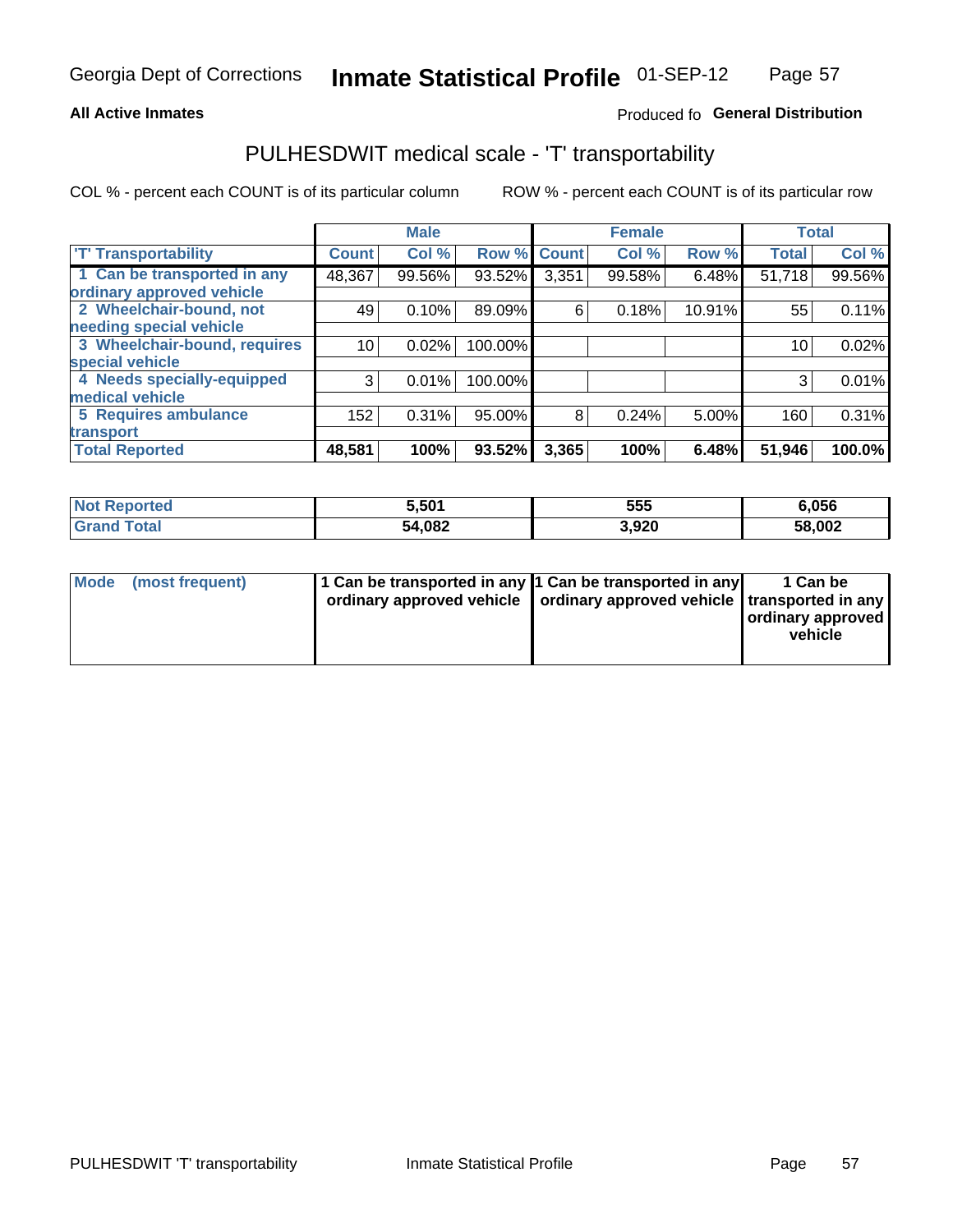Georgia Dept of Corrections **Inmate Statistical Profile** 01-SEP-12

**All Active Inmates**

Produced fo **General Distribution**

## PULHESDWIT medical scale - 'T' transportability

COL % - percent each COUNT is of its particular column

ROW % - percent each COUNT is of its particular row

| | Male | | | Female | | | Total | |
|---|---|---|---|---|---|---|---|---|
| 'T' Transportability | Count | Col % | Row % | Count | Col % | Row % | Total | Col % |
| 1 Can be transported in any ordinary approved vehicle | 48,367 | 99.56% | 93.52% | 3,351 | 99.58% | 6.48% | 51,718 | 99.56% |
| 2 Wheelchair-bound, not needing special vehicle | 49 | 0.10% | 89.09% | 6 | 0.18% | 10.91% | 55 | 0.11% |
| 3 Wheelchair-bound, requires special vehicle | 10 | 0.02% | 100.00% | | | | 10 | 0.02% |
| 4 Needs specially-equipped medical vehicle | 3 | 0.01% | 100.00% | | | | 3 | 0.01% |
| 5 Requires ambulance transport | 152 | 0.31% | 95.00% | 8 | 0.24% | 5.00% | 160 | 0.31% |
| **Total Reported** | **48,581** | **100%** | **93.52%** | **3,365** | **100%** | **6.48%** | **51,946** | **100.0%** |

| | Male | Female | Total |
|---|---|---|---|
| **Not Reported** | **5,501** | **555** | **6,056** |
| **Grand Total** | **54,082** | **3,920** | **58,002** |

| | Male | Female | Total |
|---|---|---|---|
| **Mode (most frequent)** | **1 Can be transported in any ordinary approved vehicle** | **1 Can be transported in any ordinary approved vehicle** | **1 Can be transported in any ordinary approved vehicle** |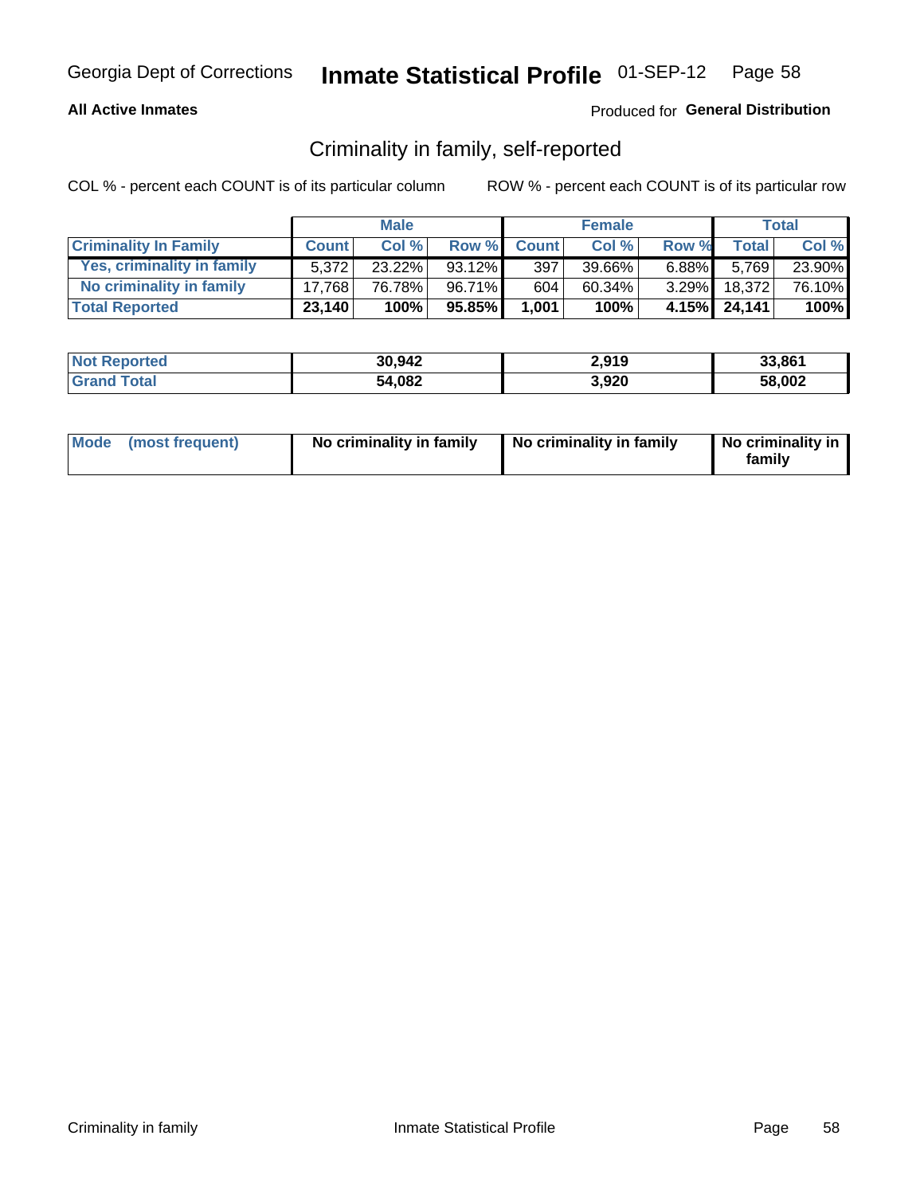Georgia Dept of Corrections **Inmate Statistical Profile** 01-SEP-12

**All Active Inmates**

Produced for **General Distribution**

## Criminality in family, self-reported

COL % - percent each COUNT is of its particular column ROW % - percent each COUNT is of its particular row

| | Male | | | Female | | | Total | |
|---|---|---|---|---|---|---|---|---|
| **Criminality In Family** | **Count** | **Col %** | **Row %** | **Count** | **Col %** | **Row %** | **Total** | **Col %** |
| Yes, criminality in family | 5,372 | 23.22% | 93.12% | 397 | 39.66% | 6.88% | 5,769 | 23.90% |
| No criminality in family | 17,768 | 76.78% | 96.71% | 604 | 60.34% | 3.29% | 18,372 | 76.10% |
| **Total Reported** | **23,140** | **100%** | **95.85%** | **1,001** | **100%** | **4.15%** | **24,141** | **100%** |

| | Male | Female | Total |
|---|---|---|---|
| **Not Reported** | **30,942** | **2,919** | **33,861** |
| **Grand Total** | **54,082** | **3,920** | **58,002** |

| | Male | Female | Total |
|---|---|---|---|
| **Mode (most frequent)** | **No criminality in family** | **No criminality in family** | **No criminality in family** |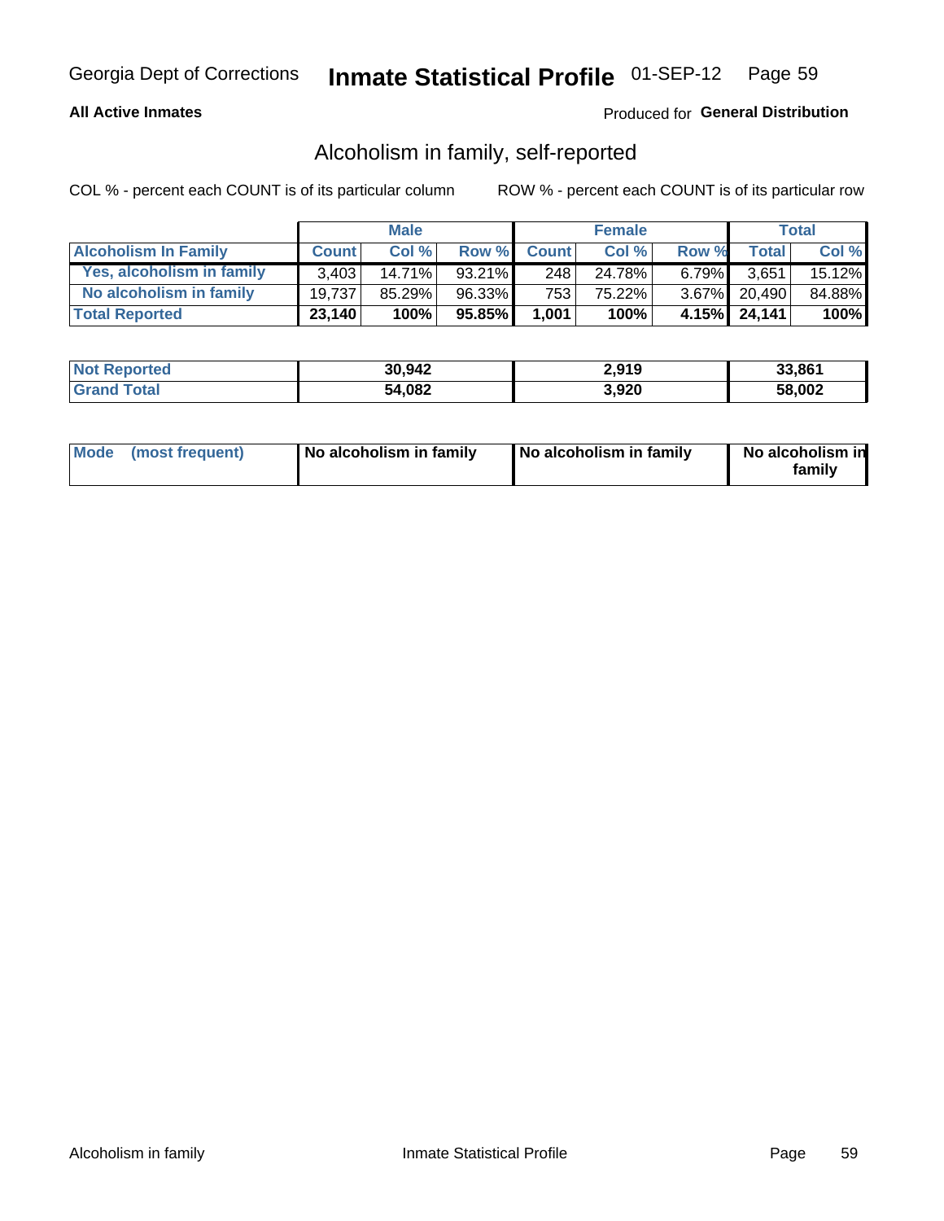Georgia Dept of Corrections **Inmate Statistical Profile** 01-SEP-12

**All Active Inmates**

Produced for **General Distribution**

## Alcoholism in family, self-reported

COL % - percent each COUNT is of its particular column

ROW % - percent each COUNT is of its particular row

| | Male | | | Female | | | Total | |
|---|---|---|---|---|---|---|---|---|
| **Alcoholism In Family** | **Count** | **Col %** | **Row %** | **Count** | **Col %** | **Row %** | **Total** | **Col %** |
| **Yes, alcoholism in family** | 3,403 | 14.71% | 93.21% | 248 | 24.78% | 6.79% | 3,651 | 15.12% |
| **No alcoholism in family** | 19,737 | 85.29% | 96.33% | 753 | 75.22% | 3.67% | 20,490 | 84.88% |
| **Total Reported** | **23,140** | **100%** | **95.85%** | **1,001** | **100%** | **4.15%** | **24,141** | **100%** |

| | Male | Female | Total |
|---|---|---|---|
| **Not Reported** | **30,942** | **2,919** | **33,861** |
| **Grand Total** | **54,082** | **3,920** | **58,002** |

| | Male | Female | Total |
|---|---|---|---|
| **Mode (most frequent)** | **No alcoholism in family** | **No alcoholism in family** | **No alcoholism in family** |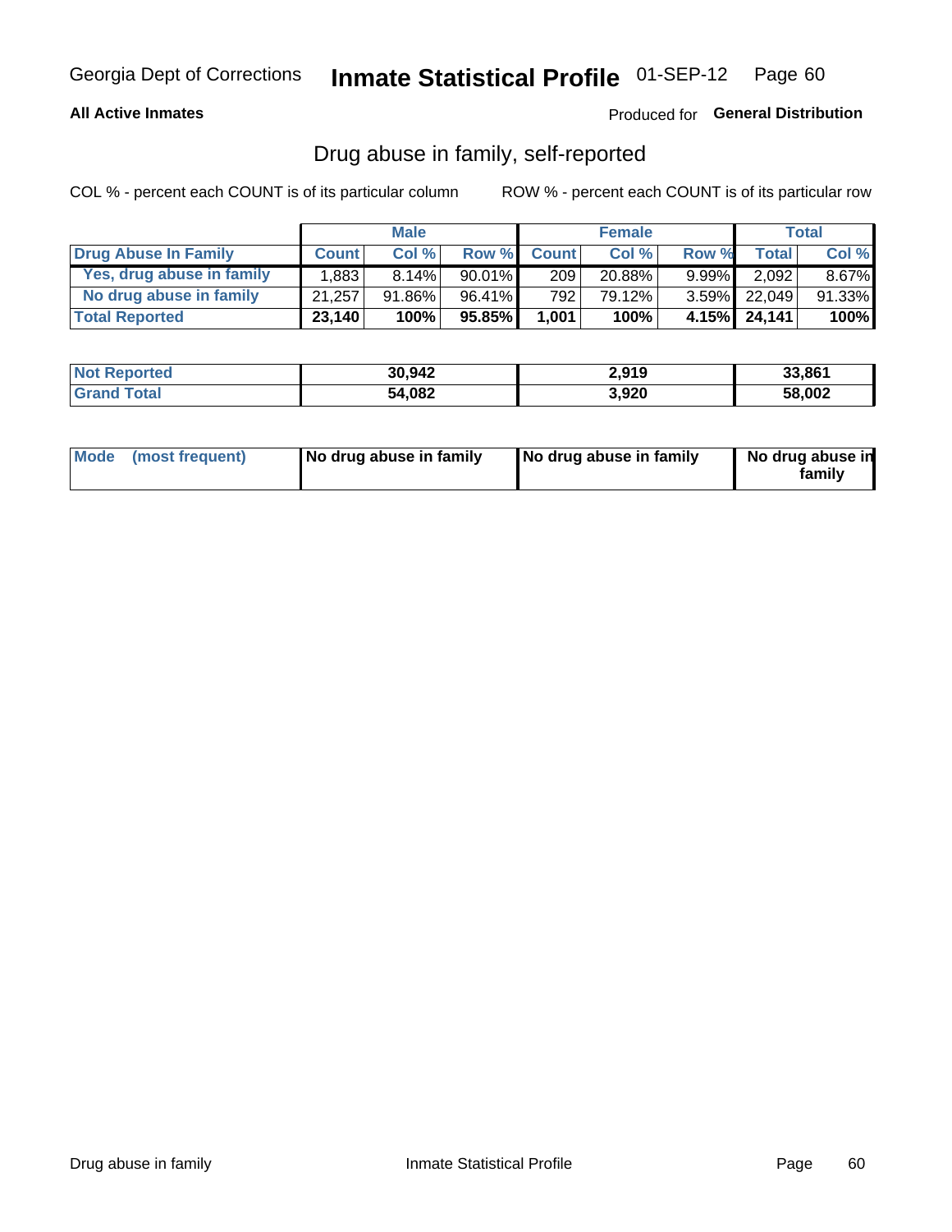Georgia Dept of Corrections **Inmate Statistical Profile** 01-SEP-12

**All Active Inmates**

Produced for **General Distribution**

## Drug abuse in family, self-reported

COL % - percent each COUNT is of its particular column

ROW % - percent each COUNT is of its particular row

| | Male | | | Female | | | Total | |
|---|---|---|---|---|---|---|---|---|
| **Drug Abuse In Family** | **Count** | **Col %** | **Row %** | **Count** | **Col %** | **Row %** | **Total** | **Col %** |
| **Yes, drug abuse in family** | 1,883 | 8.14% | 90.01% | 209 | 20.88% | 9.99% | 2,092 | 8.67% |
| **No drug abuse in family** | 21,257 | 91.86% | 96.41% | 792 | 79.12% | 3.59% | 22,049 | 91.33% |
| **Total Reported** | **23,140** | **100%** | **95.85%** | **1,001** | **100%** | **4.15%** | **24,141** | **100%** |

| | Male | Female | Total |
|---|---|---|---|
| **Not Reported** | **30,942** | **2,919** | **33,861** |
| **Grand Total** | **54,082** | **3,920** | **58,002** |

| | Male | Female | Total |
|---|---|---|---|
| **Mode (most frequent)** | **No drug abuse in family** | **No drug abuse in family** | **No drug abuse in family** |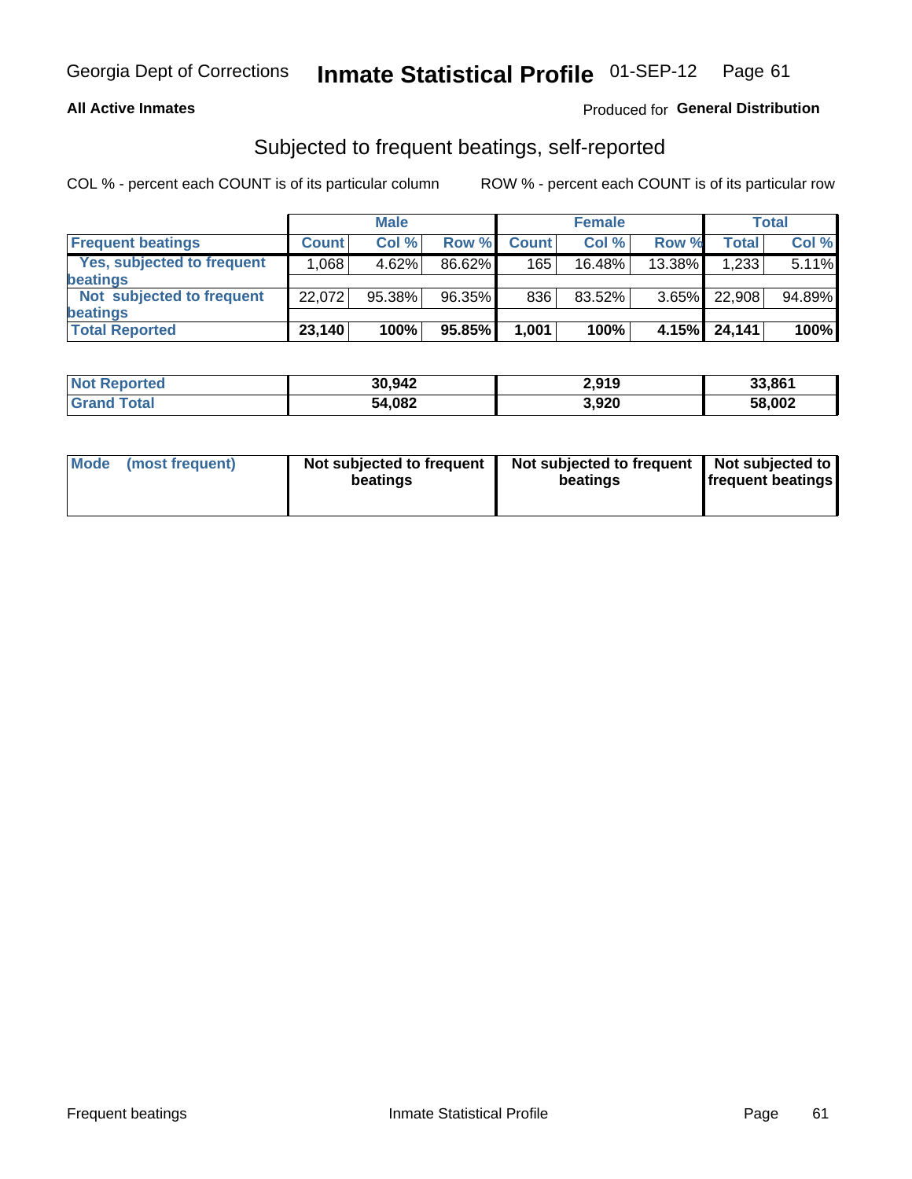Georgia Dept of Corrections **Inmate Statistical Profile** 01-SEP-12

**All Active Inmates**

Produced for **General Distribution**

## Subjected to frequent beatings, self-reported

COL % - percent each COUNT is of its particular column

ROW % - percent each COUNT is of its particular row

| | Male | | | Female | | | Total | |
|---|---|---|---|---|---|---|---|---|
| **Frequent beatings** | **Count** | **Col %** | **Row %** | **Count** | **Col %** | **Row %** | **Total** | **Col %** |
| **Yes, subjected to frequent beatings** | 1,068 | 4.62% | 86.62% | 165 | 16.48% | 13.38% | 1,233 | 5.11% |
| **Not subjected to frequent beatings** | 22,072 | 95.38% | 96.35% | 836 | 83.52% | 3.65% | 22,908 | 94.89% |
| **Total Reported** | **23,140** | **100%** | **95.85%** | **1,001** | **100%** | **4.15%** | **24,141** | **100%** |

| | Male | Female | Total |
|---|---|---|---|
| **Not Reported** | **30,942** | **2,919** | **33,861** |
| **Grand Total** | **54,082** | **3,920** | **58,002** |

| | Male | Female | Total |
|---|---|---|---|
| **Mode (most frequent)** | **Not subjected to frequent beatings** | **Not subjected to frequent beatings** | **Not subjected to frequent beatings** |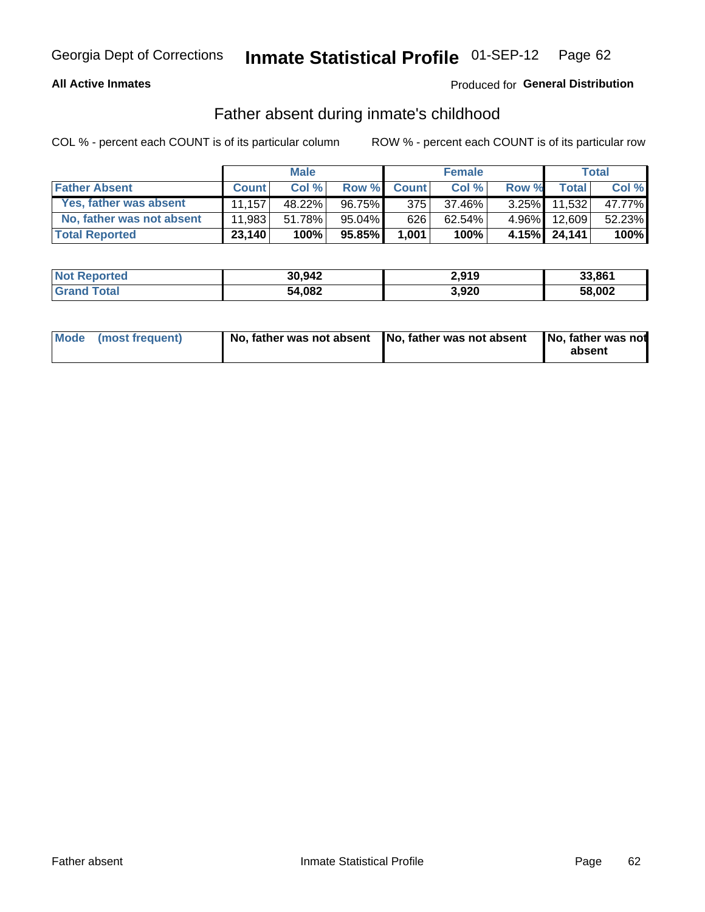Georgia Dept of Corrections **Inmate Statistical Profile** 01-SEP-12 Page 62

**All Active Inmates**

Produced for **General Distribution**

## Father absent during inmate's childhood

COL % - percent each COUNT is of its particular column

ROW % - percent each COUNT is of its particular row

| | Male | | | Female | | | Total | |
|---|---|---|---|---|---|---|---|---|
| **Father Absent** | **Count** | **Col %** | **Row %** | **Count** | **Col %** | **Row %** | **Total** | **Col %** |
| Yes, father was absent | 11,157 | 48.22% | 96.75% | 375 | 37.46% | 3.25% | 11,532 | 47.77% |
| No, father was not absent | 11,983 | 51.78% | 95.04% | 626 | 62.54% | 4.96% | 12,609 | 52.23% |
| **Total Reported** | **23,140** | **100%** | **95.85%** | **1,001** | **100%** | **4.15%** | **24,141** | **100%** |

| | Male | Female | Total |
|---|---|---|---|
| **Not Reported** | **30,942** | **2,919** | **33,861** |
| **Grand Total** | **54,082** | **3,920** | **58,002** |

| | Male | Female | Total |
|---|---|---|---|
| **Mode (most frequent)** | **No, father was not absent** | **No, father was not absent** | **No, father was not absent** |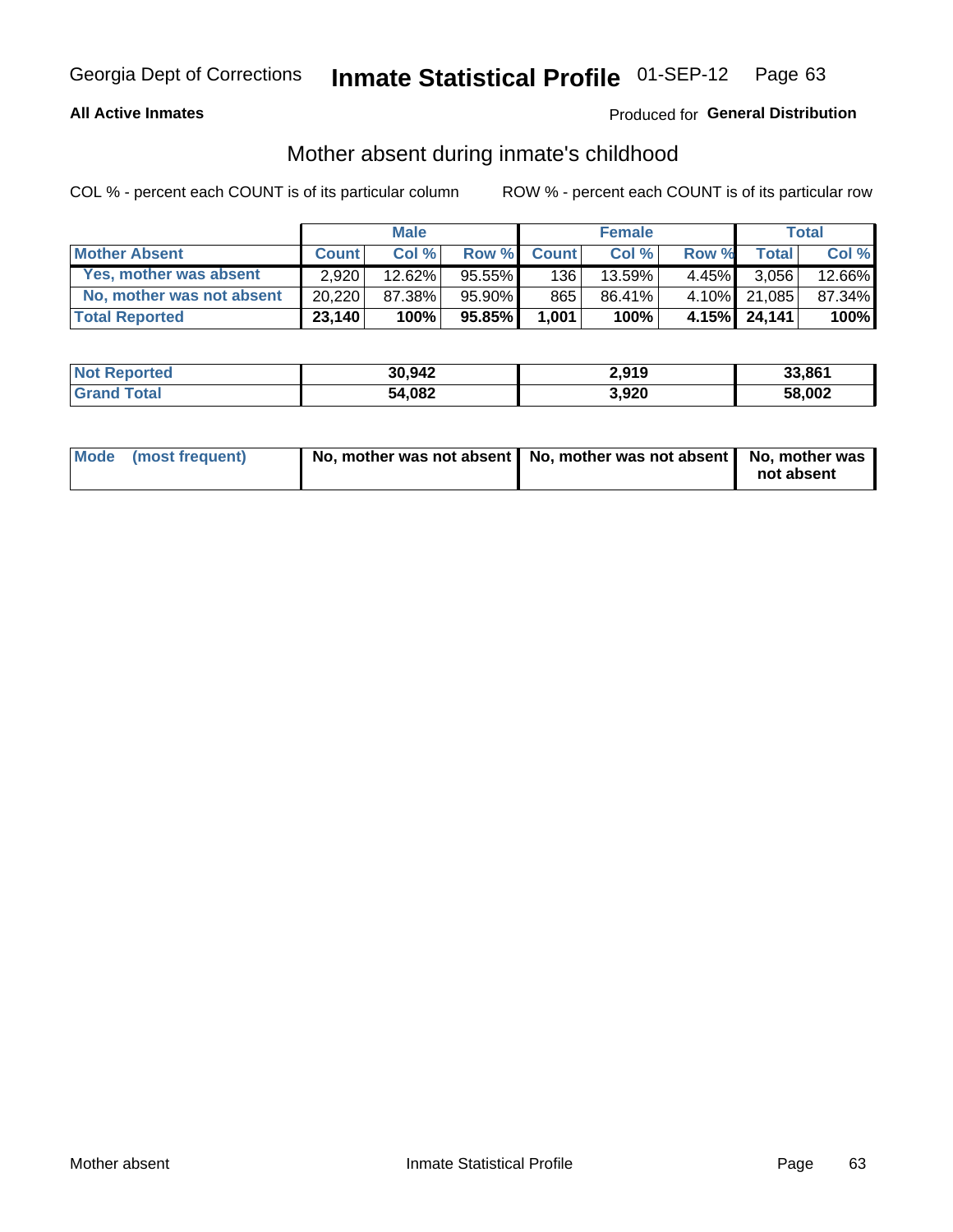Georgia Dept of Corrections **Inmate Statistical Profile** 01-SEP-12

**All Active Inmates**

Produced for **General Distribution**

## Mother absent during inmate's childhood

COL % - percent each COUNT is of its particular column

ROW % - percent each COUNT is of its particular row

| | Male | | | Female | | | Total | |
|---|---|---|---|---|---|---|---|---|
| **Mother Absent** | **Count** | **Col %** | **Row %** | **Count** | **Col %** | **Row %** | **Total** | **Col %** |
| **Yes, mother was absent** | 2,920 | 12.62% | 95.55% | 136 | 13.59% | 4.45% | 3,056 | 12.66% |
| **No, mother was not absent** | 20,220 | 87.38% | 95.90% | 865 | 86.41% | 4.10% | 21,085 | 87.34% |
| **Total Reported** | **23,140** | **100%** | **95.85%** | **1,001** | **100%** | **4.15%** | **24,141** | **100%** |

| | Male | Female | Total |
|---|---|---|---|
| **Not Reported** | **30,942** | **2,919** | **33,861** |
| **Grand Total** | **54,082** | **3,920** | **58,002** |

| | Male | Female | Total |
|---|---|---|---|
| **Mode (most frequent)** | **No, mother was not absent** | **No, mother was not absent** | **No, mother was not absent** |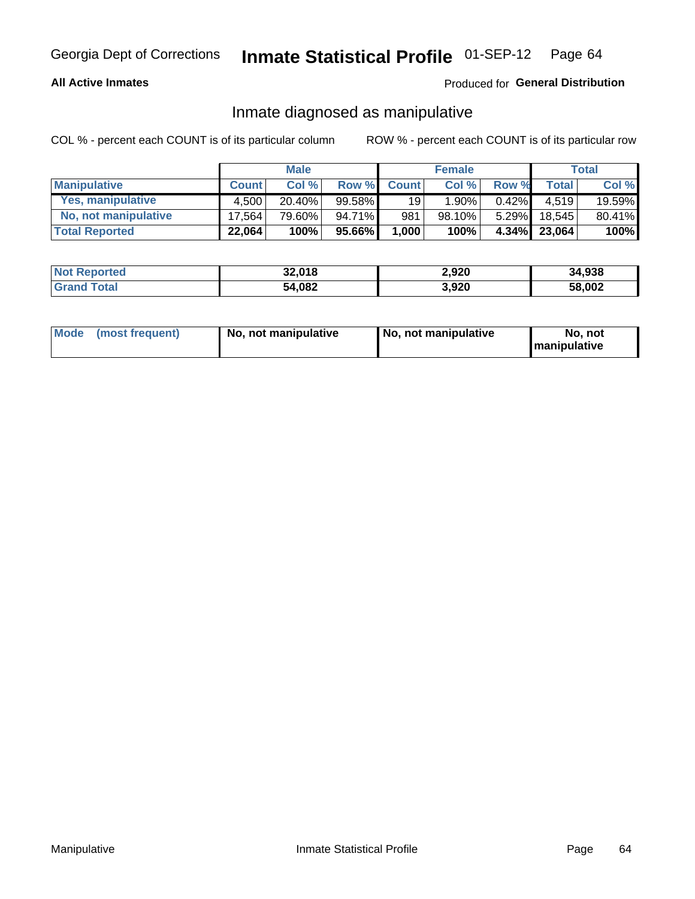Georgia Dept of Corrections **Inmate Statistical Profile** 01-SEP-12

**All Active Inmates**

Produced for **General Distribution**

## Inmate diagnosed as manipulative

COL % - percent each COUNT is of its particular column

ROW % - percent each COUNT is of its particular row

| | Male | | | Female | | | Total | |
|---|---|---|---|---|---|---|---|---|
| **Manipulative** | **Count** | **Col %** | **Row %** | **Count** | **Col %** | **Row %** | **Total** | **Col %** |
| **Yes, manipulative** | 4,500 | 20.40% | 99.58% | 19 | 1.90% | 0.42% | 4,519 | 19.59% |
| **No, not manipulative** | 17,564 | 79.60% | 94.71% | 981 | 98.10% | 5.29% | 18,545 | 80.41% |
| **Total Reported** | **22,064** | **100%** | **95.66%** | **1,000** | **100%** | **4.34%** | **23,064** | **100%** |

| | Male | Female | Total |
|---|---|---|---|
| **Not Reported** | **32,018** | **2,920** | **34,938** |
| **Grand Total** | **54,082** | **3,920** | **58,002** |

| | Male | Female | Total |
|---|---|---|---|
| **Mode (most frequent)** | **No, not manipulative** | **No, not manipulative** | **No, not manipulative** |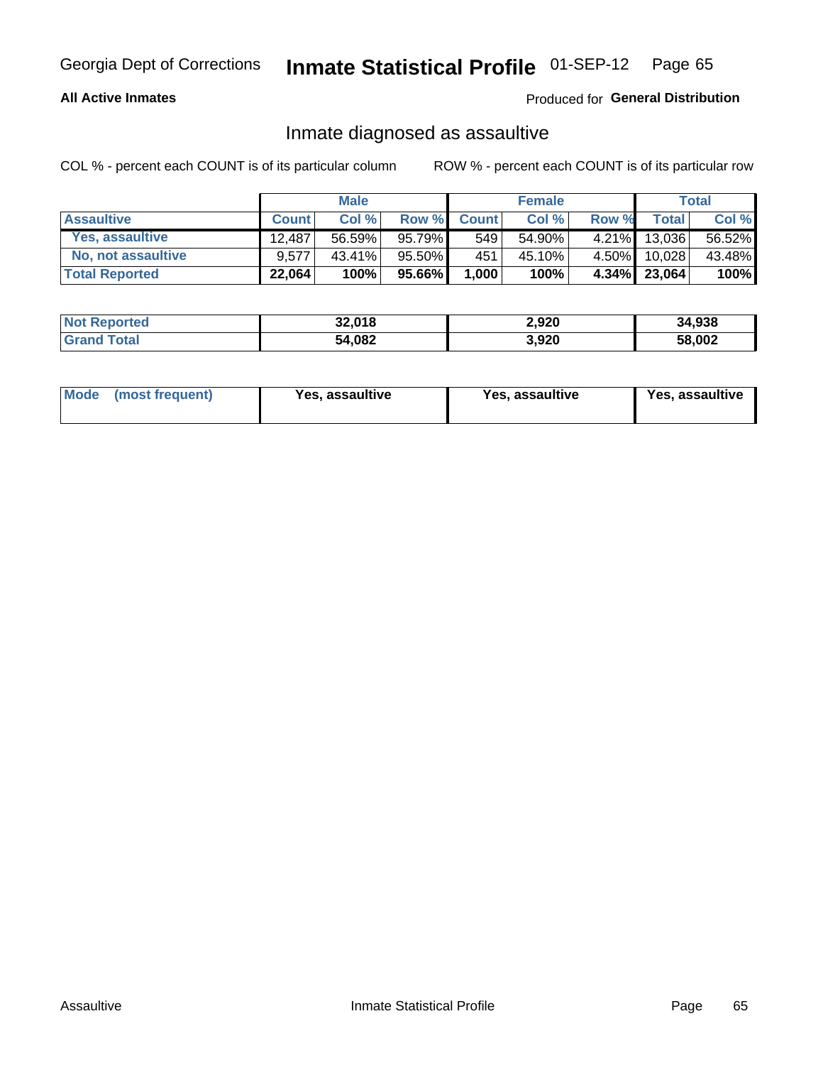Georgia Dept of Corrections **Inmate Statistical Profile** 01-SEP-12

**All Active Inmates**

Produced for **General Distribution**

## Inmate diagnosed as assaultive

COL % - percent each COUNT is of its particular column

ROW % - percent each COUNT is of its particular row

| | Male | | | Female | | | Total | |
|---|---|---|---|---|---|---|---|---|
| **Assaultive** | **Count** | **Col %** | **Row %** | **Count** | **Col %** | **Row %** | **Total** | **Col %** |
| Yes, assaultive | 12,487 | 56.59% | 95.79% | 549 | 54.90% | 4.21% | 13,036 | 56.52% |
| No, not assaultive | 9,577 | 43.41% | 95.50% | 451 | 45.10% | 4.50% | 10,028 | 43.48% |
| **Total Reported** | **22,064** | **100%** | **95.66%** | **1,000** | **100%** | **4.34%** | **23,064** | **100%** |

| | Male | Female | Total |
|---|---|---|---|
| **Not Reported** | **32,018** | **2,920** | **34,938** |
| **Grand Total** | **54,082** | **3,920** | **58,002** |

| | Male | Female | Total |
|---|---|---|---|
| **Mode (most frequent)** | **Yes, assaultive** | **Yes, assaultive** | **Yes, assaultive** |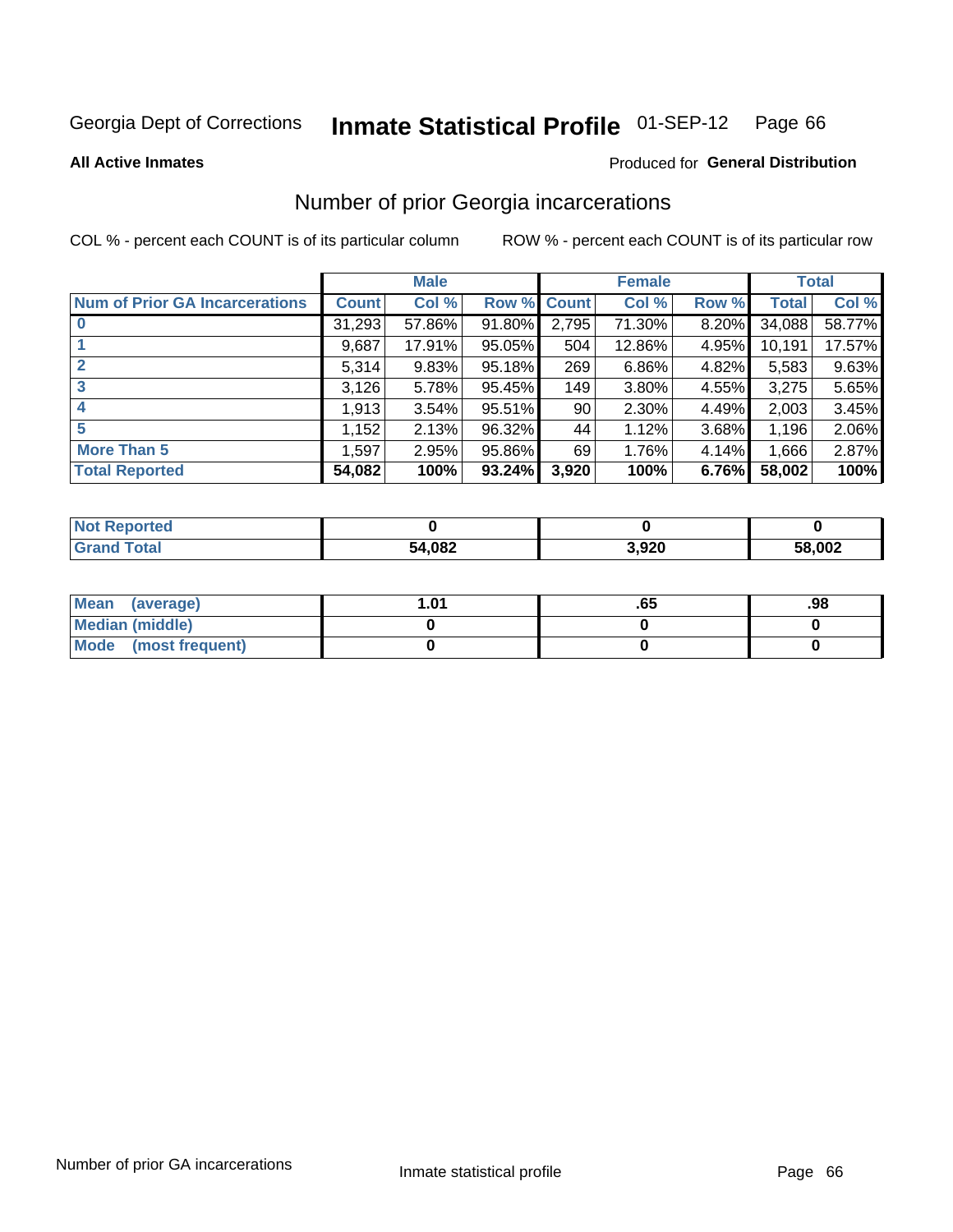Georgia Dept of Corrections **Inmate Statistical Profile** 01-SEP-12

**All Active Inmates**

Produced for **General Distribution**

## Number of prior Georgia incarcerations

COL % - percent each COUNT is of its particular column

ROW % - percent each COUNT is of its particular row

| | Male | | | Female | | | Total | |
|---|---|---|---|---|---|---|---|---|
| **Num of Prior GA Incarcerations** | **Count** | **Col %** | **Row %** | **Count** | **Col %** | **Row %** | **Total** | **Col %** |
| **0** | 31,293 | 57.86% | 91.80% | 2,795 | 71.30% | 8.20% | 34,088 | 58.77% |
| **1** | 9,687 | 17.91% | 95.05% | 504 | 12.86% | 4.95% | 10,191 | 17.57% |
| **2** | 5,314 | 9.83% | 95.18% | 269 | 6.86% | 4.82% | 5,583 | 9.63% |
| **3** | 3,126 | 5.78% | 95.45% | 149 | 3.80% | 4.55% | 3,275 | 5.65% |
| **4** | 1,913 | 3.54% | 95.51% | 90 | 2.30% | 4.49% | 2,003 | 3.45% |
| **5** | 1,152 | 2.13% | 96.32% | 44 | 1.12% | 3.68% | 1,196 | 2.06% |
| **More Than 5** | 1,597 | 2.95% | 95.86% | 69 | 1.76% | 4.14% | 1,666 | 2.87% |
| **Total Reported** | **54,082** | **100%** | **93.24%** | **3,920** | **100%** | **6.76%** | **58,002** | **100%** |

| | Male | Female | Total |
|---|---|---|---|
| **Not Reported** | **0** | **0** | **0** |
| **Grand Total** | **54,082** | **3,920** | **58,002** |

| | Male | Female | Total |
|---|---|---|---|
| **Mean (average)** | **1.01** | **.65** | **.98** |
| **Median (middle)** | **0** | **0** | **0** |
| **Mode (most frequent)** | **0** | **0** | **0** |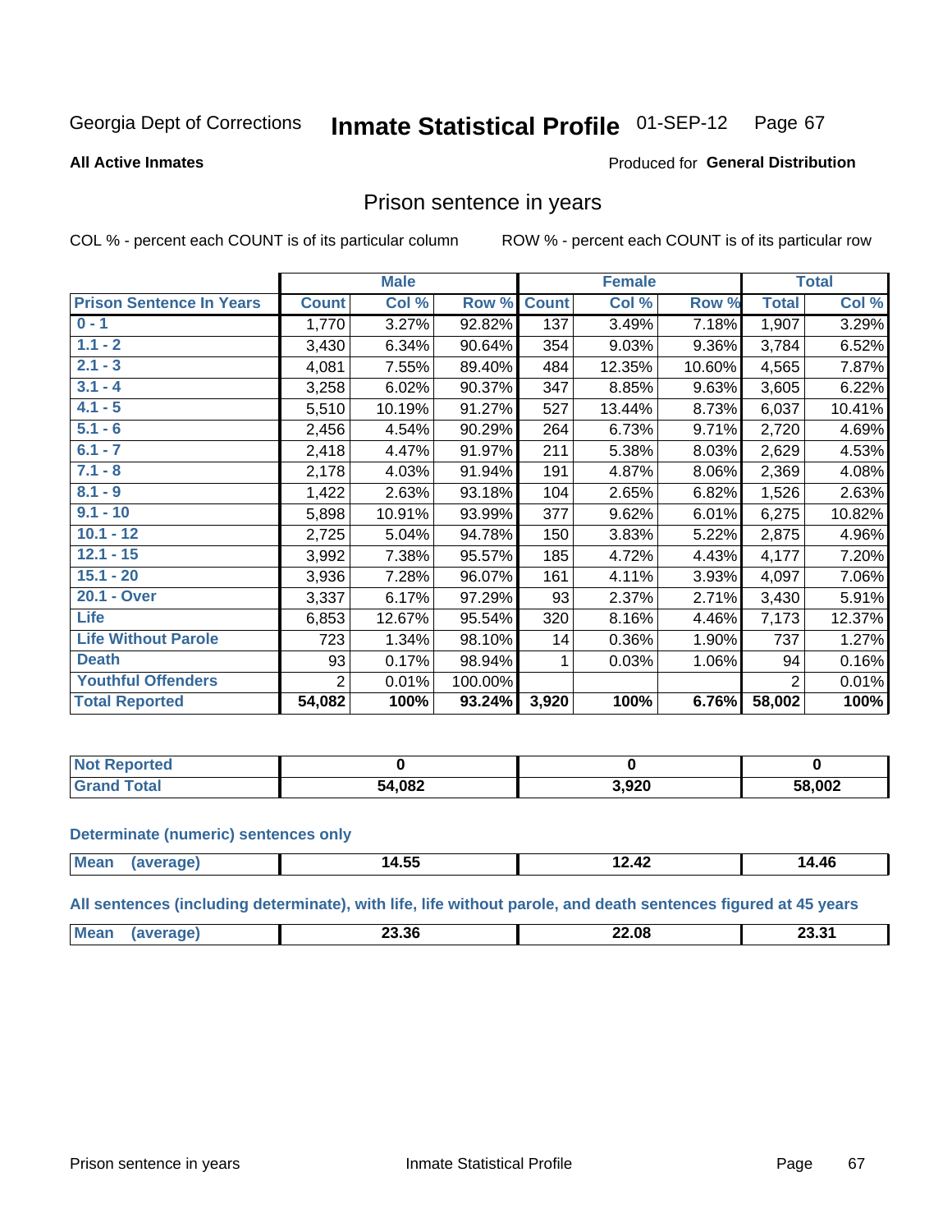Georgia Dept of Corrections **Inmate Statistical Profile** 01-SEP-12

**All Active Inmates**

Produced for **General Distribution**

## Prison sentence in years

COL % - percent each COUNT is of its particular column ROW % - percent each COUNT is of its particular row

| | Male | | | Female | | | Total | |
|---|---|---|---|---|---|---|---|---|
| **Prison Sentence In Years** | **Count** | **Col %** | **Row %** | **Count** | **Col %** | **Row %** | **Total** | **Col %** |
| 0 - 1 | 1,770 | 3.27% | 92.82% | 137 | 3.49% | 7.18% | 1,907 | 3.29% |
| 1.1 - 2 | 3,430 | 6.34% | 90.64% | 354 | 9.03% | 9.36% | 3,784 | 6.52% |
| 2.1 - 3 | 4,081 | 7.55% | 89.40% | 484 | 12.35% | 10.60% | 4,565 | 7.87% |
| 3.1 - 4 | 3,258 | 6.02% | 90.37% | 347 | 8.85% | 9.63% | 3,605 | 6.22% |
| 4.1 - 5 | 5,510 | 10.19% | 91.27% | 527 | 13.44% | 8.73% | 6,037 | 10.41% |
| 5.1 - 6 | 2,456 | 4.54% | 90.29% | 264 | 6.73% | 9.71% | 2,720 | 4.69% |
| 6.1 - 7 | 2,418 | 4.47% | 91.97% | 211 | 5.38% | 8.03% | 2,629 | 4.53% |
| 7.1 - 8 | 2,178 | 4.03% | 91.94% | 191 | 4.87% | 8.06% | 2,369 | 4.08% |
| 8.1 - 9 | 1,422 | 2.63% | 93.18% | 104 | 2.65% | 6.82% | 1,526 | 2.63% |
| 9.1 - 10 | 5,898 | 10.91% | 93.99% | 377 | 9.62% | 6.01% | 6,275 | 10.82% |
| 10.1 - 12 | 2,725 | 5.04% | 94.78% | 150 | 3.83% | 5.22% | 2,875 | 4.96% |
| 12.1 - 15 | 3,992 | 7.38% | 95.57% | 185 | 4.72% | 4.43% | 4,177 | 7.20% |
| 15.1 - 20 | 3,936 | 7.28% | 96.07% | 161 | 4.11% | 3.93% | 4,097 | 7.06% |
| 20.1 - Over | 3,337 | 6.17% | 97.29% | 93 | 2.37% | 2.71% | 3,430 | 5.91% |
| Life | 6,853 | 12.67% | 95.54% | 320 | 8.16% | 4.46% | 7,173 | 12.37% |
| Life Without Parole | 723 | 1.34% | 98.10% | 14 | 0.36% | 1.90% | 737 | 1.27% |
| Death | 93 | 0.17% | 98.94% | 1 | 0.03% | 1.06% | 94 | 0.16% |
| Youthful Offenders | 2 | 0.01% | 100.00% | | | | 2 | 0.01% |
| **Total Reported** | **54,082** | **100%** | **93.24%** | **3,920** | **100%** | **6.76%** | **58,002** | **100%** |

| | Male | Female | Total |
|---|---|---|---|
| Not Reported | **0** | **0** | **0** |
| Grand Total | **54,082** | **3,920** | **58,002** |

**Determinate (numeric) sentences only**

| | Male | Female | Total |
|---|---|---|---|
| Mean (average) | **14.55** | **12.42** | **14.46** |

**All sentences (including determinate), with life, life without parole, and death sentences figured at 45 years**

| | Male | Female | Total |
|---|---|---|---|
| Mean (average) | **23.36** | **22.08** | **23.31** |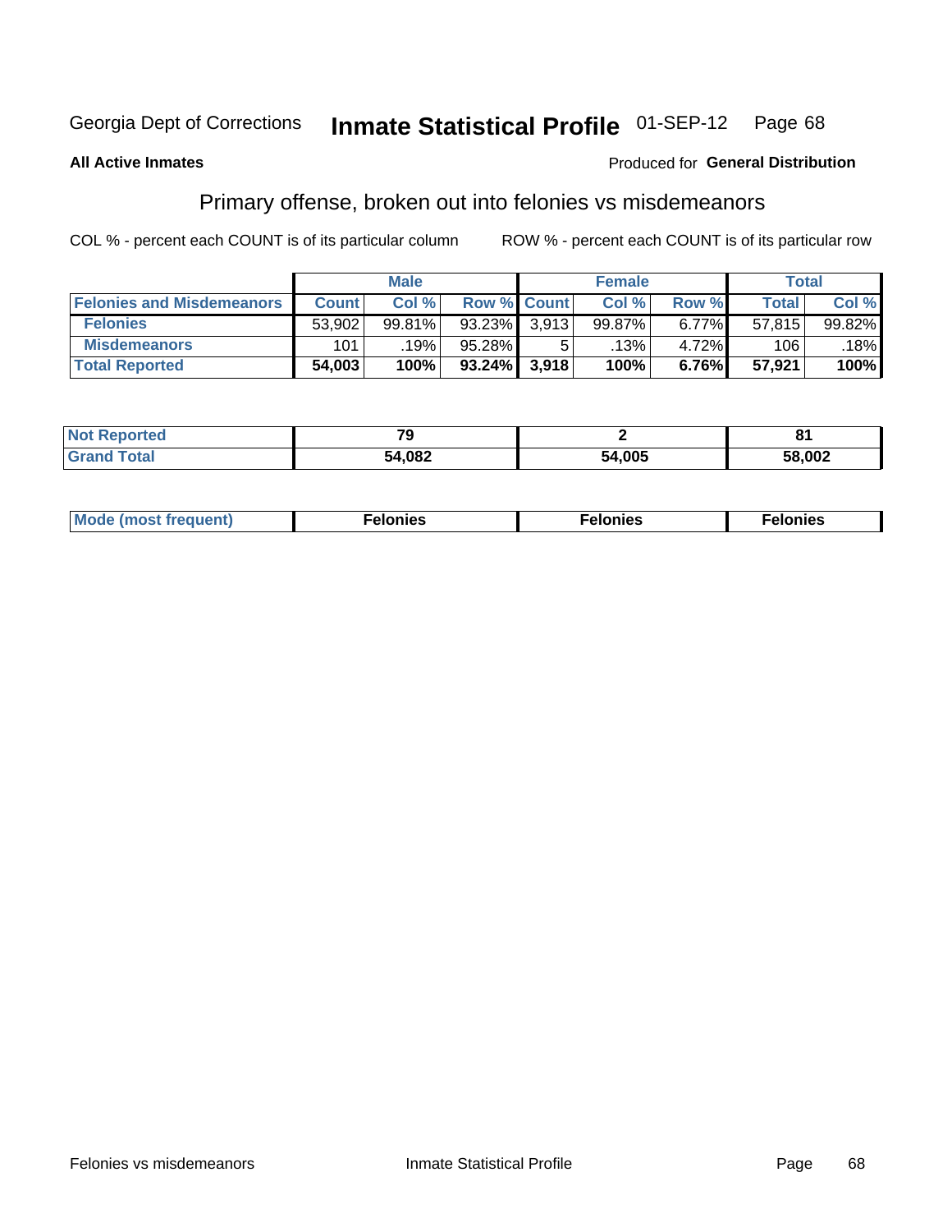Georgia Dept of Corrections **Inmate Statistical Profile** 01-SEP-12

**All Active Inmates**

Produced for **General Distribution**

## Primary offense, broken out into felonies vs misdemeanors

COL % - percent each COUNT is of its particular column ROW % - percent each COUNT is of its particular row

| | Male | | | Female | | | Total | |
|---|---|---|---|---|---|---|---|---|
| **Felonies and Misdemeanors** | **Count** | **Col %** | **Row %** | **Count** | **Col %** | **Row %** | **Total** | **Col %** |
| **Felonies** | 53,902 | 99.81% | 93.23% | 3,913 | 99.87% | 6.77% | 57,815 | 99.82% |
| **Misdemeanors** | 101 | .19% | 95.28% | 5 | .13% | 4.72% | 106 | .18% |
| **Total Reported** | **54,003** | **100%** | **93.24%** | **3,918** | **100%** | **6.76%** | **57,921** | **100%** |

| | Male | Female | Total |
|---|---|---|---|
| **Not Reported** | **79** | **2** | **81** |
| **Grand Total** | **54,082** | **54,005** | **58,002** |

| | Male | Female | Total |
|---|---|---|---|
| **Mode (most frequent)** | **Felonies** | **Felonies** | **Felonies** |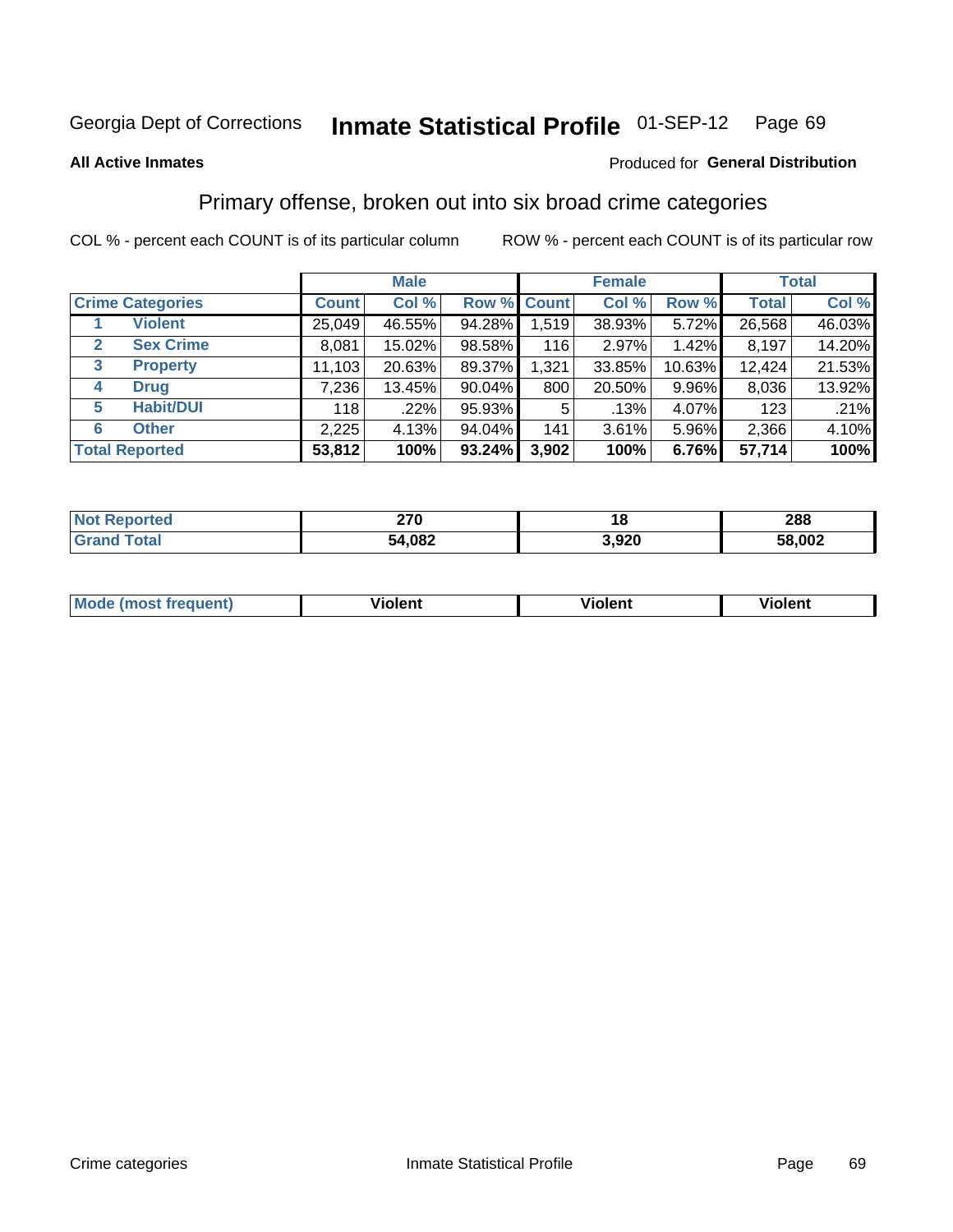Georgia Dept of Corrections **Inmate Statistical Profile** 01-SEP-12

**All Active Inmates** Produced for **General Distribution**

## Primary offense, broken out into six broad crime categories

COL % - percent each COUNT is of its particular column ROW % - percent each COUNT is of its particular row

| | | Male | | | Female | | | Total | |
|---|---|---|---|---|---|---|---|---|---|
| **Crime Categories** | | **Count** | **Col %** | **Row %** | **Count** | **Col %** | **Row %** | **Total** | **Col %** |
| 1 | Violent | 25,049 | 46.55% | 94.28% | 1,519 | 38.93% | 5.72% | 26,568 | 46.03% |
| 2 | Sex Crime | 8,081 | 15.02% | 98.58% | 116 | 2.97% | 1.42% | 8,197 | 14.20% |
| 3 | Property | 11,103 | 20.63% | 89.37% | 1,321 | 33.85% | 10.63% | 12,424 | 21.53% |
| 4 | Drug | 7,236 | 13.45% | 90.04% | 800 | 20.50% | 9.96% | 8,036 | 13.92% |
| 5 | Habit/DUI | 118 | .22% | 95.93% | 5 | .13% | 4.07% | 123 | .21% |
| 6 | Other | 2,225 | 4.13% | 94.04% | 141 | 3.61% | 5.96% | 2,366 | 4.10% |
| **Total Reported** | | **53,812** | **100%** | **93.24%** | **3,902** | **100%** | **6.76%** | **57,714** | **100%** |

| | Male | Female | Total |
|---|---|---|---|
| **Not Reported** | **270** | **18** | **288** |
| **Grand Total** | **54,082** | **3,920** | **58,002** |

| | Male | Female | Total |
|---|---|---|---|
| **Mode (most frequent)** | **Violent** | **Violent** | **Violent** |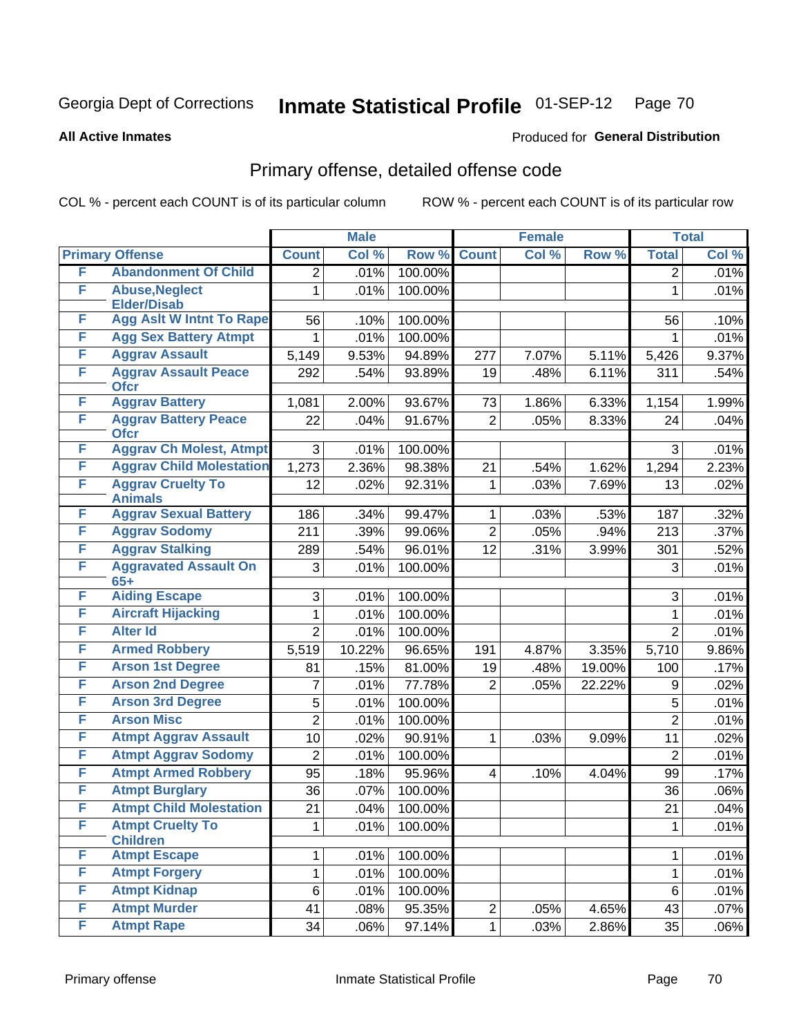Georgia Dept of Corrections **Inmate Statistical Profile** 01-SEP-12

**All Active Inmates** Produced for **General Distribution**

## Primary offense, detailed offense code

COL % - percent each COUNT is of its particular column ROW % - percent each COUNT is of its particular row

| Primary Offense | | Male | | | Female | | | Total | |
|---|---|---|---|---|---|---|---|---|---|
| | | Count | Col % | Row % | Count | Col % | Row % | Total | Col % |
| F | Abandonment Of Child | 2 | .01% | 100.00% | | | | 2 | .01% |
| F | Abuse,Neglect Elder/Disab | 1 | .01% | 100.00% | | | | 1 | .01% |
| F | Agg Aslt W Intnt To Rape | 56 | .10% | 100.00% | | | | 56 | .10% |
| F | Agg Sex Battery Atmpt | 1 | .01% | 100.00% | | | | 1 | .01% |
| F | Aggrav Assault | 5,149 | 9.53% | 94.89% | 277 | 7.07% | 5.11% | 5,426 | 9.37% |
| F | Aggrav Assault Peace Ofcr | 292 | .54% | 93.89% | 19 | .48% | 6.11% | 311 | .54% |
| F | Aggrav Battery | 1,081 | 2.00% | 93.67% | 73 | 1.86% | 6.33% | 1,154 | 1.99% |
| F | Aggrav Battery Peace Ofcr | 22 | .04% | 91.67% | 2 | .05% | 8.33% | 24 | .04% |
| F | Aggrav Ch Molest, Atmpt | 3 | .01% | 100.00% | | | | 3 | .01% |
| F | Aggrav Child Molestation | 1,273 | 2.36% | 98.38% | 21 | .54% | 1.62% | 1,294 | 2.23% |
| F | Aggrav Cruelty To Animals | 12 | .02% | 92.31% | 1 | .03% | 7.69% | 13 | .02% |
| F | Aggrav Sexual Battery | 186 | .34% | 99.47% | 1 | .03% | .53% | 187 | .32% |
| F | Aggrav Sodomy | 211 | .39% | 99.06% | 2 | .05% | .94% | 213 | .37% |
| F | Aggrav Stalking | 289 | .54% | 96.01% | 12 | .31% | 3.99% | 301 | .52% |
| F | Aggravated Assault On 65+ | 3 | .01% | 100.00% | | | | 3 | .01% |
| F | Aiding Escape | 3 | .01% | 100.00% | | | | 3 | .01% |
| F | Aircraft Hijacking | 1 | .01% | 100.00% | | | | 1 | .01% |
| F | Alter Id | 2 | .01% | 100.00% | | | | 2 | .01% |
| F | Armed Robbery | 5,519 | 10.22% | 96.65% | 191 | 4.87% | 3.35% | 5,710 | 9.86% |
| F | Arson 1st Degree | 81 | .15% | 81.00% | 19 | .48% | 19.00% | 100 | .17% |
| F | Arson 2nd Degree | 7 | .01% | 77.78% | 2 | .05% | 22.22% | 9 | .02% |
| F | Arson 3rd Degree | 5 | .01% | 100.00% | | | | 5 | .01% |
| F | Arson Misc | 2 | .01% | 100.00% | | | | 2 | .01% |
| F | Atmpt Aggrav Assault | 10 | .02% | 90.91% | 1 | .03% | 9.09% | 11 | .02% |
| F | Atmpt Aggrav Sodomy | 2 | .01% | 100.00% | | | | 2 | .01% |
| F | Atmpt Armed Robbery | 95 | .18% | 95.96% | 4 | .10% | 4.04% | 99 | .17% |
| F | Atmpt Burglary | 36 | .07% | 100.00% | | | | 36 | .06% |
| F | Atmpt Child Molestation | 21 | .04% | 100.00% | | | | 21 | .04% |
| F | Atmpt Cruelty To Children | 1 | .01% | 100.00% | | | | 1 | .01% |
| F | Atmpt Escape | 1 | .01% | 100.00% | | | | 1 | .01% |
| F | Atmpt Forgery | 1 | .01% | 100.00% | | | | 1 | .01% |
| F | Atmpt Kidnap | 6 | .01% | 100.00% | | | | 6 | .01% |
| F | Atmpt Murder | 41 | .08% | 95.35% | 2 | .05% | 4.65% | 43 | .07% |
| F | Atmpt Rape | 34 | .06% | 97.14% | 1 | .03% | 2.86% | 35 | .06% |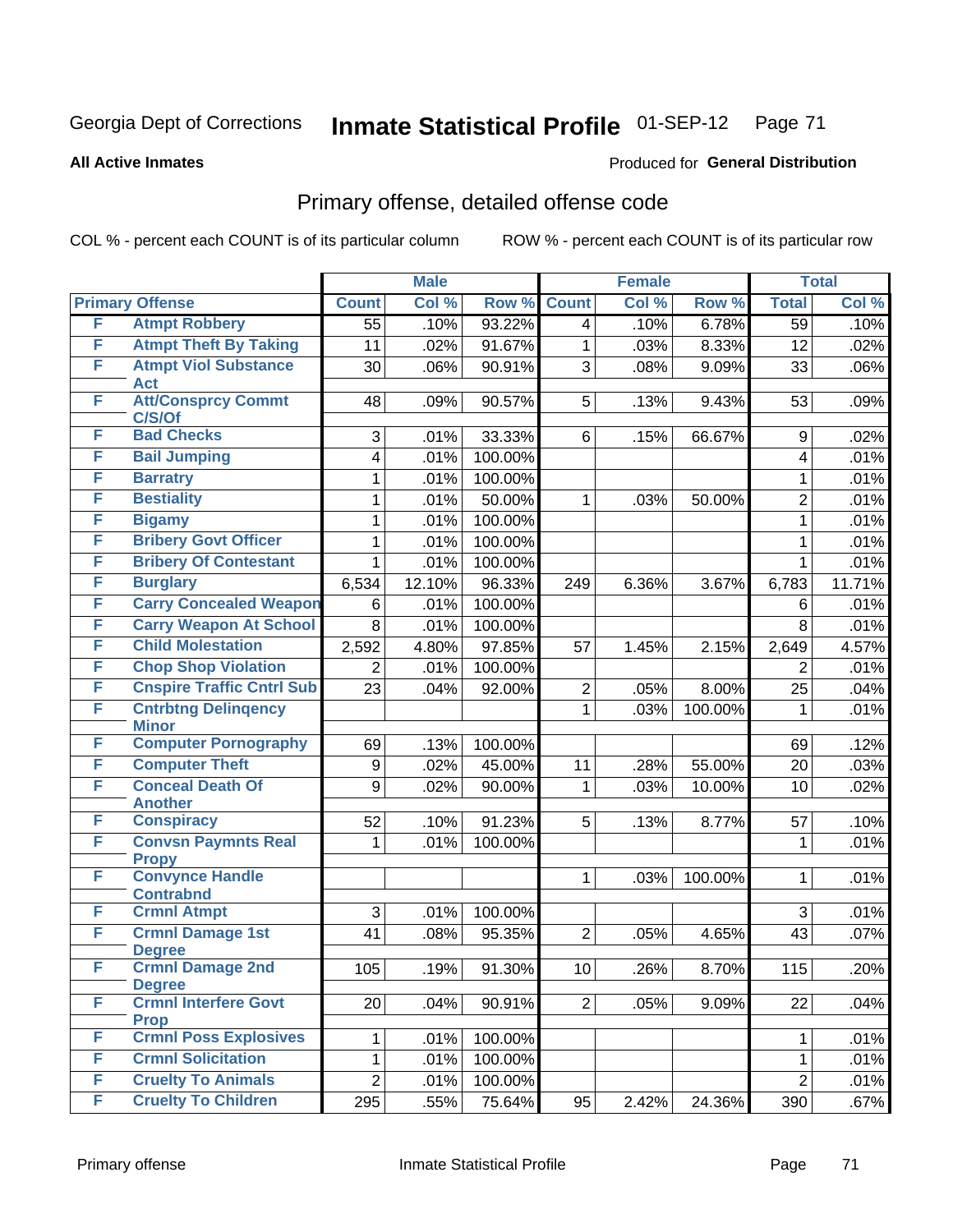Georgia Dept of Corrections **Inmate Statistical Profile** 01-SEP-12

**All Active Inmates**

Produced for **General Distribution**

## Primary offense, detailed offense code

COL % - percent each COUNT is of its particular column

ROW % - percent each COUNT is of its particular row

| Primary Offense | | Male | | | Female | | | Total | |
|---|---|---|---|---|---|---|---|---|---|
| | | Count | Col % | Row % | Count | Col % | Row % | Total | Col % |
| F | Atmpt Robbery | 55 | .10% | 93.22% | 4 | .10% | 6.78% | 59 | .10% |
| F | Atmpt Theft By Taking | 11 | .02% | 91.67% | 1 | .03% | 8.33% | 12 | .02% |
| F | Atmpt Viol Substance Act | 30 | .06% | 90.91% | 3 | .08% | 9.09% | 33 | .06% |
| F | Att/Consprcy Commt C/S/Of | 48 | .09% | 90.57% | 5 | .13% | 9.43% | 53 | .09% |
| F | Bad Checks | 3 | .01% | 33.33% | 6 | .15% | 66.67% | 9 | .02% |
| F | Bail Jumping | 4 | .01% | 100.00% | | | | 4 | .01% |
| F | Barratry | 1 | .01% | 100.00% | | | | 1 | .01% |
| F | Bestiality | 1 | .01% | 50.00% | 1 | .03% | 50.00% | 2 | .01% |
| F | Bigamy | 1 | .01% | 100.00% | | | | 1 | .01% |
| F | Bribery Govt Officer | 1 | .01% | 100.00% | | | | 1 | .01% |
| F | Bribery Of Contestant | 1 | .01% | 100.00% | | | | 1 | .01% |
| F | Burglary | 6,534 | 12.10% | 96.33% | 249 | 6.36% | 3.67% | 6,783 | 11.71% |
| F | Carry Concealed Weapon | 6 | .01% | 100.00% | | | | 6 | .01% |
| F | Carry Weapon At School | 8 | .01% | 100.00% | | | | 8 | .01% |
| F | Child Molestation | 2,592 | 4.80% | 97.85% | 57 | 1.45% | 2.15% | 2,649 | 4.57% |
| F | Chop Shop Violation | 2 | .01% | 100.00% | | | | 2 | .01% |
| F | Cnspire Traffic Cntrl Sub | 23 | .04% | 92.00% | 2 | .05% | 8.00% | 25 | .04% |
| F | Cntrbtng Delinqency Minor | | | | 1 | .03% | 100.00% | 1 | .01% |
| F | Computer Pornography | 69 | .13% | 100.00% | | | | 69 | .12% |
| F | Computer Theft | 9 | .02% | 45.00% | 11 | .28% | 55.00% | 20 | .03% |
| F | Conceal Death Of Another | 9 | .02% | 90.00% | 1 | .03% | 10.00% | 10 | .02% |
| F | Conspiracy | 52 | .10% | 91.23% | 5 | .13% | 8.77% | 57 | .10% |
| F | Convsn Paymnts Real Propy | 1 | .01% | 100.00% | | | | 1 | .01% |
| F | Convynce Handle Contrabnd | | | | 1 | .03% | 100.00% | 1 | .01% |
| F | Crmnl Atmpt | 3 | .01% | 100.00% | | | | 3 | .01% |
| F | Crmnl Damage 1st Degree | 41 | .08% | 95.35% | 2 | .05% | 4.65% | 43 | .07% |
| F | Crmnl Damage 2nd Degree | 105 | .19% | 91.30% | 10 | .26% | 8.70% | 115 | .20% |
| F | Crmnl Interfere Govt Prop | 20 | .04% | 90.91% | 2 | .05% | 9.09% | 22 | .04% |
| F | Crmnl Poss Explosives | 1 | .01% | 100.00% | | | | 1 | .01% |
| F | Crmnl Solicitation | 1 | .01% | 100.00% | | | | 1 | .01% |
| F | Cruelty To Animals | 2 | .01% | 100.00% | | | | 2 | .01% |
| F | Cruelty To Children | 295 | .55% | 75.64% | 95 | 2.42% | 24.36% | 390 | .67% |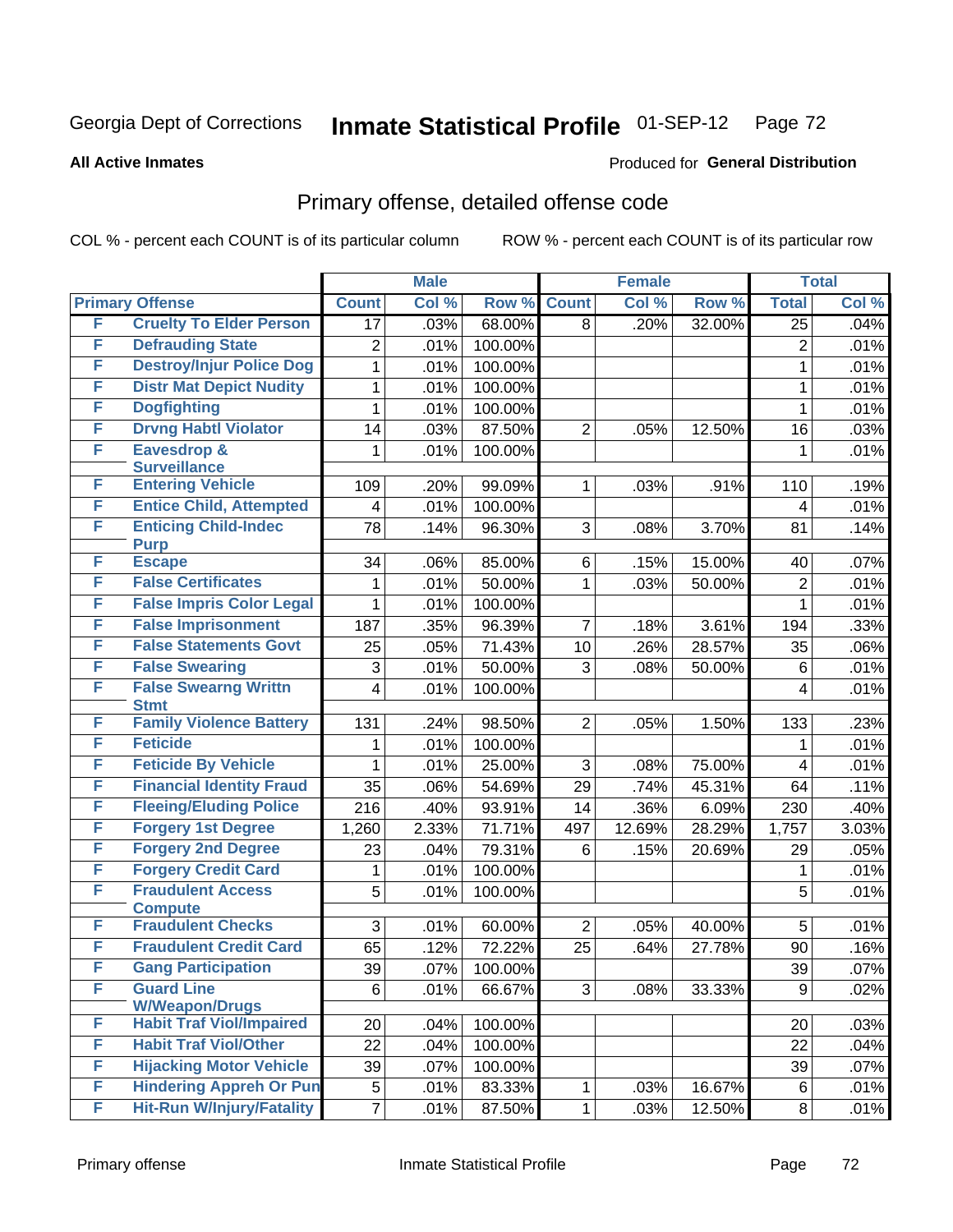Georgia Dept of Corrections **Inmate Statistical Profile** 01-SEP-12

**All Active Inmates**

Produced for **General Distribution**

## Primary offense, detailed offense code

COL % - percent each COUNT is of its particular column

ROW % - percent each COUNT is of its particular row

| Primary Offense | | Male | | | Female | | | Total | |
|---|---|---|---|---|---|---|---|---|---|
| | | Count | Col % | Row % | Count | Col % | Row % | Total | Col % |
| F | Cruelty To Elder Person | 17 | .03% | 68.00% | 8 | .20% | 32.00% | 25 | .04% |
| F | Defrauding State | 2 | .01% | 100.00% | | | | 2 | .01% |
| F | Destroy/Injur Police Dog | 1 | .01% | 100.00% | | | | 1 | .01% |
| F | Distr Mat Depict Nudity | 1 | .01% | 100.00% | | | | 1 | .01% |
| F | Dogfighting | 1 | .01% | 100.00% | | | | 1 | .01% |
| F | Drvng Habtl Violator | 14 | .03% | 87.50% | 2 | .05% | 12.50% | 16 | .03% |
| F | Eavesdrop & Surveillance | 1 | .01% | 100.00% | | | | 1 | .01% |
| F | Entering Vehicle | 109 | .20% | 99.09% | 1 | .03% | .91% | 110 | .19% |
| F | Entice Child, Attempted | 4 | .01% | 100.00% | | | | 4 | .01% |
| F | Enticing Child-Indec Purp | 78 | .14% | 96.30% | 3 | .08% | 3.70% | 81 | .14% |
| F | Escape | 34 | .06% | 85.00% | 6 | .15% | 15.00% | 40 | .07% |
| F | False Certificates | 1 | .01% | 50.00% | 1 | .03% | 50.00% | 2 | .01% |
| F | False Impris Color Legal | 1 | .01% | 100.00% | | | | 1 | .01% |
| F | False Imprisonment | 187 | .35% | 96.39% | 7 | .18% | 3.61% | 194 | .33% |
| F | False Statements Govt | 25 | .05% | 71.43% | 10 | .26% | 28.57% | 35 | .06% |
| F | False Swearing | 3 | .01% | 50.00% | 3 | .08% | 50.00% | 6 | .01% |
| F | False Swearng Writtn Stmt | 4 | .01% | 100.00% | | | | 4 | .01% |
| F | Family Violence Battery | 131 | .24% | 98.50% | 2 | .05% | 1.50% | 133 | .23% |
| F | Feticide | 1 | .01% | 100.00% | | | | 1 | .01% |
| F | Feticide By Vehicle | 1 | .01% | 25.00% | 3 | .08% | 75.00% | 4 | .01% |
| F | Financial Identity Fraud | 35 | .06% | 54.69% | 29 | .74% | 45.31% | 64 | .11% |
| F | Fleeing/Eluding Police | 216 | .40% | 93.91% | 14 | .36% | 6.09% | 230 | .40% |
| F | Forgery 1st Degree | 1,260 | 2.33% | 71.71% | 497 | 12.69% | 28.29% | 1,757 | 3.03% |
| F | Forgery 2nd Degree | 23 | .04% | 79.31% | 6 | .15% | 20.69% | 29 | .05% |
| F | Forgery Credit Card | 1 | .01% | 100.00% | | | | 1 | .01% |
| F | Fraudulent Access Compute | 5 | .01% | 100.00% | | | | 5 | .01% |
| F | Fraudulent Checks | 3 | .01% | 60.00% | 2 | .05% | 40.00% | 5 | .01% |
| F | Fraudulent Credit Card | 65 | .12% | 72.22% | 25 | .64% | 27.78% | 90 | .16% |
| F | Gang Participation | 39 | .07% | 100.00% | | | | 39 | .07% |
| F | Guard Line W/Weapon/Drugs | 6 | .01% | 66.67% | 3 | .08% | 33.33% | 9 | .02% |
| F | Habit Traf Viol/Impaired | 20 | .04% | 100.00% | | | | 20 | .03% |
| F | Habit Traf Viol/Other | 22 | .04% | 100.00% | | | | 22 | .04% |
| F | Hijacking Motor Vehicle | 39 | .07% | 100.00% | | | | 39 | .07% |
| F | Hindering Appreh Or Pun | 5 | .01% | 83.33% | 1 | .03% | 16.67% | 6 | .01% |
| F | Hit-Run W/Injury/Fatality | 7 | .01% | 87.50% | 1 | .03% | 12.50% | 8 | .01% |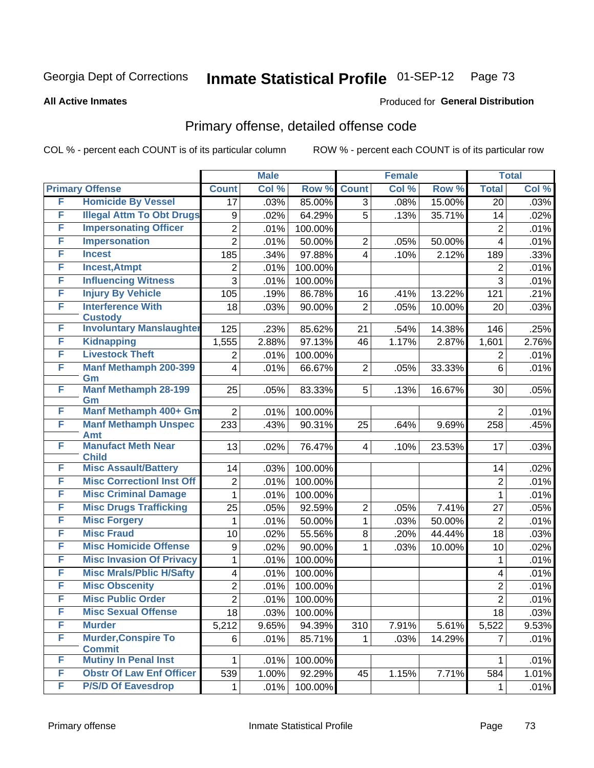Georgia Dept of Corrections **Inmate Statistical Profile** 01-SEP-12

**All Active Inmates**

Produced for **General Distribution**

## Primary offense, detailed offense code

COL % - percent each COUNT is of its particular column        ROW % - percent each COUNT is of its particular row

| Primary Offense | | Male | | | Female | | | Total | |
|---|---|---|---|---|---|---|---|---|---|
| | | Count | Col % | Row % | Count | Col % | Row % | Total | Col % |
| F | Homicide By Vessel | 17 | .03% | 85.00% | 3 | .08% | 15.00% | 20 | .03% |
| F | Illegal Attm To Obt Drugs | 9 | .02% | 64.29% | 5 | .13% | 35.71% | 14 | .02% |
| F | Impersonating Officer | 2 | .01% | 100.00% | | | | 2 | .01% |
| F | Impersonation | 2 | .01% | 50.00% | 2 | .05% | 50.00% | 4 | .01% |
| F | Incest | 185 | .34% | 97.88% | 4 | .10% | 2.12% | 189 | .33% |
| F | Incest,Atmpt | 2 | .01% | 100.00% | | | | 2 | .01% |
| F | Influencing Witness | 3 | .01% | 100.00% | | | | 3 | .01% |
| F | Injury By Vehicle | 105 | .19% | 86.78% | 16 | .41% | 13.22% | 121 | .21% |
| F | Interference With Custody | 18 | .03% | 90.00% | 2 | .05% | 10.00% | 20 | .03% |
| F | Involuntary Manslaughter | 125 | .23% | 85.62% | 21 | .54% | 14.38% | 146 | .25% |
| F | Kidnapping | 1,555 | 2.88% | 97.13% | 46 | 1.17% | 2.87% | 1,601 | 2.76% |
| F | Livestock Theft | 2 | .01% | 100.00% | | | | 2 | .01% |
| F | Manf Methamph 200-399 Gm | 4 | .01% | 66.67% | 2 | .05% | 33.33% | 6 | .01% |
| F | Manf Methamph 28-199 Gm | 25 | .05% | 83.33% | 5 | .13% | 16.67% | 30 | .05% |
| F | Manf Methamph 400+ Gm | 2 | .01% | 100.00% | | | | 2 | .01% |
| F | Manf Methamph Unspec Amt | 233 | .43% | 90.31% | 25 | .64% | 9.69% | 258 | .45% |
| F | Manufact Meth Near Child | 13 | .02% | 76.47% | 4 | .10% | 23.53% | 17 | .03% |
| F | Misc Assault/Battery | 14 | .03% | 100.00% | | | | 14 | .02% |
| F | Misc Correctionl Inst Off | 2 | .01% | 100.00% | | | | 2 | .01% |
| F | Misc Criminal Damage | 1 | .01% | 100.00% | | | | 1 | .01% |
| F | Misc Drugs Trafficking | 25 | .05% | 92.59% | 2 | .05% | 7.41% | 27 | .05% |
| F | Misc Forgery | 1 | .01% | 50.00% | 1 | .03% | 50.00% | 2 | .01% |
| F | Misc Fraud | 10 | .02% | 55.56% | 8 | .20% | 44.44% | 18 | .03% |
| F | Misc Homicide Offense | 9 | .02% | 90.00% | 1 | .03% | 10.00% | 10 | .02% |
| F | Misc Invasion Of Privacy | 1 | .01% | 100.00% | | | | 1 | .01% |
| F | Misc Mrals/Pblic H/Safty | 4 | .01% | 100.00% | | | | 4 | .01% |
| F | Misc Obscenity | 2 | .01% | 100.00% | | | | 2 | .01% |
| F | Misc Public Order | 2 | .01% | 100.00% | | | | 2 | .01% |
| F | Misc Sexual Offense | 18 | .03% | 100.00% | | | | 18 | .03% |
| F | Murder | 5,212 | 9.65% | 94.39% | 310 | 7.91% | 5.61% | 5,522 | 9.53% |
| F | Murder,Conspire To Commit | 6 | .01% | 85.71% | 1 | .03% | 14.29% | 7 | .01% |
| F | Mutiny In Penal Inst | 1 | .01% | 100.00% | | | | 1 | .01% |
| F | Obstr Of Law Enf Officer | 539 | 1.00% | 92.29% | 45 | 1.15% | 7.71% | 584 | 1.01% |
| F | P/S/D Of Eavesdrop | 1 | .01% | 100.00% | | | | 1 | .01% |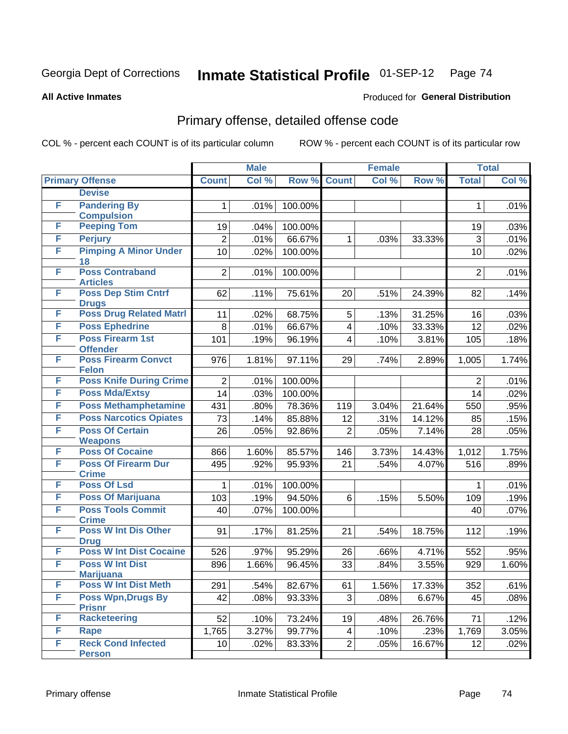Georgia Dept of Corrections **Inmate Statistical Profile** 01-SEP-12

**All Active Inmates**

Produced for **General Distribution**

## Primary offense, detailed offense code

COL % - percent each COUNT is of its particular column ROW % - percent each COUNT is of its particular row

| Primary Offense | | Male | | | Female | | | Total | |
|---|---|---|---|---|---|---|---|---|---|
| | | Count | Col % | Row % | Count | Col % | Row % | Total | Col % |
| | Devise | | | | | | | | |
| F | Pandering By Compulsion | 1 | .01% | 100.00% | | | | 1 | .01% |
| F | Peeping Tom | 19 | .04% | 100.00% | | | | 19 | .03% |
| F | Perjury | 2 | .01% | 66.67% | 1 | .03% | 33.33% | 3 | .01% |
| F | Pimping A Minor Under 18 | 10 | .02% | 100.00% | | | | 10 | .02% |
| F | Poss Contraband Articles | 2 | .01% | 100.00% | | | | 2 | .01% |
| F | Poss Dep Stim Cntrf Drugs | 62 | .11% | 75.61% | 20 | .51% | 24.39% | 82 | .14% |
| F | Poss Drug Related Matrl | 11 | .02% | 68.75% | 5 | .13% | 31.25% | 16 | .03% |
| F | Poss Ephedrine | 8 | .01% | 66.67% | 4 | .10% | 33.33% | 12 | .02% |
| F | Poss Firearm 1st Offender | 101 | .19% | 96.19% | 4 | .10% | 3.81% | 105 | .18% |
| F | Poss Firearm Convct Felon | 976 | 1.81% | 97.11% | 29 | .74% | 2.89% | 1,005 | 1.74% |
| F | Poss Knife During Crime | 2 | .01% | 100.00% | | | | 2 | .01% |
| F | Poss Mda/Extsy | 14 | .03% | 100.00% | | | | 14 | .02% |
| F | Poss Methamphetamine | 431 | .80% | 78.36% | 119 | 3.04% | 21.64% | 550 | .95% |
| F | Poss Narcotics Opiates | 73 | .14% | 85.88% | 12 | .31% | 14.12% | 85 | .15% |
| F | Poss Of Certain Weapons | 26 | .05% | 92.86% | 2 | .05% | 7.14% | 28 | .05% |
| F | Poss Of Cocaine | 866 | 1.60% | 85.57% | 146 | 3.73% | 14.43% | 1,012 | 1.75% |
| F | Poss Of Firearm Dur Crime | 495 | .92% | 95.93% | 21 | .54% | 4.07% | 516 | .89% |
| F | Poss Of Lsd | 1 | .01% | 100.00% | | | | 1 | .01% |
| F | Poss Of Marijuana | 103 | .19% | 94.50% | 6 | .15% | 5.50% | 109 | .19% |
| F | Poss Tools Commit Crime | 40 | .07% | 100.00% | | | | 40 | .07% |
| F | Poss W Int Dis Other Drug | 91 | .17% | 81.25% | 21 | .54% | 18.75% | 112 | .19% |
| F | Poss W Int Dist Cocaine | 526 | .97% | 95.29% | 26 | .66% | 4.71% | 552 | .95% |
| F | Poss W Int Dist Marijuana | 896 | 1.66% | 96.45% | 33 | .84% | 3.55% | 929 | 1.60% |
| F | Poss W Int Dist Meth | 291 | .54% | 82.67% | 61 | 1.56% | 17.33% | 352 | .61% |
| F | Poss Wpn,Drugs By Prisnr | 42 | .08% | 93.33% | 3 | .08% | 6.67% | 45 | .08% |
| F | Racketeering | 52 | .10% | 73.24% | 19 | .48% | 26.76% | 71 | .12% |
| F | Rape | 1,765 | 3.27% | 99.77% | 4 | .10% | .23% | 1,769 | 3.05% |
| F | Reck Cond Infected Person | 10 | .02% | 83.33% | 2 | .05% | 16.67% | 12 | .02% |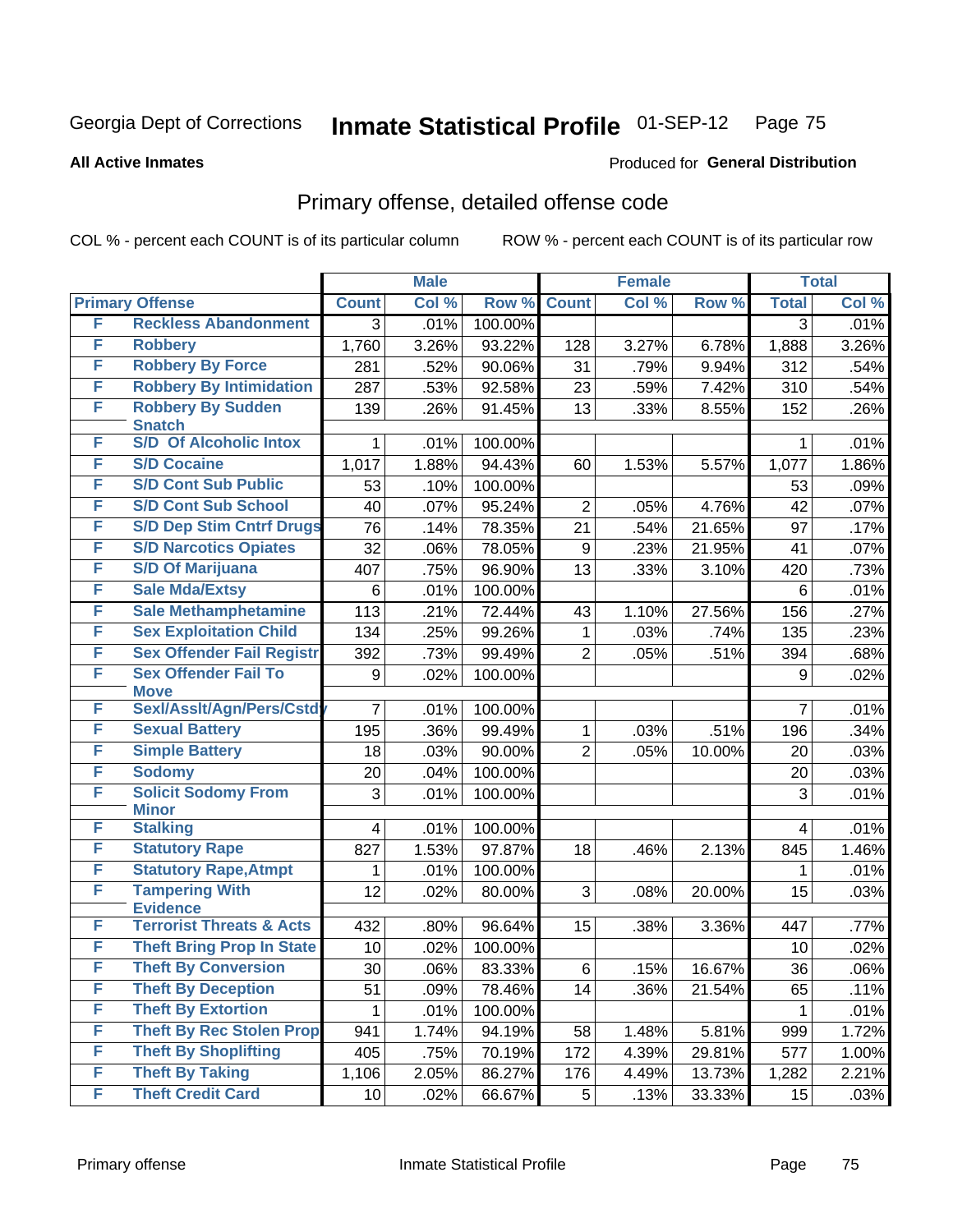Georgia Dept of Corrections **Inmate Statistical Profile** 01-SEP-12

**All Active Inmates**

Produced for **General Distribution**

## Primary offense, detailed offense code

COL % - percent each COUNT is of its particular column

ROW % - percent each COUNT is of its particular row

| Primary Offense | | Male | | | Female | | | Total | |
|---|---|---|---|---|---|---|---|---|---|
| | | Count | Col % | Row % | Count | Col % | Row % | Total | Col % |
| F | Reckless Abandonment | 3 | .01% | 100.00% | | | | 3 | .01% |
| F | Robbery | 1,760 | 3.26% | 93.22% | 128 | 3.27% | 6.78% | 1,888 | 3.26% |
| F | Robbery By Force | 281 | .52% | 90.06% | 31 | .79% | 9.94% | 312 | .54% |
| F | Robbery By Intimidation | 287 | .53% | 92.58% | 23 | .59% | 7.42% | 310 | .54% |
| F | Robbery By Sudden Snatch | 139 | .26% | 91.45% | 13 | .33% | 8.55% | 152 | .26% |
| F | S/D Of Alcoholic Intox | 1 | .01% | 100.00% | | | | 1 | .01% |
| F | S/D Cocaine | 1,017 | 1.88% | 94.43% | 60 | 1.53% | 5.57% | 1,077 | 1.86% |
| F | S/D Cont Sub Public | 53 | .10% | 100.00% | | | | 53 | .09% |
| F | S/D Cont Sub School | 40 | .07% | 95.24% | 2 | .05% | 4.76% | 42 | .07% |
| F | S/D Dep Stim Cntrf Drugs | 76 | .14% | 78.35% | 21 | .54% | 21.65% | 97 | .17% |
| F | S/D Narcotics Opiates | 32 | .06% | 78.05% | 9 | .23% | 21.95% | 41 | .07% |
| F | S/D Of Marijuana | 407 | .75% | 96.90% | 13 | .33% | 3.10% | 420 | .73% |
| F | Sale Mda/Extsy | 6 | .01% | 100.00% | | | | 6 | .01% |
| F | Sale Methamphetamine | 113 | .21% | 72.44% | 43 | 1.10% | 27.56% | 156 | .27% |
| F | Sex Exploitation Child | 134 | .25% | 99.26% | 1 | .03% | .74% | 135 | .23% |
| F | Sex Offender Fail Registr | 392 | .73% | 99.49% | 2 | .05% | .51% | 394 | .68% |
| F | Sex Offender Fail To Move | 9 | .02% | 100.00% | | | | 9 | .02% |
| F | Sexl/Asslt/Agn/Pers/Cstdy | 7 | .01% | 100.00% | | | | 7 | .01% |
| F | Sexual Battery | 195 | .36% | 99.49% | 1 | .03% | .51% | 196 | .34% |
| F | Simple Battery | 18 | .03% | 90.00% | 2 | .05% | 10.00% | 20 | .03% |
| F | Sodomy | 20 | .04% | 100.00% | | | | 20 | .03% |
| F | Solicit Sodomy From Minor | 3 | .01% | 100.00% | | | | 3 | .01% |
| F | Stalking | 4 | .01% | 100.00% | | | | 4 | .01% |
| F | Statutory Rape | 827 | 1.53% | 97.87% | 18 | .46% | 2.13% | 845 | 1.46% |
| F | Statutory Rape,Atmpt | 1 | .01% | 100.00% | | | | 1 | .01% |
| F | Tampering With Evidence | 12 | .02% | 80.00% | 3 | .08% | 20.00% | 15 | .03% |
| F | Terrorist Threats & Acts | 432 | .80% | 96.64% | 15 | .38% | 3.36% | 447 | .77% |
| F | Theft Bring Prop In State | 10 | .02% | 100.00% | | | | 10 | .02% |
| F | Theft By Conversion | 30 | .06% | 83.33% | 6 | .15% | 16.67% | 36 | .06% |
| F | Theft By Deception | 51 | .09% | 78.46% | 14 | .36% | 21.54% | 65 | .11% |
| F | Theft By Extortion | 1 | .01% | 100.00% | | | | 1 | .01% |
| F | Theft By Rec Stolen Prop | 941 | 1.74% | 94.19% | 58 | 1.48% | 5.81% | 999 | 1.72% |
| F | Theft By Shoplifting | 405 | .75% | 70.19% | 172 | 4.39% | 29.81% | 577 | 1.00% |
| F | Theft By Taking | 1,106 | 2.05% | 86.27% | 176 | 4.49% | 13.73% | 1,282 | 2.21% |
| F | Theft Credit Card | 10 | .02% | 66.67% | 5 | .13% | 33.33% | 15 | .03% |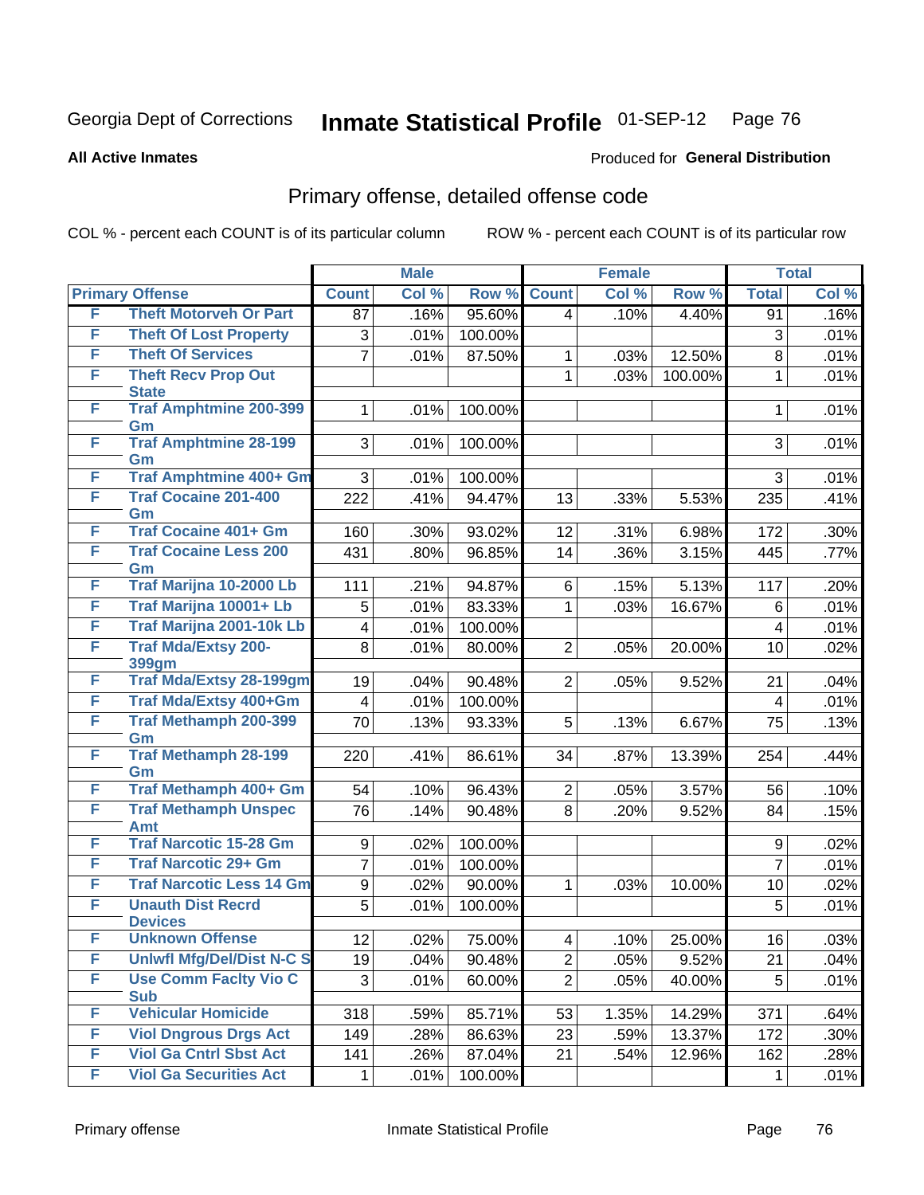Georgia Dept of Corrections **Inmate Statistical Profile** 01-SEP-12

**All Active Inmates** Produced for **General Distribution**

## Primary offense, detailed offense code

COL % - percent each COUNT is of its particular column ROW % - percent each COUNT is of its particular row

| Primary Offense | | Male | | | Female | | | Total | |
|---|---|---|---|---|---|---|---|---|---|
| | | Count | Col % | Row % | Count | Col % | Row % | Total | Col % |
| F | Theft Motorveh Or Part | 87 | .16% | 95.60% | 4 | .10% | 4.40% | 91 | .16% |
| F | Theft Of Lost Property | 3 | .01% | 100.00% | | | | 3 | .01% |
| F | Theft Of Services | 7 | .01% | 87.50% | 1 | .03% | 12.50% | 8 | .01% |
| F | Theft Recv Prop Out State | | | | 1 | .03% | 100.00% | 1 | .01% |
| F | Traf Amphtmine 200-399 Gm | 1 | .01% | 100.00% | | | | 1 | .01% |
| F | Traf Amphtmine 28-199 Gm | 3 | .01% | 100.00% | | | | 3 | .01% |
| F | Traf Amphtmine 400+ Gm | 3 | .01% | 100.00% | | | | 3 | .01% |
| F | Traf Cocaine 201-400 Gm | 222 | .41% | 94.47% | 13 | .33% | 5.53% | 235 | .41% |
| F | Traf Cocaine 401+ Gm | 160 | .30% | 93.02% | 12 | .31% | 6.98% | 172 | .30% |
| F | Traf Cocaine Less 200 Gm | 431 | .80% | 96.85% | 14 | .36% | 3.15% | 445 | .77% |
| F | Traf Marijna 10-2000 Lb | 111 | .21% | 94.87% | 6 | .15% | 5.13% | 117 | .20% |
| F | Traf Marijna 10001+ Lb | 5 | .01% | 83.33% | 1 | .03% | 16.67% | 6 | .01% |
| F | Traf Marijna 2001-10k Lb | 4 | .01% | 100.00% | | | | 4 | .01% |
| F | Traf Mda/Extsy 200-399gm | 8 | .01% | 80.00% | 2 | .05% | 20.00% | 10 | .02% |
| F | Traf Mda/Extsy 28-199gm | 19 | .04% | 90.48% | 2 | .05% | 9.52% | 21 | .04% |
| F | Traf Mda/Extsy 400+Gm | 4 | .01% | 100.00% | | | | 4 | .01% |
| F | Traf Methamph 200-399 Gm | 70 | .13% | 93.33% | 5 | .13% | 6.67% | 75 | .13% |
| F | Traf Methamph 28-199 Gm | 220 | .41% | 86.61% | 34 | .87% | 13.39% | 254 | .44% |
| F | Traf Methamph 400+ Gm | 54 | .10% | 96.43% | 2 | .05% | 3.57% | 56 | .10% |
| F | Traf Methamph Unspec Amt | 76 | .14% | 90.48% | 8 | .20% | 9.52% | 84 | .15% |
| F | Traf Narcotic 15-28 Gm | 9 | .02% | 100.00% | | | | 9 | .02% |
| F | Traf Narcotic 29+ Gm | 7 | .01% | 100.00% | | | | 7 | .01% |
| F | Traf Narcotic Less 14 Gm | 9 | .02% | 90.00% | 1 | .03% | 10.00% | 10 | .02% |
| F | Unauth Dist Recrd Devices | 5 | .01% | 100.00% | | | | 5 | .01% |
| F | Unknown Offense | 12 | .02% | 75.00% | 4 | .10% | 25.00% | 16 | .03% |
| F | Unlwfl Mfg/Del/Dist N-C S | 19 | .04% | 90.48% | 2 | .05% | 9.52% | 21 | .04% |
| F | Use Comm Faclty Vio C Sub | 3 | .01% | 60.00% | 2 | .05% | 40.00% | 5 | .01% |
| F | Vehicular Homicide | 318 | .59% | 85.71% | 53 | 1.35% | 14.29% | 371 | .64% |
| F | Viol Dngrous Drgs Act | 149 | .28% | 86.63% | 23 | .59% | 13.37% | 172 | .30% |
| F | Viol Ga Cntrl Sbst Act | 141 | .26% | 87.04% | 21 | .54% | 12.96% | 162 | .28% |
| F | Viol Ga Securities Act | 1 | .01% | 100.00% | | | | 1 | .01% |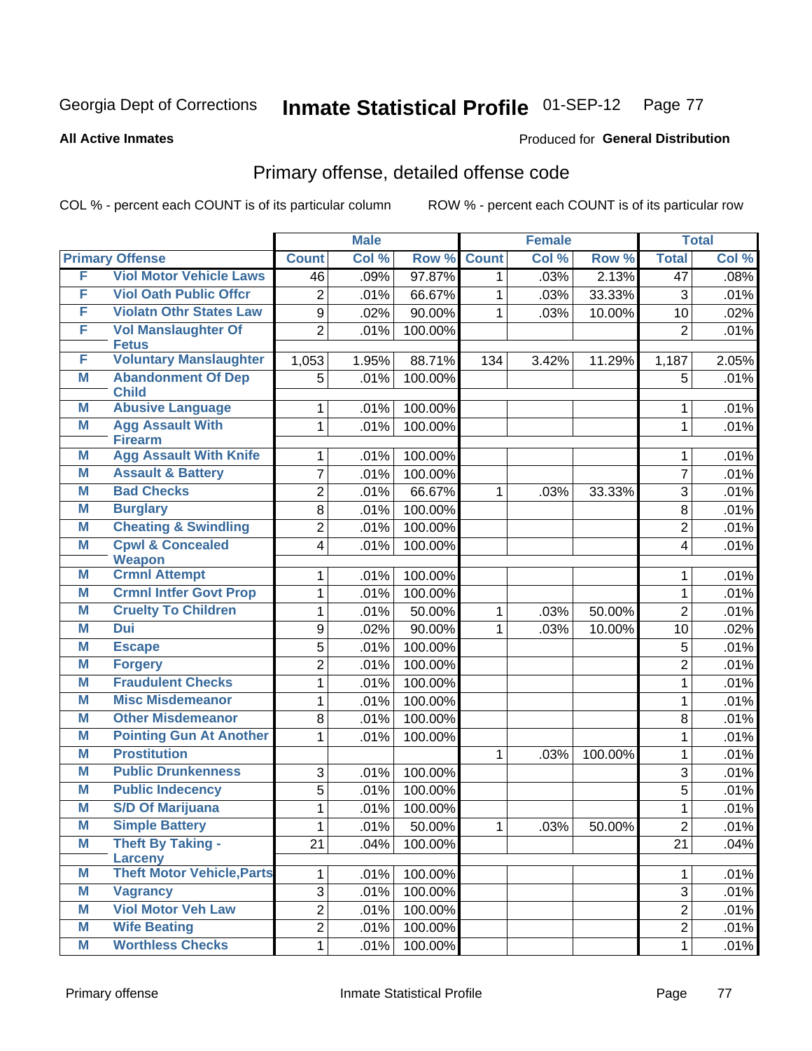Georgia Dept of Corrections **Inmate Statistical Profile** 01-SEP-12

**All Active Inmates**

Produced for **General Distribution**

## Primary offense, detailed offense code

COL % - percent each COUNT is of its particular column ROW % - percent each COUNT is of its particular row

| Primary Offense | | Male | | | Female | | | Total | |
|---|---|---|---|---|---|---|---|---|---|
| | | Count | Col % | Row % | Count | Col % | Row % | Total | Col % |
| F | Viol Motor Vehicle Laws | 46 | .09% | 97.87% | 1 | .03% | 2.13% | 47 | .08% |
| F | Viol Oath Public Offcr | 2 | .01% | 66.67% | 1 | .03% | 33.33% | 3 | .01% |
| F | Violatn Othr States Law | 9 | .02% | 90.00% | 1 | .03% | 10.00% | 10 | .02% |
| F | Vol Manslaughter Of Fetus | 2 | .01% | 100.00% | | | | 2 | .01% |
| F | Voluntary Manslaughter | 1,053 | 1.95% | 88.71% | 134 | 3.42% | 11.29% | 1,187 | 2.05% |
| M | Abandonment Of Dep Child | 5 | .01% | 100.00% | | | | 5 | .01% |
| M | Abusive Language | 1 | .01% | 100.00% | | | | 1 | .01% |
| M | Agg Assault With Firearm | 1 | .01% | 100.00% | | | | 1 | .01% |
| M | Agg Assault With Knife | 1 | .01% | 100.00% | | | | 1 | .01% |
| M | Assault & Battery | 7 | .01% | 100.00% | | | | 7 | .01% |
| M | Bad Checks | 2 | .01% | 66.67% | 1 | .03% | 33.33% | 3 | .01% |
| M | Burglary | 8 | .01% | 100.00% | | | | 8 | .01% |
| M | Cheating & Swindling | 2 | .01% | 100.00% | | | | 2 | .01% |
| M | Cpwl & Concealed Weapon | 4 | .01% | 100.00% | | | | 4 | .01% |
| M | Crmnl Attempt | 1 | .01% | 100.00% | | | | 1 | .01% |
| M | Crmnl Intfer Govt Prop | 1 | .01% | 100.00% | | | | 1 | .01% |
| M | Cruelty To Children | 1 | .01% | 50.00% | 1 | .03% | 50.00% | 2 | .01% |
| M | Dui | 9 | .02% | 90.00% | 1 | .03% | 10.00% | 10 | .02% |
| M | Escape | 5 | .01% | 100.00% | | | | 5 | .01% |
| M | Forgery | 2 | .01% | 100.00% | | | | 2 | .01% |
| M | Fraudulent Checks | 1 | .01% | 100.00% | | | | 1 | .01% |
| M | Misc Misdemeanor | 1 | .01% | 100.00% | | | | 1 | .01% |
| M | Other Misdemeanor | 8 | .01% | 100.00% | | | | 8 | .01% |
| M | Pointing Gun At Another | 1 | .01% | 100.00% | | | | 1 | .01% |
| M | Prostitution | | | | 1 | .03% | 100.00% | 1 | .01% |
| M | Public Drunkenness | 3 | .01% | 100.00% | | | | 3 | .01% |
| M | Public Indecency | 5 | .01% | 100.00% | | | | 5 | .01% |
| M | S/D Of Marijuana | 1 | .01% | 100.00% | | | | 1 | .01% |
| M | Simple Battery | 1 | .01% | 50.00% | 1 | .03% | 50.00% | 2 | .01% |
| M | Theft By Taking - Larceny | 21 | .04% | 100.00% | | | | 21 | .04% |
| M | Theft Motor Vehicle,Parts | 1 | .01% | 100.00% | | | | 1 | .01% |
| M | Vagrancy | 3 | .01% | 100.00% | | | | 3 | .01% |
| M | Viol Motor Veh Law | 2 | .01% | 100.00% | | | | 2 | .01% |
| M | Wife Beating | 2 | .01% | 100.00% | | | | 2 | .01% |
| M | Worthless Checks | 1 | .01% | 100.00% | | | | 1 | .01% |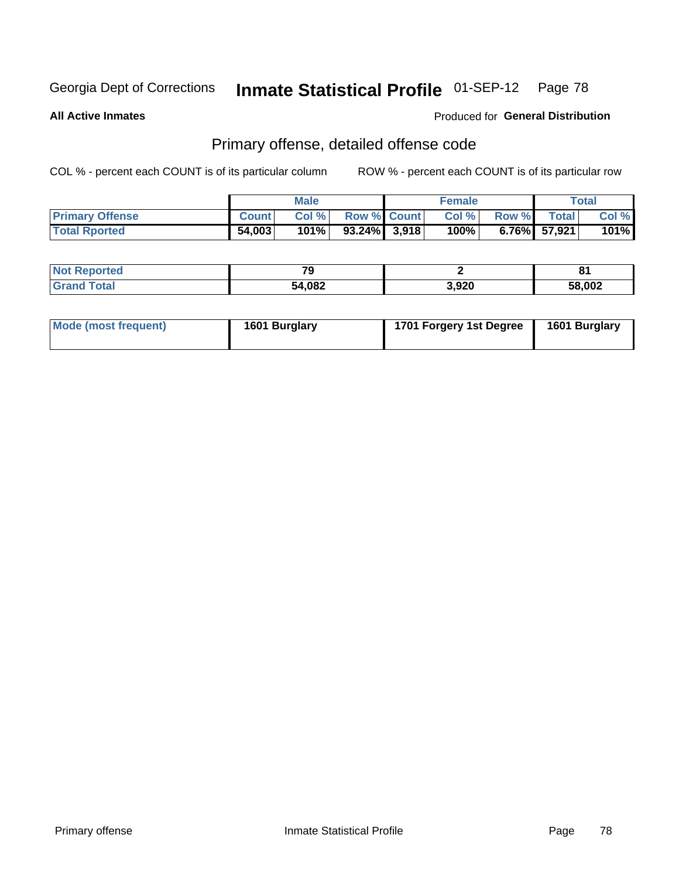Georgia Dept of Corrections **Inmate Statistical Profile** 01-SEP-12

**All Active Inmates**

Produced for **General Distribution**

## Primary offense, detailed offense code

COL % - percent each COUNT is of its particular column

ROW % - percent each COUNT is of its particular row

| | Male | | | Female | | | Total | |
|---|---|---|---|---|---|---|---|---|
| **Primary Offense** | **Count** | **Col %** | **Row %** | **Count** | **Col %** | **Row %** | **Total** | **Col %** |
| **Total Rported** | **54,003** | **101%** | **93.24%** | **3,918** | **100%** | **6.76%** | **57,921** | **101%** |

| | Male | Female | Total |
|---|---|---|---|
| **Not Reported** | **79** | **2** | **81** |
| **Grand Total** | **54,082** | **3,920** | **58,002** |

| | Male | Female | Total |
|---|---|---|---|
| **Mode (most frequent)** | **1601 Burglary** | **1701 Forgery 1st Degree** | **1601 Burglary** |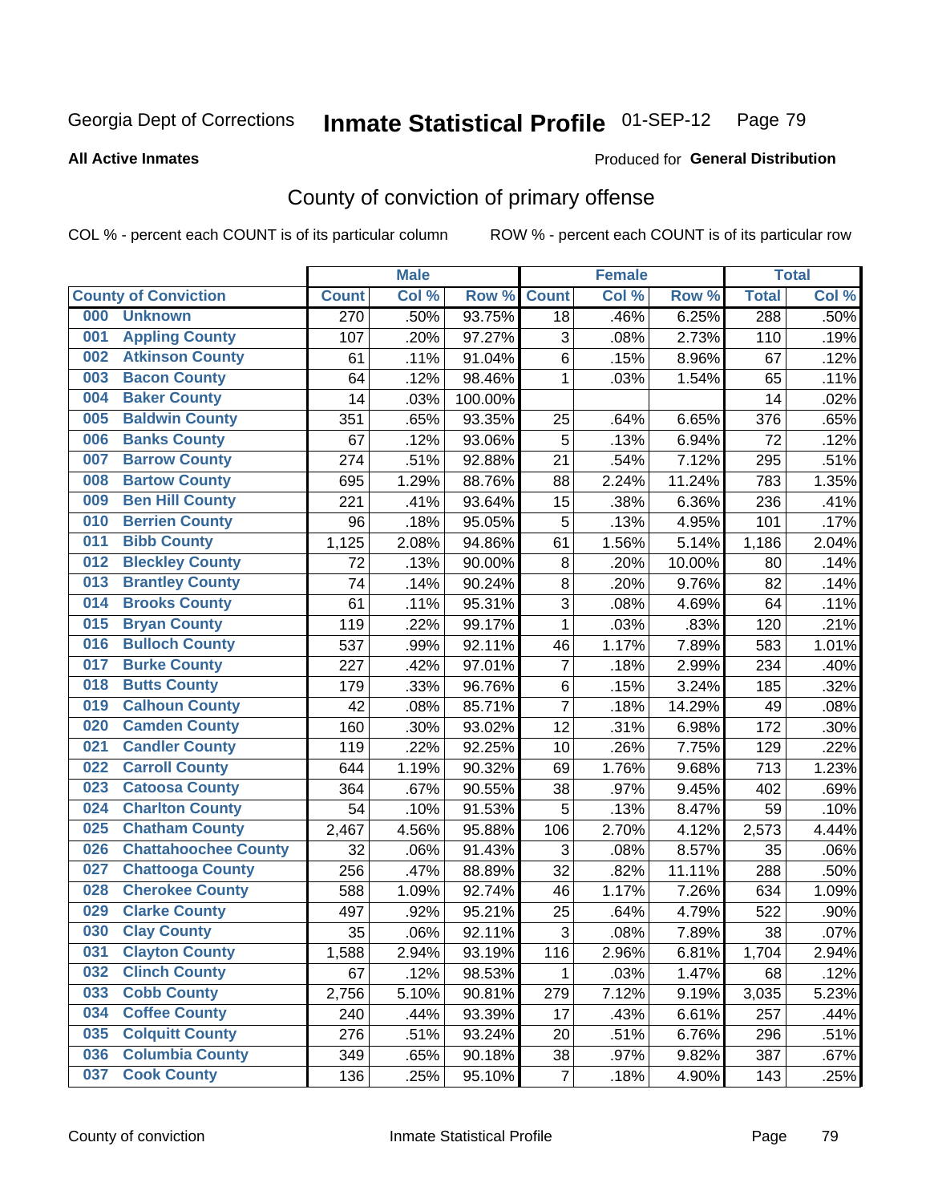Georgia Dept of Corrections **Inmate Statistical Profile** 01-SEP-12 Page 79

**All Active Inmates**

Produced for **General Distribution**

## County of conviction of primary offense

COL % - percent each COUNT is of its particular column ROW % - percent each COUNT is of its particular row

| County of Conviction | Male | | | Female | | | Total | |
|---|---|---|---|---|---|---|---|---|
| | Count | Col % | Row % | Count | Col % | Row % | Total | Col % |
| 000 Unknown | 270 | .50% | 93.75% | 18 | .46% | 6.25% | 288 | .50% |
| 001 Appling County | 107 | .20% | 97.27% | 3 | .08% | 2.73% | 110 | .19% |
| 002 Atkinson County | 61 | .11% | 91.04% | 6 | .15% | 8.96% | 67 | .12% |
| 003 Bacon County | 64 | .12% | 98.46% | 1 | .03% | 1.54% | 65 | .11% |
| 004 Baker County | 14 | .03% | 100.00% | | | | 14 | .02% |
| 005 Baldwin County | 351 | .65% | 93.35% | 25 | .64% | 6.65% | 376 | .65% |
| 006 Banks County | 67 | .12% | 93.06% | 5 | .13% | 6.94% | 72 | .12% |
| 007 Barrow County | 274 | .51% | 92.88% | 21 | .54% | 7.12% | 295 | .51% |
| 008 Bartow County | 695 | 1.29% | 88.76% | 88 | 2.24% | 11.24% | 783 | 1.35% |
| 009 Ben Hill County | 221 | .41% | 93.64% | 15 | .38% | 6.36% | 236 | .41% |
| 010 Berrien County | 96 | .18% | 95.05% | 5 | .13% | 4.95% | 101 | .17% |
| 011 Bibb County | 1,125 | 2.08% | 94.86% | 61 | 1.56% | 5.14% | 1,186 | 2.04% |
| 012 Bleckley County | 72 | .13% | 90.00% | 8 | .20% | 10.00% | 80 | .14% |
| 013 Brantley County | 74 | .14% | 90.24% | 8 | .20% | 9.76% | 82 | .14% |
| 014 Brooks County | 61 | .11% | 95.31% | 3 | .08% | 4.69% | 64 | .11% |
| 015 Bryan County | 119 | .22% | 99.17% | 1 | .03% | .83% | 120 | .21% |
| 016 Bulloch County | 537 | .99% | 92.11% | 46 | 1.17% | 7.89% | 583 | 1.01% |
| 017 Burke County | 227 | .42% | 97.01% | 7 | .18% | 2.99% | 234 | .40% |
| 018 Butts County | 179 | .33% | 96.76% | 6 | .15% | 3.24% | 185 | .32% |
| 019 Calhoun County | 42 | .08% | 85.71% | 7 | .18% | 14.29% | 49 | .08% |
| 020 Camden County | 160 | .30% | 93.02% | 12 | .31% | 6.98% | 172 | .30% |
| 021 Candler County | 119 | .22% | 92.25% | 10 | .26% | 7.75% | 129 | .22% |
| 022 Carroll County | 644 | 1.19% | 90.32% | 69 | 1.76% | 9.68% | 713 | 1.23% |
| 023 Catoosa County | 364 | .67% | 90.55% | 38 | .97% | 9.45% | 402 | .69% |
| 024 Charlton County | 54 | .10% | 91.53% | 5 | .13% | 8.47% | 59 | .10% |
| 025 Chatham County | 2,467 | 4.56% | 95.88% | 106 | 2.70% | 4.12% | 2,573 | 4.44% |
| 026 Chattahoochee County | 32 | .06% | 91.43% | 3 | .08% | 8.57% | 35 | .06% |
| 027 Chattooga County | 256 | .47% | 88.89% | 32 | .82% | 11.11% | 288 | .50% |
| 028 Cherokee County | 588 | 1.09% | 92.74% | 46 | 1.17% | 7.26% | 634 | 1.09% |
| 029 Clarke County | 497 | .92% | 95.21% | 25 | .64% | 4.79% | 522 | .90% |
| 030 Clay County | 35 | .06% | 92.11% | 3 | .08% | 7.89% | 38 | .07% |
| 031 Clayton County | 1,588 | 2.94% | 93.19% | 116 | 2.96% | 6.81% | 1,704 | 2.94% |
| 032 Clinch County | 67 | .12% | 98.53% | 1 | .03% | 1.47% | 68 | .12% |
| 033 Cobb County | 2,756 | 5.10% | 90.81% | 279 | 7.12% | 9.19% | 3,035 | 5.23% |
| 034 Coffee County | 240 | .44% | 93.39% | 17 | .43% | 6.61% | 257 | .44% |
| 035 Colquitt County | 276 | .51% | 93.24% | 20 | .51% | 6.76% | 296 | .51% |
| 036 Columbia County | 349 | .65% | 90.18% | 38 | .97% | 9.82% | 387 | .67% |
| 037 Cook County | 136 | .25% | 95.10% | 7 | .18% | 4.90% | 143 | .25% |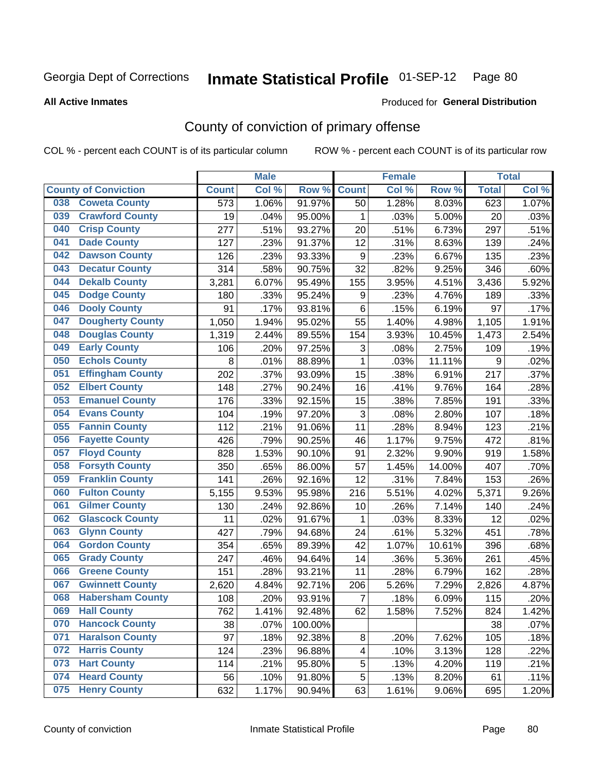Georgia Dept of Corrections

# Inmate Statistical Profile 01-SEP-12

**All Active Inmates**

Produced for **General Distribution**

## County of conviction of primary offense

COL % - percent each COUNT is of its particular column ROW % - percent each COUNT is of its particular row

| County of Conviction | Male | | | Female | | | Total | |
|---|---|---|---|---|---|---|---|---|
| | Count | Col % | Row % | Count | Col % | Row % | Total | Col % |
| 038 Coweta County | 573 | 1.06% | 91.97% | 50 | 1.28% | 8.03% | 623 | 1.07% |
| 039 Crawford County | 19 | .04% | 95.00% | 1 | .03% | 5.00% | 20 | .03% |
| 040 Crisp County | 277 | .51% | 93.27% | 20 | .51% | 6.73% | 297 | .51% |
| 041 Dade County | 127 | .23% | 91.37% | 12 | .31% | 8.63% | 139 | .24% |
| 042 Dawson County | 126 | .23% | 93.33% | 9 | .23% | 6.67% | 135 | .23% |
| 043 Decatur County | 314 | .58% | 90.75% | 32 | .82% | 9.25% | 346 | .60% |
| 044 Dekalb County | 3,281 | 6.07% | 95.49% | 155 | 3.95% | 4.51% | 3,436 | 5.92% |
| 045 Dodge County | 180 | .33% | 95.24% | 9 | .23% | 4.76% | 189 | .33% |
| 046 Dooly County | 91 | .17% | 93.81% | 6 | .15% | 6.19% | 97 | .17% |
| 047 Dougherty County | 1,050 | 1.94% | 95.02% | 55 | 1.40% | 4.98% | 1,105 | 1.91% |
| 048 Douglas County | 1,319 | 2.44% | 89.55% | 154 | 3.93% | 10.45% | 1,473 | 2.54% |
| 049 Early County | 106 | .20% | 97.25% | 3 | .08% | 2.75% | 109 | .19% |
| 050 Echols County | 8 | .01% | 88.89% | 1 | .03% | 11.11% | 9 | .02% |
| 051 Effingham County | 202 | .37% | 93.09% | 15 | .38% | 6.91% | 217 | .37% |
| 052 Elbert County | 148 | .27% | 90.24% | 16 | .41% | 9.76% | 164 | .28% |
| 053 Emanuel County | 176 | .33% | 92.15% | 15 | .38% | 7.85% | 191 | .33% |
| 054 Evans County | 104 | .19% | 97.20% | 3 | .08% | 2.80% | 107 | .18% |
| 055 Fannin County | 112 | .21% | 91.06% | 11 | .28% | 8.94% | 123 | .21% |
| 056 Fayette County | 426 | .79% | 90.25% | 46 | 1.17% | 9.75% | 472 | .81% |
| 057 Floyd County | 828 | 1.53% | 90.10% | 91 | 2.32% | 9.90% | 919 | 1.58% |
| 058 Forsyth County | 350 | .65% | 86.00% | 57 | 1.45% | 14.00% | 407 | .70% |
| 059 Franklin County | 141 | .26% | 92.16% | 12 | .31% | 7.84% | 153 | .26% |
| 060 Fulton County | 5,155 | 9.53% | 95.98% | 216 | 5.51% | 4.02% | 5,371 | 9.26% |
| 061 Gilmer County | 130 | .24% | 92.86% | 10 | .26% | 7.14% | 140 | .24% |
| 062 Glascock County | 11 | .02% | 91.67% | 1 | .03% | 8.33% | 12 | .02% |
| 063 Glynn County | 427 | .79% | 94.68% | 24 | .61% | 5.32% | 451 | .78% |
| 064 Gordon County | 354 | .65% | 89.39% | 42 | 1.07% | 10.61% | 396 | .68% |
| 065 Grady County | 247 | .46% | 94.64% | 14 | .36% | 5.36% | 261 | .45% |
| 066 Greene County | 151 | .28% | 93.21% | 11 | .28% | 6.79% | 162 | .28% |
| 067 Gwinnett County | 2,620 | 4.84% | 92.71% | 206 | 5.26% | 7.29% | 2,826 | 4.87% |
| 068 Habersham County | 108 | .20% | 93.91% | 7 | .18% | 6.09% | 115 | .20% |
| 069 Hall County | 762 | 1.41% | 92.48% | 62 | 1.58% | 7.52% | 824 | 1.42% |
| 070 Hancock County | 38 | .07% | 100.00% | | | | 38 | .07% |
| 071 Haralson County | 97 | .18% | 92.38% | 8 | .20% | 7.62% | 105 | .18% |
| 072 Harris County | 124 | .23% | 96.88% | 4 | .10% | 3.13% | 128 | .22% |
| 073 Hart County | 114 | .21% | 95.80% | 5 | .13% | 4.20% | 119 | .21% |
| 074 Heard County | 56 | .10% | 91.80% | 5 | .13% | 8.20% | 61 | .11% |
| 075 Henry County | 632 | 1.17% | 90.94% | 63 | 1.61% | 9.06% | 695 | 1.20% |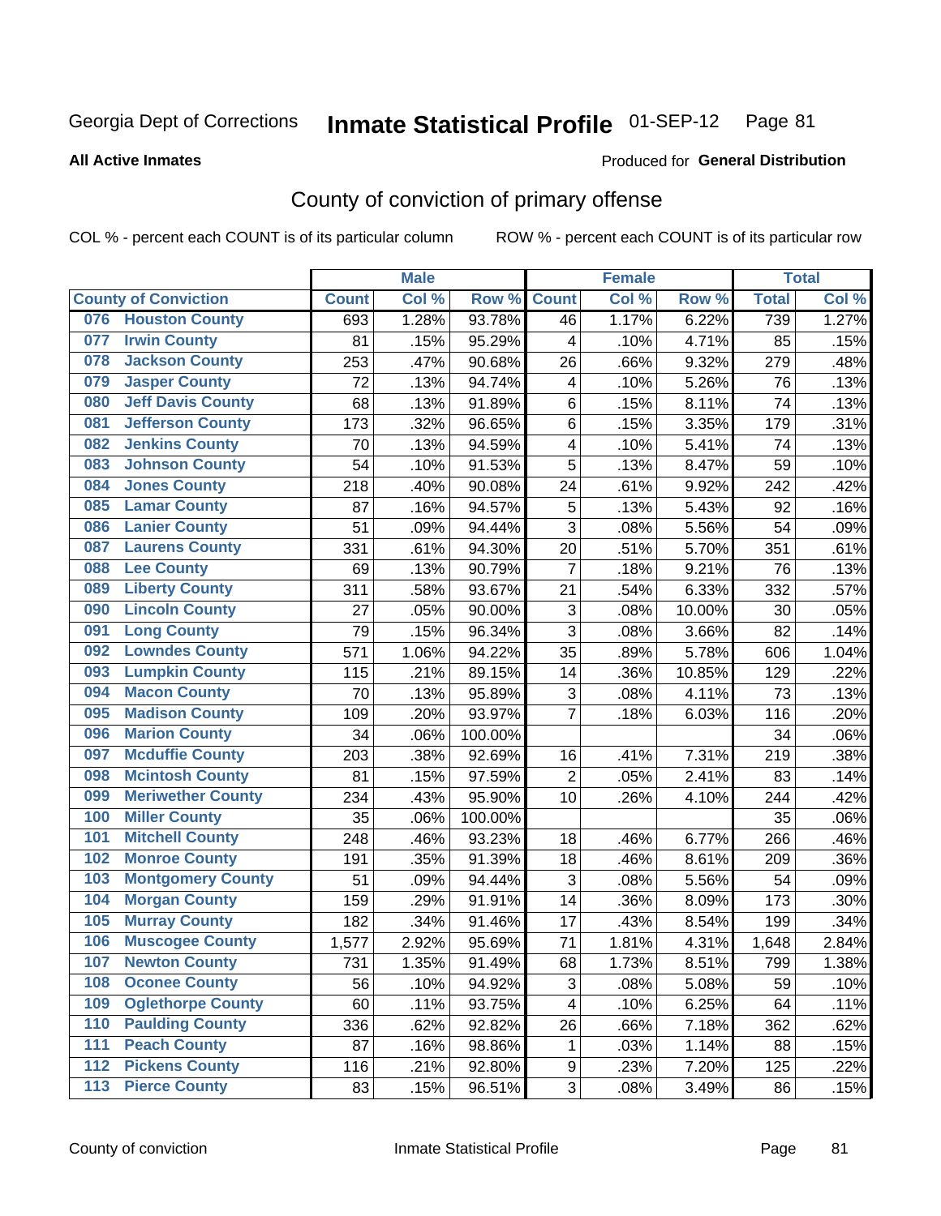Georgia Dept of Corrections **Inmate Statistical Profile** 01-SEP-12

**All Active Inmates**

Produced for **General Distribution**

## County of conviction of primary offense

COL % - percent each COUNT is of its particular column ROW % - percent each COUNT is of its particular row

| County of Conviction | Male | | | Female | | | Total | |
|---|---|---|---|---|---|---|---|---|
| | Count | Col % | Row % | Count | Col % | Row % | Total | Col % |
| 076 Houston County | 693 | 1.28% | 93.78% | 46 | 1.17% | 6.22% | 739 | 1.27% |
| 077 Irwin County | 81 | .15% | 95.29% | 4 | .10% | 4.71% | 85 | .15% |
| 078 Jackson County | 253 | .47% | 90.68% | 26 | .66% | 9.32% | 279 | .48% |
| 079 Jasper County | 72 | .13% | 94.74% | 4 | .10% | 5.26% | 76 | .13% |
| 080 Jeff Davis County | 68 | .13% | 91.89% | 6 | .15% | 8.11% | 74 | .13% |
| 081 Jefferson County | 173 | .32% | 96.65% | 6 | .15% | 3.35% | 179 | .31% |
| 082 Jenkins County | 70 | .13% | 94.59% | 4 | .10% | 5.41% | 74 | .13% |
| 083 Johnson County | 54 | .10% | 91.53% | 5 | .13% | 8.47% | 59 | .10% |
| 084 Jones County | 218 | .40% | 90.08% | 24 | .61% | 9.92% | 242 | .42% |
| 085 Lamar County | 87 | .16% | 94.57% | 5 | .13% | 5.43% | 92 | .16% |
| 086 Lanier County | 51 | .09% | 94.44% | 3 | .08% | 5.56% | 54 | .09% |
| 087 Laurens County | 331 | .61% | 94.30% | 20 | .51% | 5.70% | 351 | .61% |
| 088 Lee County | 69 | .13% | 90.79% | 7 | .18% | 9.21% | 76 | .13% |
| 089 Liberty County | 311 | .58% | 93.67% | 21 | .54% | 6.33% | 332 | .57% |
| 090 Lincoln County | 27 | .05% | 90.00% | 3 | .08% | 10.00% | 30 | .05% |
| 091 Long County | 79 | .15% | 96.34% | 3 | .08% | 3.66% | 82 | .14% |
| 092 Lowndes County | 571 | 1.06% | 94.22% | 35 | .89% | 5.78% | 606 | 1.04% |
| 093 Lumpkin County | 115 | .21% | 89.15% | 14 | .36% | 10.85% | 129 | .22% |
| 094 Macon County | 70 | .13% | 95.89% | 3 | .08% | 4.11% | 73 | .13% |
| 095 Madison County | 109 | .20% | 93.97% | 7 | .18% | 6.03% | 116 | .20% |
| 096 Marion County | 34 | .06% | 100.00% | | | | 34 | .06% |
| 097 Mcduffie County | 203 | .38% | 92.69% | 16 | .41% | 7.31% | 219 | .38% |
| 098 Mcintosh County | 81 | .15% | 97.59% | 2 | .05% | 2.41% | 83 | .14% |
| 099 Meriwether County | 234 | .43% | 95.90% | 10 | .26% | 4.10% | 244 | .42% |
| 100 Miller County | 35 | .06% | 100.00% | | | | 35 | .06% |
| 101 Mitchell County | 248 | .46% | 93.23% | 18 | .46% | 6.77% | 266 | .46% |
| 102 Monroe County | 191 | .35% | 91.39% | 18 | .46% | 8.61% | 209 | .36% |
| 103 Montgomery County | 51 | .09% | 94.44% | 3 | .08% | 5.56% | 54 | .09% |
| 104 Morgan County | 159 | .29% | 91.91% | 14 | .36% | 8.09% | 173 | .30% |
| 105 Murray County | 182 | .34% | 91.46% | 17 | .43% | 8.54% | 199 | .34% |
| 106 Muscogee County | 1,577 | 2.92% | 95.69% | 71 | 1.81% | 4.31% | 1,648 | 2.84% |
| 107 Newton County | 731 | 1.35% | 91.49% | 68 | 1.73% | 8.51% | 799 | 1.38% |
| 108 Oconee County | 56 | .10% | 94.92% | 3 | .08% | 5.08% | 59 | .10% |
| 109 Oglethorpe County | 60 | .11% | 93.75% | 4 | .10% | 6.25% | 64 | .11% |
| 110 Paulding County | 336 | .62% | 92.82% | 26 | .66% | 7.18% | 362 | .62% |
| 111 Peach County | 87 | .16% | 98.86% | 1 | .03% | 1.14% | 88 | .15% |
| 112 Pickens County | 116 | .21% | 92.80% | 9 | .23% | 7.20% | 125 | .22% |
| 113 Pierce County | 83 | .15% | 96.51% | 3 | .08% | 3.49% | 86 | .15% |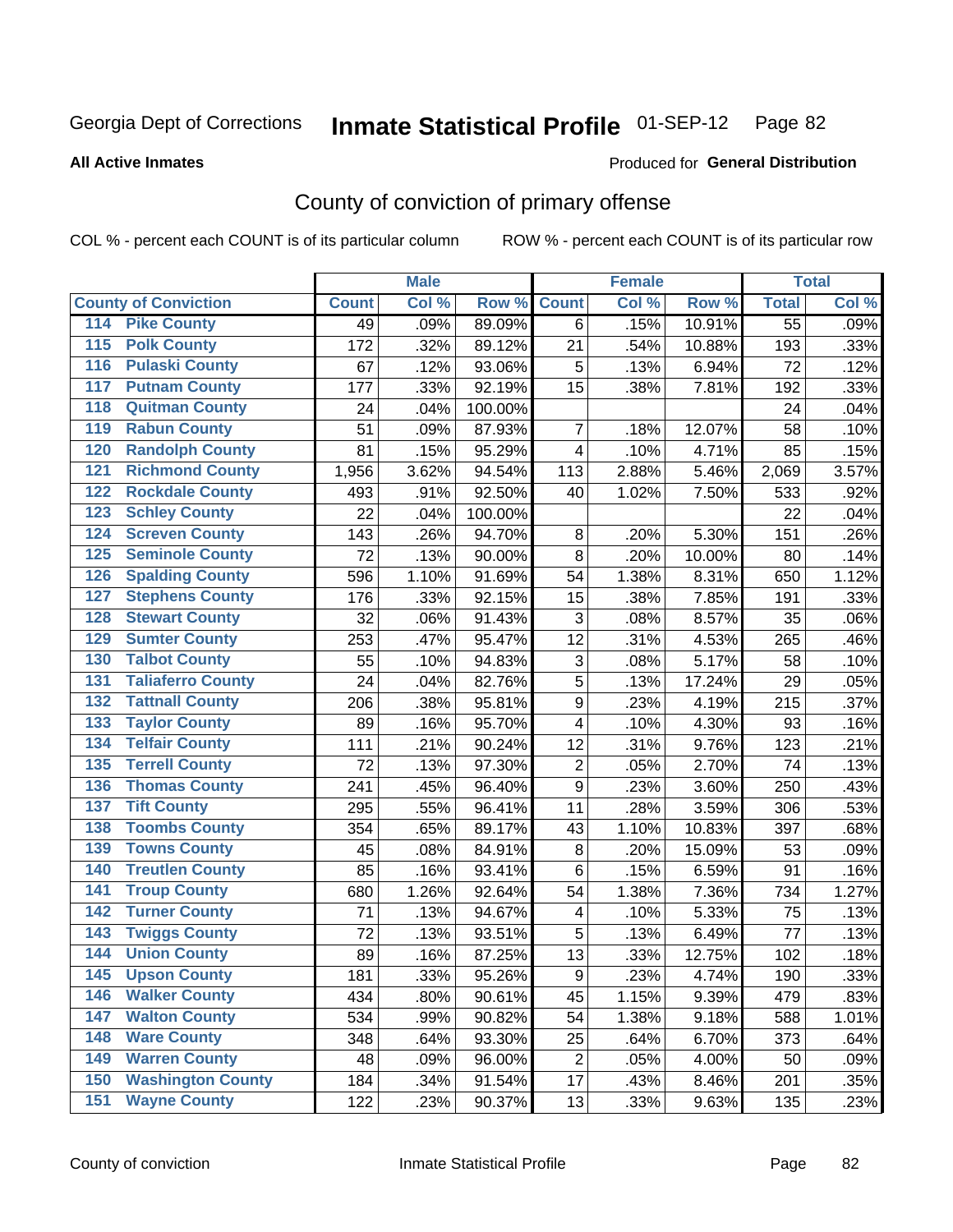Georgia Dept of Corrections **Inmate Statistical Profile** 01-SEP-12

**All Active Inmates**

Produced for **General Distribution**

## County of conviction of primary offense

COL % - percent each COUNT is of its particular column ROW % - percent each COUNT is of its particular row

| County of Conviction | Male | | | Female | | | Total | |
|---|---|---|---|---|---|---|---|---|
| | Count | Col % | Row % | Count | Col % | Row % | Total | Col % |
| 114 Pike County | 49 | .09% | 89.09% | 6 | .15% | 10.91% | 55 | .09% |
| 115 Polk County | 172 | .32% | 89.12% | 21 | .54% | 10.88% | 193 | .33% |
| 116 Pulaski County | 67 | .12% | 93.06% | 5 | .13% | 6.94% | 72 | .12% |
| 117 Putnam County | 177 | .33% | 92.19% | 15 | .38% | 7.81% | 192 | .33% |
| 118 Quitman County | 24 | .04% | 100.00% | | | | 24 | .04% |
| 119 Rabun County | 51 | .09% | 87.93% | 7 | .18% | 12.07% | 58 | .10% |
| 120 Randolph County | 81 | .15% | 95.29% | 4 | .10% | 4.71% | 85 | .15% |
| 121 Richmond County | 1,956 | 3.62% | 94.54% | 113 | 2.88% | 5.46% | 2,069 | 3.57% |
| 122 Rockdale County | 493 | .91% | 92.50% | 40 | 1.02% | 7.50% | 533 | .92% |
| 123 Schley County | 22 | .04% | 100.00% | | | | 22 | .04% |
| 124 Screven County | 143 | .26% | 94.70% | 8 | .20% | 5.30% | 151 | .26% |
| 125 Seminole County | 72 | .13% | 90.00% | 8 | .20% | 10.00% | 80 | .14% |
| 126 Spalding County | 596 | 1.10% | 91.69% | 54 | 1.38% | 8.31% | 650 | 1.12% |
| 127 Stephens County | 176 | .33% | 92.15% | 15 | .38% | 7.85% | 191 | .33% |
| 128 Stewart County | 32 | .06% | 91.43% | 3 | .08% | 8.57% | 35 | .06% |
| 129 Sumter County | 253 | .47% | 95.47% | 12 | .31% | 4.53% | 265 | .46% |
| 130 Talbot County | 55 | .10% | 94.83% | 3 | .08% | 5.17% | 58 | .10% |
| 131 Taliaferro County | 24 | .04% | 82.76% | 5 | .13% | 17.24% | 29 | .05% |
| 132 Tattnall County | 206 | .38% | 95.81% | 9 | .23% | 4.19% | 215 | .37% |
| 133 Taylor County | 89 | .16% | 95.70% | 4 | .10% | 4.30% | 93 | .16% |
| 134 Telfair County | 111 | .21% | 90.24% | 12 | .31% | 9.76% | 123 | .21% |
| 135 Terrell County | 72 | .13% | 97.30% | 2 | .05% | 2.70% | 74 | .13% |
| 136 Thomas County | 241 | .45% | 96.40% | 9 | .23% | 3.60% | 250 | .43% |
| 137 Tift County | 295 | .55% | 96.41% | 11 | .28% | 3.59% | 306 | .53% |
| 138 Toombs County | 354 | .65% | 89.17% | 43 | 1.10% | 10.83% | 397 | .68% |
| 139 Towns County | 45 | .08% | 84.91% | 8 | .20% | 15.09% | 53 | .09% |
| 140 Treutlen County | 85 | .16% | 93.41% | 6 | .15% | 6.59% | 91 | .16% |
| 141 Troup County | 680 | 1.26% | 92.64% | 54 | 1.38% | 7.36% | 734 | 1.27% |
| 142 Turner County | 71 | .13% | 94.67% | 4 | .10% | 5.33% | 75 | .13% |
| 143 Twiggs County | 72 | .13% | 93.51% | 5 | .13% | 6.49% | 77 | .13% |
| 144 Union County | 89 | .16% | 87.25% | 13 | .33% | 12.75% | 102 | .18% |
| 145 Upson County | 181 | .33% | 95.26% | 9 | .23% | 4.74% | 190 | .33% |
| 146 Walker County | 434 | .80% | 90.61% | 45 | 1.15% | 9.39% | 479 | .83% |
| 147 Walton County | 534 | .99% | 90.82% | 54 | 1.38% | 9.18% | 588 | 1.01% |
| 148 Ware County | 348 | .64% | 93.30% | 25 | .64% | 6.70% | 373 | .64% |
| 149 Warren County | 48 | .09% | 96.00% | 2 | .05% | 4.00% | 50 | .09% |
| 150 Washington County | 184 | .34% | 91.54% | 17 | .43% | 8.46% | 201 | .35% |
| 151 Wayne County | 122 | .23% | 90.37% | 13 | .33% | 9.63% | 135 | .23% |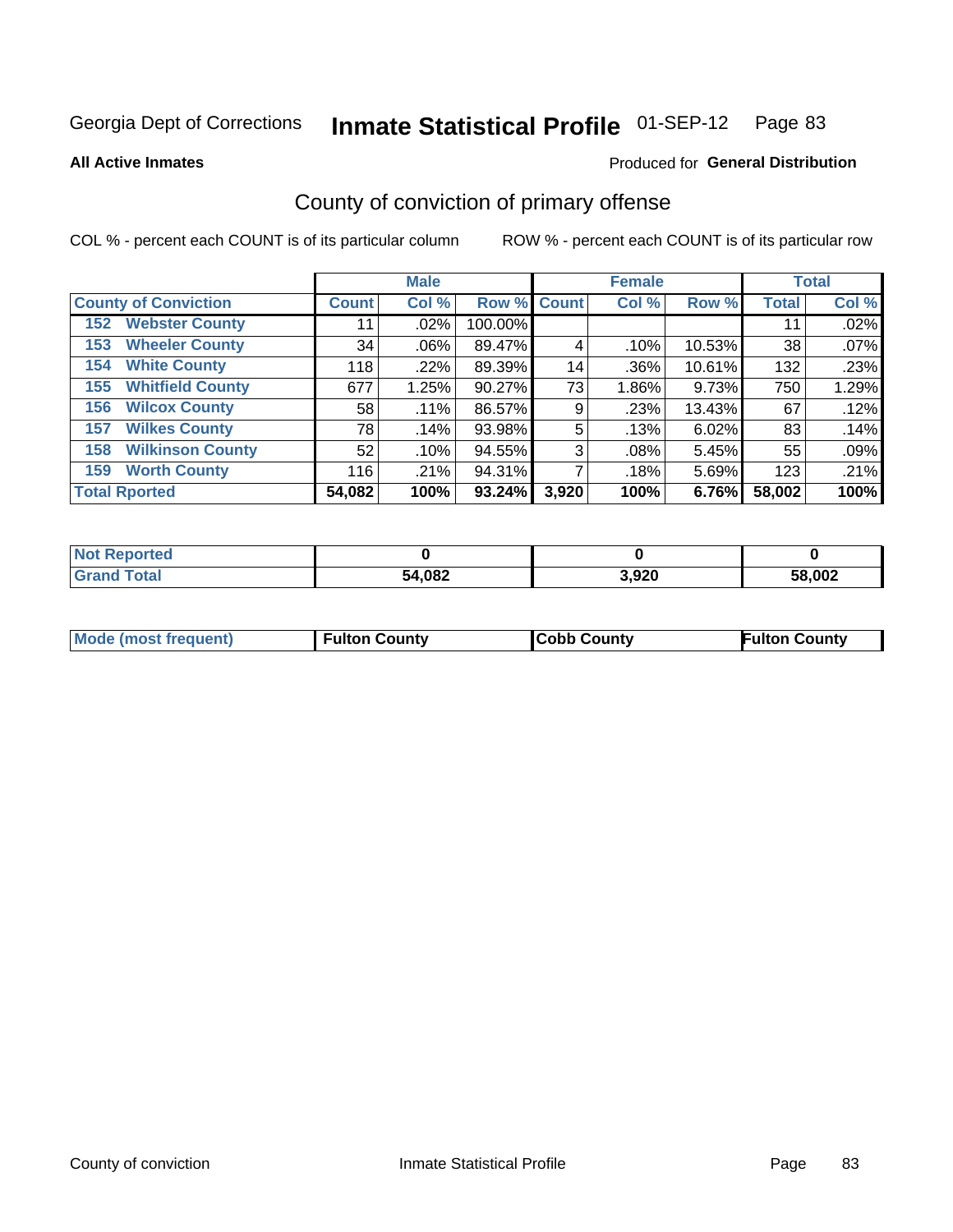Georgia Dept of Corrections **Inmate Statistical Profile** 01-SEP-12

**All Active Inmates**

Produced for **General Distribution**

## County of conviction of primary offense

COL % - percent each COUNT is of its particular column

ROW % - percent each COUNT is of its particular row

| County of Conviction | Male | | | Female | | | Total | |
|---|---|---|---|---|---|---|---|---|
| | Count | Col % | Row % | Count | Col % | Row % | Total | Col % |
| 152 Webster County | 11 | .02% | 100.00% | | | | 11 | .02% |
| 153 Wheeler County | 34 | .06% | 89.47% | 4 | .10% | 10.53% | 38 | .07% |
| 154 White County | 118 | .22% | 89.39% | 14 | .36% | 10.61% | 132 | .23% |
| 155 Whitfield County | 677 | 1.25% | 90.27% | 73 | 1.86% | 9.73% | 750 | 1.29% |
| 156 Wilcox County | 58 | .11% | 86.57% | 9 | .23% | 13.43% | 67 | .12% |
| 157 Wilkes County | 78 | .14% | 93.98% | 5 | .13% | 6.02% | 83 | .14% |
| 158 Wilkinson County | 52 | .10% | 94.55% | 3 | .08% | 5.45% | 55 | .09% |
| 159 Worth County | 116 | .21% | 94.31% | 7 | .18% | 5.69% | 123 | .21% |
| **Total Rported** | **54,082** | **100%** | **93.24%** | **3,920** | **100%** | **6.76%** | **58,002** | **100%** |

| | Male | Female | Total |
|---|---|---|---|
| Not Reported | 0 | 0 | 0 |
| Grand Total | 54,082 | 3,920 | 58,002 |

| | Male | Female | Total |
|---|---|---|---|
| Mode (most frequent) | Fulton County | Cobb County | Fulton County |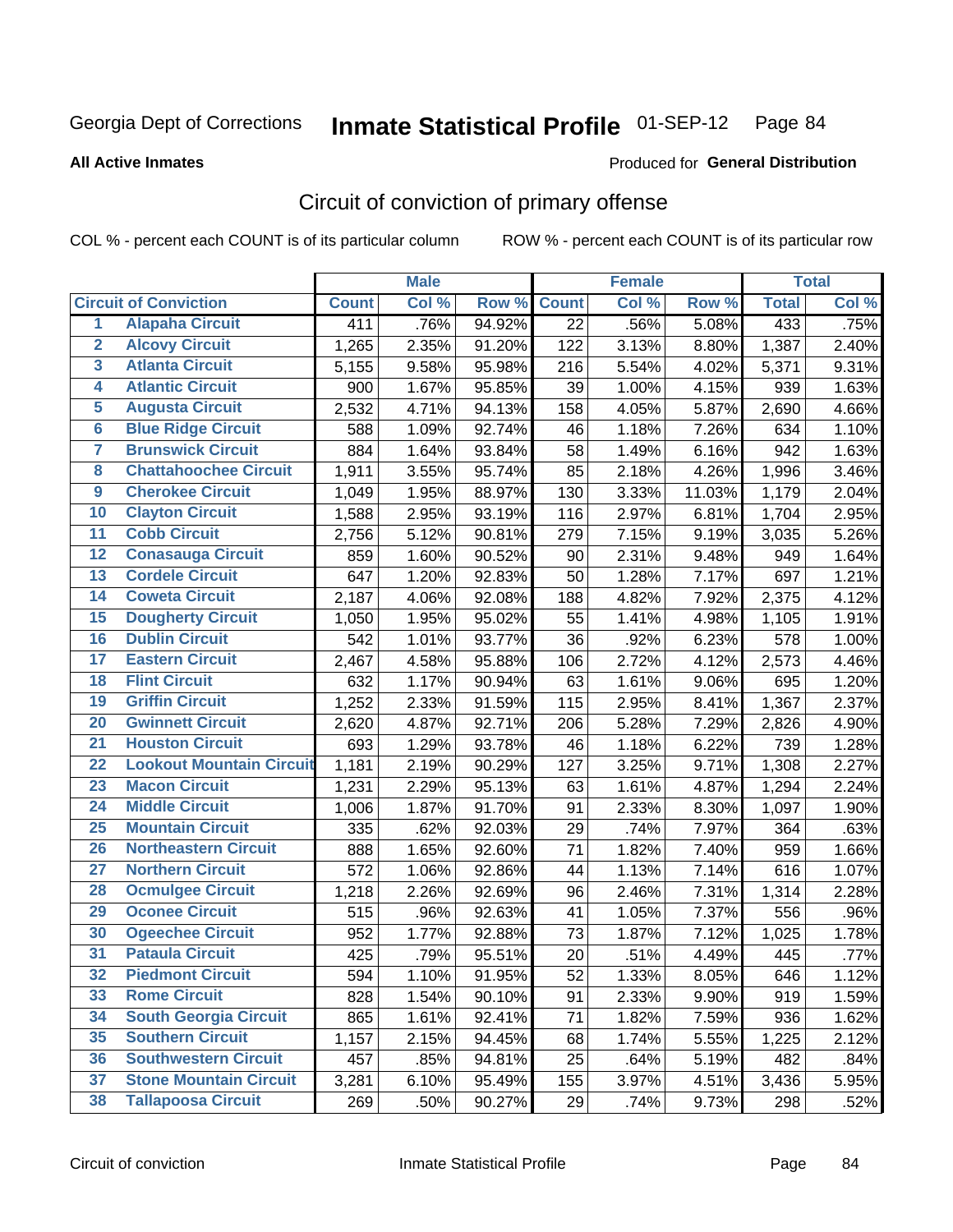Georgia Dept of Corrections **Inmate Statistical Profile** 01-SEP-12 Page 84

**All Active Inmates**

Produced for **General Distribution**

## Circuit of conviction of primary offense

COL % - percent each COUNT is of its particular column ROW % - percent each COUNT is of its particular row

| Circuit of Conviction | | Male | | | Female | | | Total | |
|---|---|---|---|---|---|---|---|---|---|
| | | Count | Col % | Row % | Count | Col % | Row % | Total | Col % |
| 1 | Alapaha Circuit | 411 | .76% | 94.92% | 22 | .56% | 5.08% | 433 | .75% |
| 2 | Alcovy Circuit | 1,265 | 2.35% | 91.20% | 122 | 3.13% | 8.80% | 1,387 | 2.40% |
| 3 | Atlanta Circuit | 5,155 | 9.58% | 95.98% | 216 | 5.54% | 4.02% | 5,371 | 9.31% |
| 4 | Atlantic Circuit | 900 | 1.67% | 95.85% | 39 | 1.00% | 4.15% | 939 | 1.63% |
| 5 | Augusta Circuit | 2,532 | 4.71% | 94.13% | 158 | 4.05% | 5.87% | 2,690 | 4.66% |
| 6 | Blue Ridge Circuit | 588 | 1.09% | 92.74% | 46 | 1.18% | 7.26% | 634 | 1.10% |
| 7 | Brunswick Circuit | 884 | 1.64% | 93.84% | 58 | 1.49% | 6.16% | 942 | 1.63% |
| 8 | Chattahoochee Circuit | 1,911 | 3.55% | 95.74% | 85 | 2.18% | 4.26% | 1,996 | 3.46% |
| 9 | Cherokee Circuit | 1,049 | 1.95% | 88.97% | 130 | 3.33% | 11.03% | 1,179 | 2.04% |
| 10 | Clayton Circuit | 1,588 | 2.95% | 93.19% | 116 | 2.97% | 6.81% | 1,704 | 2.95% |
| 11 | Cobb Circuit | 2,756 | 5.12% | 90.81% | 279 | 7.15% | 9.19% | 3,035 | 5.26% |
| 12 | Conasauga Circuit | 859 | 1.60% | 90.52% | 90 | 2.31% | 9.48% | 949 | 1.64% |
| 13 | Cordele Circuit | 647 | 1.20% | 92.83% | 50 | 1.28% | 7.17% | 697 | 1.21% |
| 14 | Coweta Circuit | 2,187 | 4.06% | 92.08% | 188 | 4.82% | 7.92% | 2,375 | 4.12% |
| 15 | Dougherty Circuit | 1,050 | 1.95% | 95.02% | 55 | 1.41% | 4.98% | 1,105 | 1.91% |
| 16 | Dublin Circuit | 542 | 1.01% | 93.77% | 36 | .92% | 6.23% | 578 | 1.00% |
| 17 | Eastern Circuit | 2,467 | 4.58% | 95.88% | 106 | 2.72% | 4.12% | 2,573 | 4.46% |
| 18 | Flint Circuit | 632 | 1.17% | 90.94% | 63 | 1.61% | 9.06% | 695 | 1.20% |
| 19 | Griffin Circuit | 1,252 | 2.33% | 91.59% | 115 | 2.95% | 8.41% | 1,367 | 2.37% |
| 20 | Gwinnett Circuit | 2,620 | 4.87% | 92.71% | 206 | 5.28% | 7.29% | 2,826 | 4.90% |
| 21 | Houston Circuit | 693 | 1.29% | 93.78% | 46 | 1.18% | 6.22% | 739 | 1.28% |
| 22 | Lookout Mountain Circuit | 1,181 | 2.19% | 90.29% | 127 | 3.25% | 9.71% | 1,308 | 2.27% |
| 23 | Macon Circuit | 1,231 | 2.29% | 95.13% | 63 | 1.61% | 4.87% | 1,294 | 2.24% |
| 24 | Middle Circuit | 1,006 | 1.87% | 91.70% | 91 | 2.33% | 8.30% | 1,097 | 1.90% |
| 25 | Mountain Circuit | 335 | .62% | 92.03% | 29 | .74% | 7.97% | 364 | .63% |
| 26 | Northeastern Circuit | 888 | 1.65% | 92.60% | 71 | 1.82% | 7.40% | 959 | 1.66% |
| 27 | Northern Circuit | 572 | 1.06% | 92.86% | 44 | 1.13% | 7.14% | 616 | 1.07% |
| 28 | Ocmulgee Circuit | 1,218 | 2.26% | 92.69% | 96 | 2.46% | 7.31% | 1,314 | 2.28% |
| 29 | Oconee Circuit | 515 | .96% | 92.63% | 41 | 1.05% | 7.37% | 556 | .96% |
| 30 | Ogeechee Circuit | 952 | 1.77% | 92.88% | 73 | 1.87% | 7.12% | 1,025 | 1.78% |
| 31 | Pataula Circuit | 425 | .79% | 95.51% | 20 | .51% | 4.49% | 445 | .77% |
| 32 | Piedmont Circuit | 594 | 1.10% | 91.95% | 52 | 1.33% | 8.05% | 646 | 1.12% |
| 33 | Rome Circuit | 828 | 1.54% | 90.10% | 91 | 2.33% | 9.90% | 919 | 1.59% |
| 34 | South Georgia Circuit | 865 | 1.61% | 92.41% | 71 | 1.82% | 7.59% | 936 | 1.62% |
| 35 | Southern Circuit | 1,157 | 2.15% | 94.45% | 68 | 1.74% | 5.55% | 1,225 | 2.12% |
| 36 | Southwestern Circuit | 457 | .85% | 94.81% | 25 | .64% | 5.19% | 482 | .84% |
| 37 | Stone Mountain Circuit | 3,281 | 6.10% | 95.49% | 155 | 3.97% | 4.51% | 3,436 | 5.95% |
| 38 | Tallapoosa Circuit | 269 | .50% | 90.27% | 29 | .74% | 9.73% | 298 | .52% |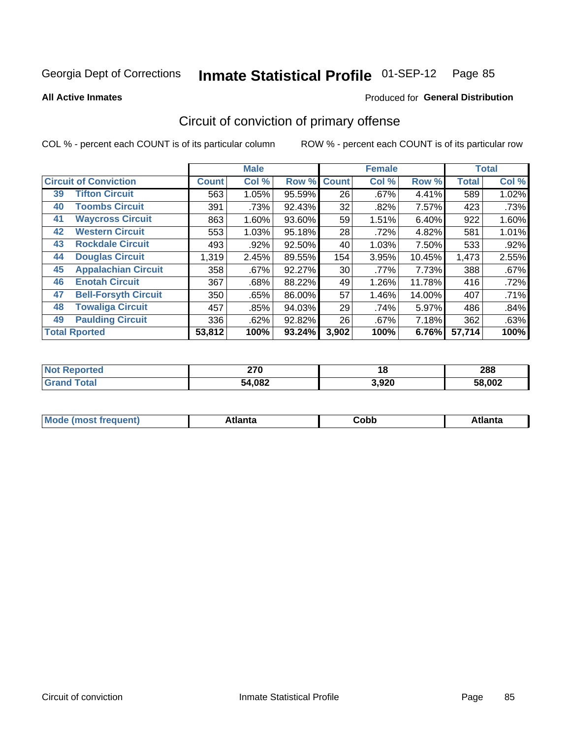Georgia Dept of Corrections **Inmate Statistical Profile** 01-SEP-12

**All Active Inmates**

Produced for **General Distribution**

## Circuit of conviction of primary offense

COL % - percent each COUNT is of its particular column ROW % - percent each COUNT is of its particular row

| Circuit of Conviction | | Male | | | Female | | | Total | |
|---|---|---|---|---|---|---|---|---|---|
| | | Count | Col % | Row % | Count | Col % | Row % | Total | Col % |
| 39 | Tifton Circuit | 563 | 1.05% | 95.59% | 26 | .67% | 4.41% | 589 | 1.02% |
| 40 | Toombs Circuit | 391 | .73% | 92.43% | 32 | .82% | 7.57% | 423 | .73% |
| 41 | Waycross Circuit | 863 | 1.60% | 93.60% | 59 | 1.51% | 6.40% | 922 | 1.60% |
| 42 | Western Circuit | 553 | 1.03% | 95.18% | 28 | .72% | 4.82% | 581 | 1.01% |
| 43 | Rockdale Circuit | 493 | .92% | 92.50% | 40 | 1.03% | 7.50% | 533 | .92% |
| 44 | Douglas Circuit | 1,319 | 2.45% | 89.55% | 154 | 3.95% | 10.45% | 1,473 | 2.55% |
| 45 | Appalachian Circuit | 358 | .67% | 92.27% | 30 | .77% | 7.73% | 388 | .67% |
| 46 | Enotah Circuit | 367 | .68% | 88.22% | 49 | 1.26% | 11.78% | 416 | .72% |
| 47 | Bell-Forsyth Circuit | 350 | .65% | 86.00% | 57 | 1.46% | 14.00% | 407 | .71% |
| 48 | Towaliga Circuit | 457 | .85% | 94.03% | 29 | .74% | 5.97% | 486 | .84% |
| 49 | Paulding Circuit | 336 | .62% | 92.82% | 26 | .67% | 7.18% | 362 | .63% |
| **Total Rported** | | **53,812** | **100%** | **93.24%** | **3,902** | **100%** | **6.76%** | **57,714** | **100%** |

| | Male | Female | Total |
|---|---|---|---|
| Not Reported | **270** | **18** | **288** |
| Grand Total | **54,082** | **3,920** | **58,002** |

| | Male | Female | Total |
|---|---|---|---|
| Mode (most frequent) | **Atlanta** | **Cobb** | **Atlanta** |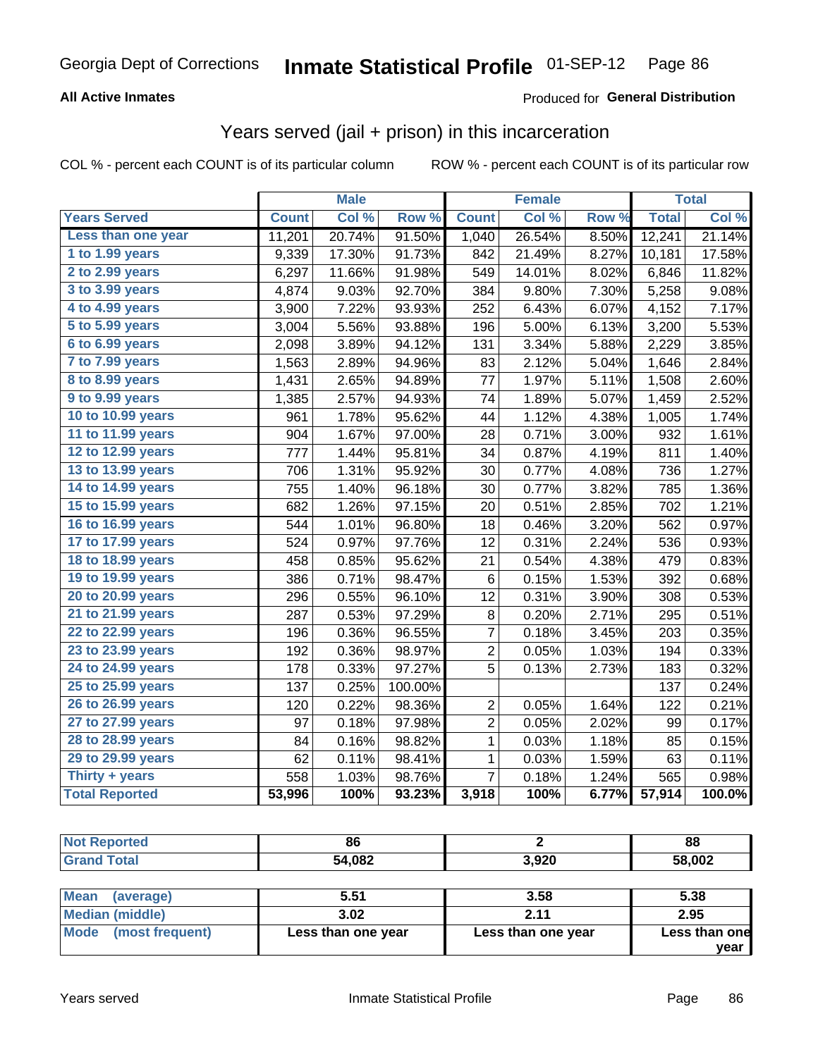Georgia Dept of Corrections **Inmate Statistical Profile** 01-SEP-12

**All Active Inmates**

Produced for **General Distribution**

## Years served (jail + prison) in this incarceration

COL % - percent each COUNT is of its particular column     ROW % - percent each COUNT is of its particular row

| Years Served | Male | | | Female | | | Total | |
|---|---|---|---|---|---|---|---|---|
| | Count | Col % | Row % | Count | Col % | Row % | Total | Col % |
| Less than one year | 11,201 | 20.74% | 91.50% | 1,040 | 26.54% | 8.50% | 12,241 | 21.14% |
| 1 to 1.99 years | 9,339 | 17.30% | 91.73% | 842 | 21.49% | 8.27% | 10,181 | 17.58% |
| 2 to 2.99 years | 6,297 | 11.66% | 91.98% | 549 | 14.01% | 8.02% | 6,846 | 11.82% |
| 3 to 3.99 years | 4,874 | 9.03% | 92.70% | 384 | 9.80% | 7.30% | 5,258 | 9.08% |
| 4 to 4.99 years | 3,900 | 7.22% | 93.93% | 252 | 6.43% | 6.07% | 4,152 | 7.17% |
| 5 to 5.99 years | 3,004 | 5.56% | 93.88% | 196 | 5.00% | 6.13% | 3,200 | 5.53% |
| 6 to 6.99 years | 2,098 | 3.89% | 94.12% | 131 | 3.34% | 5.88% | 2,229 | 3.85% |
| 7 to 7.99 years | 1,563 | 2.89% | 94.96% | 83 | 2.12% | 5.04% | 1,646 | 2.84% |
| 8 to 8.99 years | 1,431 | 2.65% | 94.89% | 77 | 1.97% | 5.11% | 1,508 | 2.60% |
| 9 to 9.99 years | 1,385 | 2.57% | 94.93% | 74 | 1.89% | 5.07% | 1,459 | 2.52% |
| 10 to 10.99 years | 961 | 1.78% | 95.62% | 44 | 1.12% | 4.38% | 1,005 | 1.74% |
| 11 to 11.99 years | 904 | 1.67% | 97.00% | 28 | 0.71% | 3.00% | 932 | 1.61% |
| 12 to 12.99 years | 777 | 1.44% | 95.81% | 34 | 0.87% | 4.19% | 811 | 1.40% |
| 13 to 13.99 years | 706 | 1.31% | 95.92% | 30 | 0.77% | 4.08% | 736 | 1.27% |
| 14 to 14.99 years | 755 | 1.40% | 96.18% | 30 | 0.77% | 3.82% | 785 | 1.36% |
| 15 to 15.99 years | 682 | 1.26% | 97.15% | 20 | 0.51% | 2.85% | 702 | 1.21% |
| 16 to 16.99 years | 544 | 1.01% | 96.80% | 18 | 0.46% | 3.20% | 562 | 0.97% |
| 17 to 17.99 years | 524 | 0.97% | 97.76% | 12 | 0.31% | 2.24% | 536 | 0.93% |
| 18 to 18.99 years | 458 | 0.85% | 95.62% | 21 | 0.54% | 4.38% | 479 | 0.83% |
| 19 to 19.99 years | 386 | 0.71% | 98.47% | 6 | 0.15% | 1.53% | 392 | 0.68% |
| 20 to 20.99 years | 296 | 0.55% | 96.10% | 12 | 0.31% | 3.90% | 308 | 0.53% |
| 21 to 21.99 years | 287 | 0.53% | 97.29% | 8 | 0.20% | 2.71% | 295 | 0.51% |
| 22 to 22.99 years | 196 | 0.36% | 96.55% | 7 | 0.18% | 3.45% | 203 | 0.35% |
| 23 to 23.99 years | 192 | 0.36% | 98.97% | 2 | 0.05% | 1.03% | 194 | 0.33% |
| 24 to 24.99 years | 178 | 0.33% | 97.27% | 5 | 0.13% | 2.73% | 183 | 0.32% |
| 25 to 25.99 years | 137 | 0.25% | 100.00% | | | | 137 | 0.24% |
| 26 to 26.99 years | 120 | 0.22% | 98.36% | 2 | 0.05% | 1.64% | 122 | 0.21% |
| 27 to 27.99 years | 97 | 0.18% | 97.98% | 2 | 0.05% | 2.02% | 99 | 0.17% |
| 28 to 28.99 years | 84 | 0.16% | 98.82% | 1 | 0.03% | 1.18% | 85 | 0.15% |
| 29 to 29.99 years | 62 | 0.11% | 98.41% | 1 | 0.03% | 1.59% | 63 | 0.11% |
| Thirty + years | 558 | 1.03% | 98.76% | 7 | 0.18% | 1.24% | 565 | 0.98% |
| **Total Reported** | **53,996** | **100%** | **93.23%** | **3,918** | **100%** | **6.77%** | **57,914** | **100.0%** |

| | Male | Female | Total |
|---|---|---|---|
| Not Reported | 86 | 2 | 88 |
| Grand Total | 54,082 | 3,920 | 58,002 |

| | Male | Female | Total |
|---|---|---|---|
| Mean (average) | 5.51 | 3.58 | 5.38 |
| Median (middle) | 3.02 | 2.11 | 2.95 |
| Mode (most frequent) | Less than one year | Less than one year | Less than one year |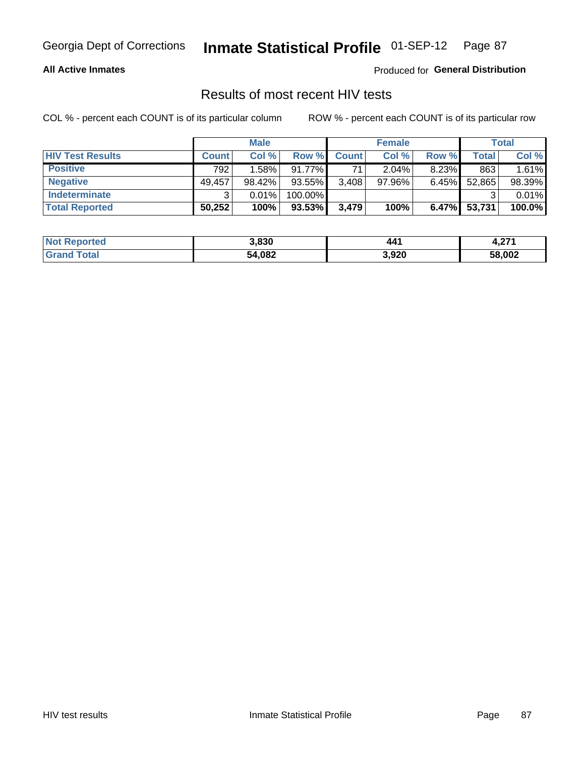Georgia Dept of Corrections **Inmate Statistical Profile** 01-SEP-12

**All Active Inmates**

Produced for **General Distribution**

## Results of most recent HIV tests

COL % - percent each COUNT is of its particular column

ROW % - percent each COUNT is of its particular row

| | Male | | | Female | | | Total | |
|---|---|---|---|---|---|---|---|---|
| **HIV Test Results** | **Count** | **Col %** | **Row %** | **Count** | **Col %** | **Row %** | **Total** | **Col %** |
| **Positive** | 792 | 1.58% | 91.77% | 71 | 2.04% | 8.23% | 863 | 1.61% |
| **Negative** | 49,457 | 98.42% | 93.55% | 3,408 | 97.96% | 6.45% | 52,865 | 98.39% |
| **Indeterminate** | 3 | 0.01% | 100.00% | | | | 3 | 0.01% |
| **Total Reported** | **50,252** | **100%** | **93.53%** | **3,479** | **100%** | **6.47%** | **53,731** | **100.0%** |

| | Male | Female | Total |
|---|---|---|---|
| **Not Reported** | **3,830** | **441** | **4,271** |
| **Grand Total** | **54,082** | **3,920** | **58,002** |

HIV test results

Inmate Statistical Profile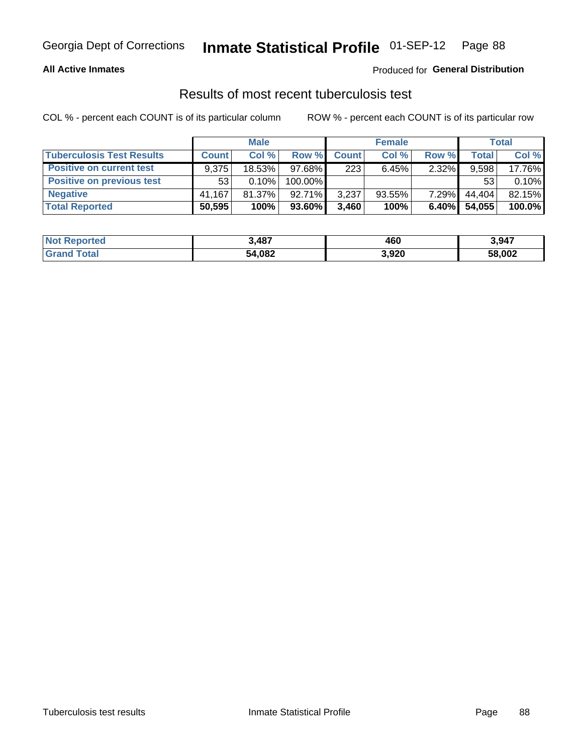Georgia Dept of Corrections **Inmate Statistical Profile** 01-SEP-12

**All Active Inmates**

Produced for **General Distribution**

## Results of most recent tuberculosis test

COL % - percent each COUNT is of its particular column

ROW % - percent each COUNT is of its particular row

| | Male | | | Female | | | Total | |
|---|---|---|---|---|---|---|---|---|
| **Tuberculosis Test Results** | **Count** | **Col %** | **Row %** | **Count** | **Col %** | **Row %** | **Total** | **Col %** |
| **Positive on current test** | 9,375 | 18.53% | 97.68% | 223 | 6.45% | 2.32% | 9,598 | 17.76% |
| **Positive on previous test** | 53 | 0.10% | 100.00% | | | | 53 | 0.10% |
| **Negative** | 41,167 | 81.37% | 92.71% | 3,237 | 93.55% | 7.29% | 44,404 | 82.15% |
| **Total Reported** | **50,595** | **100%** | **93.60%** | **3,460** | **100%** | **6.40%** | **54,055** | **100.0%** |

| | Male | Female | Total |
|---|---|---|---|
| **Not Reported** | **3,487** | **460** | **3,947** |
| **Grand Total** | **54,082** | **3,920** | **58,002** |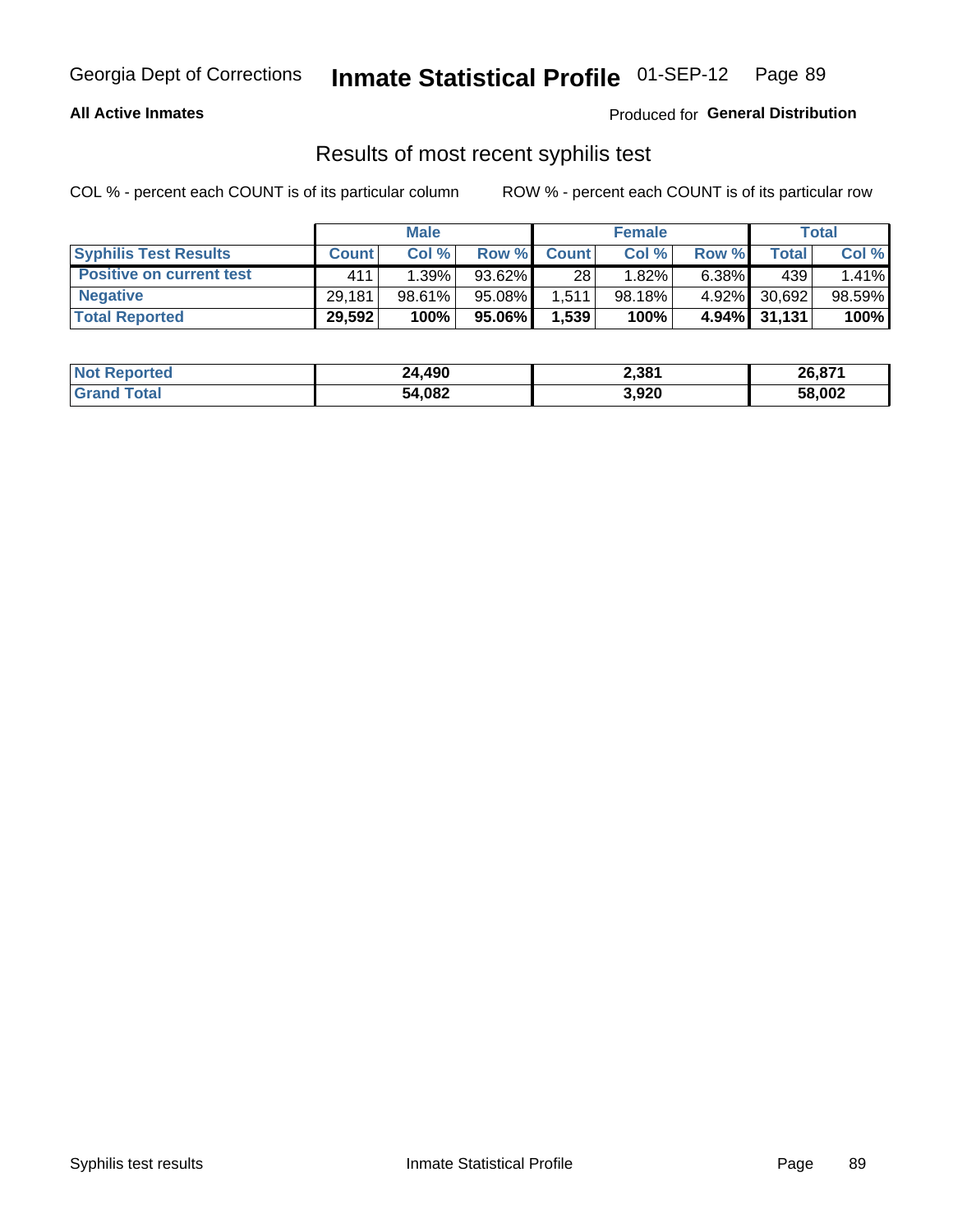**All Active Inmates**

Produced for **General Distribution**

## Results of most recent syphilis test

COL % - percent each COUNT is of its particular column

ROW % - percent each COUNT is of its particular row

| | Male | | | Female | | | Total | |
|---|---|---|---|---|---|---|---|---|
| **Syphilis Test Results** | **Count** | **Col %** | **Row %** | **Count** | **Col %** | **Row %** | **Total** | **Col %** |
| **Positive on current test** | 411 | 1.39% | 93.62% | 28 | 1.82% | 6.38% | 439 | 1.41% |
| **Negative** | 29,181 | 98.61% | 95.08% | 1,511 | 98.18% | 4.92% | 30,692 | 98.59% |
| **Total Reported** | **29,592** | **100%** | **95.06%** | **1,539** | **100%** | **4.94%** | **31,131** | **100%** |

| | Male | Female | Total |
|---|---|---|---|
| **Not Reported** | **24,490** | **2,381** | **26,871** |
| **Grand Total** | **54,082** | **3,920** | **58,002** |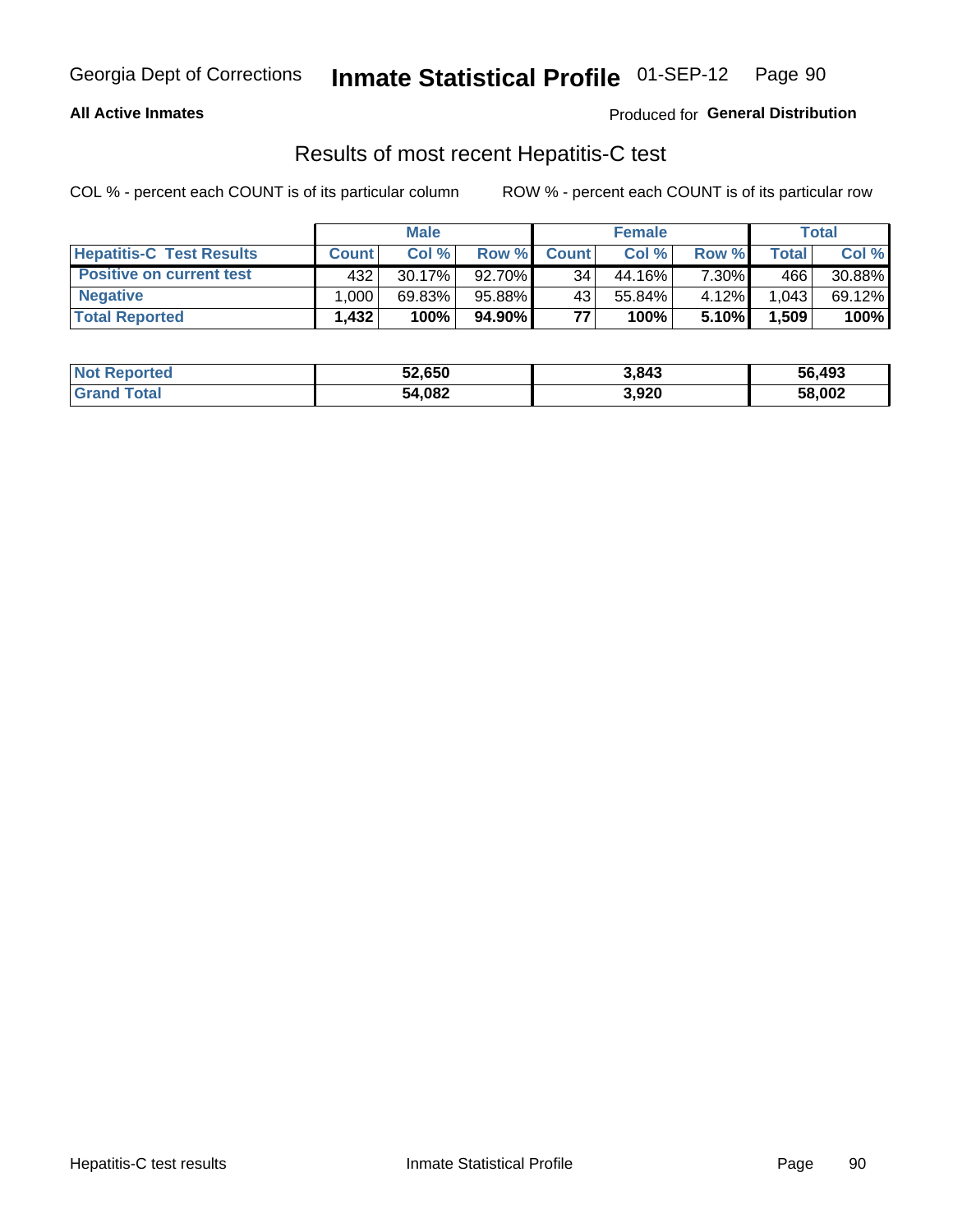Georgia Dept of Corrections **Inmate Statistical Profile** 01-SEP-12

**All Active Inmates**

Produced for **General Distribution**

## Results of most recent Hepatitis-C test

COL % - percent each COUNT is of its particular column

ROW % - percent each COUNT is of its particular row

| | Male | | | Female | | | Total | |
|---|---|---|---|---|---|---|---|---|
| **Hepatitis-C Test Results** | **Count** | **Col %** | **Row %** | **Count** | **Col %** | **Row %** | **Total** | **Col %** |
| **Positive on current test** | 432 | 30.17% | 92.70% | 34 | 44.16% | 7.30% | 466 | 30.88% |
| **Negative** | 1,000 | 69.83% | 95.88% | 43 | 55.84% | 4.12% | 1,043 | 69.12% |
| **Total Reported** | **1,432** | **100%** | **94.90%** | **77** | **100%** | **5.10%** | **1,509** | **100%** |

| | Male | Female | Total |
|---|---|---|---|
| **Not Reported** | **52,650** | **3,843** | **56,493** |
| **Grand Total** | **54,082** | **3,920** | **58,002** |